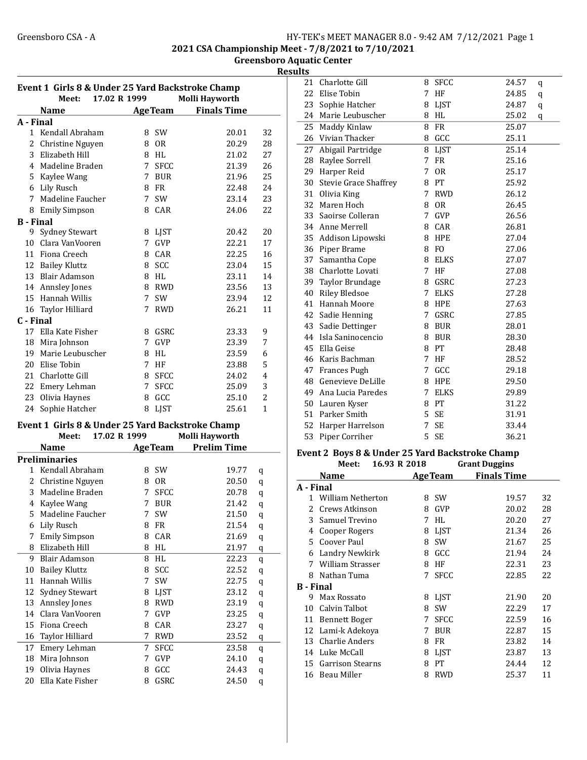2021 CSA Championship Meet - 7/8/2021 to 7/10/2021

Greensboro Aquatic Center

Results

## Event 1 Girls 8 & Under 25 Yard Backstroke Champ

Meet: 17.02 R 1999 Molli Hayworth

| | Name | Age | Team | Finals Time | |
|---|---|---|---|---|---|
| **A - Final** | | | | | |
| 1 | Kendall Abraham | 8 | SW | 20.01 | 32 |
| 2 | Christine Nguyen | 8 | OR | 20.29 | 28 |
| 3 | Elizabeth Hill | 8 | HL | 21.02 | 27 |
| 4 | Madeline Braden | 7 | SFCC | 21.39 | 26 |
| 5 | Kaylee Wang | 7 | BUR | 21.96 | 25 |
| 6 | Lily Rusch | 8 | FR | 22.48 | 24 |
| 7 | Madeline Faucher | 7 | SW | 23.14 | 23 |
| 8 | Emily Simpson | 8 | CAR | 24.06 | 22 |
| **B - Final** | | | | | |
| 9 | Sydney Stewart | 8 | LJST | 20.42 | 20 |
| 10 | Clara VanVooren | 7 | GVP | 22.21 | 17 |
| 11 | Fiona Creech | 8 | CAR | 22.25 | 16 |
| 12 | Bailey Kluttz | 8 | SCC | 23.04 | 15 |
| 13 | Blair Adamson | 8 | HL | 23.11 | 14 |
| 14 | Annsley Jones | 8 | RWD | 23.56 | 13 |
| 15 | Hannah Willis | 7 | SW | 23.94 | 12 |
| 16 | Taylor Hilliard | 7 | RWD | 26.21 | 11 |
| **C - Final** | | | | | |
| 17 | Ella Kate Fisher | 8 | GSRC | 23.33 | 9 |
| 18 | Mira Johnson | 7 | GVP | 23.39 | 7 |
| 19 | Marie Leubuscher | 8 | HL | 23.59 | 6 |
| 20 | Elise Tobin | 7 | HF | 23.88 | 5 |
| 21 | Charlotte Gill | 8 | SFCC | 24.02 | 4 |
| 22 | Emery Lehman | 7 | SFCC | 25.09 | 3 |
| 23 | Olivia Haynes | 8 | GCC | 25.10 | 2 |
| 24 | Sophie Hatcher | 8 | LJST | 25.61 | 1 |

## Event 1 Girls 8 & Under 25 Yard Backstroke Champ

Meet: 17.02 R 1999 Molli Hayworth

| | Name | Age | Team | Prelim Time | |
|---|---|---|---|---|---|
| **Preliminaries** | | | | | |
| 1 | Kendall Abraham | 8 | SW | 19.77 | q |
| 2 | Christine Nguyen | 8 | OR | 20.50 | q |
| 3 | Madeline Braden | 7 | SFCC | 20.78 | q |
| 4 | Kaylee Wang | 7 | BUR | 21.42 | q |
| 5 | Madeline Faucher | 7 | SW | 21.50 | q |
| 6 | Lily Rusch | 8 | FR | 21.54 | q |
| 7 | Emily Simpson | 8 | CAR | 21.69 | q |
| 8 | Elizabeth Hill | 8 | HL | 21.97 | q |
| 9 | Blair Adamson | 8 | HL | 22.23 | q |
| 10 | Bailey Kluttz | 8 | SCC | 22.52 | q |
| 11 | Hannah Willis | 7 | SW | 22.75 | q |
| 12 | Sydney Stewart | 8 | LJST | 23.12 | q |
| 13 | Annsley Jones | 8 | RWD | 23.19 | q |
| 14 | Clara VanVooren | 7 | GVP | 23.25 | q |
| 15 | Fiona Creech | 8 | CAR | 23.27 | q |
| 16 | Taylor Hilliard | 7 | RWD | 23.52 | q |
| 17 | Emery Lehman | 7 | SFCC | 23.58 | q |
| 18 | Mira Johnson | 7 | GVP | 24.10 | q |
| 19 | Olivia Haynes | 8 | GCC | 24.43 | q |
| 20 | Ella Kate Fisher | 8 | GSRC | 24.50 | q |
| 21 | Charlotte Gill | 8 | SFCC | 24.57 | q |
| 22 | Elise Tobin | 7 | HF | 24.85 | q |
| 23 | Sophie Hatcher | 8 | LJST | 24.87 | q |
| 24 | Marie Leubuscher | 8 | HL | 25.02 | q |
| 25 | Maddy Kinlaw | 8 | FR | 25.07 | |
| 26 | Vivian Thacker | 8 | GCC | 25.11 | |
| 27 | Abigail Partridge | 8 | LJST | 25.14 | |
| 28 | Raylee Sorrell | 7 | FR | 25.16 | |
| 29 | Harper Reid | 7 | OR | 25.17 | |
| 30 | Stevie Grace Shaffrey | 8 | PT | 25.92 | |
| 31 | Olivia King | 7 | RWD | 26.12 | |
| 32 | Maren Hoch | 8 | OR | 26.45 | |
| 33 | Saoirse Colleran | 7 | GVP | 26.56 | |
| 34 | Anne Merrell | 8 | CAR | 26.81 | |
| 35 | Addison Lipowski | 8 | HPE | 27.04 | |
| 36 | Piper Brame | 8 | FO | 27.06 | |
| 37 | Samantha Cope | 8 | ELKS | 27.07 | |
| 38 | Charlotte Lovati | 7 | HF | 27.08 | |
| 39 | Taylor Brundage | 8 | GSRC | 27.23 | |
| 40 | Riley Bledsoe | 7 | ELKS | 27.28 | |
| 41 | Hannah Moore | 8 | HPE | 27.63 | |
| 42 | Sadie Henning | 7 | GSRC | 27.85 | |
| 43 | Sadie Dettinger | 8 | BUR | 28.01 | |
| 44 | Isla Saninocencio | 8 | BUR | 28.30 | |
| 45 | Ella Geise | 8 | PT | 28.48 | |
| 46 | Karis Bachman | 7 | HF | 28.52 | |
| 47 | Frances Pugh | 7 | GCC | 29.18 | |
| 48 | Genevieve DeLille | 8 | HPE | 29.50 | |
| 49 | Ana Lucia Paredes | 7 | ELKS | 29.89 | |
| 50 | Lauren Kyser | 8 | PT | 31.22 | |
| 51 | Parker Smith | 5 | SE | 31.91 | |
| 52 | Harper Harrelson | 7 | SE | 33.44 | |
| 53 | Piper Corriher | 5 | SE | 36.21 | |

## Event 2 Boys 8 & Under 25 Yard Backstroke Champ

Meet: 16.93 R 2018 Grant Duggins

| | Name | Age | Team | Finals Time | |
|---|---|---|---|---|---|
| **A - Final** | | | | | |
| 1 | William Netherton | 8 | SW | 19.57 | 32 |
| 2 | Crews Atkinson | 8 | GVP | 20.02 | 28 |
| 3 | Samuel Trevino | 7 | HL | 20.20 | 27 |
| 4 | Cooper Rogers | 8 | LJST | 21.34 | 26 |
| 5 | Coover Paul | 8 | SW | 21.67 | 25 |
| 6 | Landry Newkirk | 8 | GCC | 21.94 | 24 |
| 7 | William Strasser | 8 | HF | 22.31 | 23 |
| 8 | Nathan Tuma | 7 | SFCC | 22.85 | 22 |
| **B - Final** | | | | | |
| 9 | Max Rossato | 8 | LJST | 21.90 | 20 |
| 10 | Calvin Talbot | 8 | SW | 22.29 | 17 |
| 11 | Bennett Boger | 7 | SFCC | 22.59 | 16 |
| 12 | Lami-k Adekoya | 7 | BUR | 22.87 | 15 |
| 13 | Charlie Anders | 8 | FR | 23.82 | 14 |
| 14 | Luke McCall | 8 | LJST | 23.87 | 13 |
| 15 | Garrison Stearns | 8 | PT | 24.44 | 12 |
| 16 | Beau Miller | 8 | RWD | 25.37 | 11 |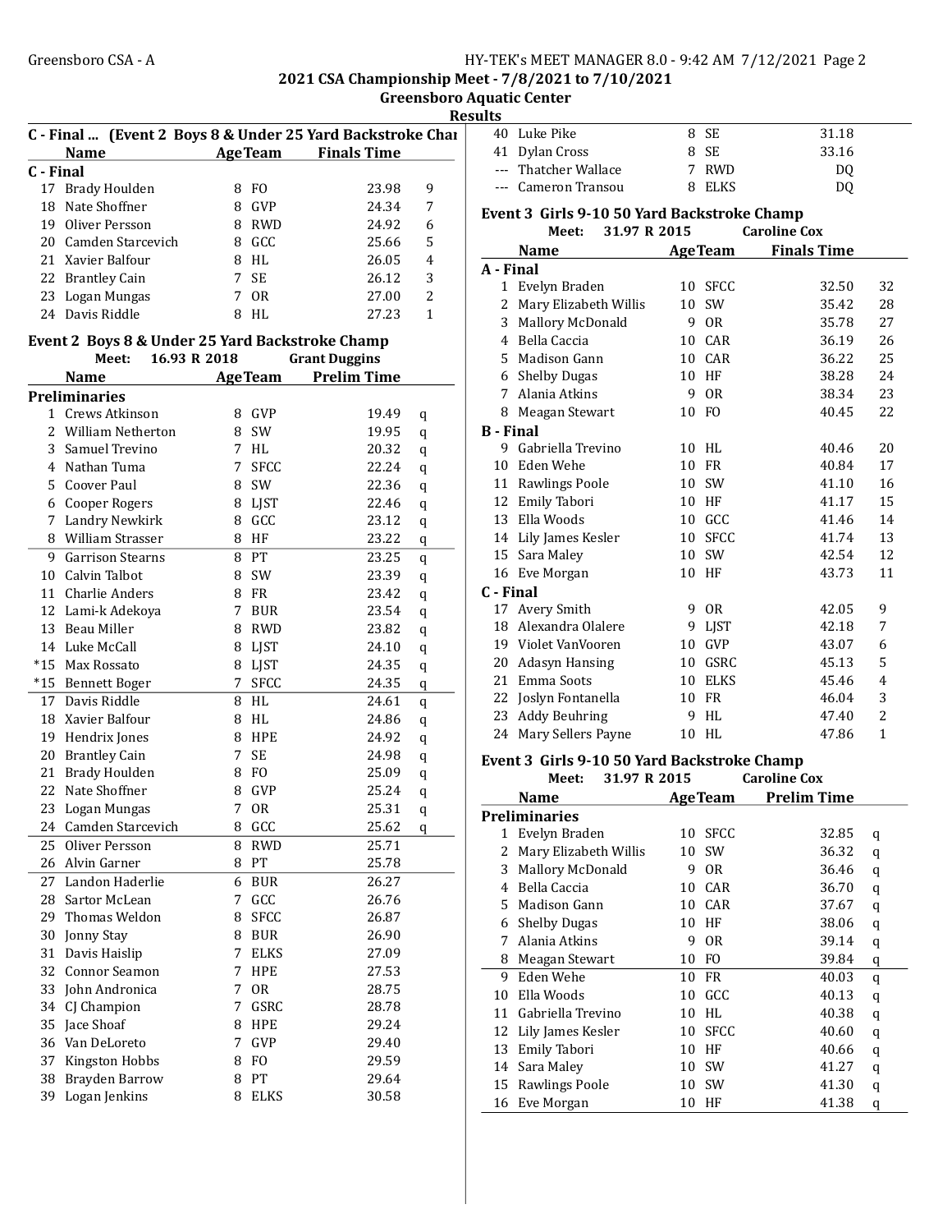2021 CSA Championship Meet - 7/8/2021 to 7/10/2021

Greensboro Aquatic Center

Results

### C - Final ... (Event 2 Boys 8 & Under 25 Yard Backstroke Champ)

| | Name | Age | Team | Finals Time | |
|---|---|---|---|---|---|
| **C - Final** | | | | | |
| 17 | Brady Houlden | 8 | FO | 23.98 | 9 |
| 18 | Nate Shoffner | 8 | GVP | 24.34 | 7 |
| 19 | Oliver Persson | 8 | RWD | 24.92 | 6 |
| 20 | Camden Starcevich | 8 | GCC | 25.66 | 5 |
| 21 | Xavier Balfour | 8 | HL | 26.05 | 4 |
| 22 | Brantley Cain | 7 | SE | 26.12 | 3 |
| 23 | Logan Mungas | 7 | OR | 27.00 | 2 |
| 24 | Davis Riddle | 8 | HL | 27.23 | 1 |

### Event 2 Boys 8 & Under 25 Yard Backstroke Champ

Meet: 16.93 R 2018 Grant Duggins

| | Name | Age | Team | Prelim Time | |
|---|---|---|---|---|---|
| **Preliminaries** | | | | | |
| 1 | Crews Atkinson | 8 | GVP | 19.49 | q |
| 2 | William Netherton | 8 | SW | 19.95 | q |
| 3 | Samuel Trevino | 7 | HL | 20.32 | q |
| 4 | Nathan Tuma | 7 | SFCC | 22.24 | q |
| 5 | Coover Paul | 8 | SW | 22.36 | q |
| 6 | Cooper Rogers | 8 | LJST | 22.46 | q |
| 7 | Landry Newkirk | 8 | GCC | 23.12 | q |
| 8 | William Strasser | 8 | HF | 23.22 | q |
| 9 | Garrison Stearns | 8 | PT | 23.25 | q |
| 10 | Calvin Talbot | 8 | SW | 23.39 | q |
| 11 | Charlie Anders | 8 | FR | 23.42 | q |
| 12 | Lami-k Adekoya | 7 | BUR | 23.54 | q |
| 13 | Beau Miller | 8 | RWD | 23.82 | q |
| 14 | Luke McCall | 8 | LJST | 24.10 | q |
| *15 | Max Rossato | 8 | LJST | 24.35 | q |
| *15 | Bennett Boger | 7 | SFCC | 24.35 | q |
| 17 | Davis Riddle | 8 | HL | 24.61 | q |
| 18 | Xavier Balfour | 8 | HL | 24.86 | q |
| 19 | Hendrix Jones | 8 | HPE | 24.92 | q |
| 20 | Brantley Cain | 7 | SE | 24.98 | q |
| 21 | Brady Houlden | 8 | FO | 25.09 | q |
| 22 | Nate Shoffner | 8 | GVP | 25.24 | q |
| 23 | Logan Mungas | 7 | OR | 25.31 | q |
| 24 | Camden Starcevich | 8 | GCC | 25.62 | q |
| 25 | Oliver Persson | 8 | RWD | 25.71 | |
| 26 | Alvin Garner | 8 | PT | 25.78 | |
| 27 | Landon Haderlie | 6 | BUR | 26.27 | |
| 28 | Sartor McLean | 7 | GCC | 26.76 | |
| 29 | Thomas Weldon | 8 | SFCC | 26.87 | |
| 30 | Jonny Stay | 8 | BUR | 26.90 | |
| 31 | Davis Haislip | 7 | ELKS | 27.09 | |
| 32 | Connor Seamon | 7 | HPE | 27.53 | |
| 33 | John Andronica | 7 | OR | 28.75 | |
| 34 | CJ Champion | 7 | GSRC | 28.78 | |
| 35 | Jace Shoaf | 8 | HPE | 29.24 | |
| 36 | Van DeLoreto | 7 | GVP | 29.40 | |
| 37 | Kingston Hobbs | 8 | FO | 29.59 | |
| 38 | Brayden Barrow | 8 | PT | 29.64 | |
| 39 | Logan Jenkins | 8 | ELKS | 30.58 | |
| 40 | Luke Pike | 8 | SE | 31.18 | |
| 41 | Dylan Cross | 8 | SE | 33.16 | |
| --- | Thatcher Wallace | 7 | RWD | DQ | |
| --- | Cameron Transou | 8 | ELKS | DQ | |

### Event 3 Girls 9-10 50 Yard Backstroke Champ

Meet: 31.97 R 2015 Caroline Cox

| | Name | Age | Team | Finals Time | |
|---|---|---|---|---|---|
| **A - Final** | | | | | |
| 1 | Evelyn Braden | 10 | SFCC | 32.50 | 32 |
| 2 | Mary Elizabeth Willis | 10 | SW | 35.42 | 28 |
| 3 | Mallory McDonald | 9 | OR | 35.78 | 27 |
| 4 | Bella Caccia | 10 | CAR | 36.19 | 26 |
| 5 | Madison Gann | 10 | CAR | 36.22 | 25 |
| 6 | Shelby Dugas | 10 | HF | 38.28 | 24 |
| 7 | Alania Atkins | 9 | OR | 38.34 | 23 |
| 8 | Meagan Stewart | 10 | FO | 40.45 | 22 |
| **B - Final** | | | | | |
| 9 | Gabriella Trevino | 10 | HL | 40.46 | 20 |
| 10 | Eden Wehe | 10 | FR | 40.84 | 17 |
| 11 | Rawlings Poole | 10 | SW | 41.10 | 16 |
| 12 | Emily Tabori | 10 | HF | 41.17 | 15 |
| 13 | Ella Woods | 10 | GCC | 41.46 | 14 |
| 14 | Lily James Kesler | 10 | SFCC | 41.74 | 13 |
| 15 | Sara Maley | 10 | SW | 42.54 | 12 |
| 16 | Eve Morgan | 10 | HF | 43.73 | 11 |
| **C - Final** | | | | | |
| 17 | Avery Smith | 9 | OR | 42.05 | 9 |
| 18 | Alexandra Olalere | 9 | LJST | 42.18 | 7 |
| 19 | Violet VanVooren | 10 | GVP | 43.07 | 6 |
| 20 | Adasyn Hansing | 10 | GSRC | 45.13 | 5 |
| 21 | Emma Soots | 10 | ELKS | 45.46 | 4 |
| 22 | Joslyn Fontanella | 10 | FR | 46.04 | 3 |
| 23 | Addy Beuhring | 9 | HL | 47.40 | 2 |
| 24 | Mary Sellers Payne | 10 | HL | 47.86 | 1 |

### Event 3 Girls 9-10 50 Yard Backstroke Champ

Meet: 31.97 R 2015 Caroline Cox

| | Name | Age | Team | Prelim Time | |
|---|---|---|---|---|---|
| **Preliminaries** | | | | | |
| 1 | Evelyn Braden | 10 | SFCC | 32.85 | q |
| 2 | Mary Elizabeth Willis | 10 | SW | 36.32 | q |
| 3 | Mallory McDonald | 9 | OR | 36.46 | q |
| 4 | Bella Caccia | 10 | CAR | 36.70 | q |
| 5 | Madison Gann | 10 | CAR | 37.67 | q |
| 6 | Shelby Dugas | 10 | HF | 38.06 | q |
| 7 | Alania Atkins | 9 | OR | 39.14 | q |
| 8 | Meagan Stewart | 10 | FO | 39.84 | q |
| 9 | Eden Wehe | 10 | FR | 40.03 | q |
| 10 | Ella Woods | 10 | GCC | 40.13 | q |
| 11 | Gabriella Trevino | 10 | HL | 40.38 | q |
| 12 | Lily James Kesler | 10 | SFCC | 40.60 | q |
| 13 | Emily Tabori | 10 | HF | 40.66 | q |
| 14 | Sara Maley | 10 | SW | 41.27 | q |
| 15 | Rawlings Poole | 10 | SW | 41.30 | q |
| 16 | Eve Morgan | 10 | HF | 41.38 | q |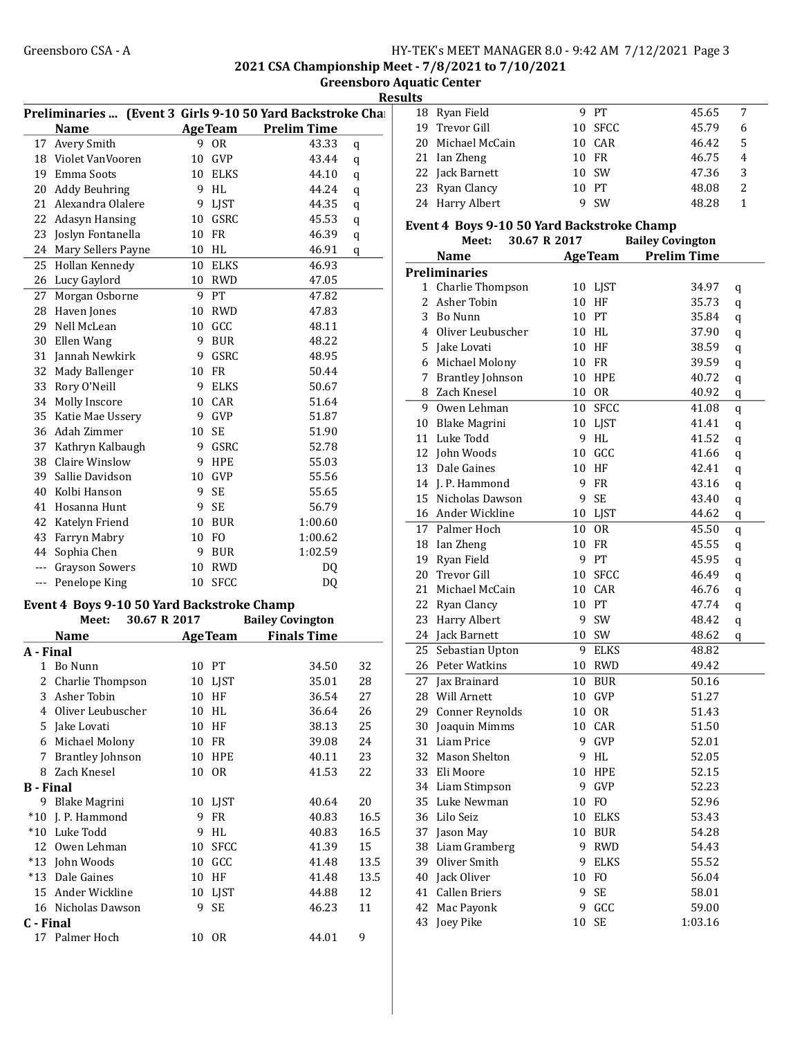## 2021 CSA Championship Meet - 7/8/2021 to 7/10/2021

### Greensboro Aquatic Center

### Results

**Preliminaries ... (Event 3 Girls 9-10 50 Yard Backstroke Champ)**

| | Name | Age | Team | Prelim Time | |
|---|---|---|---|---|---|
| 17 | Avery Smith | 9 | OR | 43.33 | q |
| 18 | Violet VanVooren | 10 | GVP | 43.44 | q |
| 19 | Emma Soots | 10 | ELKS | 44.10 | q |
| 20 | Addy Beuhring | 9 | HL | 44.24 | q |
| 21 | Alexandra Olalere | 9 | LJST | 44.35 | q |
| 22 | Adasyn Hansing | 10 | GSRC | 45.53 | q |
| 23 | Joslyn Fontanella | 10 | FR | 46.39 | q |
| 24 | Mary Sellers Payne | 10 | HL | 46.91 | q |
| 25 | Hollan Kennedy | 10 | ELKS | 46.93 | |
| 26 | Lucy Gaylord | 10 | RWD | 47.05 | |
| 27 | Morgan Osborne | 9 | PT | 47.82 | |
| 28 | Haven Jones | 10 | RWD | 47.83 | |
| 29 | Nell McLean | 10 | GCC | 48.11 | |
| 30 | Ellen Wang | 9 | BUR | 48.22 | |
| 31 | Jannah Newkirk | 9 | GSRC | 48.95 | |
| 32 | Mady Ballenger | 10 | FR | 50.44 | |
| 33 | Rory O'Neill | 9 | ELKS | 50.67 | |
| 34 | Molly Inscore | 10 | CAR | 51.64 | |
| 35 | Katie Mae Ussery | 9 | GVP | 51.87 | |
| 36 | Adah Zimmer | 10 | SE | 51.90 | |
| 37 | Kathryn Kalbaugh | 9 | GSRC | 52.78 | |
| 38 | Claire Winslow | 9 | HPE | 55.03 | |
| 39 | Sallie Davidson | 10 | GVP | 55.56 | |
| 40 | Kolbi Hanson | 9 | SE | 55.65 | |
| 41 | Hosanna Hunt | 9 | SE | 56.79 | |
| 42 | Katelyn Friend | 10 | BUR | 1:00.60 | |
| 43 | Farryn Mabry | 10 | FO | 1:00.62 | |
| 44 | Sophia Chen | 9 | BUR | 1:02.59 | |
| --- | Grayson Sowers | 10 | RWD | DQ | |
| --- | Penelope King | 10 | SFCC | DQ | |

### Event 4 Boys 9-10 50 Yard Backstroke Champ

Meet: 30.67 R 2017 Bailey Covington

| | Name | Age | Team | Finals Time | Points |
|---|---|---|---|---|---|
| **A - Final** | | | | | |
| 1 | Bo Nunn | 10 | PT | 34.50 | 32 |
| 2 | Charlie Thompson | 10 | LJST | 35.01 | 28 |
| 3 | Asher Tobin | 10 | HF | 36.54 | 27 |
| 4 | Oliver Leubuscher | 10 | HL | 36.64 | 26 |
| 5 | Jake Lovati | 10 | HF | 38.13 | 25 |
| 6 | Michael Molony | 10 | FR | 39.08 | 24 |
| 7 | Brantley Johnson | 10 | HPE | 40.11 | 23 |
| 8 | Zach Knesel | 10 | OR | 41.53 | 22 |
| **B - Final** | | | | | |
| 9 | Blake Magrini | 10 | LJST | 40.64 | 20 |
| *10 | J. P. Hammond | 9 | FR | 40.83 | 16.5 |
| *10 | Luke Todd | 9 | HL | 40.83 | 16.5 |
| 12 | Owen Lehman | 10 | SFCC | 41.39 | 15 |
| *13 | John Woods | 10 | GCC | 41.48 | 13.5 |
| *13 | Dale Gaines | 10 | HF | 41.48 | 13.5 |
| 15 | Ander Wickline | 10 | LJST | 44.88 | 12 |
| 16 | Nicholas Dawson | 9 | SE | 46.23 | 11 |
| **C - Final** | | | | | |
| 17 | Palmer Hoch | 10 | OR | 44.01 | 9 |
| 18 | Ryan Field | 9 | PT | 45.65 | 7 |
| 19 | Trevor Gill | 10 | SFCC | 45.79 | 6 |
| 20 | Michael McCain | 10 | CAR | 46.42 | 5 |
| 21 | Ian Zheng | 10 | FR | 46.75 | 4 |
| 22 | Jack Barnett | 10 | SW | 47.36 | 3 |
| 23 | Ryan Clancy | 10 | PT | 48.08 | 2 |
| 24 | Harry Albert | 9 | SW | 48.28 | 1 |

### Event 4 Boys 9-10 50 Yard Backstroke Champ

Meet: 30.67 R 2017 Bailey Covington

| | Name | Age | Team | Prelim Time | |
|---|---|---|---|---|---|
| **Preliminaries** | | | | | |
| 1 | Charlie Thompson | 10 | LJST | 34.97 | q |
| 2 | Asher Tobin | 10 | HF | 35.73 | q |
| 3 | Bo Nunn | 10 | PT | 35.84 | q |
| 4 | Oliver Leubuscher | 10 | HL | 37.90 | q |
| 5 | Jake Lovati | 10 | HF | 38.59 | q |
| 6 | Michael Molony | 10 | FR | 39.59 | q |
| 7 | Brantley Johnson | 10 | HPE | 40.72 | q |
| 8 | Zach Knesel | 10 | OR | 40.92 | q |
| 9 | Owen Lehman | 10 | SFCC | 41.08 | q |
| 10 | Blake Magrini | 10 | LJST | 41.41 | q |
| 11 | Luke Todd | 9 | HL | 41.52 | q |
| 12 | John Woods | 10 | GCC | 41.66 | q |
| 13 | Dale Gaines | 10 | HF | 42.41 | q |
| 14 | J. P. Hammond | 9 | FR | 43.16 | q |
| 15 | Nicholas Dawson | 9 | SE | 43.40 | q |
| 16 | Ander Wickline | 10 | LJST | 44.62 | q |
| 17 | Palmer Hoch | 10 | OR | 45.50 | q |
| 18 | Ian Zheng | 10 | FR | 45.55 | q |
| 19 | Ryan Field | 9 | PT | 45.95 | q |
| 20 | Trevor Gill | 10 | SFCC | 46.49 | q |
| 21 | Michael McCain | 10 | CAR | 46.76 | q |
| 22 | Ryan Clancy | 10 | PT | 47.74 | q |
| 23 | Harry Albert | 9 | SW | 48.42 | q |
| 24 | Jack Barnett | 10 | SW | 48.62 | q |
| 25 | Sebastian Upton | 9 | ELKS | 48.82 | |
| 26 | Peter Watkins | 10 | RWD | 49.42 | |
| 27 | Jax Brainard | 10 | BUR | 50.16 | |
| 28 | Will Arnett | 10 | GVP | 51.27 | |
| 29 | Conner Reynolds | 10 | OR | 51.43 | |
| 30 | Joaquin Mimms | 10 | CAR | 51.50 | |
| 31 | Liam Price | 9 | GVP | 52.01 | |
| 32 | Mason Shelton | 9 | HL | 52.05 | |
| 33 | Eli Moore | 10 | HPE | 52.15 | |
| 34 | Liam Stimpson | 9 | GVP | 52.23 | |
| 35 | Luke Newman | 10 | FO | 52.96 | |
| 36 | Lilo Seiz | 10 | ELKS | 53.43 | |
| 37 | Jason May | 10 | BUR | 54.28 | |
| 38 | Liam Gramberg | 9 | RWD | 54.43 | |
| 39 | Oliver Smith | 9 | ELKS | 55.52 | |
| 40 | Jack Oliver | 10 | FO | 56.04 | |
| 41 | Callen Briers | 9 | SE | 58.01 | |
| 42 | Mac Payonk | 9 | GCC | 59.00 | |
| 43 | Joey Pike | 10 | SE | 1:03.16 | |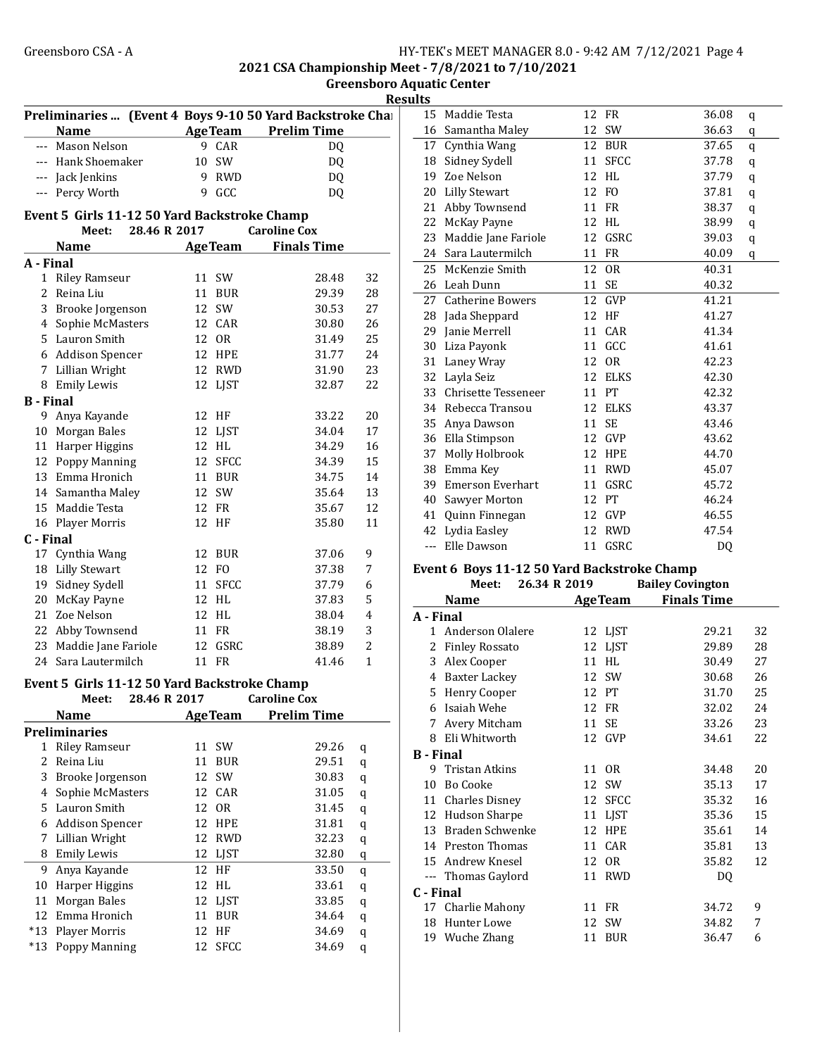2021 CSA Championship Meet - 7/8/2021 to 7/10/2021

Greensboro Aquatic Center

Results

### Preliminaries ... (Event 4 Boys 9-10 50 Yard Backstroke Champ)

| | Name | Age | Team | Prelim Time | |
|---|---|---|---|---|---|
| --- | Mason Nelson | 9 | CAR | DQ | |
| --- | Hank Shoemaker | 10 | SW | DQ | |
| --- | Jack Jenkins | 9 | RWD | DQ | |
| --- | Percy Worth | 9 | GCC | DQ | |

### Event 5 Girls 11-12 50 Yard Backstroke Champ

Meet: 28.46 R 2017 Caroline Cox

| | Name | Age | Team | Finals Time | Points |
|---|---|---|---|---|---|
| **A - Final** | | | | | |
| 1 | Riley Ramseur | 11 | SW | 28.48 | 32 |
| 2 | Reina Liu | 11 | BUR | 29.39 | 28 |
| 3 | Brooke Jorgenson | 12 | SW | 30.53 | 27 |
| 4 | Sophie McMasters | 12 | CAR | 30.80 | 26 |
| 5 | Lauron Smith | 12 | OR | 31.49 | 25 |
| 6 | Addison Spencer | 12 | HPE | 31.77 | 24 |
| 7 | Lillian Wright | 12 | RWD | 31.90 | 23 |
| 8 | Emily Lewis | 12 | LJST | 32.87 | 22 |
| **B - Final** | | | | | |
| 9 | Anya Kayande | 12 | HF | 33.22 | 20 |
| 10 | Morgan Bales | 12 | LJST | 34.04 | 17 |
| 11 | Harper Higgins | 12 | HL | 34.29 | 16 |
| 12 | Poppy Manning | 12 | SFCC | 34.39 | 15 |
| 13 | Emma Hronich | 11 | BUR | 34.75 | 14 |
| 14 | Samantha Maley | 12 | SW | 35.64 | 13 |
| 15 | Maddie Testa | 12 | FR | 35.67 | 12 |
| 16 | Player Morris | 12 | HF | 35.80 | 11 |
| **C - Final** | | | | | |
| 17 | Cynthia Wang | 12 | BUR | 37.06 | 9 |
| 18 | Lilly Stewart | 12 | FO | 37.38 | 7 |
| 19 | Sidney Sydell | 11 | SFCC | 37.79 | 6 |
| 20 | McKay Payne | 12 | HL | 37.83 | 5 |
| 21 | Zoe Nelson | 12 | HL | 38.04 | 4 |
| 22 | Abby Townsend | 11 | FR | 38.19 | 3 |
| 23 | Maddie Jane Fariole | 12 | GSRC | 38.89 | 2 |
| 24 | Sara Lautermilch | 11 | FR | 41.46 | 1 |

### Event 5 Girls 11-12 50 Yard Backstroke Champ

Meet: 28.46 R 2017 Caroline Cox

| | Name | Age | Team | Prelim Time | |
|---|---|---|---|---|---|
| **Preliminaries** | | | | | |
| 1 | Riley Ramseur | 11 | SW | 29.26 | q |
| 2 | Reina Liu | 11 | BUR | 29.51 | q |
| 3 | Brooke Jorgenson | 12 | SW | 30.83 | q |
| 4 | Sophie McMasters | 12 | CAR | 31.05 | q |
| 5 | Lauron Smith | 12 | OR | 31.45 | q |
| 6 | Addison Spencer | 12 | HPE | 31.81 | q |
| 7 | Lillian Wright | 12 | RWD | 32.23 | q |
| 8 | Emily Lewis | 12 | LJST | 32.80 | q |
| 9 | Anya Kayande | 12 | HF | 33.50 | q |
| 10 | Harper Higgins | 12 | HL | 33.61 | q |
| 11 | Morgan Bales | 12 | LJST | 33.85 | q |
| 12 | Emma Hronich | 11 | BUR | 34.64 | q |
| *13 | Player Morris | 12 | HF | 34.69 | q |
| *13 | Poppy Manning | 12 | SFCC | 34.69 | q |
| 15 | Maddie Testa | 12 | FR | 36.08 | q |
| 16 | Samantha Maley | 12 | SW | 36.63 | q |
| 17 | Cynthia Wang | 12 | BUR | 37.65 | q |
| 18 | Sidney Sydell | 11 | SFCC | 37.78 | q |
| 19 | Zoe Nelson | 12 | HL | 37.79 | q |
| 20 | Lilly Stewart | 12 | FO | 37.81 | q |
| 21 | Abby Townsend | 11 | FR | 38.37 | q |
| 22 | McKay Payne | 12 | HL | 38.99 | q |
| 23 | Maddie Jane Fariole | 12 | GSRC | 39.03 | q |
| 24 | Sara Lautermilch | 11 | FR | 40.09 | q |
| 25 | McKenzie Smith | 12 | OR | 40.31 | |
| 26 | Leah Dunn | 11 | SE | 40.32 | |
| 27 | Catherine Bowers | 12 | GVP | 41.21 | |
| 28 | Jada Sheppard | 12 | HF | 41.27 | |
| 29 | Janie Merrell | 11 | CAR | 41.34 | |
| 30 | Liza Payonk | 11 | GCC | 41.61 | |
| 31 | Laney Wray | 12 | OR | 42.23 | |
| 32 | Layla Seiz | 12 | ELKS | 42.30 | |
| 33 | Chrisette Tesseneer | 11 | PT | 42.32 | |
| 34 | Rebecca Transou | 12 | ELKS | 43.37 | |
| 35 | Anya Dawson | 11 | SE | 43.46 | |
| 36 | Ella Stimpson | 12 | GVP | 43.62 | |
| 37 | Molly Holbrook | 12 | HPE | 44.70 | |
| 38 | Emma Key | 11 | RWD | 45.07 | |
| 39 | Emerson Everhart | 11 | GSRC | 45.72 | |
| 40 | Sawyer Morton | 12 | PT | 46.24 | |
| 41 | Quinn Finnegan | 12 | GVP | 46.55 | |
| 42 | Lydia Easley | 12 | RWD | 47.54 | |
| --- | Elle Dawson | 11 | GSRC | DQ | |

### Event 6 Boys 11-12 50 Yard Backstroke Champ

Meet: 26.34 R 2019 Bailey Covington

| | Name | Age | Team | Finals Time | Points |
|---|---|---|---|---|---|
| **A - Final** | | | | | |
| 1 | Anderson Olalere | 12 | LJST | 29.21 | 32 |
| 2 | Finley Rossato | 12 | LJST | 29.89 | 28 |
| 3 | Alex Cooper | 11 | HL | 30.49 | 27 |
| 4 | Baxter Lackey | 12 | SW | 30.68 | 26 |
| 5 | Henry Cooper | 12 | PT | 31.70 | 25 |
| 6 | Isaiah Wehe | 12 | FR | 32.02 | 24 |
| 7 | Avery Mitcham | 11 | SE | 33.26 | 23 |
| 8 | Eli Whitworth | 12 | GVP | 34.61 | 22 |
| **B - Final** | | | | | |
| 9 | Tristan Atkins | 11 | OR | 34.48 | 20 |
| 10 | Bo Cooke | 12 | SW | 35.13 | 17 |
| 11 | Charles Disney | 12 | SFCC | 35.32 | 16 |
| 12 | Hudson Sharpe | 11 | LJST | 35.36 | 15 |
| 13 | Braden Schwenke | 12 | HPE | 35.61 | 14 |
| 14 | Preston Thomas | 11 | CAR | 35.81 | 13 |
| 15 | Andrew Knesel | 12 | OR | 35.82 | 12 |
| --- | Thomas Gaylord | 11 | RWD | DQ | |
| **C - Final** | | | | | |
| 17 | Charlie Mahony | 11 | FR | 34.72 | 9 |
| 18 | Hunter Lowe | 12 | SW | 34.82 | 7 |
| 19 | Wuche Zhang | 11 | BUR | 36.47 | 6 |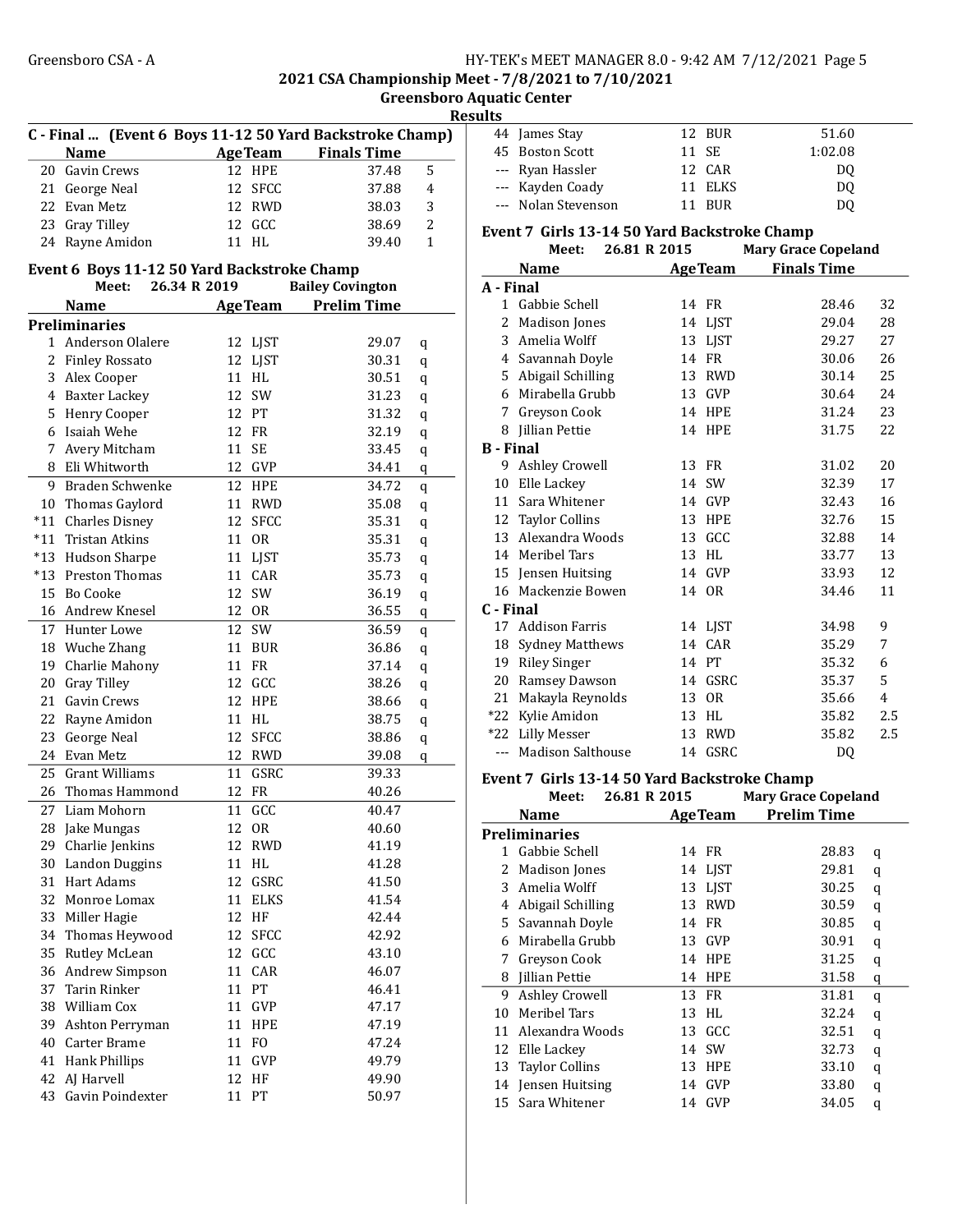**2021 CSA Championship Meet - 7/8/2021 to 7/10/2021**

**Greensboro Aquatic Center**

**Results**

### C - Final ... (Event 6 Boys 11-12 50 Yard Backstroke Champ)

| | Name | Age | Team | Finals Time | |
|---|---|---|---|---|---|
| 20 | Gavin Crews | 12 | HPE | 37.48 | 5 |
| 21 | George Neal | 12 | SFCC | 37.88 | 4 |
| 22 | Evan Metz | 12 | RWD | 38.03 | 3 |
| 23 | Gray Tilley | 12 | GCC | 38.69 | 2 |
| 24 | Rayne Amidon | 11 | HL | 39.40 | 1 |

### Event 6 Boys 11-12 50 Yard Backstroke Champ

Meet: 26.34 R 2019 Bailey Covington

| | Name | Age | Team | Prelim Time | |
|---|---|---|---|---|---|
| **Preliminaries** | | | | | |
| 1 | Anderson Olalere | 12 | LJST | 29.07 | q |
| 2 | Finley Rossato | 12 | LJST | 30.31 | q |
| 3 | Alex Cooper | 11 | HL | 30.51 | q |
| 4 | Baxter Lackey | 12 | SW | 31.23 | q |
| 5 | Henry Cooper | 12 | PT | 31.32 | q |
| 6 | Isaiah Wehe | 12 | FR | 32.19 | q |
| 7 | Avery Mitcham | 11 | SE | 33.45 | q |
| 8 | Eli Whitworth | 12 | GVP | 34.41 | q |
| 9 | Braden Schwenke | 12 | HPE | 34.72 | q |
| 10 | Thomas Gaylord | 11 | RWD | 35.08 | q |
| *11 | Charles Disney | 12 | SFCC | 35.31 | q |
| *11 | Tristan Atkins | 11 | OR | 35.31 | q |
| *13 | Hudson Sharpe | 11 | LJST | 35.73 | q |
| *13 | Preston Thomas | 11 | CAR | 35.73 | q |
| 15 | Bo Cooke | 12 | SW | 36.19 | q |
| 16 | Andrew Knesel | 12 | OR | 36.55 | q |
| 17 | Hunter Lowe | 12 | SW | 36.59 | q |
| 18 | Wuche Zhang | 11 | BUR | 36.86 | q |
| 19 | Charlie Mahony | 11 | FR | 37.14 | q |
| 20 | Gray Tilley | 12 | GCC | 38.26 | q |
| 21 | Gavin Crews | 12 | HPE | 38.66 | q |
| 22 | Rayne Amidon | 11 | HL | 38.75 | q |
| 23 | George Neal | 12 | SFCC | 38.86 | q |
| 24 | Evan Metz | 12 | RWD | 39.08 | q |
| 25 | Grant Williams | 11 | GSRC | 39.33 | |
| 26 | Thomas Hammond | 12 | FR | 40.26 | |
| 27 | Liam Mohorn | 11 | GCC | 40.47 | |
| 28 | Jake Mungas | 12 | OR | 40.60 | |
| 29 | Charlie Jenkins | 12 | RWD | 41.19 | |
| 30 | Landon Duggins | 11 | HL | 41.28 | |
| 31 | Hart Adams | 12 | GSRC | 41.50 | |
| 32 | Monroe Lomax | 11 | ELKS | 41.54 | |
| 33 | Miller Hagie | 12 | HF | 42.44 | |
| 34 | Thomas Heywood | 12 | SFCC | 42.92 | |
| 35 | Rutley McLean | 12 | GCC | 43.10 | |
| 36 | Andrew Simpson | 11 | CAR | 46.07 | |
| 37 | Tarin Rinker | 11 | PT | 46.41 | |
| 38 | William Cox | 11 | GVP | 47.17 | |
| 39 | Ashton Perryman | 11 | HPE | 47.19 | |
| 40 | Carter Brame | 11 | FO | 47.24 | |
| 41 | Hank Phillips | 11 | GVP | 49.79 | |
| 42 | AJ Harvell | 12 | HF | 49.90 | |
| 43 | Gavin Poindexter | 11 | PT | 50.97 | |
| 44 | James Stay | 12 | BUR | 51.60 | |
| 45 | Boston Scott | 11 | SE | 1:02.08 | |
| --- | Ryan Hassler | 12 | CAR | DQ | |
| --- | Kayden Coady | 11 | ELKS | DQ | |
| --- | Nolan Stevenson | 11 | BUR | DQ | |

### Event 7 Girls 13-14 50 Yard Backstroke Champ

Meet: 26.81 R 2015 Mary Grace Copeland

| | Name | Age | Team | Finals Time | |
|---|---|---|---|---|---|
| **A - Final** | | | | | |
| 1 | Gabbie Schell | 14 | FR | 28.46 | 32 |
| 2 | Madison Jones | 14 | LJST | 29.04 | 28 |
| 3 | Amelia Wolff | 13 | LJST | 29.27 | 27 |
| 4 | Savannah Doyle | 14 | FR | 30.06 | 26 |
| 5 | Abigail Schilling | 13 | RWD | 30.14 | 25 |
| 6 | Mirabella Grubb | 13 | GVP | 30.64 | 24 |
| 7 | Greyson Cook | 14 | HPE | 31.24 | 23 |
| 8 | Jillian Pettie | 14 | HPE | 31.75 | 22 |
| **B - Final** | | | | | |
| 9 | Ashley Crowell | 13 | FR | 31.02 | 20 |
| 10 | Elle Lackey | 14 | SW | 32.39 | 17 |
| 11 | Sara Whitener | 14 | GVP | 32.43 | 16 |
| 12 | Taylor Collins | 13 | HPE | 32.76 | 15 |
| 13 | Alexandra Woods | 13 | GCC | 32.88 | 14 |
| 14 | Meribel Tars | 13 | HL | 33.77 | 13 |
| 15 | Jensen Huitsing | 14 | GVP | 33.93 | 12 |
| 16 | Mackenzie Bowen | 14 | OR | 34.46 | 11 |
| **C - Final** | | | | | |
| 17 | Addison Farris | 14 | LJST | 34.98 | 9 |
| 18 | Sydney Matthews | 14 | CAR | 35.29 | 7 |
| 19 | Riley Singer | 14 | PT | 35.32 | 6 |
| 20 | Ramsey Dawson | 14 | GSRC | 35.37 | 5 |
| 21 | Makayla Reynolds | 13 | OR | 35.66 | 4 |
| *22 | Kylie Amidon | 13 | HL | 35.82 | 2.5 |
| *22 | Lilly Messer | 13 | RWD | 35.82 | 2.5 |
| --- | Madison Salthouse | 14 | GSRC | DQ | |

### Event 7 Girls 13-14 50 Yard Backstroke Champ

Meet: 26.81 R 2015 Mary Grace Copeland

| | Name | Age | Team | Prelim Time | |
|---|---|---|---|---|---|
| **Preliminaries** | | | | | |
| 1 | Gabbie Schell | 14 | FR | 28.83 | q |
| 2 | Madison Jones | 14 | LJST | 29.81 | q |
| 3 | Amelia Wolff | 13 | LJST | 30.25 | q |
| 4 | Abigail Schilling | 13 | RWD | 30.59 | q |
| 5 | Savannah Doyle | 14 | FR | 30.85 | q |
| 6 | Mirabella Grubb | 13 | GVP | 30.91 | q |
| 7 | Greyson Cook | 14 | HPE | 31.25 | q |
| 8 | Jillian Pettie | 14 | HPE | 31.58 | q |
| 9 | Ashley Crowell | 13 | FR | 31.81 | q |
| 10 | Meribel Tars | 13 | HL | 32.24 | q |
| 11 | Alexandra Woods | 13 | GCC | 32.51 | q |
| 12 | Elle Lackey | 14 | SW | 32.73 | q |
| 13 | Taylor Collins | 13 | HPE | 33.10 | q |
| 14 | Jensen Huitsing | 14 | GVP | 33.80 | q |
| 15 | Sara Whitener | 14 | GVP | 34.05 | q |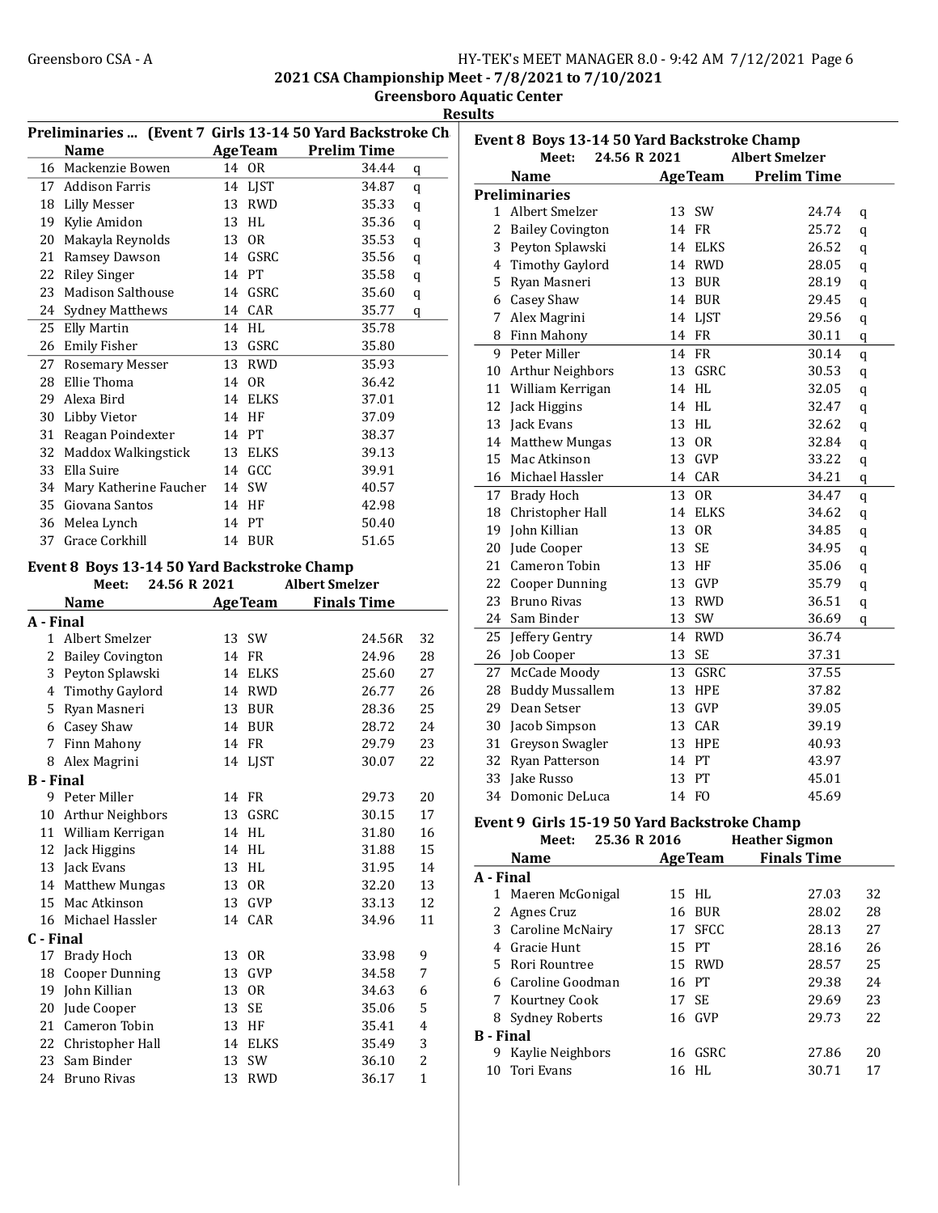## Greensboro CSA - A

**2021 CSA Championship Meet - 7/8/2021 to 7/10/2021**
**Greensboro Aquatic Center**
**Results**

### Preliminaries ... (Event 7 Girls 13-14 50 Yard Backstroke Champ)

| | Name | Age | Team | Prelim Time | |
|---|---|---|---|---|---|
| 16 | Mackenzie Bowen | 14 | OR | 34.44 | q |
| 17 | Addison Farris | 14 | LJST | 34.87 | q |
| 18 | Lilly Messer | 13 | RWD | 35.33 | q |
| 19 | Kylie Amidon | 13 | HL | 35.36 | q |
| 20 | Makayla Reynolds | 13 | OR | 35.53 | q |
| 21 | Ramsey Dawson | 14 | GSRC | 35.56 | q |
| 22 | Riley Singer | 14 | PT | 35.58 | q |
| 23 | Madison Salthouse | 14 | GSRC | 35.60 | q |
| 24 | Sydney Matthews | 14 | CAR | 35.77 | q |
| 25 | Elly Martin | 14 | HL | 35.78 | |
| 26 | Emily Fisher | 13 | GSRC | 35.80 | |
| 27 | Rosemary Messer | 13 | RWD | 35.93 | |
| 28 | Ellie Thoma | 14 | OR | 36.42 | |
| 29 | Alexa Bird | 14 | ELKS | 37.01 | |
| 30 | Libby Vietor | 14 | HF | 37.09 | |
| 31 | Reagan Poindexter | 14 | PT | 38.37 | |
| 32 | Maddox Walkingstick | 13 | ELKS | 39.13 | |
| 33 | Ella Suire | 14 | GCC | 39.91 | |
| 34 | Mary Katherine Faucher | 14 | SW | 40.57 | |
| 35 | Giovana Santos | 14 | HF | 42.98 | |
| 36 | Melea Lynch | 14 | PT | 50.40 | |
| 37 | Grace Corkhill | 14 | BUR | 51.65 | |

### Event 8 Boys 13-14 50 Yard Backstroke Champ

Meet: 24.56 R 2021 Albert Smelzer

| | Name | Age | Team | Finals Time | Points |
|---|---|---|---|---|---|
| **A - Final** | | | | | |
| 1 | Albert Smelzer | 13 | SW | 24.56R | 32 |
| 2 | Bailey Covington | 14 | FR | 24.96 | 28 |
| 3 | Peyton Splawski | 14 | ELKS | 25.60 | 27 |
| 4 | Timothy Gaylord | 14 | RWD | 26.77 | 26 |
| 5 | Ryan Masneri | 13 | BUR | 28.36 | 25 |
| 6 | Casey Shaw | 14 | BUR | 28.72 | 24 |
| 7 | Finn Mahony | 14 | FR | 29.79 | 23 |
| 8 | Alex Magrini | 14 | LJST | 30.07 | 22 |
| **B - Final** | | | | | |
| 9 | Peter Miller | 14 | FR | 29.73 | 20 |
| 10 | Arthur Neighbors | 13 | GSRC | 30.15 | 17 |
| 11 | William Kerrigan | 14 | HL | 31.80 | 16 |
| 12 | Jack Higgins | 14 | HL | 31.88 | 15 |
| 13 | Jack Evans | 13 | HL | 31.95 | 14 |
| 14 | Matthew Mungas | 13 | OR | 32.20 | 13 |
| 15 | Mac Atkinson | 13 | GVP | 33.13 | 12 |
| 16 | Michael Hassler | 14 | CAR | 34.96 | 11 |
| **C - Final** | | | | | |
| 17 | Brady Hoch | 13 | OR | 33.98 | 9 |
| 18 | Cooper Dunning | 13 | GVP | 34.58 | 7 |
| 19 | John Killian | 13 | OR | 34.63 | 6 |
| 20 | Jude Cooper | 13 | SE | 35.06 | 5 |
| 21 | Cameron Tobin | 13 | HF | 35.41 | 4 |
| 22 | Christopher Hall | 14 | ELKS | 35.49 | 3 |
| 23 | Sam Binder | 13 | SW | 36.10 | 2 |
| 24 | Bruno Rivas | 13 | RWD | 36.17 | 1 |

### Event 8 Boys 13-14 50 Yard Backstroke Champ

Meet: 24.56 R 2021 Albert Smelzer

| | Name | Age | Team | Prelim Time | |
|---|---|---|---|---|---|
| **Preliminaries** | | | | | |
| 1 | Albert Smelzer | 13 | SW | 24.74 | q |
| 2 | Bailey Covington | 14 | FR | 25.72 | q |
| 3 | Peyton Splawski | 14 | ELKS | 26.52 | q |
| 4 | Timothy Gaylord | 14 | RWD | 28.05 | q |
| 5 | Ryan Masneri | 13 | BUR | 28.19 | q |
| 6 | Casey Shaw | 14 | BUR | 29.45 | q |
| 7 | Alex Magrini | 14 | LJST | 29.56 | q |
| 8 | Finn Mahony | 14 | FR | 30.11 | q |
| 9 | Peter Miller | 14 | FR | 30.14 | q |
| 10 | Arthur Neighbors | 13 | GSRC | 30.53 | q |
| 11 | William Kerrigan | 14 | HL | 32.05 | q |
| 12 | Jack Higgins | 14 | HL | 32.47 | q |
| 13 | Jack Evans | 13 | HL | 32.62 | q |
| 14 | Matthew Mungas | 13 | OR | 32.84 | q |
| 15 | Mac Atkinson | 13 | GVP | 33.22 | q |
| 16 | Michael Hassler | 14 | CAR | 34.21 | q |
| 17 | Brady Hoch | 13 | OR | 34.47 | q |
| 18 | Christopher Hall | 14 | ELKS | 34.62 | q |
| 19 | John Killian | 13 | OR | 34.85 | q |
| 20 | Jude Cooper | 13 | SE | 34.95 | q |
| 21 | Cameron Tobin | 13 | HF | 35.06 | q |
| 22 | Cooper Dunning | 13 | GVP | 35.79 | q |
| 23 | Bruno Rivas | 13 | RWD | 36.51 | q |
| 24 | Sam Binder | 13 | SW | 36.69 | q |
| 25 | Jeffery Gentry | 14 | RWD | 36.74 | |
| 26 | Job Cooper | 13 | SE | 37.31 | |
| 27 | McCade Moody | 13 | GSRC | 37.55 | |
| 28 | Buddy Mussallem | 13 | HPE | 37.82 | |
| 29 | Dean Setser | 13 | GVP | 39.05 | |
| 30 | Jacob Simpson | 13 | CAR | 39.19 | |
| 31 | Greyson Swagler | 13 | HPE | 40.93 | |
| 32 | Ryan Patterson | 14 | PT | 43.97 | |
| 33 | Jake Russo | 13 | PT | 45.01 | |
| 34 | Domonic DeLuca | 14 | FO | 45.69 | |

### Event 9 Girls 15-19 50 Yard Backstroke Champ

Meet: 25.36 R 2016 Heather Sigmon

| | Name | Age | Team | Finals Time | Points |
|---|---|---|---|---|---|
| **A - Final** | | | | | |
| 1 | Maeren McGonigal | 15 | HL | 27.03 | 32 |
| 2 | Agnes Cruz | 16 | BUR | 28.02 | 28 |
| 3 | Caroline McNairy | 17 | SFCC | 28.13 | 27 |
| 4 | Gracie Hunt | 15 | PT | 28.16 | 26 |
| 5 | Rori Rountree | 15 | RWD | 28.57 | 25 |
| 6 | Caroline Goodman | 16 | PT | 29.38 | 24 |
| 7 | Kourtney Cook | 17 | SE | 29.69 | 23 |
| 8 | Sydney Roberts | 16 | GVP | 29.73 | 22 |
| **B - Final** | | | | | |
| 9 | Kaylie Neighbors | 16 | GSRC | 27.86 | 20 |
| 10 | Tori Evans | 16 | HL | 30.71 | 17 |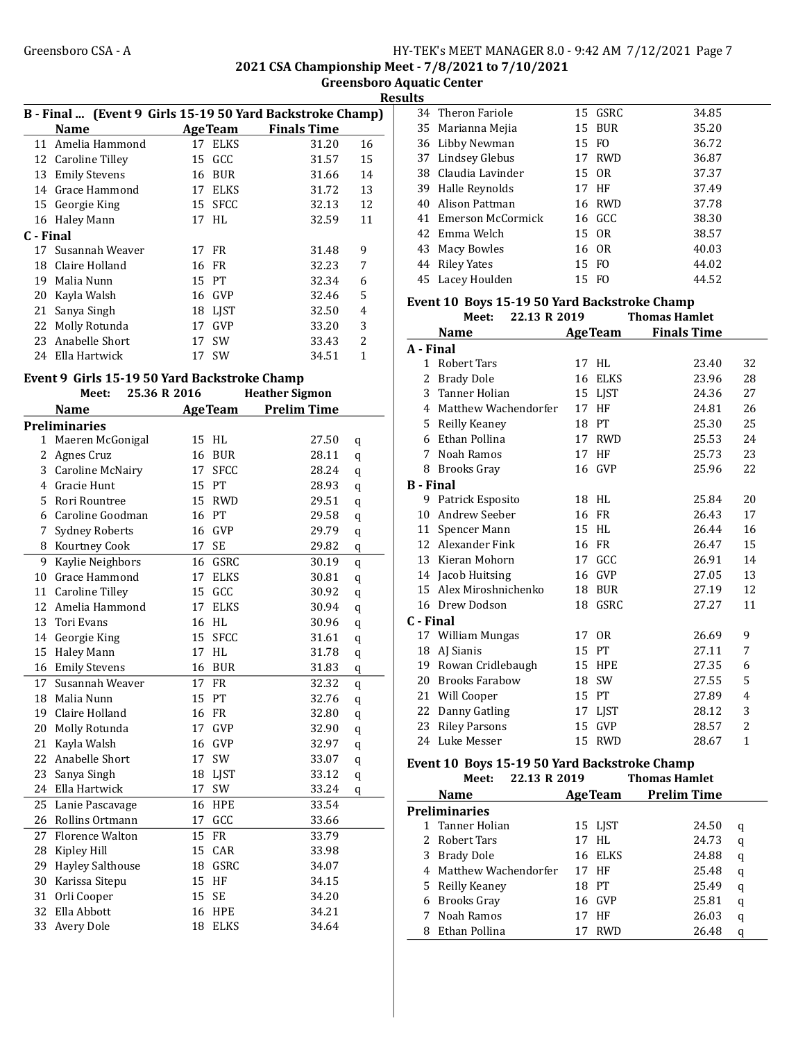## B - Final ... (Event 9 Girls 15-19 50 Yard Backstroke Champ)

| | Name | Age | Team | Finals Time | |
|---|---|---|---|---|---|
| 11 | Amelia Hammond | 17 | ELKS | 31.20 | 16 |
| 12 | Caroline Tilley | 15 | GCC | 31.57 | 15 |
| 13 | Emily Stevens | 16 | BUR | 31.66 | 14 |
| 14 | Grace Hammond | 17 | ELKS | 31.72 | 13 |
| 15 | Georgie King | 15 | SFCC | 32.13 | 12 |
| 16 | Haley Mann | 17 | HL | 32.59 | 11 |

**C - Final**

| | Name | Age | Team | Finals Time | |
|---|---|---|---|---|---|
| 17 | Susannah Weaver | 17 | FR | 31.48 | 9 |
| 18 | Claire Holland | 16 | FR | 32.23 | 7 |
| 19 | Malia Nunn | 15 | PT | 32.34 | 6 |
| 20 | Kayla Walsh | 16 | GVP | 32.46 | 5 |
| 21 | Sanya Singh | 18 | LJST | 32.50 | 4 |
| 22 | Molly Rotunda | 17 | GVP | 33.20 | 3 |
| 23 | Anabelle Short | 17 | SW | 33.43 | 2 |
| 24 | Ella Hartwick | 17 | SW | 34.51 | 1 |

## Event 9 Girls 15-19 50 Yard Backstroke Champ

Meet: 25.36 R 2016 Heather Sigmon

**Preliminaries**

| | Name | Age | Team | Prelim Time | |
|---|---|---|---|---|---|
| 1 | Maeren McGonigal | 15 | HL | 27.50 | q |
| 2 | Agnes Cruz | 16 | BUR | 28.11 | q |
| 3 | Caroline McNairy | 17 | SFCC | 28.24 | q |
| 4 | Gracie Hunt | 15 | PT | 28.93 | q |
| 5 | Rori Rountree | 15 | RWD | 29.51 | q |
| 6 | Caroline Goodman | 16 | PT | 29.58 | q |
| 7 | Sydney Roberts | 16 | GVP | 29.79 | q |
| 8 | Kourtney Cook | 17 | SE | 29.82 | q |
| 9 | Kaylie Neighbors | 16 | GSRC | 30.19 | q |
| 10 | Grace Hammond | 17 | ELKS | 30.81 | q |
| 11 | Caroline Tilley | 15 | GCC | 30.92 | q |
| 12 | Amelia Hammond | 17 | ELKS | 30.94 | q |
| 13 | Tori Evans | 16 | HL | 30.96 | q |
| 14 | Georgie King | 15 | SFCC | 31.61 | q |
| 15 | Haley Mann | 17 | HL | 31.78 | q |
| 16 | Emily Stevens | 16 | BUR | 31.83 | q |
| 17 | Susannah Weaver | 17 | FR | 32.32 | q |
| 18 | Malia Nunn | 15 | PT | 32.76 | q |
| 19 | Claire Holland | 16 | FR | 32.80 | q |
| 20 | Molly Rotunda | 17 | GVP | 32.90 | q |
| 21 | Kayla Walsh | 16 | GVP | 32.97 | q |
| 22 | Anabelle Short | 17 | SW | 33.07 | q |
| 23 | Sanya Singh | 18 | LJST | 33.12 | q |
| 24 | Ella Hartwick | 17 | SW | 33.24 | q |
| 25 | Lanie Pascavage | 16 | HPE | 33.54 | |
| 26 | Rollins Ortmann | 17 | GCC | 33.66 | |
| 27 | Florence Walton | 15 | FR | 33.79 | |
| 28 | Kipley Hill | 15 | CAR | 33.98 | |
| 29 | Hayley Salthouse | 18 | GSRC | 34.07 | |
| 30 | Karissa Sitepu | 15 | HF | 34.15 | |
| 31 | Orli Cooper | 15 | SE | 34.20 | |
| 32 | Ella Abbott | 16 | HPE | 34.21 | |
| 33 | Avery Dole | 18 | ELKS | 34.64 | |
| 34 | Theron Fariole | 15 | GSRC | 34.85 | |
| 35 | Marianna Mejia | 15 | BUR | 35.20 | |
| 36 | Libby Newman | 15 | FO | 36.72 | |
| 37 | Lindsey Glebus | 17 | RWD | 36.87 | |
| 38 | Claudia Lavinder | 15 | OR | 37.37 | |
| 39 | Halle Reynolds | 17 | HF | 37.49 | |
| 40 | Alison Pattman | 16 | RWD | 37.78 | |
| 41 | Emerson McCormick | 16 | GCC | 38.30 | |
| 42 | Emma Welch | 15 | OR | 38.57 | |
| 43 | Macy Bowles | 16 | OR | 40.03 | |
| 44 | Riley Yates | 15 | FO | 44.02 | |
| 45 | Lacey Houlden | 15 | FO | 44.52 | |

## Event 10 Boys 15-19 50 Yard Backstroke Champ

Meet: 22.13 R 2019 Thomas Hamlet

**A - Final**

| | Name | Age | Team | Finals Time | |
|---|---|---|---|---|---|
| 1 | Robert Tars | 17 | HL | 23.40 | 32 |
| 2 | Brady Dole | 16 | ELKS | 23.96 | 28 |
| 3 | Tanner Holian | 15 | LJST | 24.36 | 27 |
| 4 | Matthew Wachendorfer | 17 | HF | 24.81 | 26 |
| 5 | Reilly Keaney | 18 | PT | 25.30 | 25 |
| 6 | Ethan Pollina | 17 | RWD | 25.53 | 24 |
| 7 | Noah Ramos | 17 | HF | 25.73 | 23 |
| 8 | Brooks Gray | 16 | GVP | 25.96 | 22 |

**B - Final**

| | Name | Age | Team | Finals Time | |
|---|---|---|---|---|---|
| 9 | Patrick Esposito | 18 | HL | 25.84 | 20 |
| 10 | Andrew Seeber | 16 | FR | 26.43 | 17 |
| 11 | Spencer Mann | 15 | HL | 26.44 | 16 |
| 12 | Alexander Fink | 16 | FR | 26.47 | 15 |
| 13 | Kieran Mohorn | 17 | GCC | 26.91 | 14 |
| 14 | Jacob Huitsing | 16 | GVP | 27.05 | 13 |
| 15 | Alex Miroshnichenko | 18 | BUR | 27.19 | 12 |
| 16 | Drew Dodson | 18 | GSRC | 27.27 | 11 |

**C - Final**

| | Name | Age | Team | Finals Time | |
|---|---|---|---|---|---|
| 17 | William Mungas | 17 | OR | 26.69 | 9 |
| 18 | AJ Sianis | 15 | PT | 27.11 | 7 |
| 19 | Rowan Cridlebaugh | 15 | HPE | 27.35 | 6 |
| 20 | Brooks Farabow | 18 | SW | 27.55 | 5 |
| 21 | Will Cooper | 15 | PT | 27.89 | 4 |
| 22 | Danny Gatling | 17 | LJST | 28.12 | 3 |
| 23 | Riley Parsons | 15 | GVP | 28.57 | 2 |
| 24 | Luke Messer | 15 | RWD | 28.67 | 1 |

## Event 10 Boys 15-19 50 Yard Backstroke Champ

Meet: 22.13 R 2019 Thomas Hamlet

**Preliminaries**

| | Name | Age | Team | Prelim Time | |
|---|---|---|---|---|---|
| 1 | Tanner Holian | 15 | LJST | 24.50 | q |
| 2 | Robert Tars | 17 | HL | 24.73 | q |
| 3 | Brady Dole | 16 | ELKS | 24.88 | q |
| 4 | Matthew Wachendorfer | 17 | HF | 25.48 | q |
| 5 | Reilly Keaney | 18 | PT | 25.49 | q |
| 6 | Brooks Gray | 16 | GVP | 25.81 | q |
| 7 | Noah Ramos | 17 | HF | 26.03 | q |
| 8 | Ethan Pollina | 17 | RWD | 26.48 | q |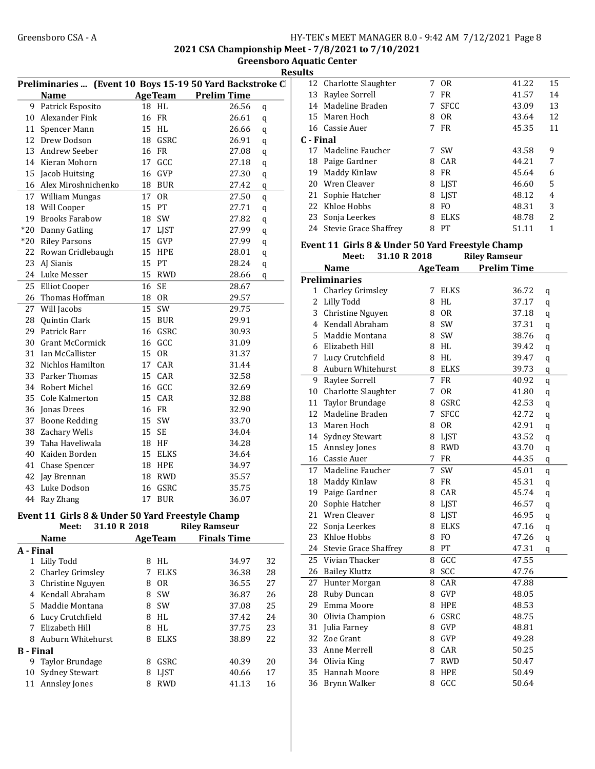## 2021 CSA Championship Meet - 7/8/2021 to 7/10/2021

### Greensboro Aquatic Center

### Results

**Preliminaries ... (Event 10 Boys 15-19 50 Yard Backstroke C**

| | Name | Age | Team | Prelim Time | |
|---|---|---|---|---|---|
| 9 | Patrick Esposito | 18 | HL | 26.56 | q |
| 10 | Alexander Fink | 16 | FR | 26.61 | q |
| 11 | Spencer Mann | 15 | HL | 26.66 | q |
| 12 | Drew Dodson | 18 | GSRC | 26.91 | q |
| 13 | Andrew Seeber | 16 | FR | 27.08 | q |
| 14 | Kieran Mohorn | 17 | GCC | 27.18 | q |
| 15 | Jacob Huitsing | 16 | GVP | 27.30 | q |
| 16 | Alex Miroshnichenko | 18 | BUR | 27.42 | q |
| 17 | William Mungas | 17 | OR | 27.50 | q |
| 18 | Will Cooper | 15 | PT | 27.71 | q |
| 19 | Brooks Farabow | 18 | SW | 27.82 | q |
| *20 | Danny Gatling | 17 | LJST | 27.99 | q |
| *20 | Riley Parsons | 15 | GVP | 27.99 | q |
| 22 | Rowan Cridlebaugh | 15 | HPE | 28.01 | q |
| 23 | AJ Sianis | 15 | PT | 28.24 | q |
| 24 | Luke Messer | 15 | RWD | 28.66 | q |
| 25 | Elliot Cooper | 16 | SE | 28.67 | |
| 26 | Thomas Hoffman | 18 | OR | 29.57 | |
| 27 | Will Jacobs | 15 | SW | 29.75 | |
| 28 | Quintin Clark | 15 | BUR | 29.91 | |
| 29 | Patrick Barr | 16 | GSRC | 30.93 | |
| 30 | Grant McCormick | 16 | GCC | 31.09 | |
| 31 | Ian McCallister | 15 | OR | 31.37 | |
| 32 | Nichlos Hamilton | 17 | CAR | 31.44 | |
| 33 | Parker Thomas | 15 | CAR | 32.58 | |
| 34 | Robert Michel | 16 | GCC | 32.69 | |
| 35 | Cole Kalmerton | 15 | CAR | 32.88 | |
| 36 | Jonas Drees | 16 | FR | 32.90 | |
| 37 | Boone Redding | 15 | SW | 33.70 | |
| 38 | Zachary Wells | 15 | SE | 34.04 | |
| 39 | Taha Haveliwala | 18 | HF | 34.28 | |
| 40 | Kaiden Borden | 15 | ELKS | 34.64 | |
| 41 | Chase Spencer | 18 | HPE | 34.97 | |
| 42 | Jay Brennan | 18 | RWD | 35.57 | |
| 43 | Luke Dodson | 16 | GSRC | 35.75 | |
| 44 | Ray Zhang | 17 | BUR | 36.07 | |

**Event 11 Girls 8 & Under 50 Yard Freestyle Champ**

Meet: 31.10 R 2018 Riley Ramseur

| | Name | Age | Team | Finals Time | |
|---|---|---|---|---|---|
| **A - Final** | | | | | |
| 1 | Lilly Todd | 8 | HL | 34.97 | 32 |
| 2 | Charley Grimsley | 7 | ELKS | 36.38 | 28 |
| 3 | Christine Nguyen | 8 | OR | 36.55 | 27 |
| 4 | Kendall Abraham | 8 | SW | 36.87 | 26 |
| 5 | Maddie Montana | 8 | SW | 37.08 | 25 |
| 6 | Lucy Crutchfield | 8 | HL | 37.42 | 24 |
| 7 | Elizabeth Hill | 8 | HL | 37.75 | 23 |
| 8 | Auburn Whitehurst | 8 | ELKS | 38.89 | 22 |
| **B - Final** | | | | | |
| 9 | Taylor Brundage | 8 | GSRC | 40.39 | 20 |
| 10 | Sydney Stewart | 8 | LJST | 40.66 | 17 |
| 11 | Annsley Jones | 8 | RWD | 41.13 | 16 |
| 12 | Charlotte Slaughter | 7 | OR | 41.22 | 15 |
| 13 | Raylee Sorrell | 7 | FR | 41.57 | 14 |
| 14 | Madeline Braden | 7 | SFCC | 43.09 | 13 |
| 15 | Maren Hoch | 8 | OR | 43.64 | 12 |
| 16 | Cassie Auer | 7 | FR | 45.35 | 11 |
| **C - Final** | | | | | |
| 17 | Madeline Faucher | 7 | SW | 43.58 | 9 |
| 18 | Paige Gardner | 8 | CAR | 44.21 | 7 |
| 19 | Maddy Kinlaw | 8 | FR | 45.64 | 6 |
| 20 | Wren Cleaver | 8 | LJST | 46.60 | 5 |
| 21 | Sophie Hatcher | 8 | LJST | 48.12 | 4 |
| 22 | Khloe Hobbs | 8 | FO | 48.31 | 3 |
| 23 | Sonja Leerkes | 8 | ELKS | 48.78 | 2 |
| 24 | Stevie Grace Shaffrey | 8 | PT | 51.11 | 1 |

**Event 11 Girls 8 & Under 50 Yard Freestyle Champ**

Meet: 31.10 R 2018 Riley Ramseur

| | Name | Age | Team | Prelim Time | |
|---|---|---|---|---|---|
| **Preliminaries** | | | | | |
| 1 | Charley Grimsley | 7 | ELKS | 36.72 | q |
| 2 | Lilly Todd | 8 | HL | 37.17 | q |
| 3 | Christine Nguyen | 8 | OR | 37.18 | q |
| 4 | Kendall Abraham | 8 | SW | 37.31 | q |
| 5 | Maddie Montana | 8 | SW | 38.76 | q |
| 6 | Elizabeth Hill | 8 | HL | 39.42 | q |
| 7 | Lucy Crutchfield | 8 | HL | 39.47 | q |
| 8 | Auburn Whitehurst | 8 | ELKS | 39.73 | q |
| 9 | Raylee Sorrell | 7 | FR | 40.92 | q |
| 10 | Charlotte Slaughter | 7 | OR | 41.80 | q |
| 11 | Taylor Brundage | 8 | GSRC | 42.53 | q |
| 12 | Madeline Braden | 7 | SFCC | 42.72 | q |
| 13 | Maren Hoch | 8 | OR | 42.91 | q |
| 14 | Sydney Stewart | 8 | LJST | 43.52 | q |
| 15 | Annsley Jones | 8 | RWD | 43.70 | q |
| 16 | Cassie Auer | 7 | FR | 44.35 | q |
| 17 | Madeline Faucher | 7 | SW | 45.01 | q |
| 18 | Maddy Kinlaw | 8 | FR | 45.31 | q |
| 19 | Paige Gardner | 8 | CAR | 45.74 | q |
| 20 | Sophie Hatcher | 8 | LJST | 46.57 | q |
| 21 | Wren Cleaver | 8 | LJST | 46.95 | q |
| 22 | Sonja Leerkes | 8 | ELKS | 47.16 | q |
| 23 | Khloe Hobbs | 8 | FO | 47.26 | q |
| 24 | Stevie Grace Shaffrey | 8 | PT | 47.31 | q |
| 25 | Vivian Thacker | 8 | GCC | 47.55 | |
| 26 | Bailey Kluttz | 8 | SCC | 47.76 | |
| 27 | Hunter Morgan | 8 | CAR | 47.88 | |
| 28 | Ruby Duncan | 8 | GVP | 48.05 | |
| 29 | Emma Moore | 8 | HPE | 48.53 | |
| 30 | Olivia Champion | 6 | GSRC | 48.75 | |
| 31 | Julia Farney | 8 | GVP | 48.81 | |
| 32 | Zoe Grant | 8 | GVP | 49.28 | |
| 33 | Anne Merrell | 8 | CAR | 50.25 | |
| 34 | Olivia King | 7 | RWD | 50.47 | |
| 35 | Hannah Moore | 8 | HPE | 50.49 | |
| 36 | Brynn Walker | 8 | GCC | 50.64 | |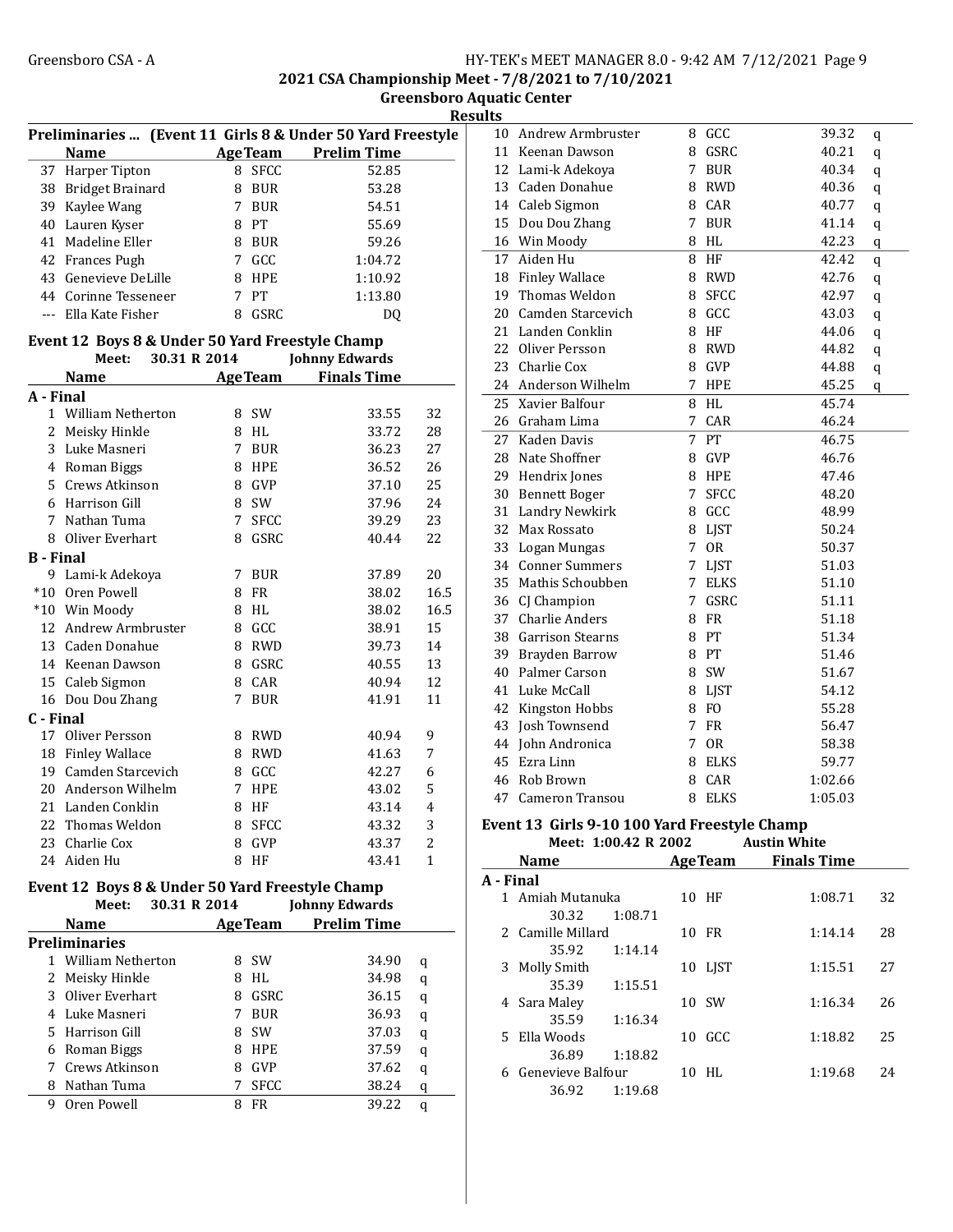## 2021 CSA Championship Meet - 7/8/2021 to 7/10/2021

### Greensboro Aquatic Center

### Results

### Preliminaries ... (Event 11 Girls 8 & Under 50 Yard Freestyle

| | Name | Age | Team | Prelim Time |
|---|---|---|---|---|
| 37 | Harper Tipton | 8 | SFCC | 52.85 |
| 38 | Bridget Brainard | 8 | BUR | 53.28 |
| 39 | Kaylee Wang | 7 | BUR | 54.51 |
| 40 | Lauren Kyser | 8 | PT | 55.69 |
| 41 | Madeline Eller | 8 | BUR | 59.26 |
| 42 | Frances Pugh | 7 | GCC | 1:04.72 |
| 43 | Genevieve DeLille | 8 | HPE | 1:10.92 |
| 44 | Corinne Tesseneer | 7 | PT | 1:13.80 |
| --- | Ella Kate Fisher | 8 | GSRC | DQ |

### Event 12 Boys 8 & Under 50 Yard Freestyle Champ

Meet: 30.31 R 2014 Johnny Edwards

| | Name | Age | Team | Finals Time | Points |
|---|---|---|---|---|---|
| **A - Final** | | | | | |
| 1 | William Netherton | 8 | SW | 33.55 | 32 |
| 2 | Meisky Hinkle | 8 | HL | 33.72 | 28 |
| 3 | Luke Masneri | 7 | BUR | 36.23 | 27 |
| 4 | Roman Biggs | 8 | HPE | 36.52 | 26 |
| 5 | Crews Atkinson | 8 | GVP | 37.10 | 25 |
| 6 | Harrison Gill | 8 | SW | 37.96 | 24 |
| 7 | Nathan Tuma | 7 | SFCC | 39.29 | 23 |
| 8 | Oliver Everhart | 8 | GSRC | 40.44 | 22 |
| **B - Final** | | | | | |
| 9 | Lami-k Adekoya | 7 | BUR | 37.89 | 20 |
| *10 | Oren Powell | 8 | FR | 38.02 | 16.5 |
| *10 | Win Moody | 8 | HL | 38.02 | 16.5 |
| 12 | Andrew Armbruster | 8 | GCC | 38.91 | 15 |
| 13 | Caden Donahue | 8 | RWD | 39.73 | 14 |
| 14 | Keenan Dawson | 8 | GSRC | 40.55 | 13 |
| 15 | Caleb Sigmon | 8 | CAR | 40.94 | 12 |
| 16 | Dou Dou Zhang | 7 | BUR | 41.91 | 11 |
| **C - Final** | | | | | |
| 17 | Oliver Persson | 8 | RWD | 40.94 | 9 |
| 18 | Finley Wallace | 8 | RWD | 41.63 | 7 |
| 19 | Camden Starcevich | 8 | GCC | 42.27 | 6 |
| 20 | Anderson Wilhelm | 7 | HPE | 43.02 | 5 |
| 21 | Landen Conklin | 8 | HF | 43.14 | 4 |
| 22 | Thomas Weldon | 8 | SFCC | 43.32 | 3 |
| 23 | Charlie Cox | 8 | GVP | 43.37 | 2 |
| 24 | Aiden Hu | 8 | HF | 43.41 | 1 |

### Event 12 Boys 8 & Under 50 Yard Freestyle Champ

Meet: 30.31 R 2014 Johnny Edwards

| | Name | Age | Team | Prelim Time | |
|---|---|---|---|---|---|
| **Preliminaries** | | | | | |
| 1 | William Netherton | 8 | SW | 34.90 | q |
| 2 | Meisky Hinkle | 8 | HL | 34.98 | q |
| 3 | Oliver Everhart | 8 | GSRC | 36.15 | q |
| 4 | Luke Masneri | 7 | BUR | 36.93 | q |
| 5 | Harrison Gill | 8 | SW | 37.03 | q |
| 6 | Roman Biggs | 8 | HPE | 37.59 | q |
| 7 | Crews Atkinson | 8 | GVP | 37.62 | q |
| 8 | Nathan Tuma | 7 | SFCC | 38.24 | q |
| 9 | Oren Powell | 8 | FR | 39.22 | q |
| 10 | Andrew Armbruster | 8 | GCC | 39.32 | q |
| 11 | Keenan Dawson | 8 | GSRC | 40.21 | q |
| 12 | Lami-k Adekoya | 7 | BUR | 40.34 | q |
| 13 | Caden Donahue | 8 | RWD | 40.36 | q |
| 14 | Caleb Sigmon | 8 | CAR | 40.77 | q |
| 15 | Dou Dou Zhang | 7 | BUR | 41.14 | q |
| 16 | Win Moody | 8 | HL | 42.23 | q |
| 17 | Aiden Hu | 8 | HF | 42.42 | q |
| 18 | Finley Wallace | 8 | RWD | 42.76 | q |
| 19 | Thomas Weldon | 8 | SFCC | 42.97 | q |
| 20 | Camden Starcevich | 8 | GCC | 43.03 | q |
| 21 | Landen Conklin | 8 | HF | 44.06 | q |
| 22 | Oliver Persson | 8 | RWD | 44.82 | q |
| 23 | Charlie Cox | 8 | GVP | 44.88 | q |
| 24 | Anderson Wilhelm | 7 | HPE | 45.25 | q |
| 25 | Xavier Balfour | 8 | HL | 45.74 | |
| 26 | Graham Lima | 7 | CAR | 46.24 | |
| 27 | Kaden Davis | 7 | PT | 46.75 | |
| 28 | Nate Shoffner | 8 | GVP | 46.76 | |
| 29 | Hendrix Jones | 8 | HPE | 47.46 | |
| 30 | Bennett Boger | 7 | SFCC | 48.20 | |
| 31 | Landry Newkirk | 8 | GCC | 48.99 | |
| 32 | Max Rossato | 8 | LJST | 50.24 | |
| 33 | Logan Mungas | 7 | OR | 50.37 | |
| 34 | Conner Summers | 7 | LJST | 51.03 | |
| 35 | Mathis Schoubben | 7 | ELKS | 51.10 | |
| 36 | CJ Champion | 7 | GSRC | 51.11 | |
| 37 | Charlie Anders | 8 | FR | 51.18 | |
| 38 | Garrison Stearns | 8 | PT | 51.34 | |
| 39 | Brayden Barrow | 8 | PT | 51.46 | |
| 40 | Palmer Carson | 8 | SW | 51.67 | |
| 41 | Luke McCall | 8 | LJST | 54.12 | |
| 42 | Kingston Hobbs | 8 | FO | 55.28 | |
| 43 | Josh Townsend | 7 | FR | 56.47 | |
| 44 | John Andronica | 7 | OR | 58.38 | |
| 45 | Ezra Linn | 8 | ELKS | 59.77 | |
| 46 | Rob Brown | 8 | CAR | 1:02.66 | |
| 47 | Cameron Transou | 8 | ELKS | 1:05.03 | |

### Event 13 Girls 9-10 100 Yard Freestyle Champ

Meet: 1:00.42 R 2002 Austin White

| | Name | Age | Team | Finals Time | Points |
|---|---|---|---|---|---|
| **A - Final** | | | | | |
| 1 | Amiah Mutanuka | 10 | HF | 1:08.71 | 32 |
| | 30.32 | 1:08.71 | | | |
| 2 | Camille Millard | 10 | FR | 1:14.14 | 28 |
| | 35.92 | 1:14.14 | | | |
| 3 | Molly Smith | 10 | LJST | 1:15.51 | 27 |
| | 35.39 | 1:15.51 | | | |
| 4 | Sara Maley | 10 | SW | 1:16.34 | 26 |
| | 35.59 | 1:16.34 | | | |
| 5 | Ella Woods | 10 | GCC | 1:18.82 | 25 |
| | 36.89 | 1:18.82 | | | |
| 6 | Genevieve Balfour | 10 | HL | 1:19.68 | 24 |
| | 36.92 | 1:19.68 | | | |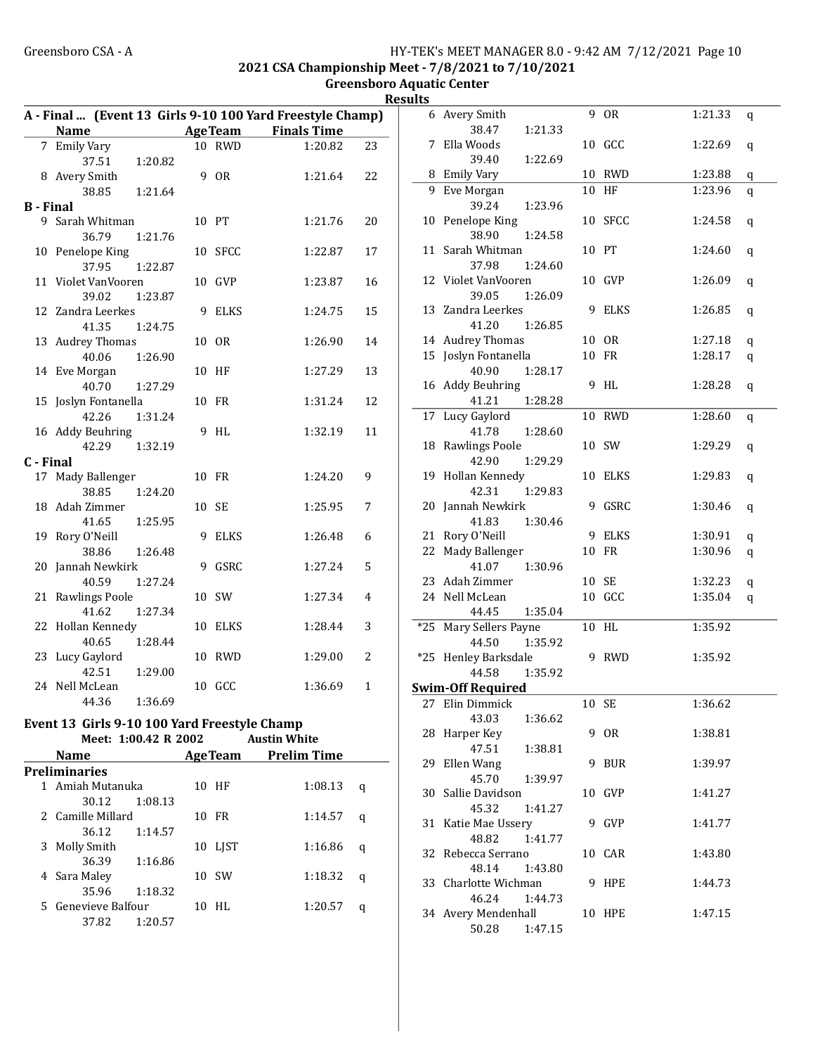**2021 CSA Championship Meet - 7/8/2021 to 7/10/2021**
**Greensboro Aquatic Center**
**Results**

### A - Final ... (Event 13 Girls 9-10 100 Yard Freestyle Champ)

| | Name | Age | Team | Finals Time | |
|---|---|---|---|---|---|
| 7 | Emily Vary | 10 | RWD | 1:20.82 | 23 |
| | 37.51 1:20.82 | | | | |
| 8 | Avery Smith | 9 | OR | 1:21.64 | 22 |
| | 38.85 1:21.64 | | | | |
| **B - Final** | | | | | |
| 9 | Sarah Whitman | 10 | PT | 1:21.76 | 20 |
| | 36.79 1:21.76 | | | | |
| 10 | Penelope King | 10 | SFCC | 1:22.87 | 17 |
| | 37.95 1:22.87 | | | | |
| 11 | Violet VanVooren | 10 | GVP | 1:23.87 | 16 |
| | 39.02 1:23.87 | | | | |
| 12 | Zandra Leerkes | 9 | ELKS | 1:24.75 | 15 |
| | 41.35 1:24.75 | | | | |
| 13 | Audrey Thomas | 10 | OR | 1:26.90 | 14 |
| | 40.06 1:26.90 | | | | |
| 14 | Eve Morgan | 10 | HF | 1:27.29 | 13 |
| | 40.70 1:27.29 | | | | |
| 15 | Joslyn Fontanella | 10 | FR | 1:31.24 | 12 |
| | 42.26 1:31.24 | | | | |
| 16 | Addy Beuhring | 9 | HL | 1:32.19 | 11 |
| | 42.29 1:32.19 | | | | |
| **C - Final** | | | | | |
| 17 | Mady Ballenger | 10 | FR | 1:24.20 | 9 |
| | 38.85 1:24.20 | | | | |
| 18 | Adah Zimmer | 10 | SE | 1:25.95 | 7 |
| | 41.65 1:25.95 | | | | |
| 19 | Rory O'Neill | 9 | ELKS | 1:26.48 | 6 |
| | 38.86 1:26.48 | | | | |
| 20 | Jannah Newkirk | 9 | GSRC | 1:27.24 | 5 |
| | 40.59 1:27.24 | | | | |
| 21 | Rawlings Poole | 10 | SW | 1:27.34 | 4 |
| | 41.62 1:27.34 | | | | |
| 22 | Hollan Kennedy | 10 | ELKS | 1:28.44 | 3 |
| | 40.65 1:28.44 | | | | |
| 23 | Lucy Gaylord | 10 | RWD | 1:29.00 | 2 |
| | 42.51 1:29.00 | | | | |
| 24 | Nell McLean | 10 | GCC | 1:36.69 | 1 |
| | 44.36 1:36.69 | | | | |

### Event 13 Girls 9-10 100 Yard Freestyle Champ

Meet: 1:00.42 R 2002 Austin White

| | Name | Age | Team | Prelim Time | |
|---|---|---|---|---|---|
| **Preliminaries** | | | | | |
| 1 | Amiah Mutanuka | 10 | HF | 1:08.13 | q |
| | 30.12 1:08.13 | | | | |
| 2 | Camille Millard | 10 | FR | 1:14.57 | q |
| | 36.12 1:14.57 | | | | |
| 3 | Molly Smith | 10 | LJST | 1:16.86 | q |
| | 36.39 1:16.86 | | | | |
| 4 | Sara Maley | 10 | SW | 1:18.32 | q |
| | 35.96 1:18.32 | | | | |
| 5 | Genevieve Balfour | 10 | HL | 1:20.57 | q |
| | 37.82 1:20.57 | | | | |
| 6 | Avery Smith | 9 | OR | 1:21.33 | q |
| | 38.47 1:21.33 | | | | |
| 7 | Ella Woods | 10 | GCC | 1:22.69 | q |
| | 39.40 1:22.69 | | | | |
| 8 | Emily Vary | 10 | RWD | 1:23.88 | q |
| 9 | Eve Morgan | 10 | HF | 1:23.96 | q |
| | 39.24 1:23.96 | | | | |
| 10 | Penelope King | 10 | SFCC | 1:24.58 | q |
| | 38.90 1:24.58 | | | | |
| 11 | Sarah Whitman | 10 | PT | 1:24.60 | q |
| | 37.98 1:24.60 | | | | |
| 12 | Violet VanVooren | 10 | GVP | 1:26.09 | q |
| | 39.05 1:26.09 | | | | |
| 13 | Zandra Leerkes | 9 | ELKS | 1:26.85 | q |
| | 41.20 1:26.85 | | | | |
| 14 | Audrey Thomas | 10 | OR | 1:27.18 | q |
| 15 | Joslyn Fontanella | 10 | FR | 1:28.17 | q |
| | 40.90 1:28.17 | | | | |
| 16 | Addy Beuhring | 9 | HL | 1:28.28 | q |
| | 41.21 1:28.28 | | | | |
| 17 | Lucy Gaylord | 10 | RWD | 1:28.60 | q |
| | 41.78 1:28.60 | | | | |
| 18 | Rawlings Poole | 10 | SW | 1:29.29 | q |
| | 42.90 1:29.29 | | | | |
| 19 | Hollan Kennedy | 10 | ELKS | 1:29.83 | q |
| | 42.31 1:29.83 | | | | |
| 20 | Jannah Newkirk | 9 | GSRC | 1:30.46 | q |
| | 41.83 1:30.46 | | | | |
| 21 | Rory O'Neill | 9 | ELKS | 1:30.91 | q |
| 22 | Mady Ballenger | 10 | FR | 1:30.96 | q |
| | 41.07 1:30.96 | | | | |
| 23 | Adah Zimmer | 10 | SE | 1:32.23 | q |
| 24 | Nell McLean | 10 | GCC | 1:35.04 | q |
| | 44.45 1:35.04 | | | | |
| *25 | Mary Sellers Payne | 10 | HL | 1:35.92 | |
| | 44.50 1:35.92 | | | | |
| *25 | Henley Barksdale | 9 | RWD | 1:35.92 | |
| | 44.58 1:35.92 | | | | |
| **Swim-Off Required** | | | | | |
| 27 | Elin Dimmick | 10 | SE | 1:36.62 | |
| | 43.03 1:36.62 | | | | |
| 28 | Harper Key | 9 | OR | 1:38.81 | |
| | 47.51 1:38.81 | | | | |
| 29 | Ellen Wang | 9 | BUR | 1:39.97 | |
| | 45.70 1:39.97 | | | | |
| 30 | Sallie Davidson | 10 | GVP | 1:41.27 | |
| | 45.32 1:41.27 | | | | |
| 31 | Katie Mae Ussery | 9 | GVP | 1:41.77 | |
| | 48.82 1:41.77 | | | | |
| 32 | Rebecca Serrano | 10 | CAR | 1:43.80 | |
| | 48.14 1:43.80 | | | | |
| 33 | Charlotte Wichman | 9 | HPE | 1:44.73 | |
| | 46.24 1:44.73 | | | | |
| 34 | Avery Mendenhall | 10 | HPE | 1:47.15 | |
| | 50.28 1:47.15 | | | | |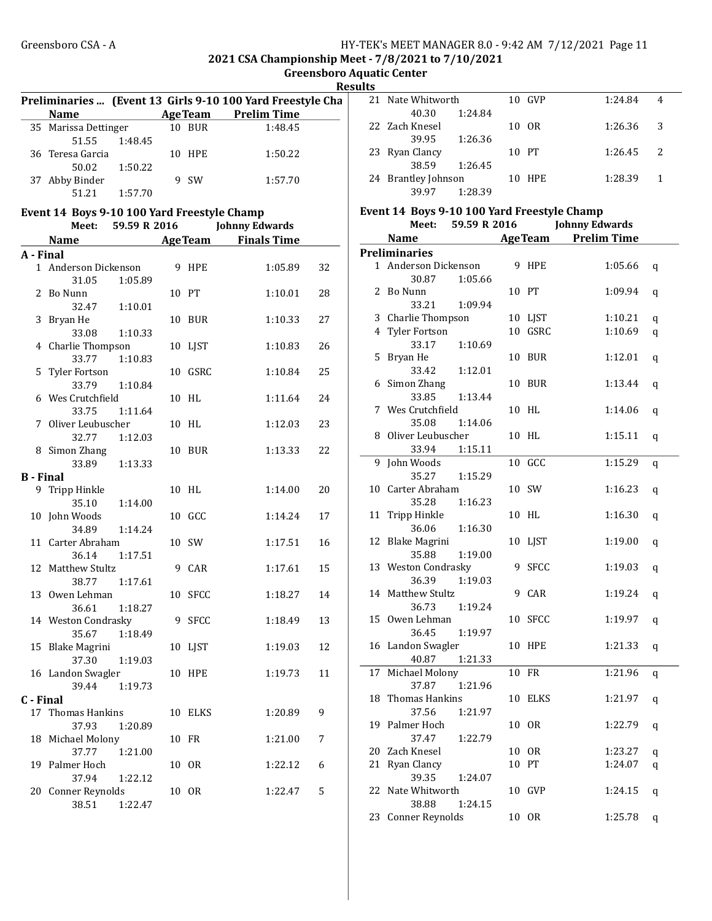## 2021 CSA Championship Meet - 7/8/2021 to 7/10/2021

### Greensboro Aquatic Center

### Results

**Preliminaries ... (Event 13 Girls 9-10 100 Yard Freestyle Cha**

| | Name | Age | Team | Prelim Time |
|---|---|---|---|---|
| 35 | Marissa Dettinger | 10 | BUR | 1:48.45 |
| | 51.55 1:48.45 | | | |
| 36 | Teresa Garcia | 10 | HPE | 1:50.22 |
| | 50.02 1:50.22 | | | |
| 37 | Abby Binder | 9 | SW | 1:57.70 |
| | 51.21 1:57.70 | | | |

**Event 14 Boys 9-10 100 Yard Freestyle Champ**

Meet: 59.59 R 2016 Johnny Edwards

| | Name | Age | Team | Finals Time | Points |
|---|---|---|---|---|---|
| **A - Final** | | | | | |
| 1 | Anderson Dickenson | 9 | HPE | 1:05.89 | 32 |
| | 31.05 1:05.89 | | | | |
| 2 | Bo Nunn | 10 | PT | 1:10.01 | 28 |
| | 32.47 1:10.01 | | | | |
| 3 | Bryan He | 10 | BUR | 1:10.33 | 27 |
| | 33.08 1:10.33 | | | | |
| 4 | Charlie Thompson | 10 | LJST | 1:10.83 | 26 |
| | 33.77 1:10.83 | | | | |
| 5 | Tyler Fortson | 10 | GSRC | 1:10.84 | 25 |
| | 33.79 1:10.84 | | | | |
| 6 | Wes Crutchfield | 10 | HL | 1:11.64 | 24 |
| | 33.75 1:11.64 | | | | |
| 7 | Oliver Leubuscher | 10 | HL | 1:12.03 | 23 |
| | 32.77 1:12.03 | | | | |
| 8 | Simon Zhang | 10 | BUR | 1:13.33 | 22 |
| | 33.89 1:13.33 | | | | |
| **B - Final** | | | | | |
| 9 | Tripp Hinkle | 10 | HL | 1:14.00 | 20 |
| | 35.10 1:14.00 | | | | |
| 10 | John Woods | 10 | GCC | 1:14.24 | 17 |
| | 34.89 1:14.24 | | | | |
| 11 | Carter Abraham | 10 | SW | 1:17.51 | 16 |
| | 36.14 1:17.51 | | | | |
| 12 | Matthew Stultz | 9 | CAR | 1:17.61 | 15 |
| | 38.77 1:17.61 | | | | |
| 13 | Owen Lehman | 10 | SFCC | 1:18.27 | 14 |
| | 36.61 1:18.27 | | | | |
| 14 | Weston Condrasky | 9 | SFCC | 1:18.49 | 13 |
| | 35.67 1:18.49 | | | | |
| 15 | Blake Magrini | 10 | LJST | 1:19.03 | 12 |
| | 37.30 1:19.03 | | | | |
| 16 | Landon Swagler | 10 | HPE | 1:19.73 | 11 |
| | 39.44 1:19.73 | | | | |
| **C - Final** | | | | | |
| 17 | Thomas Hankins | 10 | ELKS | 1:20.89 | 9 |
| | 37.93 1:20.89 | | | | |
| 18 | Michael Molony | 10 | FR | 1:21.00 | 7 |
| | 37.77 1:21.00 | | | | |
| 19 | Palmer Hoch | 10 | OR | 1:22.12 | 6 |
| | 37.94 1:22.12 | | | | |
| 20 | Conner Reynolds | 10 | OR | 1:22.47 | 5 |
| | 38.51 1:22.47 | | | | |
| 21 | Nate Whitworth | 10 | GVP | 1:24.84 | 4 |
| | 40.30 1:24.84 | | | | |
| 22 | Zach Knesel | 10 | OR | 1:26.36 | 3 |
| | 39.95 1:26.36 | | | | |
| 23 | Ryan Clancy | 10 | PT | 1:26.45 | 2 |
| | 38.59 1:26.45 | | | | |
| 24 | Brantley Johnson | 10 | HPE | 1:28.39 | 1 |
| | 39.97 1:28.39 | | | | |

**Event 14 Boys 9-10 100 Yard Freestyle Champ**

Meet: 59.59 R 2016 Johnny Edwards

| | Name | Age | Team | Prelim Time | |
|---|---|---|---|---|---|
| **Preliminaries** | | | | | |
| 1 | Anderson Dickenson | 9 | HPE | 1:05.66 | q |
| | 30.87 1:05.66 | | | | |
| 2 | Bo Nunn | 10 | PT | 1:09.94 | q |
| | 33.21 1:09.94 | | | | |
| 3 | Charlie Thompson | 10 | LJST | 1:10.21 | q |
| 4 | Tyler Fortson | 10 | GSRC | 1:10.69 | q |
| | 33.17 1:10.69 | | | | |
| 5 | Bryan He | 10 | BUR | 1:12.01 | q |
| | 33.42 1:12.01 | | | | |
| 6 | Simon Zhang | 10 | BUR | 1:13.44 | q |
| | 33.85 1:13.44 | | | | |
| 7 | Wes Crutchfield | 10 | HL | 1:14.06 | q |
| | 35.08 1:14.06 | | | | |
| 8 | Oliver Leubuscher | 10 | HL | 1:15.11 | q |
| | 33.94 1:15.11 | | | | |
| 9 | John Woods | 10 | GCC | 1:15.29 | q |
| | 35.27 1:15.29 | | | | |
| 10 | Carter Abraham | 10 | SW | 1:16.23 | q |
| | 35.28 1:16.23 | | | | |
| 11 | Tripp Hinkle | 10 | HL | 1:16.30 | q |
| | 36.06 1:16.30 | | | | |
| 12 | Blake Magrini | 10 | LJST | 1:19.00 | q |
| | 35.88 1:19.00 | | | | |
| 13 | Weston Condrasky | 9 | SFCC | 1:19.03 | q |
| | 36.39 1:19.03 | | | | |
| 14 | Matthew Stultz | 9 | CAR | 1:19.24 | q |
| | 36.73 1:19.24 | | | | |
| 15 | Owen Lehman | 10 | SFCC | 1:19.97 | q |
| | 36.45 1:19.97 | | | | |
| 16 | Landon Swagler | 10 | HPE | 1:21.33 | q |
| | 40.87 1:21.33 | | | | |
| 17 | Michael Molony | 10 | FR | 1:21.96 | q |
| | 37.87 1:21.96 | | | | |
| 18 | Thomas Hankins | 10 | ELKS | 1:21.97 | q |
| | 37.56 1:21.97 | | | | |
| 19 | Palmer Hoch | 10 | OR | 1:22.79 | q |
| | 37.47 1:22.79 | | | | |
| 20 | Zach Knesel | 10 | OR | 1:23.27 | q |
| 21 | Ryan Clancy | 10 | PT | 1:24.07 | q |
| | 39.35 1:24.07 | | | | |
| 22 | Nate Whitworth | 10 | GVP | 1:24.15 | q |
| | 38.88 1:24.15 | | | | |
| 23 | Conner Reynolds | 10 | OR | 1:25.78 | q |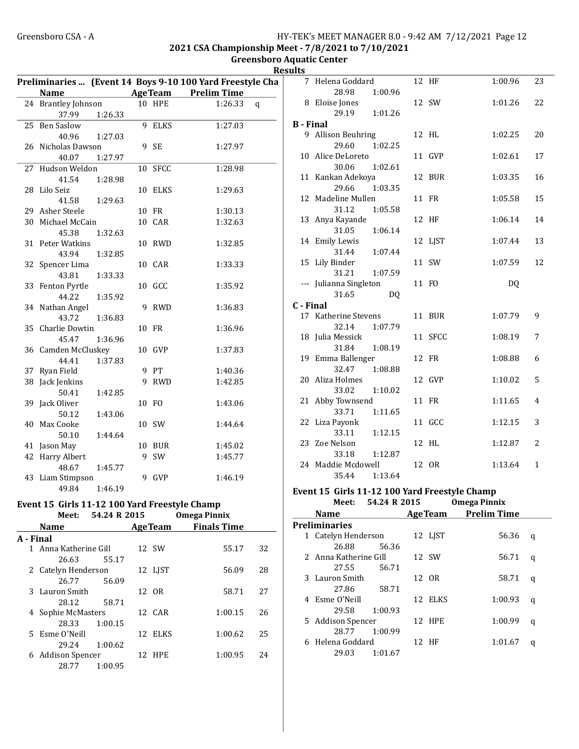## 2021 CSA Championship Meet - 7/8/2021 to 7/10/2021
### Greensboro Aquatic Center
### Results

**Preliminaries ... (Event 14 Boys 9-10 100 Yard Freestyle Cha**

| | Name | Age | Team | Prelim Time | |
|---|---|---|---|---|---|
| 24 | Brantley Johnson | 10 | HPE | 1:26.33 | q |
| | 37.99 1:26.33 | | | | |
| 25 | Ben Saslow | 9 | ELKS | 1:27.03 | |
| | 40.96 1:27.03 | | | | |
| 26 | Nicholas Dawson | 9 | SE | 1:27.97 | |
| | 40.07 1:27.97 | | | | |
| 27 | Hudson Weldon | 10 | SFCC | 1:28.98 | |
| | 41.54 1:28.98 | | | | |
| 28 | Lilo Seiz | 10 | ELKS | 1:29.63 | |
| | 41.58 1:29.63 | | | | |
| 29 | Asher Steele | 10 | FR | 1:30.13 | |
| 30 | Michael McCain | 10 | CAR | 1:32.63 | |
| | 45.38 1:32.63 | | | | |
| 31 | Peter Watkins | 10 | RWD | 1:32.85 | |
| | 43.94 1:32.85 | | | | |
| 32 | Spencer Lima | 10 | CAR | 1:33.33 | |
| | 43.81 1:33.33 | | | | |
| 33 | Fenton Pyrtle | 10 | GCC | 1:35.92 | |
| | 44.22 1:35.92 | | | | |
| 34 | Nathan Angel | 9 | RWD | 1:36.83 | |
| | 43.72 1:36.83 | | | | |
| 35 | Charlie Dowtin | 10 | FR | 1:36.96 | |
| | 45.47 1:36.96 | | | | |
| 36 | Camden McCluskey | 10 | GVP | 1:37.83 | |
| | 44.41 1:37.83 | | | | |
| 37 | Ryan Field | 9 | PT | 1:40.36 | |
| 38 | Jack Jenkins | 9 | RWD | 1:42.85 | |
| | 50.41 1:42.85 | | | | |
| 39 | Jack Oliver | 10 | FO | 1:43.06 | |
| | 50.12 1:43.06 | | | | |
| 40 | Max Cooke | 10 | SW | 1:44.64 | |
| | 50.10 1:44.64 | | | | |
| 41 | Jason May | 10 | BUR | 1:45.02 | |
| 42 | Harry Albert | 9 | SW | 1:45.77 | |
| | 48.67 1:45.77 | | | | |
| 43 | Liam Stimpson | 9 | GVP | 1:46.19 | |
| | 49.84 1:46.19 | | | | |

**Event 15 Girls 11-12 100 Yard Freestyle Champ**

Meet: 54.24 R 2015 Omega Pinnix

| | Name | Age | Team | Finals Time | Points |
|---|---|---|---|---|---|
| **A - Final** | | | | | |
| 1 | Anna Katherine Gill | 12 | SW | 55.17 | 32 |
| | 26.63 55.17 | | | | |
| 2 | Catelyn Henderson | 12 | LJST | 56.09 | 28 |
| | 26.77 56.09 | | | | |
| 3 | Lauron Smith | 12 | OR | 58.71 | 27 |
| | 28.12 58.71 | | | | |
| 4 | Sophie McMasters | 12 | CAR | 1:00.15 | 26 |
| | 28.33 1:00.15 | | | | |
| 5 | Esme O'Neill | 12 | ELKS | 1:00.62 | 25 |
| | 29.24 1:00.62 | | | | |
| 6 | Addison Spencer | 12 | HPE | 1:00.95 | 24 |
| | 28.77 1:00.95 | | | | |
| 7 | Helena Goddard | 12 | HF | 1:00.96 | 23 |
| | 28.98 1:00.96 | | | | |
| 8 | Eloise Jones | 12 | SW | 1:01.26 | 22 |
| | 29.19 1:01.26 | | | | |
| **B - Final** | | | | | |
| 9 | Allison Beuhring | 12 | HL | 1:02.25 | 20 |
| | 29.60 1:02.25 | | | | |
| 10 | Alice DeLoreto | 11 | GVP | 1:02.61 | 17 |
| | 30.06 1:02.61 | | | | |
| 11 | Kankan Adekoya | 12 | BUR | 1:03.35 | 16 |
| | 29.66 1:03.35 | | | | |
| 12 | Madeline Mullen | 11 | FR | 1:05.58 | 15 |
| | 31.12 1:05.58 | | | | |
| 13 | Anya Kayande | 12 | HF | 1:06.14 | 14 |
| | 31.05 1:06.14 | | | | |
| 14 | Emily Lewis | 12 | LJST | 1:07.44 | 13 |
| | 31.44 1:07.44 | | | | |
| 15 | Lily Binder | 11 | SW | 1:07.59 | 12 |
| | 31.21 1:07.59 | | | | |
| --- | Julianna Singleton | 11 | FO | DQ | |
| | 31.65 DQ | | | | |
| **C - Final** | | | | | |
| 17 | Katherine Stevens | 11 | BUR | 1:07.79 | 9 |
| | 32.14 1:07.79 | | | | |
| 18 | Julia Messick | 11 | SFCC | 1:08.19 | 7 |
| | 31.84 1:08.19 | | | | |
| 19 | Emma Ballenger | 12 | FR | 1:08.88 | 6 |
| | 32.47 1:08.88 | | | | |
| 20 | Aliza Holmes | 12 | GVP | 1:10.02 | 5 |
| | 33.02 1:10.02 | | | | |
| 21 | Abby Townsend | 11 | FR | 1:11.65 | 4 |
| | 33.71 1:11.65 | | | | |
| 22 | Liza Payonk | 11 | GCC | 1:12.15 | 3 |
| | 33.11 1:12.15 | | | | |
| 23 | Zoe Nelson | 12 | HL | 1:12.87 | 2 |
| | 33.18 1:12.87 | | | | |
| 24 | Maddie Mcdowell | 12 | OR | 1:13.64 | 1 |
| | 35.44 1:13.64 | | | | |

**Event 15 Girls 11-12 100 Yard Freestyle Champ**

Meet: 54.24 R 2015 Omega Pinnix

| | Name | Age | Team | Prelim Time | |
|---|---|---|---|---|---|
| **Preliminaries** | | | | | |
| 1 | Catelyn Henderson | 12 | LJST | 56.36 | q |
| | 26.88 56.36 | | | | |
| 2 | Anna Katherine Gill | 12 | SW | 56.71 | q |
| | 27.55 56.71 | | | | |
| 3 | Lauron Smith | 12 | OR | 58.71 | q |
| | 27.86 58.71 | | | | |
| 4 | Esme O'Neill | 12 | ELKS | 1:00.93 | q |
| | 29.58 1:00.93 | | | | |
| 5 | Addison Spencer | 12 | HPE | 1:00.99 | q |
| | 28.77 1:00.99 | | | | |
| 6 | Helena Goddard | 12 | HF | 1:01.67 | q |
| | 29.03 1:01.67 | | | | |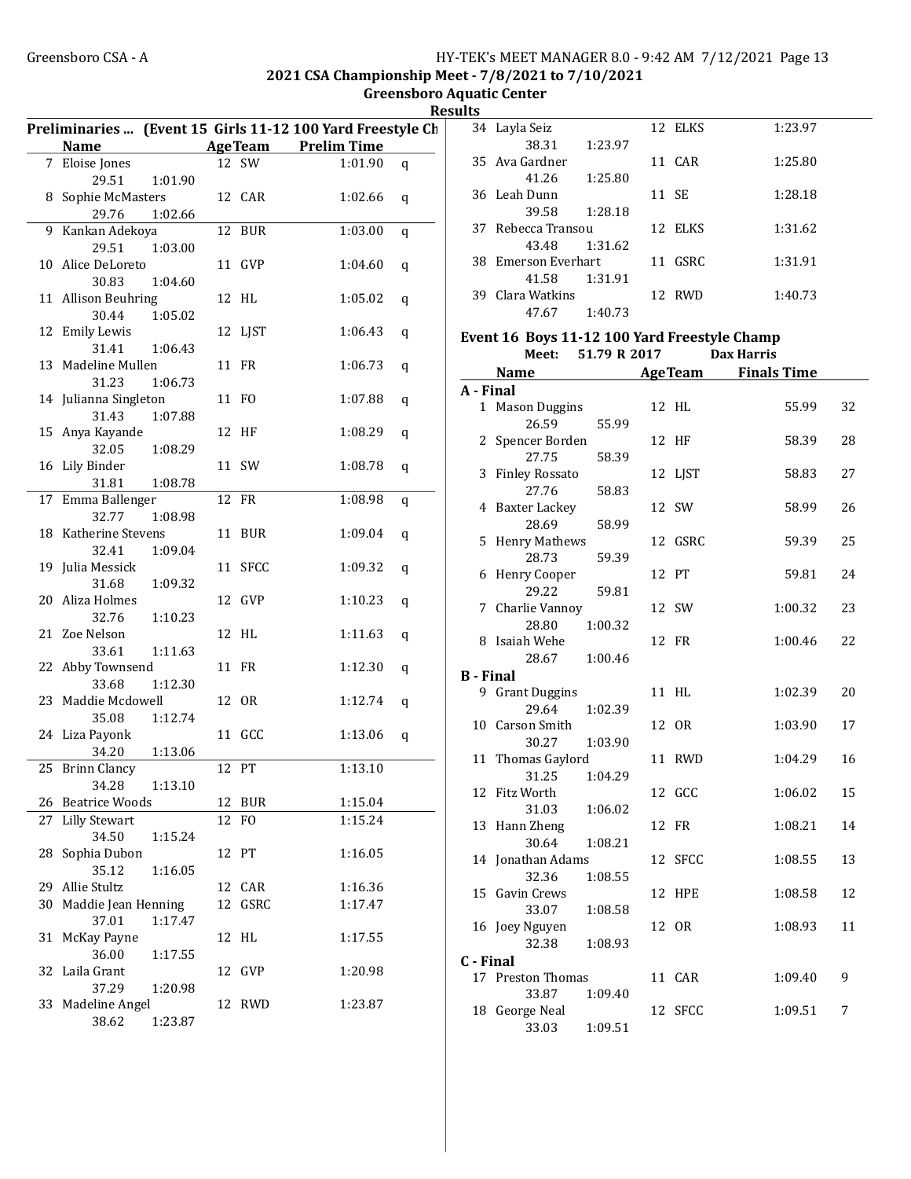# 2021 CSA Championship Meet - 7/8/2021 to 7/10/2021

## Greensboro Aquatic Center

## Results

### Preliminaries ... (Event 15 Girls 11-12 100 Yard Freestyle Ch

| | Name | Age | Team | Prelim Time | |
|---|---|---|---|---|---|
| 7 | Eloise Jones | 12 | SW | 1:01.90 | q |
| | 29.51 1:01.90 | | | | |
| 8 | Sophie McMasters | 12 | CAR | 1:02.66 | q |
| | 29.76 1:02.66 | | | | |
| 9 | Kankan Adekoya | 12 | BUR | 1:03.00 | q |
| | 29.51 1:03.00 | | | | |
| 10 | Alice DeLoreto | 11 | GVP | 1:04.60 | q |
| | 30.83 1:04.60 | | | | |
| 11 | Allison Beuhring | 12 | HL | 1:05.02 | q |
| | 30.44 1:05.02 | | | | |
| 12 | Emily Lewis | 12 | LJST | 1:06.43 | q |
| | 31.41 1:06.43 | | | | |
| 13 | Madeline Mullen | 11 | FR | 1:06.73 | q |
| | 31.23 1:06.73 | | | | |
| 14 | Julianna Singleton | 11 | FO | 1:07.88 | q |
| | 31.43 1:07.88 | | | | |
| 15 | Anya Kayande | 12 | HF | 1:08.29 | q |
| | 32.05 1:08.29 | | | | |
| 16 | Lily Binder | 11 | SW | 1:08.78 | q |
| | 31.81 1:08.78 | | | | |
| 17 | Emma Ballenger | 12 | FR | 1:08.98 | q |
| | 32.77 1:08.98 | | | | |
| 18 | Katherine Stevens | 11 | BUR | 1:09.04 | q |
| | 32.41 1:09.04 | | | | |
| 19 | Julia Messick | 11 | SFCC | 1:09.32 | q |
| | 31.68 1:09.32 | | | | |
| 20 | Aliza Holmes | 12 | GVP | 1:10.23 | q |
| | 32.76 1:10.23 | | | | |
| 21 | Zoe Nelson | 12 | HL | 1:11.63 | q |
| | 33.61 1:11.63 | | | | |
| 22 | Abby Townsend | 11 | FR | 1:12.30 | q |
| | 33.68 1:12.30 | | | | |
| 23 | Maddie Mcdowell | 12 | OR | 1:12.74 | q |
| | 35.08 1:12.74 | | | | |
| 24 | Liza Payonk | 11 | GCC | 1:13.06 | q |
| | 34.20 1:13.06 | | | | |
| 25 | Brinn Clancy | 12 | PT | 1:13.10 | |
| | 34.28 1:13.10 | | | | |
| 26 | Beatrice Woods | 12 | BUR | 1:15.04 | |
| 27 | Lilly Stewart | 12 | FO | 1:15.24 | |
| | 34.50 1:15.24 | | | | |
| 28 | Sophia Dubon | 12 | PT | 1:16.05 | |
| | 35.12 1:16.05 | | | | |
| 29 | Allie Stultz | 12 | CAR | 1:16.36 | |
| 30 | Maddie Jean Henning | 12 | GSRC | 1:17.47 | |
| | 37.01 1:17.47 | | | | |
| 31 | McKay Payne | 12 | HL | 1:17.55 | |
| | 36.00 1:17.55 | | | | |
| 32 | Laila Grant | 12 | GVP | 1:20.98 | |
| | 37.29 1:20.98 | | | | |
| 33 | Madeline Angel | 12 | RWD | 1:23.87 | |
| | 38.62 1:23.87 | | | | |
| 34 | Layla Seiz | 12 | ELKS | 1:23.97 | |
| | 38.31 1:23.97 | | | | |
| 35 | Ava Gardner | 11 | CAR | 1:25.80 | |
| | 41.26 1:25.80 | | | | |
| 36 | Leah Dunn | 11 | SE | 1:28.18 | |
| | 39.58 1:28.18 | | | | |
| 37 | Rebecca Transou | 12 | ELKS | 1:31.62 | |
| | 43.48 1:31.62 | | | | |
| 38 | Emerson Everhart | 11 | GSRC | 1:31.91 | |
| | 41.58 1:31.91 | | | | |
| 39 | Clara Watkins | 12 | RWD | 1:40.73 | |
| | 47.67 1:40.73 | | | | |

### Event 16 Boys 11-12 100 Yard Freestyle Champ

Meet: 51.79 R 2017 Dax Harris

| | Name | Age | Team | Finals Time | Points |
|---|---|---|---|---|---|
| **A - Final** | | | | | |
| 1 | Mason Duggins | 12 | HL | 55.99 | 32 |
| | 26.59 55.99 | | | | |
| 2 | Spencer Borden | 12 | HF | 58.39 | 28 |
| | 27.75 58.39 | | | | |
| 3 | Finley Rossato | 12 | LJST | 58.83 | 27 |
| | 27.76 58.83 | | | | |
| 4 | Baxter Lackey | 12 | SW | 58.99 | 26 |
| | 28.69 58.99 | | | | |
| 5 | Henry Mathews | 12 | GSRC | 59.39 | 25 |
| | 28.73 59.39 | | | | |
| 6 | Henry Cooper | 12 | PT | 59.81 | 24 |
| | 29.22 59.81 | | | | |
| 7 | Charlie Vannoy | 12 | SW | 1:00.32 | 23 |
| | 28.80 1:00.32 | | | | |
| 8 | Isaiah Wehe | 12 | FR | 1:00.46 | 22 |
| | 28.67 1:00.46 | | | | |
| **B - Final** | | | | | |
| 9 | Grant Duggins | 11 | HL | 1:02.39 | 20 |
| | 29.64 1:02.39 | | | | |
| 10 | Carson Smith | 12 | OR | 1:03.90 | 17 |
| | 30.27 1:03.90 | | | | |
| 11 | Thomas Gaylord | 11 | RWD | 1:04.29 | 16 |
| | 31.25 1:04.29 | | | | |
| 12 | Fitz Worth | 12 | GCC | 1:06.02 | 15 |
| | 31.03 1:06.02 | | | | |
| 13 | Hann Zheng | 12 | FR | 1:08.21 | 14 |
| | 30.64 1:08.21 | | | | |
| 14 | Jonathan Adams | 12 | SFCC | 1:08.55 | 13 |
| | 32.36 1:08.55 | | | | |
| 15 | Gavin Crews | 12 | HPE | 1:08.58 | 12 |
| | 33.07 1:08.58 | | | | |
| 16 | Joey Nguyen | 12 | OR | 1:08.93 | 11 |
| | 32.38 1:08.93 | | | | |
| **C - Final** | | | | | |
| 17 | Preston Thomas | 11 | CAR | 1:09.40 | 9 |
| | 33.87 1:09.40 | | | | |
| 18 | George Neal | 12 | SFCC | 1:09.51 | 7 |
| | 33.03 1:09.51 | | | | |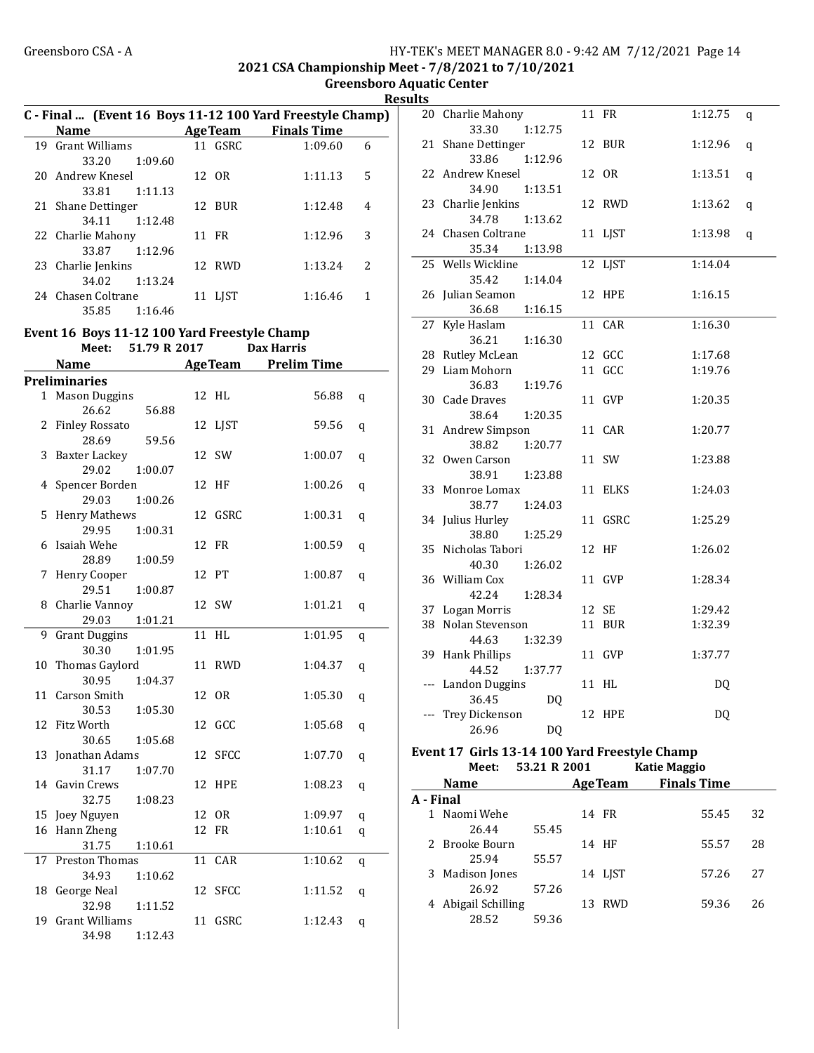2021 CSA Championship Meet - 7/8/2021 to 7/10/2021

Greensboro Aquatic Center

Results

### C - Final ... (Event 16 Boys 11-12 100 Yard Freestyle Champ)

| | Name | Age | Team | Finals Time | Points |
|---|---|---|---|---|---|
| 19 | Grant Williams | 11 | GSRC | 1:09.60 | 6 |
| | 33.20 1:09.60 | | | | |
| 20 | Andrew Knesel | 12 | OR | 1:11.13 | 5 |
| | 33.81 1:11.13 | | | | |
| 21 | Shane Dettinger | 12 | BUR | 1:12.48 | 4 |
| | 34.11 1:12.48 | | | | |
| 22 | Charlie Mahony | 11 | FR | 1:12.96 | 3 |
| | 33.87 1:12.96 | | | | |
| 23 | Charlie Jenkins | 12 | RWD | 1:13.24 | 2 |
| | 34.02 1:13.24 | | | | |
| 24 | Chasen Coltrane | 11 | LJST | 1:16.46 | 1 |
| | 35.85 1:16.46 | | | | |

### Event 16 Boys 11-12 100 Yard Freestyle Champ

Meet: 51.79 R 2017 Dax Harris

**Preliminaries**

| | Name | Age | Team | Prelim Time | |
|---|---|---|---|---|---|
| 1 | Mason Duggins | 12 | HL | 56.88 | q |
| | 26.62 56.88 | | | | |
| 2 | Finley Rossato | 12 | LJST | 59.56 | q |
| | 28.69 59.56 | | | | |
| 3 | Baxter Lackey | 12 | SW | 1:00.07 | q |
| | 29.02 1:00.07 | | | | |
| 4 | Spencer Borden | 12 | HF | 1:00.26 | q |
| | 29.03 1:00.26 | | | | |
| 5 | Henry Mathews | 12 | GSRC | 1:00.31 | q |
| | 29.95 1:00.31 | | | | |
| 6 | Isaiah Wehe | 12 | FR | 1:00.59 | q |
| | 28.89 1:00.59 | | | | |
| 7 | Henry Cooper | 12 | PT | 1:00.87 | q |
| | 29.51 1:00.87 | | | | |
| 8 | Charlie Vannoy | 12 | SW | 1:01.21 | q |
| | 29.03 1:01.21 | | | | |
| 9 | Grant Duggins | 11 | HL | 1:01.95 | q |
| | 30.30 1:01.95 | | | | |
| 10 | Thomas Gaylord | 11 | RWD | 1:04.37 | q |
| | 30.95 1:04.37 | | | | |
| 11 | Carson Smith | 12 | OR | 1:05.30 | q |
| | 30.53 1:05.30 | | | | |
| 12 | Fitz Worth | 12 | GCC | 1:05.68 | q |
| | 30.65 1:05.68 | | | | |
| 13 | Jonathan Adams | 12 | SFCC | 1:07.70 | q |
| | 31.17 1:07.70 | | | | |
| 14 | Gavin Crews | 12 | HPE | 1:08.23 | q |
| | 32.75 1:08.23 | | | | |
| 15 | Joey Nguyen | 12 | OR | 1:09.97 | q |
| 16 | Hann Zheng | 12 | FR | 1:10.61 | q |
| | 31.75 1:10.61 | | | | |
| 17 | Preston Thomas | 11 | CAR | 1:10.62 | q |
| | 34.93 1:10.62 | | | | |
| 18 | George Neal | 12 | SFCC | 1:11.52 | q |
| | 32.98 1:11.52 | | | | |
| 19 | Grant Williams | 11 | GSRC | 1:12.43 | q |
| | 34.98 1:12.43 | | | | |
| 20 | Charlie Mahony | 11 | FR | 1:12.75 | q |
| | 33.30 1:12.75 | | | | |
| 21 | Shane Dettinger | 12 | BUR | 1:12.96 | q |
| | 33.86 1:12.96 | | | | |
| 22 | Andrew Knesel | 12 | OR | 1:13.51 | q |
| | 34.90 1:13.51 | | | | |
| 23 | Charlie Jenkins | 12 | RWD | 1:13.62 | q |
| | 34.78 1:13.62 | | | | |
| 24 | Chasen Coltrane | 11 | LJST | 1:13.98 | q |
| | 35.34 1:13.98 | | | | |
| 25 | Wells Wickline | 12 | LJST | 1:14.04 | |
| | 35.42 1:14.04 | | | | |
| 26 | Julian Seamon | 12 | HPE | 1:16.15 | |
| | 36.68 1:16.15 | | | | |
| 27 | Kyle Haslam | 11 | CAR | 1:16.30 | |
| | 36.21 1:16.30 | | | | |
| 28 | Rutley McLean | 12 | GCC | 1:17.68 | |
| 29 | Liam Mohorn | 11 | GCC | 1:19.76 | |
| | 36.83 1:19.76 | | | | |
| 30 | Cade Draves | 11 | GVP | 1:20.35 | |
| | 38.64 1:20.35 | | | | |
| 31 | Andrew Simpson | 11 | CAR | 1:20.77 | |
| | 38.82 1:20.77 | | | | |
| 32 | Owen Carson | 11 | SW | 1:23.88 | |
| | 38.91 1:23.88 | | | | |
| 33 | Monroe Lomax | 11 | ELKS | 1:24.03 | |
| | 38.77 1:24.03 | | | | |
| 34 | Julius Hurley | 11 | GSRC | 1:25.29 | |
| | 38.80 1:25.29 | | | | |
| 35 | Nicholas Tabori | 12 | HF | 1:26.02 | |
| | 40.30 1:26.02 | | | | |
| 36 | William Cox | 11 | GVP | 1:28.34 | |
| | 42.24 1:28.34 | | | | |
| 37 | Logan Morris | 12 | SE | 1:29.42 | |
| 38 | Nolan Stevenson | 11 | BUR | 1:32.39 | |
| | 44.63 1:32.39 | | | | |
| 39 | Hank Phillips | 11 | GVP | 1:37.77 | |
| | 44.52 1:37.77 | | | | |
| --- | Landon Duggins | 11 | HL | DQ | |
| | 36.45 DQ | | | | |
| --- | Trey Dickenson | 12 | HPE | DQ | |
| | 26.96 DQ | | | | |

### Event 17 Girls 13-14 100 Yard Freestyle Champ

Meet: 53.21 R 2001 Katie Maggio

**A - Final**

| | Name | Age | Team | Finals Time | Points |
|---|---|---|---|---|---|
| 1 | Naomi Wehe | 14 | FR | 55.45 | 32 |
| | 26.44 55.45 | | | | |
| 2 | Brooke Bourn | 14 | HF | 55.57 | 28 |
| | 25.94 55.57 | | | | |
| 3 | Madison Jones | 14 | LJST | 57.26 | 27 |
| | 26.92 57.26 | | | | |
| 4 | Abigail Schilling | 13 | RWD | 59.36 | 26 |
| | 28.52 59.36 | | | | |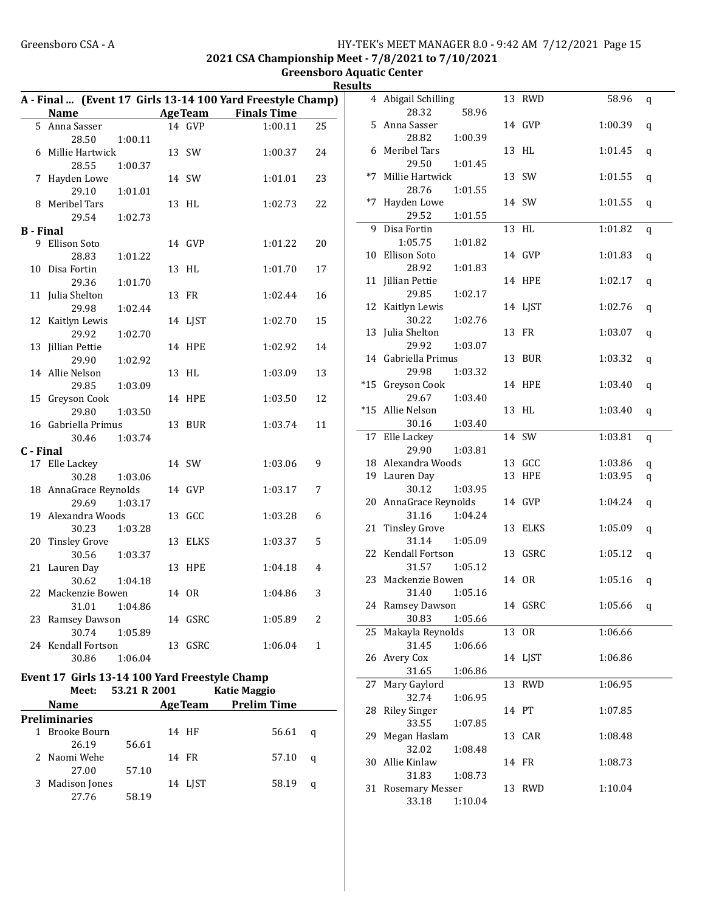2021 CSA Championship Meet - 7/8/2021 to 7/10/2021

Greensboro Aquatic Center

Results

**A - Final ... (Event 17 Girls 13-14 100 Yard Freestyle Champ)**

| | Name | Age | Team | Finals Time | Points |
|---|---|---|---|---|---|
| 5 | Anna Sasser | 14 | GVP | 1:00.11 | 25 |
| | 28.50 1:00.11 | | | | |
| 6 | Millie Hartwick | 13 | SW | 1:00.37 | 24 |
| | 28.55 1:00.37 | | | | |
| 7 | Hayden Lowe | 14 | SW | 1:01.01 | 23 |
| | 29.10 1:01.01 | | | | |
| 8 | Meribel Tars | 13 | HL | 1:02.73 | 22 |
| | 29.54 1:02.73 | | | | |

**B - Final**

| | Name | Age | Team | Finals Time | Points |
|---|---|---|---|---|---|
| 9 | Ellison Soto | 14 | GVP | 1:01.22 | 20 |
| | 28.83 1:01.22 | | | | |
| 10 | Disa Fortin | 13 | HL | 1:01.70 | 17 |
| | 29.36 1:01.70 | | | | |
| 11 | Julia Shelton | 13 | FR | 1:02.44 | 16 |
| | 29.98 1:02.44 | | | | |
| 12 | Kaitlyn Lewis | 14 | LJST | 1:02.70 | 15 |
| | 29.92 1:02.70 | | | | |
| 13 | Jillian Pettie | 14 | HPE | 1:02.92 | 14 |
| | 29.90 1:02.92 | | | | |
| 14 | Allie Nelson | 13 | HL | 1:03.09 | 13 |
| | 29.85 1:03.09 | | | | |
| 15 | Greyson Cook | 14 | HPE | 1:03.50 | 12 |
| | 29.80 1:03.50 | | | | |
| 16 | Gabriella Primus | 13 | BUR | 1:03.74 | 11 |
| | 30.46 1:03.74 | | | | |

**C - Final**

| | Name | Age | Team | Finals Time | Points |
|---|---|---|---|---|---|
| 17 | Elle Lackey | 14 | SW | 1:03.06 | 9 |
| | 30.28 1:03.06 | | | | |
| 18 | AnnaGrace Reynolds | 14 | GVP | 1:03.17 | 7 |
| | 29.69 1:03.17 | | | | |
| 19 | Alexandra Woods | 13 | GCC | 1:03.28 | 6 |
| | 30.23 1:03.28 | | | | |
| 20 | Tinsley Grove | 13 | ELKS | 1:03.37 | 5 |
| | 30.56 1:03.37 | | | | |
| 21 | Lauren Day | 13 | HPE | 1:04.18 | 4 |
| | 30.62 1:04.18 | | | | |
| 22 | Mackenzie Bowen | 14 | OR | 1:04.86 | 3 |
| | 31.01 1:04.86 | | | | |
| 23 | Ramsey Dawson | 14 | GSRC | 1:05.89 | 2 |
| | 30.74 1:05.89 | | | | |
| 24 | Kendall Fortson | 13 | GSRC | 1:06.04 | 1 |
| | 30.86 1:06.04 | | | | |

## Event 17 Girls 13-14 100 Yard Freestyle Champ

Meet: 53.21 R 2001 Katie Maggio

**Preliminaries**

| | Name | Age | Team | Prelim Time | |
|---|---|---|---|---|---|
| 1 | Brooke Bourn | 14 | HF | 56.61 | q |
| | 26.19 56.61 | | | | |
| 2 | Naomi Wehe | 14 | FR | 57.10 | q |
| | 27.00 57.10 | | | | |
| 3 | Madison Jones | 14 | LJST | 58.19 | q |
| | 27.76 58.19 | | | | |
| 4 | Abigail Schilling | 13 | RWD | 58.96 | q |
| | 28.32 58.96 | | | | |
| 5 | Anna Sasser | 14 | GVP | 1:00.39 | q |
| | 28.82 1:00.39 | | | | |
| 6 | Meribel Tars | 13 | HL | 1:01.45 | q |
| | 29.50 1:01.45 | | | | |
| *7 | Millie Hartwick | 13 | SW | 1:01.55 | q |
| | 28.76 1:01.55 | | | | |
| *7 | Hayden Lowe | 14 | SW | 1:01.55 | q |
| | 29.52 1:01.55 | | | | |
| 9 | Disa Fortin | 13 | HL | 1:01.82 | q |
| | 1:05.75 1:01.82 | | | | |
| 10 | Ellison Soto | 14 | GVP | 1:01.83 | q |
| | 28.92 1:01.83 | | | | |
| 11 | Jillian Pettie | 14 | HPE | 1:02.17 | q |
| | 29.85 1:02.17 | | | | |
| 12 | Kaitlyn Lewis | 14 | LJST | 1:02.76 | q |
| | 30.22 1:02.76 | | | | |
| 13 | Julia Shelton | 13 | FR | 1:03.07 | q |
| | 29.92 1:03.07 | | | | |
| 14 | Gabriella Primus | 13 | BUR | 1:03.32 | q |
| | 29.98 1:03.32 | | | | |
| *15 | Greyson Cook | 14 | HPE | 1:03.40 | q |
| | 29.67 1:03.40 | | | | |
| *15 | Allie Nelson | 13 | HL | 1:03.40 | q |
| | 30.16 1:03.40 | | | | |
| 17 | Elle Lackey | 14 | SW | 1:03.81 | q |
| | 29.90 1:03.81 | | | | |
| 18 | Alexandra Woods | 13 | GCC | 1:03.86 | q |
| 19 | Lauren Day | 13 | HPE | 1:03.95 | q |
| | 30.12 1:03.95 | | | | |
| 20 | AnnaGrace Reynolds | 14 | GVP | 1:04.24 | q |
| | 31.16 1:04.24 | | | | |
| 21 | Tinsley Grove | 13 | ELKS | 1:05.09 | q |
| | 31.14 1:05.09 | | | | |
| 22 | Kendall Fortson | 13 | GSRC | 1:05.12 | q |
| | 31.57 1:05.12 | | | | |
| 23 | Mackenzie Bowen | 14 | OR | 1:05.16 | q |
| | 31.40 1:05.16 | | | | |
| 24 | Ramsey Dawson | 14 | GSRC | 1:05.66 | q |
| | 30.83 1:05.66 | | | | |
| 25 | Makayla Reynolds | 13 | OR | 1:06.66 | |
| | 31.45 1:06.66 | | | | |
| 26 | Avery Cox | 14 | LJST | 1:06.86 | |
| | 31.65 1:06.86 | | | | |
| 27 | Mary Gaylord | 13 | RWD | 1:06.95 | |
| | 32.74 1:06.95 | | | | |
| 28 | Riley Singer | 14 | PT | 1:07.85 | |
| | 33.55 1:07.85 | | | | |
| 29 | Megan Haslam | 13 | CAR | 1:08.48 | |
| | 32.02 1:08.48 | | | | |
| 30 | Allie Kinlaw | 14 | FR | 1:08.73 | |
| | 31.83 1:08.73 | | | | |
| 31 | Rosemary Messer | 13 | RWD | 1:10.04 | |
| | 33.18 1:10.04 | | | | |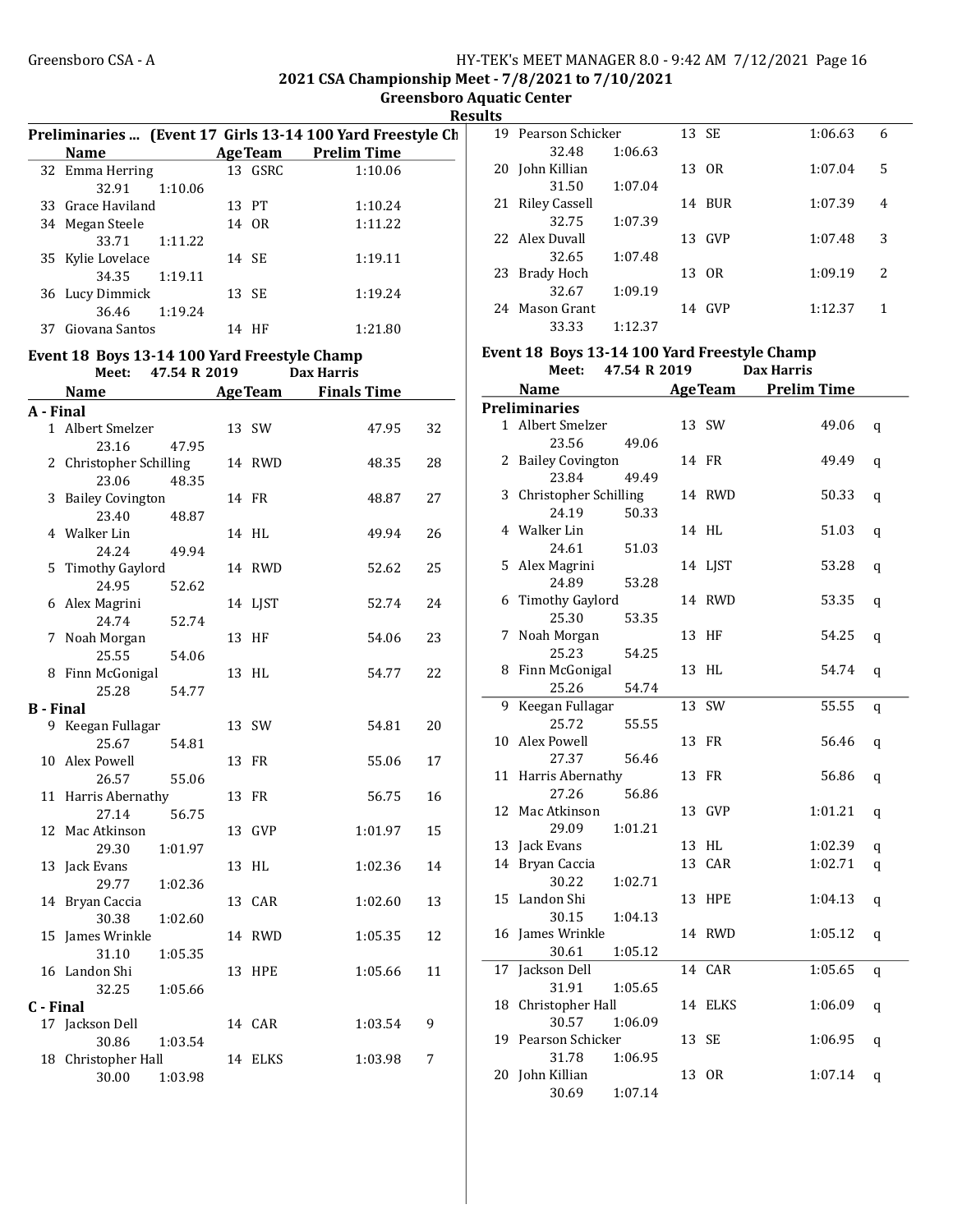## 2021 CSA Championship Meet - 7/8/2021 to 7/10/2021

### Greensboro Aquatic Center

### Results

**Preliminaries ... (Event 17 Girls 13-14 100 Yard Freestyle Champ)**

| | Name | Age | Team | Prelim Time |
|---|---|---|---|---|
| 32 | Emma Herring | 13 | GSRC | 1:10.06 |
| | 32.91 1:10.06 | | | |
| 33 | Grace Haviland | 13 | PT | 1:10.24 |
| 34 | Megan Steele | 14 | OR | 1:11.22 |
| | 33.71 1:11.22 | | | |
| 35 | Kylie Lovelace | 14 | SE | 1:19.11 |
| | 34.35 1:19.11 | | | |
| 36 | Lucy Dimmick | 13 | SE | 1:19.24 |
| | 36.46 1:19.24 | | | |
| 37 | Giovana Santos | 14 | HF | 1:21.80 |

**Event 18 Boys 13-14 100 Yard Freestyle Champ**

Meet: 47.54 R 2019 Dax Harris

| | Name | Age | Team | Finals Time | Points |
|---|---|---|---|---|---|
| **A - Final** | | | | | |
| 1 | Albert Smelzer | 13 | SW | 47.95 | 32 |
| | 23.16 47.95 | | | | |
| 2 | Christopher Schilling | 14 | RWD | 48.35 | 28 |
| | 23.06 48.35 | | | | |
| 3 | Bailey Covington | 14 | FR | 48.87 | 27 |
| | 23.40 48.87 | | | | |
| 4 | Walker Lin | 14 | HL | 49.94 | 26 |
| | 24.24 49.94 | | | | |
| 5 | Timothy Gaylord | 14 | RWD | 52.62 | 25 |
| | 24.95 52.62 | | | | |
| 6 | Alex Magrini | 14 | LJST | 52.74 | 24 |
| | 24.74 52.74 | | | | |
| 7 | Noah Morgan | 13 | HF | 54.06 | 23 |
| | 25.55 54.06 | | | | |
| 8 | Finn McGonigal | 13 | HL | 54.77 | 22 |
| | 25.28 54.77 | | | | |
| **B - Final** | | | | | |
| 9 | Keegan Fullagar | 13 | SW | 54.81 | 20 |
| | 25.67 54.81 | | | | |
| 10 | Alex Powell | 13 | FR | 55.06 | 17 |
| | 26.57 55.06 | | | | |
| 11 | Harris Abernathy | 13 | FR | 56.75 | 16 |
| | 27.14 56.75 | | | | |
| 12 | Mac Atkinson | 13 | GVP | 1:01.97 | 15 |
| | 29.30 1:01.97 | | | | |
| 13 | Jack Evans | 13 | HL | 1:02.36 | 14 |
| | 29.77 1:02.36 | | | | |
| 14 | Bryan Caccia | 13 | CAR | 1:02.60 | 13 |
| | 30.38 1:02.60 | | | | |
| 15 | James Wrinkle | 14 | RWD | 1:05.35 | 12 |
| | 31.10 1:05.35 | | | | |
| 16 | Landon Shi | 13 | HPE | 1:05.66 | 11 |
| | 32.25 1:05.66 | | | | |
| **C - Final** | | | | | |
| 17 | Jackson Dell | 14 | CAR | 1:03.54 | 9 |
| | 30.86 1:03.54 | | | | |
| 18 | Christopher Hall | 14 | ELKS | 1:03.98 | 7 |
| | 30.00 1:03.98 | | | | |
| 19 | Pearson Schicker | 13 | SE | 1:06.63 | 6 |
| | 32.48 1:06.63 | | | | |
| 20 | John Killian | 13 | OR | 1:07.04 | 5 |
| | 31.50 1:07.04 | | | | |
| 21 | Riley Cassell | 14 | BUR | 1:07.39 | 4 |
| | 32.75 1:07.39 | | | | |
| 22 | Alex Duvall | 13 | GVP | 1:07.48 | 3 |
| | 32.65 1:07.48 | | | | |
| 23 | Brady Hoch | 13 | OR | 1:09.19 | 2 |
| | 32.67 1:09.19 | | | | |
| 24 | Mason Grant | 14 | GVP | 1:12.37 | 1 |
| | 33.33 1:12.37 | | | | |

**Event 18 Boys 13-14 100 Yard Freestyle Champ**

Meet: 47.54 R 2019 Dax Harris

| | Name | Age | Team | Prelim Time | |
|---|---|---|---|---|---|
| **Preliminaries** | | | | | |
| 1 | Albert Smelzer | 13 | SW | 49.06 | q |
| | 23.56 49.06 | | | | |
| 2 | Bailey Covington | 14 | FR | 49.49 | q |
| | 23.84 49.49 | | | | |
| 3 | Christopher Schilling | 14 | RWD | 50.33 | q |
| | 24.19 50.33 | | | | |
| 4 | Walker Lin | 14 | HL | 51.03 | q |
| | 24.61 51.03 | | | | |
| 5 | Alex Magrini | 14 | LJST | 53.28 | q |
| | 24.89 53.28 | | | | |
| 6 | Timothy Gaylord | 14 | RWD | 53.35 | q |
| | 25.30 53.35 | | | | |
| 7 | Noah Morgan | 13 | HF | 54.25 | q |
| | 25.23 54.25 | | | | |
| 8 | Finn McGonigal | 13 | HL | 54.74 | q |
| | 25.26 54.74 | | | | |
| 9 | Keegan Fullagar | 13 | SW | 55.55 | q |
| | 25.72 55.55 | | | | |
| 10 | Alex Powell | 13 | FR | 56.46 | q |
| | 27.37 56.46 | | | | |
| 11 | Harris Abernathy | 13 | FR | 56.86 | q |
| | 27.26 56.86 | | | | |
| 12 | Mac Atkinson | 13 | GVP | 1:01.21 | q |
| | 29.09 1:01.21 | | | | |
| 13 | Jack Evans | 13 | HL | 1:02.39 | q |
| 14 | Bryan Caccia | 13 | CAR | 1:02.71 | q |
| | 30.22 1:02.71 | | | | |
| 15 | Landon Shi | 13 | HPE | 1:04.13 | q |
| | 30.15 1:04.13 | | | | |
| 16 | James Wrinkle | 14 | RWD | 1:05.12 | q |
| | 30.61 1:05.12 | | | | |
| 17 | Jackson Dell | 14 | CAR | 1:05.65 | q |
| | 31.91 1:05.65 | | | | |
| 18 | Christopher Hall | 14 | ELKS | 1:06.09 | q |
| | 30.57 1:06.09 | | | | |
| 19 | Pearson Schicker | 13 | SE | 1:06.95 | q |
| | 31.78 1:06.95 | | | | |
| 20 | John Killian | 13 | OR | 1:07.14 | q |
| | 30.69 1:07.14 | | | | |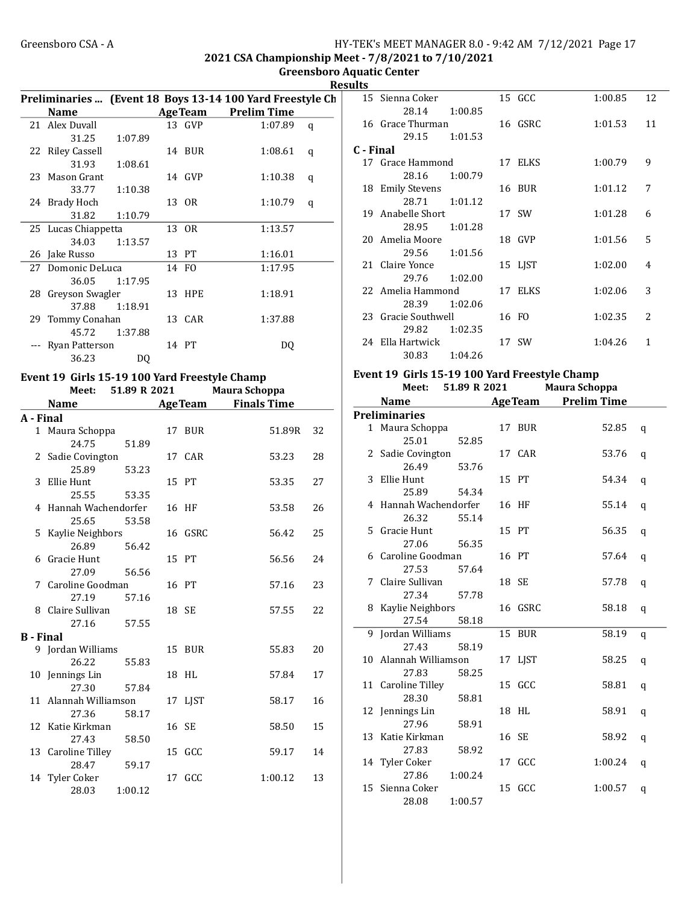## 2021 CSA Championship Meet - 7/8/2021 to 7/10/2021

### Greensboro Aquatic Center

### Results

**Preliminaries ... (Event 18 Boys 13-14 100 Yard Freestyle Ch**

| | Name | Age | Team | Prelim Time | |
|---|---|---|---|---|---|
| 21 | Alex Duvall | 13 | GVP | 1:07.89 | q |
| | 31.25 1:07.89 | | | | |
| 22 | Riley Cassell | 14 | BUR | 1:08.61 | q |
| | 31.93 1:08.61 | | | | |
| 23 | Mason Grant | 14 | GVP | 1:10.38 | q |
| | 33.77 1:10.38 | | | | |
| 24 | Brady Hoch | 13 | OR | 1:10.79 | q |
| | 31.82 1:10.79 | | | | |
| 25 | Lucas Chiappetta | 13 | OR | 1:13.57 | |
| | 34.03 1:13.57 | | | | |
| 26 | Jake Russo | 13 | PT | 1:16.01 | |
| 27 | Domonic DeLuca | 14 | FO | 1:17.95 | |
| | 36.05 1:17.95 | | | | |
| 28 | Greyson Swagler | 13 | HPE | 1:18.91 | |
| | 37.88 1:18.91 | | | | |
| 29 | Tommy Conahan | 13 | CAR | 1:37.88 | |
| | 45.72 1:37.88 | | | | |
| --- | Ryan Patterson | 14 | PT | DQ | |
| | 36.23 DQ | | | | |

### Event 19 Girls 15-19 100 Yard Freestyle Champ

Meet: 51.89 R 2021 Maura Schoppa

| | Name | Age | Team | Finals Time | |
|---|---|---|---|---|---|
| **A - Final** | | | | | |
| 1 | Maura Schoppa | 17 | BUR | 51.89R | 32 |
| | 24.75 51.89 | | | | |
| 2 | Sadie Covington | 17 | CAR | 53.23 | 28 |
| | 25.89 53.23 | | | | |
| 3 | Ellie Hunt | 15 | PT | 53.35 | 27 |
| | 25.55 53.35 | | | | |
| 4 | Hannah Wachendorfer | 16 | HF | 53.58 | 26 |
| | 25.65 53.58 | | | | |
| 5 | Kaylie Neighbors | 16 | GSRC | 56.42 | 25 |
| | 26.89 56.42 | | | | |
| 6 | Gracie Hunt | 15 | PT | 56.56 | 24 |
| | 27.09 56.56 | | | | |
| 7 | Caroline Goodman | 16 | PT | 57.16 | 23 |
| | 27.19 57.16 | | | | |
| 8 | Claire Sullivan | 18 | SE | 57.55 | 22 |
| | 27.16 57.55 | | | | |
| **B - Final** | | | | | |
| 9 | Jordan Williams | 15 | BUR | 55.83 | 20 |
| | 26.22 55.83 | | | | |
| 10 | Jennings Lin | 18 | HL | 57.84 | 17 |
| | 27.30 57.84 | | | | |
| 11 | Alannah Williamson | 17 | LJST | 58.17 | 16 |
| | 27.36 58.17 | | | | |
| 12 | Katie Kirkman | 16 | SE | 58.50 | 15 |
| | 27.43 58.50 | | | | |
| 13 | Caroline Tilley | 15 | GCC | 59.17 | 14 |
| | 28.47 59.17 | | | | |
| 14 | Tyler Coker | 17 | GCC | 1:00.12 | 13 |
| | 28.03 1:00.12 | | | | |
| 15 | Sienna Coker | 15 | GCC | 1:00.85 | 12 |
| | 28.14 1:00.85 | | | | |
| 16 | Grace Thurman | 16 | GSRC | 1:01.53 | 11 |
| | 29.15 1:01.53 | | | | |
| **C - Final** | | | | | |
| 17 | Grace Hammond | 17 | ELKS | 1:00.79 | 9 |
| | 28.16 1:00.79 | | | | |
| 18 | Emily Stevens | 16 | BUR | 1:01.12 | 7 |
| | 28.71 1:01.12 | | | | |
| 19 | Anabelle Short | 17 | SW | 1:01.28 | 6 |
| | 28.95 1:01.28 | | | | |
| 20 | Amelia Moore | 18 | GVP | 1:01.56 | 5 |
| | 29.56 1:01.56 | | | | |
| 21 | Claire Yonce | 15 | LJST | 1:02.00 | 4 |
| | 29.76 1:02.00 | | | | |
| 22 | Amelia Hammond | 17 | ELKS | 1:02.06 | 3 |
| | 28.39 1:02.06 | | | | |
| 23 | Gracie Southwell | 16 | FO | 1:02.35 | 2 |
| | 29.82 1:02.35 | | | | |
| 24 | Ella Hartwick | 17 | SW | 1:04.26 | 1 |
| | 30.83 1:04.26 | | | | |

### Event 19 Girls 15-19 100 Yard Freestyle Champ

Meet: 51.89 R 2021 Maura Schoppa

| | Name | Age | Team | Prelim Time | |
|---|---|---|---|---|---|
| **Preliminaries** | | | | | |
| 1 | Maura Schoppa | 17 | BUR | 52.85 | q |
| | 25.01 52.85 | | | | |
| 2 | Sadie Covington | 17 | CAR | 53.76 | q |
| | 26.49 53.76 | | | | |
| 3 | Ellie Hunt | 15 | PT | 54.34 | q |
| | 25.89 54.34 | | | | |
| 4 | Hannah Wachendorfer | 16 | HF | 55.14 | q |
| | 26.32 55.14 | | | | |
| 5 | Gracie Hunt | 15 | PT | 56.35 | q |
| | 27.06 56.35 | | | | |
| 6 | Caroline Goodman | 16 | PT | 57.64 | q |
| | 27.53 57.64 | | | | |
| 7 | Claire Sullivan | 18 | SE | 57.78 | q |
| | 27.34 57.78 | | | | |
| 8 | Kaylie Neighbors | 16 | GSRC | 58.18 | q |
| | 27.54 58.18 | | | | |
| 9 | Jordan Williams | 15 | BUR | 58.19 | q |
| | 27.43 58.19 | | | | |
| 10 | Alannah Williamson | 17 | LJST | 58.25 | q |
| | 27.83 58.25 | | | | |
| 11 | Caroline Tilley | 15 | GCC | 58.81 | q |
| | 28.30 58.81 | | | | |
| 12 | Jennings Lin | 18 | HL | 58.91 | q |
| | 27.96 58.91 | | | | |
| 13 | Katie Kirkman | 16 | SE | 58.92 | q |
| | 27.83 58.92 | | | | |
| 14 | Tyler Coker | 17 | GCC | 1:00.24 | q |
| | 27.86 1:00.24 | | | | |
| 15 | Sienna Coker | 15 | GCC | 1:00.57 | q |
| | 28.08 1:00.57 | | | | |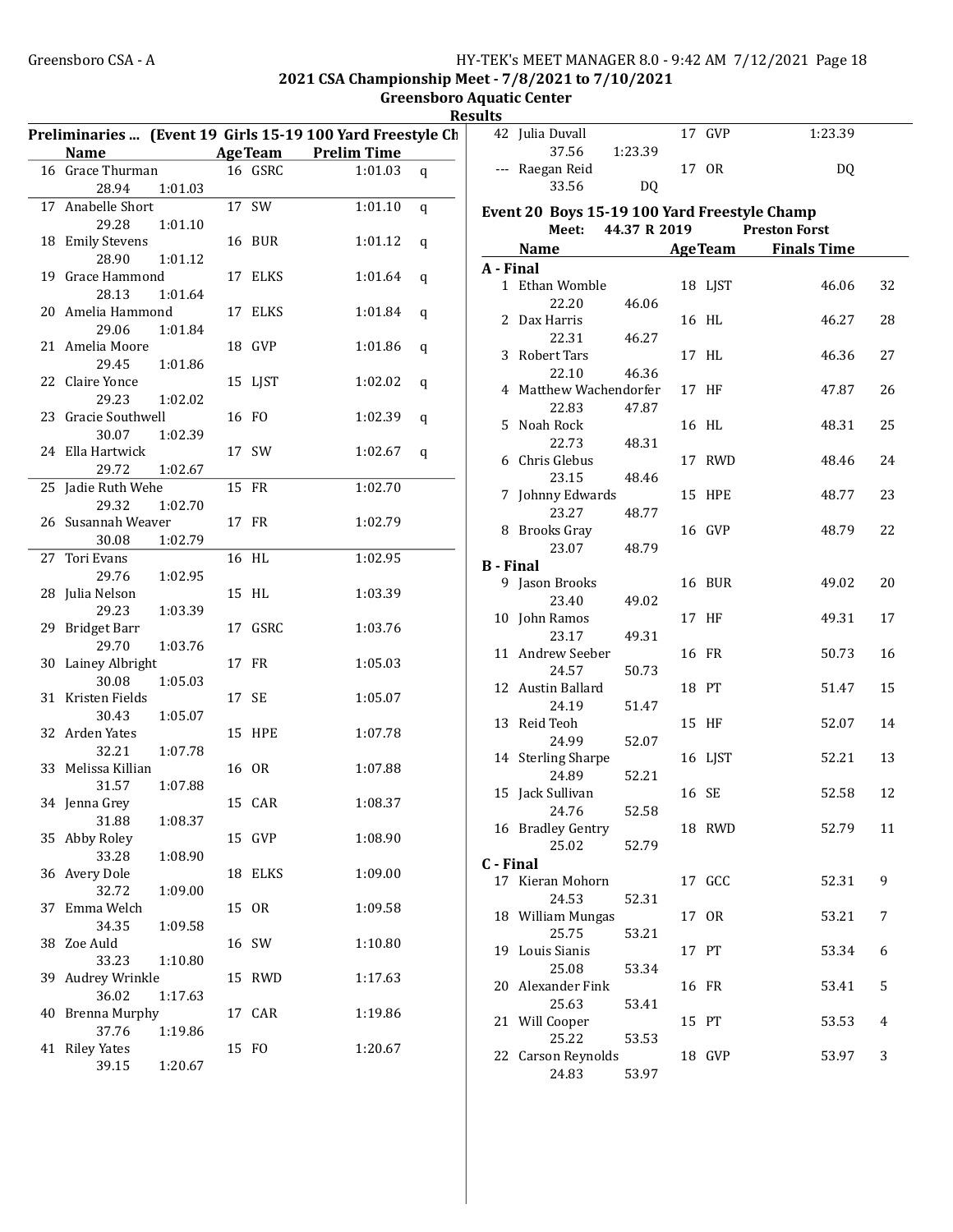## 2021 CSA Championship Meet - 7/8/2021 to 7/10/2021

### Greensboro Aquatic Center

### Results

**Preliminaries ... (Event 19 Girls 15-19 100 Yard Freestyle Ch**

| | Name | Age | Team | Prelim Time | |
|---|---|---|---|---|---|
| 16 | Grace Thurman | 16 | GSRC | 1:01.03 | q |
| | 28.94 1:01.03 | | | | |
| 17 | Anabelle Short | 17 | SW | 1:01.10 | q |
| | 29.28 1:01.10 | | | | |
| 18 | Emily Stevens | 16 | BUR | 1:01.12 | q |
| | 28.90 1:01.12 | | | | |
| 19 | Grace Hammond | 17 | ELKS | 1:01.64 | q |
| | 28.13 1:01.64 | | | | |
| 20 | Amelia Hammond | 17 | ELKS | 1:01.84 | q |
| | 29.06 1:01.84 | | | | |
| 21 | Amelia Moore | 18 | GVP | 1:01.86 | q |
| | 29.45 1:01.86 | | | | |
| 22 | Claire Yonce | 15 | LJST | 1:02.02 | q |
| | 29.23 1:02.02 | | | | |
| 23 | Gracie Southwell | 16 | FO | 1:02.39 | q |
| | 30.07 1:02.39 | | | | |
| 24 | Ella Hartwick | 17 | SW | 1:02.67 | q |
| | 29.72 1:02.67 | | | | |
| 25 | Jadie Ruth Wehe | 15 | FR | 1:02.70 | |
| | 29.32 1:02.70 | | | | |
| 26 | Susannah Weaver | 17 | FR | 1:02.79 | |
| | 30.08 1:02.79 | | | | |
| 27 | Tori Evans | 16 | HL | 1:02.95 | |
| | 29.76 1:02.95 | | | | |
| 28 | Julia Nelson | 15 | HL | 1:03.39 | |
| | 29.23 1:03.39 | | | | |
| 29 | Bridget Barr | 17 | GSRC | 1:03.76 | |
| | 29.70 1:03.76 | | | | |
| 30 | Lainey Albright | 17 | FR | 1:05.03 | |
| | 30.08 1:05.03 | | | | |
| 31 | Kristen Fields | 17 | SE | 1:05.07 | |
| | 30.43 1:05.07 | | | | |
| 32 | Arden Yates | 15 | HPE | 1:07.78 | |
| | 32.21 1:07.78 | | | | |
| 33 | Melissa Killian | 16 | OR | 1:07.88 | |
| | 31.57 1:07.88 | | | | |
| 34 | Jenna Grey | 15 | CAR | 1:08.37 | |
| | 31.88 1:08.37 | | | | |
| 35 | Abby Roley | 15 | GVP | 1:08.90 | |
| | 33.28 1:08.90 | | | | |
| 36 | Avery Dole | 18 | ELKS | 1:09.00 | |
| | 32.72 1:09.00 | | | | |
| 37 | Emma Welch | 15 | OR | 1:09.58 | |
| | 34.35 1:09.58 | | | | |
| 38 | Zoe Auld | 16 | SW | 1:10.80 | |
| | 33.23 1:10.80 | | | | |
| 39 | Audrey Wrinkle | 15 | RWD | 1:17.63 | |
| | 36.02 1:17.63 | | | | |
| 40 | Brenna Murphy | 17 | CAR | 1:19.86 | |
| | 37.76 1:19.86 | | | | |
| 41 | Riley Yates | 15 | FO | 1:20.67 | |
| | 39.15 1:20.67 | | | | |
| 42 | Julia Duvall | 17 | GVP | 1:23.39 | |
| | 37.56 1:23.39 | | | | |
| --- | Raegan Reid | 17 | OR | DQ | |
| | 33.56 DQ | | | | |

**Event 20 Boys 15-19 100 Yard Freestyle Champ**

Meet: 44.37 R 2019 Preston Forst

| | Name | Age | Team | Finals Time | Points |
|---|---|---|---|---|---|
| **A - Final** | | | | | |
| 1 | Ethan Womble | 18 | LJST | 46.06 | 32 |
| | 22.20 46.06 | | | | |
| 2 | Dax Harris | 16 | HL | 46.27 | 28 |
| | 22.31 46.27 | | | | |
| 3 | Robert Tars | 17 | HL | 46.36 | 27 |
| | 22.10 46.36 | | | | |
| 4 | Matthew Wachendorfer | 17 | HF | 47.87 | 26 |
| | 22.83 47.87 | | | | |
| 5 | Noah Rock | 16 | HL | 48.31 | 25 |
| | 22.73 48.31 | | | | |
| 6 | Chris Glebus | 17 | RWD | 48.46 | 24 |
| | 23.15 48.46 | | | | |
| 7 | Johnny Edwards | 15 | HPE | 48.77 | 23 |
| | 23.27 48.77 | | | | |
| 8 | Brooks Gray | 16 | GVP | 48.79 | 22 |
| | 23.07 48.79 | | | | |
| **B - Final** | | | | | |
| 9 | Jason Brooks | 16 | BUR | 49.02 | 20 |
| | 23.40 49.02 | | | | |
| 10 | John Ramos | 17 | HF | 49.31 | 17 |
| | 23.17 49.31 | | | | |
| 11 | Andrew Seeber | 16 | FR | 50.73 | 16 |
| | 24.57 50.73 | | | | |
| 12 | Austin Ballard | 18 | PT | 51.47 | 15 |
| | 24.19 51.47 | | | | |
| 13 | Reid Teoh | 15 | HF | 52.07 | 14 |
| | 24.99 52.07 | | | | |
| 14 | Sterling Sharpe | 16 | LJST | 52.21 | 13 |
| | 24.89 52.21 | | | | |
| 15 | Jack Sullivan | 16 | SE | 52.58 | 12 |
| | 24.76 52.58 | | | | |
| 16 | Bradley Gentry | 18 | RWD | 52.79 | 11 |
| | 25.02 52.79 | | | | |
| **C - Final** | | | | | |
| 17 | Kieran Mohorn | 17 | GCC | 52.31 | 9 |
| | 24.53 52.31 | | | | |
| 18 | William Mungas | 17 | OR | 53.21 | 7 |
| | 25.75 53.21 | | | | |
| 19 | Louis Sianis | 17 | PT | 53.34 | 6 |
| | 25.08 53.34 | | | | |
| 20 | Alexander Fink | 16 | FR | 53.41 | 5 |
| | 25.63 53.41 | | | | |
| 21 | Will Cooper | 15 | PT | 53.53 | 4 |
| | 25.22 53.53 | | | | |
| 22 | Carson Reynolds | 18 | GVP | 53.97 | 3 |
| | 24.83 53.97 | | | | |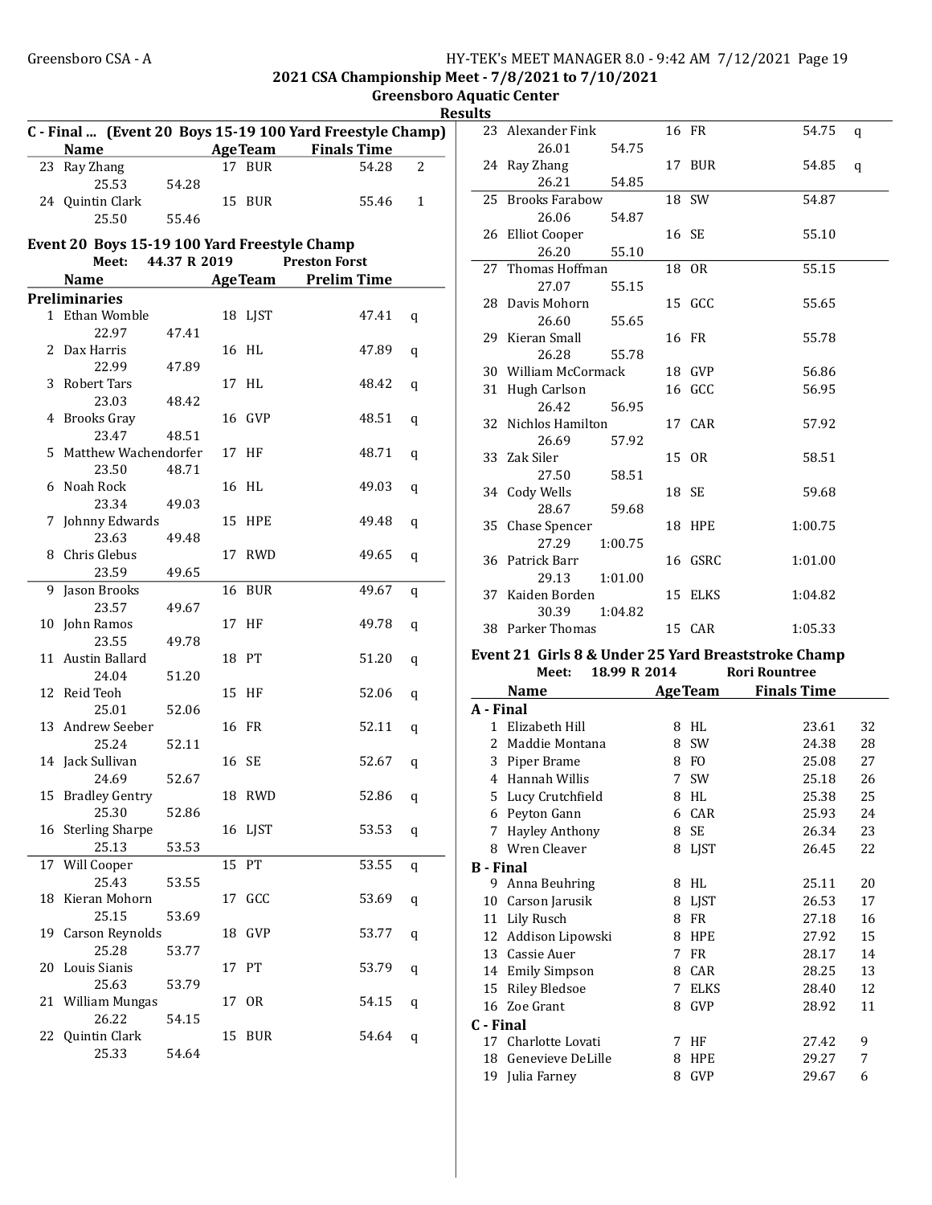## C - Final ... (Event 20 Boys 15-19 100 Yard Freestyle Champ)

| | Name | Age | Team | Splits | Finals Time | Points |
|---|---|---|---|---|---|---|
| 23 | Ray Zhang | 17 | BUR | 25.53 / 54.28 | 54.28 | 2 |
| 24 | Quintin Clark | 15 | BUR | 25.50 / 55.46 | 55.46 | 1 |

## Event 20 Boys 15-19 100 Yard Freestyle Champ

Meet: 44.37 R 2019 Preston Forst

### Preliminaries

| | Name | Age | Team | Splits | Prelim Time | |
|---|---|---|---|---|---|---|
| 1 | Ethan Womble | 18 | LJST | 22.97 / 47.41 | 47.41 | q |
| 2 | Dax Harris | 16 | HL | 22.99 / 47.89 | 47.89 | q |
| 3 | Robert Tars | 17 | HL | 23.03 / 48.42 | 48.42 | q |
| 4 | Brooks Gray | 16 | GVP | 23.47 / 48.51 | 48.51 | q |
| 5 | Matthew Wachendorfer | 17 | HF | 23.50 / 48.71 | 48.71 | q |
| 6 | Noah Rock | 16 | HL | 23.34 / 49.03 | 49.03 | q |
| 7 | Johnny Edwards | 15 | HPE | 23.63 / 49.48 | 49.48 | q |
| 8 | Chris Glebus | 17 | RWD | 23.59 / 49.65 | 49.65 | q |
| 9 | Jason Brooks | 16 | BUR | 23.57 / 49.67 | 49.67 | q |
| 10 | John Ramos | 17 | HF | 23.55 / 49.78 | 49.78 | q |
| 11 | Austin Ballard | 18 | PT | 24.04 / 51.20 | 51.20 | q |
| 12 | Reid Teoh | 15 | HF | 25.01 / 52.06 | 52.06 | q |
| 13 | Andrew Seeber | 16 | FR | 25.24 / 52.11 | 52.11 | q |
| 14 | Jack Sullivan | 16 | SE | 24.69 / 52.67 | 52.67 | q |
| 15 | Bradley Gentry | 18 | RWD | 25.30 / 52.86 | 52.86 | q |
| 16 | Sterling Sharpe | 16 | LJST | 25.13 / 53.53 | 53.53 | q |
| 17 | Will Cooper | 15 | PT | 25.43 / 53.55 | 53.55 | q |
| 18 | Kieran Mohorn | 17 | GCC | 25.15 / 53.69 | 53.69 | q |
| 19 | Carson Reynolds | 18 | GVP | 25.28 / 53.77 | 53.77 | q |
| 20 | Louis Sianis | 17 | PT | 25.63 / 53.79 | 53.79 | q |
| 21 | William Mungas | 17 | OR | 26.22 / 54.15 | 54.15 | q |
| 22 | Quintin Clark | 15 | BUR | 25.33 / 54.64 | 54.64 | q |
| 23 | Alexander Fink | 16 | FR | 26.01 / 54.75 | 54.75 | q |
| 24 | Ray Zhang | 17 | BUR | 26.21 / 54.85 | 54.85 | q |
| 25 | Brooks Farabow | 18 | SW | 26.06 / 54.87 | 54.87 | |
| 26 | Elliot Cooper | 16 | SE | 26.20 / 55.10 | 55.10 | |
| 27 | Thomas Hoffman | 18 | OR | 27.07 / 55.15 | 55.15 | |
| 28 | Davis Mohorn | 15 | GCC | 26.60 / 55.65 | 55.65 | |
| 29 | Kieran Small | 16 | FR | 26.28 / 55.78 | 55.78 | |
| 30 | William McCormack | 18 | GVP | | 56.86 | |
| 31 | Hugh Carlson | 16 | GCC | 26.42 / 56.95 | 56.95 | |
| 32 | Nichlos Hamilton | 17 | CAR | 26.69 / 57.92 | 57.92 | |
| 33 | Zak Siler | 15 | OR | 27.50 / 58.51 | 58.51 | |
| 34 | Cody Wells | 18 | SE | 28.67 / 59.68 | 59.68 | |
| 35 | Chase Spencer | 18 | HPE | 27.29 / 1:00.75 | 1:00.75 | |
| 36 | Patrick Barr | 16 | GSRC | 29.13 / 1:01.00 | 1:01.00 | |
| 37 | Kaiden Borden | 15 | ELKS | 30.39 / 1:04.82 | 1:04.82 | |
| 38 | Parker Thomas | 15 | CAR | | 1:05.33 | |

## Event 21 Girls 8 & Under 25 Yard Breaststroke Champ

Meet: 18.99 R 2014 Rori Rountree

| | Name | Age | Team | Finals Time | Points |
|---|---|---|---|---|---|
| **A - Final** | | | | | |
| 1 | Elizabeth Hill | 8 | HL | 23.61 | 32 |
| 2 | Maddie Montana | 8 | SW | 24.38 | 28 |
| 3 | Piper Brame | 8 | FO | 25.08 | 27 |
| 4 | Hannah Willis | 7 | SW | 25.18 | 26 |
| 5 | Lucy Crutchfield | 8 | HL | 25.38 | 25 |
| 6 | Peyton Gann | 6 | CAR | 25.93 | 24 |
| 7 | Hayley Anthony | 8 | SE | 26.34 | 23 |
| 8 | Wren Cleaver | 8 | LJST | 26.45 | 22 |
| **B - Final** | | | | | |
| 9 | Anna Beuhring | 8 | HL | 25.11 | 20 |
| 10 | Carson Jarusik | 8 | LJST | 26.53 | 17 |
| 11 | Lily Rusch | 8 | FR | 27.18 | 16 |
| 12 | Addison Lipowski | 8 | HPE | 27.92 | 15 |
| 13 | Cassie Auer | 7 | FR | 28.17 | 14 |
| 14 | Emily Simpson | 8 | CAR | 28.25 | 13 |
| 15 | Riley Bledsoe | 7 | ELKS | 28.40 | 12 |
| 16 | Zoe Grant | 8 | GVP | 28.92 | 11 |
| **C - Final** | | | | | |
| 17 | Charlotte Lovati | 7 | HF | 27.42 | 9 |
| 18 | Genevieve DeLille | 8 | HPE | 29.27 | 7 |
| 19 | Julia Farney | 8 | GVP | 29.67 | 6 |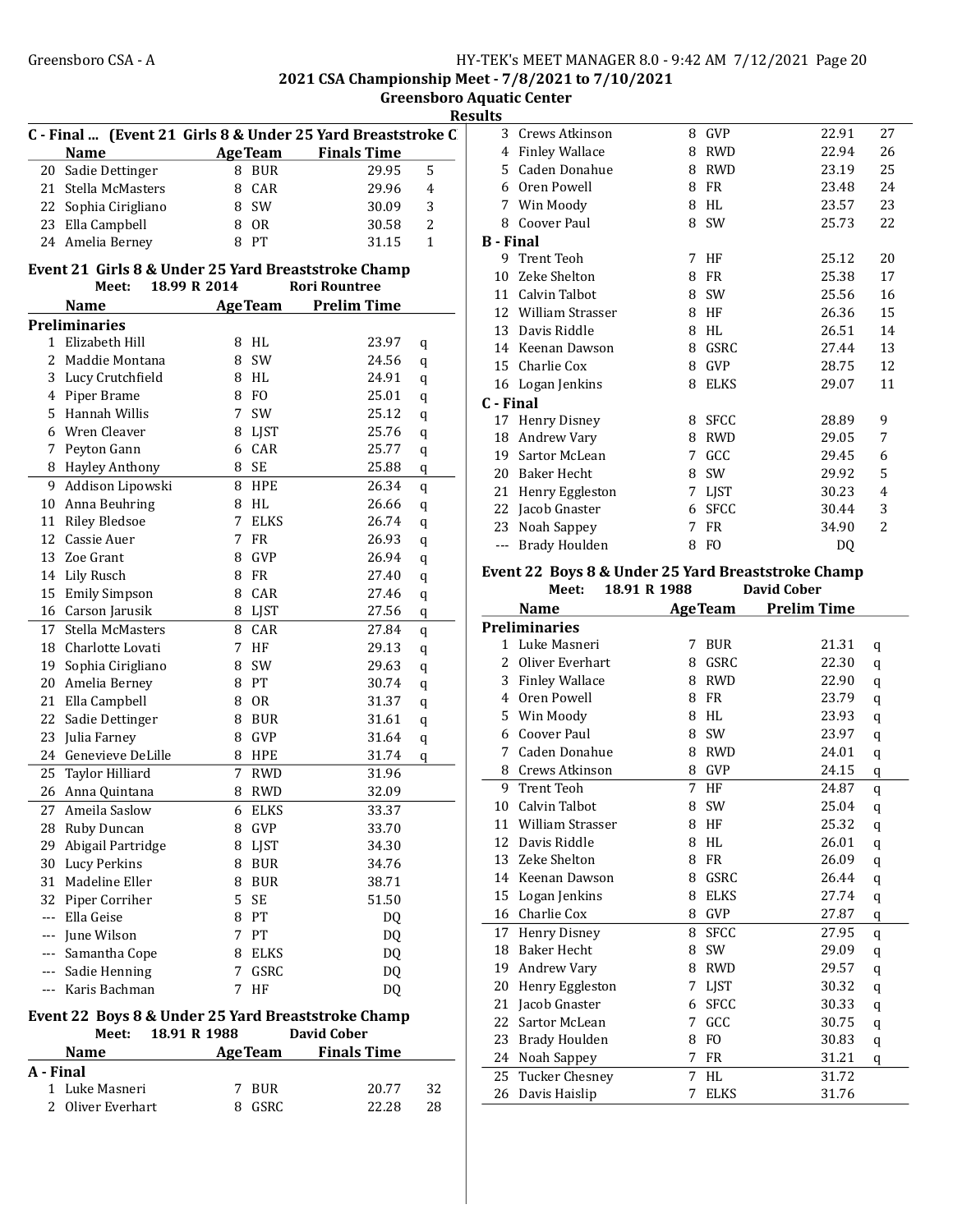## 2021 CSA Championship Meet - 7/8/2021 to 7/10/2021

### Greensboro Aquatic Center

### Results

**C - Final ... (Event 21 Girls 8 & Under 25 Yard Breaststroke C**

| | Name | Age | Team | Finals Time | |
|---|---|---|---|---|---|
| 20 | Sadie Dettinger | 8 | BUR | 29.95 | 5 |
| 21 | Stella McMasters | 8 | CAR | 29.96 | 4 |
| 22 | Sophia Cirigliano | 8 | SW | 30.09 | 3 |
| 23 | Ella Campbell | 8 | OR | 30.58 | 2 |
| 24 | Amelia Berney | 8 | PT | 31.15 | 1 |

### Event 21 Girls 8 & Under 25 Yard Breaststroke Champ

Meet: 18.99 R 2014 Rori Rountree

| | Name | Age | Team | Prelim Time | |
|---|---|---|---|---|---|
| **Preliminaries** | | | | | |
| 1 | Elizabeth Hill | 8 | HL | 23.97 | q |
| 2 | Maddie Montana | 8 | SW | 24.56 | q |
| 3 | Lucy Crutchfield | 8 | HL | 24.91 | q |
| 4 | Piper Brame | 8 | FO | 25.01 | q |
| 5 | Hannah Willis | 7 | SW | 25.12 | q |
| 6 | Wren Cleaver | 8 | LJST | 25.76 | q |
| 7 | Peyton Gann | 6 | CAR | 25.77 | q |
| 8 | Hayley Anthony | 8 | SE | 25.88 | q |
| 9 | Addison Lipowski | 8 | HPE | 26.34 | q |
| 10 | Anna Beuhring | 8 | HL | 26.66 | q |
| 11 | Riley Bledsoe | 7 | ELKS | 26.74 | q |
| 12 | Cassie Auer | 7 | FR | 26.93 | q |
| 13 | Zoe Grant | 8 | GVP | 26.94 | q |
| 14 | Lily Rusch | 8 | FR | 27.40 | q |
| 15 | Emily Simpson | 8 | CAR | 27.46 | q |
| 16 | Carson Jarusik | 8 | LJST | 27.56 | q |
| 17 | Stella McMasters | 8 | CAR | 27.84 | q |
| 18 | Charlotte Lovati | 7 | HF | 29.13 | q |
| 19 | Sophia Cirigliano | 8 | SW | 29.63 | q |
| 20 | Amelia Berney | 8 | PT | 30.74 | q |
| 21 | Ella Campbell | 8 | OR | 31.37 | q |
| 22 | Sadie Dettinger | 8 | BUR | 31.61 | q |
| 23 | Julia Farney | 8 | GVP | 31.64 | q |
| 24 | Genevieve DeLille | 8 | HPE | 31.74 | q |
| 25 | Taylor Hilliard | 7 | RWD | 31.96 | |
| 26 | Anna Quintana | 8 | RWD | 32.09 | |
| 27 | Ameila Saslow | 6 | ELKS | 33.37 | |
| 28 | Ruby Duncan | 8 | GVP | 33.70 | |
| 29 | Abigail Partridge | 8 | LJST | 34.30 | |
| 30 | Lucy Perkins | 8 | BUR | 34.76 | |
| 31 | Madeline Eller | 8 | BUR | 38.71 | |
| 32 | Piper Corriher | 5 | SE | 51.50 | |
| --- | Ella Geise | 8 | PT | DQ | |
| --- | June Wilson | 7 | PT | DQ | |
| --- | Samantha Cope | 8 | ELKS | DQ | |
| --- | Sadie Henning | 7 | GSRC | DQ | |
| --- | Karis Bachman | 7 | HF | DQ | |

### Event 22 Boys 8 & Under 25 Yard Breaststroke Champ

Meet: 18.91 R 1988 David Cober

| | Name | Age | Team | Finals Time | |
|---|---|---|---|---|---|
| **A - Final** | | | | | |
| 1 | Luke Masneri | 7 | BUR | 20.77 | 32 |
| 2 | Oliver Everhart | 8 | GSRC | 22.28 | 28 |
| 3 | Crews Atkinson | 8 | GVP | 22.91 | 27 |
| 4 | Finley Wallace | 8 | RWD | 22.94 | 26 |
| 5 | Caden Donahue | 8 | RWD | 23.19 | 25 |
| 6 | Oren Powell | 8 | FR | 23.48 | 24 |
| 7 | Win Moody | 8 | HL | 23.57 | 23 |
| 8 | Coover Paul | 8 | SW | 25.73 | 22 |
| **B - Final** | | | | | |
| 9 | Trent Teoh | 7 | HF | 25.12 | 20 |
| 10 | Zeke Shelton | 8 | FR | 25.38 | 17 |
| 11 | Calvin Talbot | 8 | SW | 25.56 | 16 |
| 12 | William Strasser | 8 | HF | 26.36 | 15 |
| 13 | Davis Riddle | 8 | HL | 26.51 | 14 |
| 14 | Keenan Dawson | 8 | GSRC | 27.44 | 13 |
| 15 | Charlie Cox | 8 | GVP | 28.75 | 12 |
| 16 | Logan Jenkins | 8 | ELKS | 29.07 | 11 |
| **C - Final** | | | | | |
| 17 | Henry Disney | 8 | SFCC | 28.89 | 9 |
| 18 | Andrew Vary | 8 | RWD | 29.05 | 7 |
| 19 | Sartor McLean | 7 | GCC | 29.45 | 6 |
| 20 | Baker Hecht | 8 | SW | 29.92 | 5 |
| 21 | Henry Eggleston | 7 | LJST | 30.23 | 4 |
| 22 | Jacob Gnaster | 6 | SFCC | 30.44 | 3 |
| 23 | Noah Sappey | 7 | FR | 34.90 | 2 |
| --- | Brady Houlden | 8 | FO | DQ | |

### Event 22 Boys 8 & Under 25 Yard Breaststroke Champ

Meet: 18.91 R 1988 David Cober

| | Name | Age | Team | Prelim Time | |
|---|---|---|---|---|---|
| **Preliminaries** | | | | | |
| 1 | Luke Masneri | 7 | BUR | 21.31 | q |
| 2 | Oliver Everhart | 8 | GSRC | 22.30 | q |
| 3 | Finley Wallace | 8 | RWD | 22.90 | q |
| 4 | Oren Powell | 8 | FR | 23.79 | q |
| 5 | Win Moody | 8 | HL | 23.93 | q |
| 6 | Coover Paul | 8 | SW | 23.97 | q |
| 7 | Caden Donahue | 8 | RWD | 24.01 | q |
| 8 | Crews Atkinson | 8 | GVP | 24.15 | q |
| 9 | Trent Teoh | 7 | HF | 24.87 | q |
| 10 | Calvin Talbot | 8 | SW | 25.04 | q |
| 11 | William Strasser | 8 | HF | 25.32 | q |
| 12 | Davis Riddle | 8 | HL | 26.01 | q |
| 13 | Zeke Shelton | 8 | FR | 26.09 | q |
| 14 | Keenan Dawson | 8 | GSRC | 26.44 | q |
| 15 | Logan Jenkins | 8 | ELKS | 27.74 | q |
| 16 | Charlie Cox | 8 | GVP | 27.87 | q |
| 17 | Henry Disney | 8 | SFCC | 27.95 | q |
| 18 | Baker Hecht | 8 | SW | 29.09 | q |
| 19 | Andrew Vary | 8 | RWD | 29.57 | q |
| 20 | Henry Eggleston | 7 | LJST | 30.32 | q |
| 21 | Jacob Gnaster | 6 | SFCC | 30.33 | q |
| 22 | Sartor McLean | 7 | GCC | 30.75 | q |
| 23 | Brady Houlden | 8 | FO | 30.83 | q |
| 24 | Noah Sappey | 7 | FR | 31.21 | q |
| 25 | Tucker Chesney | 7 | HL | 31.72 | |
| 26 | Davis Haislip | 7 | ELKS | 31.76 | |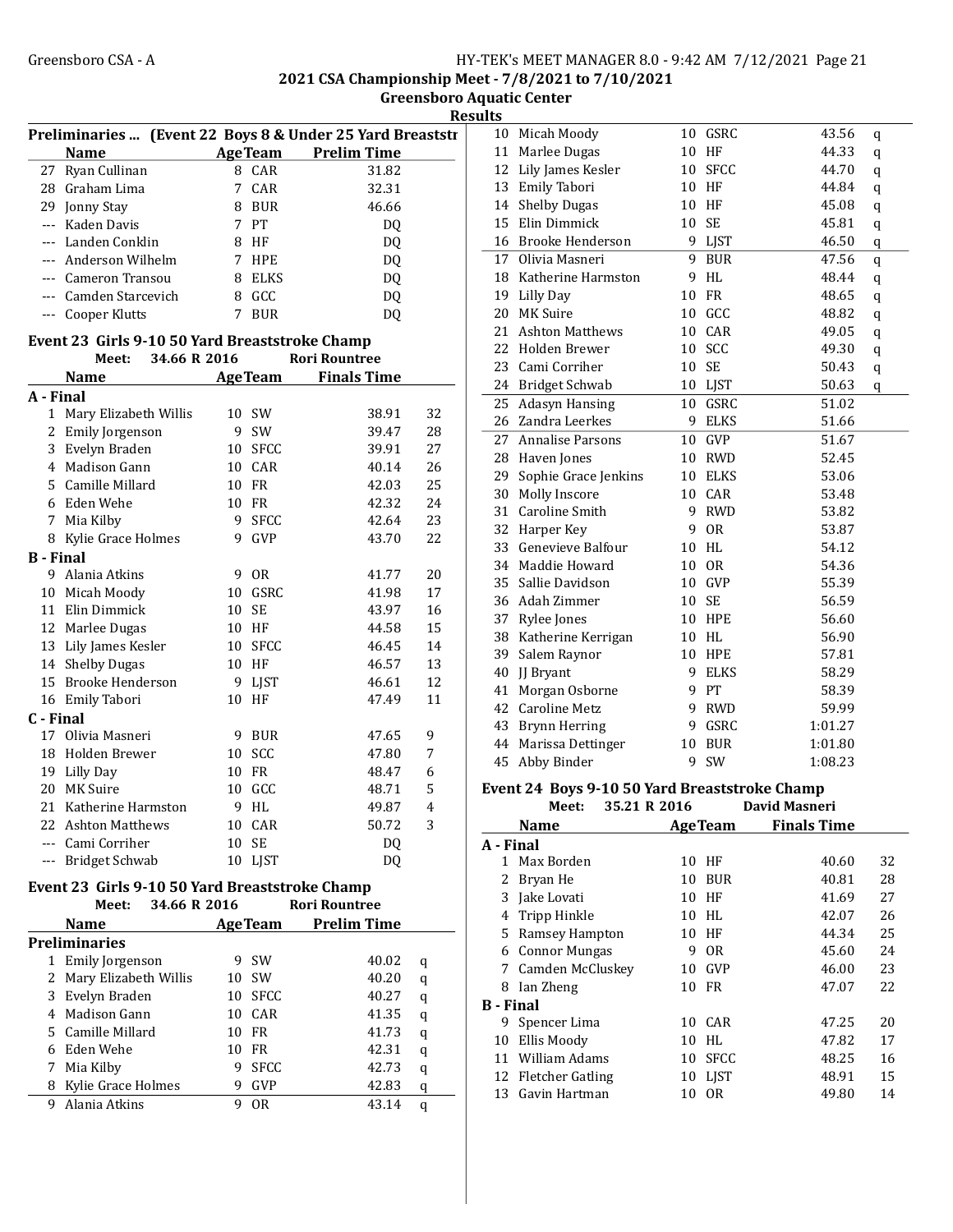## 2021 CSA Championship Meet - 7/8/2021 to 7/10/2021
### Greensboro Aquatic Center
### Results

**Preliminaries ... (Event 22 Boys 8 & Under 25 Yard Breaststr**

| | Name | Age | Team | Prelim Time |
|---|---|---|---|---|
| 27 | Ryan Cullinan | 8 | CAR | 31.82 |
| 28 | Graham Lima | 7 | CAR | 32.31 |
| 29 | Jonny Stay | 8 | BUR | 46.66 |
| --- | Kaden Davis | 7 | PT | DQ |
| --- | Landen Conklin | 8 | HF | DQ |
| --- | Anderson Wilhelm | 7 | HPE | DQ |
| --- | Cameron Transou | 8 | ELKS | DQ |
| --- | Camden Starcevich | 8 | GCC | DQ |
| --- | Cooper Klutts | 7 | BUR | DQ |

### Event 23 Girls 9-10 50 Yard Breaststroke Champ

Meet: 34.66 R 2016 Rori Rountree

| | Name | Age | Team | Finals Time | |
|---|---|---|---|---|---|
| **A - Final** | | | | | |
| 1 | Mary Elizabeth Willis | 10 | SW | 38.91 | 32 |
| 2 | Emily Jorgenson | 9 | SW | 39.47 | 28 |
| 3 | Evelyn Braden | 10 | SFCC | 39.91 | 27 |
| 4 | Madison Gann | 10 | CAR | 40.14 | 26 |
| 5 | Camille Millard | 10 | FR | 42.03 | 25 |
| 6 | Eden Wehe | 10 | FR | 42.32 | 24 |
| 7 | Mia Kilby | 9 | SFCC | 42.64 | 23 |
| 8 | Kylie Grace Holmes | 9 | GVP | 43.70 | 22 |
| **B - Final** | | | | | |
| 9 | Alania Atkins | 9 | OR | 41.77 | 20 |
| 10 | Micah Moody | 10 | GSRC | 41.98 | 17 |
| 11 | Elin Dimmick | 10 | SE | 43.97 | 16 |
| 12 | Marlee Dugas | 10 | HF | 44.58 | 15 |
| 13 | Lily James Kesler | 10 | SFCC | 46.45 | 14 |
| 14 | Shelby Dugas | 10 | HF | 46.57 | 13 |
| 15 | Brooke Henderson | 9 | LJST | 46.61 | 12 |
| 16 | Emily Tabori | 10 | HF | 47.49 | 11 |
| **C - Final** | | | | | |
| 17 | Olivia Masneri | 9 | BUR | 47.65 | 9 |
| 18 | Holden Brewer | 10 | SCC | 47.80 | 7 |
| 19 | Lilly Day | 10 | FR | 48.47 | 6 |
| 20 | MK Suire | 10 | GCC | 48.71 | 5 |
| 21 | Katherine Harmston | 9 | HL | 49.87 | 4 |
| 22 | Ashton Matthews | 10 | CAR | 50.72 | 3 |
| --- | Cami Corriher | 10 | SE | DQ | |
| --- | Bridget Schwab | 10 | LJST | DQ | |

### Event 23 Girls 9-10 50 Yard Breaststroke Champ

Meet: 34.66 R 2016 Rori Rountree

| | Name | Age | Team | Prelim Time | |
|---|---|---|---|---|---|
| **Preliminaries** | | | | | |
| 1 | Emily Jorgenson | 9 | SW | 40.02 | q |
| 2 | Mary Elizabeth Willis | 10 | SW | 40.20 | q |
| 3 | Evelyn Braden | 10 | SFCC | 40.27 | q |
| 4 | Madison Gann | 10 | CAR | 41.35 | q |
| 5 | Camille Millard | 10 | FR | 41.73 | q |
| 6 | Eden Wehe | 10 | FR | 42.31 | q |
| 7 | Mia Kilby | 9 | SFCC | 42.73 | q |
| 8 | Kylie Grace Holmes | 9 | GVP | 42.83 | q |
| 9 | Alania Atkins | 9 | OR | 43.14 | q |
| 10 | Micah Moody | 10 | GSRC | 43.56 | q |
| 11 | Marlee Dugas | 10 | HF | 44.33 | q |
| 12 | Lily James Kesler | 10 | SFCC | 44.70 | q |
| 13 | Emily Tabori | 10 | HF | 44.84 | q |
| 14 | Shelby Dugas | 10 | HF | 45.08 | q |
| 15 | Elin Dimmick | 10 | SE | 45.81 | q |
| 16 | Brooke Henderson | 9 | LJST | 46.50 | q |
| 17 | Olivia Masneri | 9 | BUR | 47.56 | q |
| 18 | Katherine Harmston | 9 | HL | 48.44 | q |
| 19 | Lilly Day | 10 | FR | 48.65 | q |
| 20 | MK Suire | 10 | GCC | 48.82 | q |
| 21 | Ashton Matthews | 10 | CAR | 49.05 | q |
| 22 | Holden Brewer | 10 | SCC | 49.30 | q |
| 23 | Cami Corriher | 10 | SE | 50.43 | q |
| 24 | Bridget Schwab | 10 | LJST | 50.63 | q |
| 25 | Adasyn Hansing | 10 | GSRC | 51.02 | |
| 26 | Zandra Leerkes | 9 | ELKS | 51.66 | |
| 27 | Annalise Parsons | 10 | GVP | 51.67 | |
| 28 | Haven Jones | 10 | RWD | 52.45 | |
| 29 | Sophie Grace Jenkins | 10 | ELKS | 53.06 | |
| 30 | Molly Inscore | 10 | CAR | 53.48 | |
| 31 | Caroline Smith | 9 | RWD | 53.82 | |
| 32 | Harper Key | 9 | OR | 53.87 | |
| 33 | Genevieve Balfour | 10 | HL | 54.12 | |
| 34 | Maddie Howard | 10 | OR | 54.36 | |
| 35 | Sallie Davidson | 10 | GVP | 55.39 | |
| 36 | Adah Zimmer | 10 | SE | 56.59 | |
| 37 | Rylee Jones | 10 | HPE | 56.60 | |
| 38 | Katherine Kerrigan | 10 | HL | 56.90 | |
| 39 | Salem Raynor | 10 | HPE | 57.81 | |
| 40 | JJ Bryant | 9 | ELKS | 58.29 | |
| 41 | Morgan Osborne | 9 | PT | 58.39 | |
| 42 | Caroline Metz | 9 | RWD | 59.99 | |
| 43 | Brynn Herring | 9 | GSRC | 1:01.27 | |
| 44 | Marissa Dettinger | 10 | BUR | 1:01.80 | |
| 45 | Abby Binder | 9 | SW | 1:08.23 | |

### Event 24 Boys 9-10 50 Yard Breaststroke Champ

Meet: 35.21 R 2016 David Masneri

| | Name | Age | Team | Finals Time | |
|---|---|---|---|---|---|
| **A - Final** | | | | | |
| 1 | Max Borden | 10 | HF | 40.60 | 32 |
| 2 | Bryan He | 10 | BUR | 40.81 | 28 |
| 3 | Jake Lovati | 10 | HF | 41.69 | 27 |
| 4 | Tripp Hinkle | 10 | HL | 42.07 | 26 |
| 5 | Ramsey Hampton | 10 | HF | 44.34 | 25 |
| 6 | Connor Mungas | 9 | OR | 45.60 | 24 |
| 7 | Camden McCluskey | 10 | GVP | 46.00 | 23 |
| 8 | Ian Zheng | 10 | FR | 47.07 | 22 |
| **B - Final** | | | | | |
| 9 | Spencer Lima | 10 | CAR | 47.25 | 20 |
| 10 | Ellis Moody | 10 | HL | 47.82 | 17 |
| 11 | William Adams | 10 | SFCC | 48.25 | 16 |
| 12 | Fletcher Gatling | 10 | LJST | 48.91 | 15 |
| 13 | Gavin Hartman | 10 | OR | 49.80 | 14 |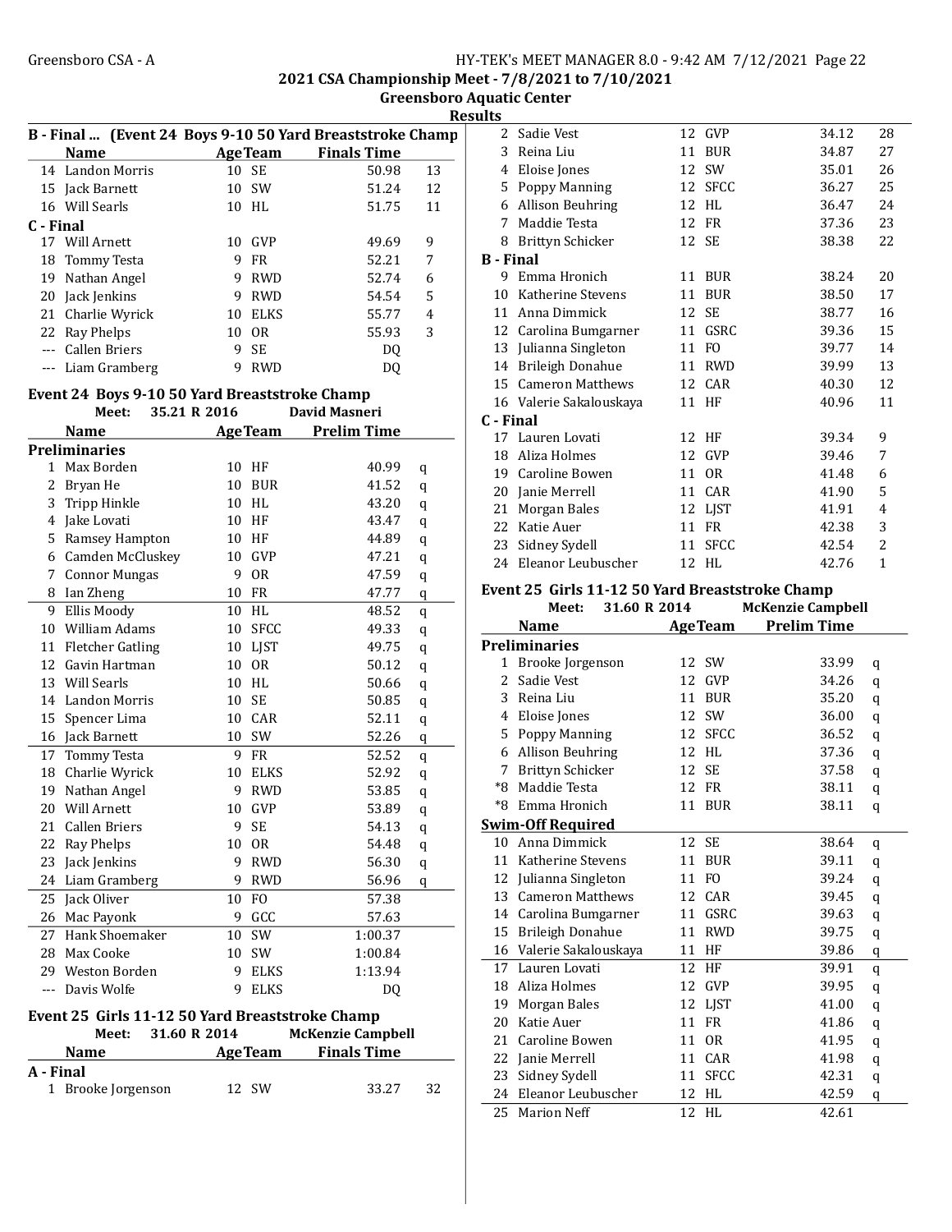2021 CSA Championship Meet - 7/8/2021 to 7/10/2021

Greensboro Aquatic Center

Results

### B - Final ... (Event 24 Boys 9-10 50 Yard Breaststroke Champ

| | Name | Age | Team | Finals Time | |
|---|---|---|---|---|---|
| 14 | Landon Morris | 10 | SE | 50.98 | 13 |
| 15 | Jack Barnett | 10 | SW | 51.24 | 12 |
| 16 | Will Searls | 10 | HL | 51.75 | 11 |
| **C - Final** | | | | | |
| 17 | Will Arnett | 10 | GVP | 49.69 | 9 |
| 18 | Tommy Testa | 9 | FR | 52.21 | 7 |
| 19 | Nathan Angel | 9 | RWD | 52.74 | 6 |
| 20 | Jack Jenkins | 9 | RWD | 54.54 | 5 |
| 21 | Charlie Wyrick | 10 | ELKS | 55.77 | 4 |
| 22 | Ray Phelps | 10 | OR | 55.93 | 3 |
| --- | Callen Briers | 9 | SE | DQ | |
| --- | Liam Gramberg | 9 | RWD | DQ | |

### Event 24 Boys 9-10 50 Yard Breaststroke Champ

Meet: 35.21 R 2016 David Masneri

| | Name | Age | Team | Prelim Time | |
|---|---|---|---|---|---|
| **Preliminaries** | | | | | |
| 1 | Max Borden | 10 | HF | 40.99 | q |
| 2 | Bryan He | 10 | BUR | 41.52 | q |
| 3 | Tripp Hinkle | 10 | HL | 43.20 | q |
| 4 | Jake Lovati | 10 | HF | 43.47 | q |
| 5 | Ramsey Hampton | 10 | HF | 44.89 | q |
| 6 | Camden McCluskey | 10 | GVP | 47.21 | q |
| 7 | Connor Mungas | 9 | OR | 47.59 | q |
| 8 | Ian Zheng | 10 | FR | 47.77 | q |
| 9 | Ellis Moody | 10 | HL | 48.52 | q |
| 10 | William Adams | 10 | SFCC | 49.33 | q |
| 11 | Fletcher Gatling | 10 | LJST | 49.75 | q |
| 12 | Gavin Hartman | 10 | OR | 50.12 | q |
| 13 | Will Searls | 10 | HL | 50.66 | q |
| 14 | Landon Morris | 10 | SE | 50.85 | q |
| 15 | Spencer Lima | 10 | CAR | 52.11 | q |
| 16 | Jack Barnett | 10 | SW | 52.26 | q |
| 17 | Tommy Testa | 9 | FR | 52.52 | q |
| 18 | Charlie Wyrick | 10 | ELKS | 52.92 | q |
| 19 | Nathan Angel | 9 | RWD | 53.85 | q |
| 20 | Will Arnett | 10 | GVP | 53.89 | q |
| 21 | Callen Briers | 9 | SE | 54.13 | q |
| 22 | Ray Phelps | 10 | OR | 54.48 | q |
| 23 | Jack Jenkins | 9 | RWD | 56.30 | q |
| 24 | Liam Gramberg | 9 | RWD | 56.96 | q |
| 25 | Jack Oliver | 10 | FO | 57.38 | |
| 26 | Mac Payonk | 9 | GCC | 57.63 | |
| 27 | Hank Shoemaker | 10 | SW | 1:00.37 | |
| 28 | Max Cooke | 10 | SW | 1:00.84 | |
| 29 | Weston Borden | 9 | ELKS | 1:13.94 | |
| --- | Davis Wolfe | 9 | ELKS | DQ | |

### Event 25 Girls 11-12 50 Yard Breaststroke Champ

Meet: 31.60 R 2014 McKenzie Campbell

| | Name | Age | Team | Finals Time | |
|---|---|---|---|---|---|
| **A - Final** | | | | | |
| 1 | Brooke Jorgenson | 12 | SW | 33.27 | 32 |
| 2 | Sadie Vest | 12 | GVP | 34.12 | 28 |
| 3 | Reina Liu | 11 | BUR | 34.87 | 27 |
| 4 | Eloise Jones | 12 | SW | 35.01 | 26 |
| 5 | Poppy Manning | 12 | SFCC | 36.27 | 25 |
| 6 | Allison Beuhring | 12 | HL | 36.47 | 24 |
| 7 | Maddie Testa | 12 | FR | 37.36 | 23 |
| 8 | Brittyn Schicker | 12 | SE | 38.38 | 22 |
| **B - Final** | | | | | |
| 9 | Emma Hronich | 11 | BUR | 38.24 | 20 |
| 10 | Katherine Stevens | 11 | BUR | 38.50 | 17 |
| 11 | Anna Dimmick | 12 | SE | 38.77 | 16 |
| 12 | Carolina Bumgarner | 11 | GSRC | 39.36 | 15 |
| 13 | Julianna Singleton | 11 | FO | 39.77 | 14 |
| 14 | Brileigh Donahue | 11 | RWD | 39.99 | 13 |
| 15 | Cameron Matthews | 12 | CAR | 40.30 | 12 |
| 16 | Valerie Sakalouskaya | 11 | HF | 40.96 | 11 |
| **C - Final** | | | | | |
| 17 | Lauren Lovati | 12 | HF | 39.34 | 9 |
| 18 | Aliza Holmes | 12 | GVP | 39.46 | 7 |
| 19 | Caroline Bowen | 11 | OR | 41.48 | 6 |
| 20 | Janie Merrell | 11 | CAR | 41.90 | 5 |
| 21 | Morgan Bales | 12 | LJST | 41.91 | 4 |
| 22 | Katie Auer | 11 | FR | 42.38 | 3 |
| 23 | Sidney Sydell | 11 | SFCC | 42.54 | 2 |
| 24 | Eleanor Leubuscher | 12 | HL | 42.76 | 1 |

### Event 25 Girls 11-12 50 Yard Breaststroke Champ

Meet: 31.60 R 2014 McKenzie Campbell

| | Name | Age | Team | Prelim Time | |
|---|---|---|---|---|---|
| **Preliminaries** | | | | | |
| 1 | Brooke Jorgenson | 12 | SW | 33.99 | q |
| 2 | Sadie Vest | 12 | GVP | 34.26 | q |
| 3 | Reina Liu | 11 | BUR | 35.20 | q |
| 4 | Eloise Jones | 12 | SW | 36.00 | q |
| 5 | Poppy Manning | 12 | SFCC | 36.52 | q |
| 6 | Allison Beuhring | 12 | HL | 37.36 | q |
| 7 | Brittyn Schicker | 12 | SE | 37.58 | q |
| *8 | Maddie Testa | 12 | FR | 38.11 | q |
| *8 | Emma Hronich | 11 | BUR | 38.11 | q |
| **Swim-Off Required** | | | | | |
| 10 | Anna Dimmick | 12 | SE | 38.64 | q |
| 11 | Katherine Stevens | 11 | BUR | 39.11 | q |
| 12 | Julianna Singleton | 11 | FO | 39.24 | q |
| 13 | Cameron Matthews | 12 | CAR | 39.45 | q |
| 14 | Carolina Bumgarner | 11 | GSRC | 39.63 | q |
| 15 | Brileigh Donahue | 11 | RWD | 39.75 | q |
| 16 | Valerie Sakalouskaya | 11 | HF | 39.86 | q |
| 17 | Lauren Lovati | 12 | HF | 39.91 | q |
| 18 | Aliza Holmes | 12 | GVP | 39.95 | q |
| 19 | Morgan Bales | 12 | LJST | 41.00 | q |
| 20 | Katie Auer | 11 | FR | 41.86 | q |
| 21 | Caroline Bowen | 11 | OR | 41.95 | q |
| 22 | Janie Merrell | 11 | CAR | 41.98 | q |
| 23 | Sidney Sydell | 11 | SFCC | 42.31 | q |
| 24 | Eleanor Leubuscher | 12 | HL | 42.59 | q |
| 25 | Marion Neff | 12 | HL | 42.61 | |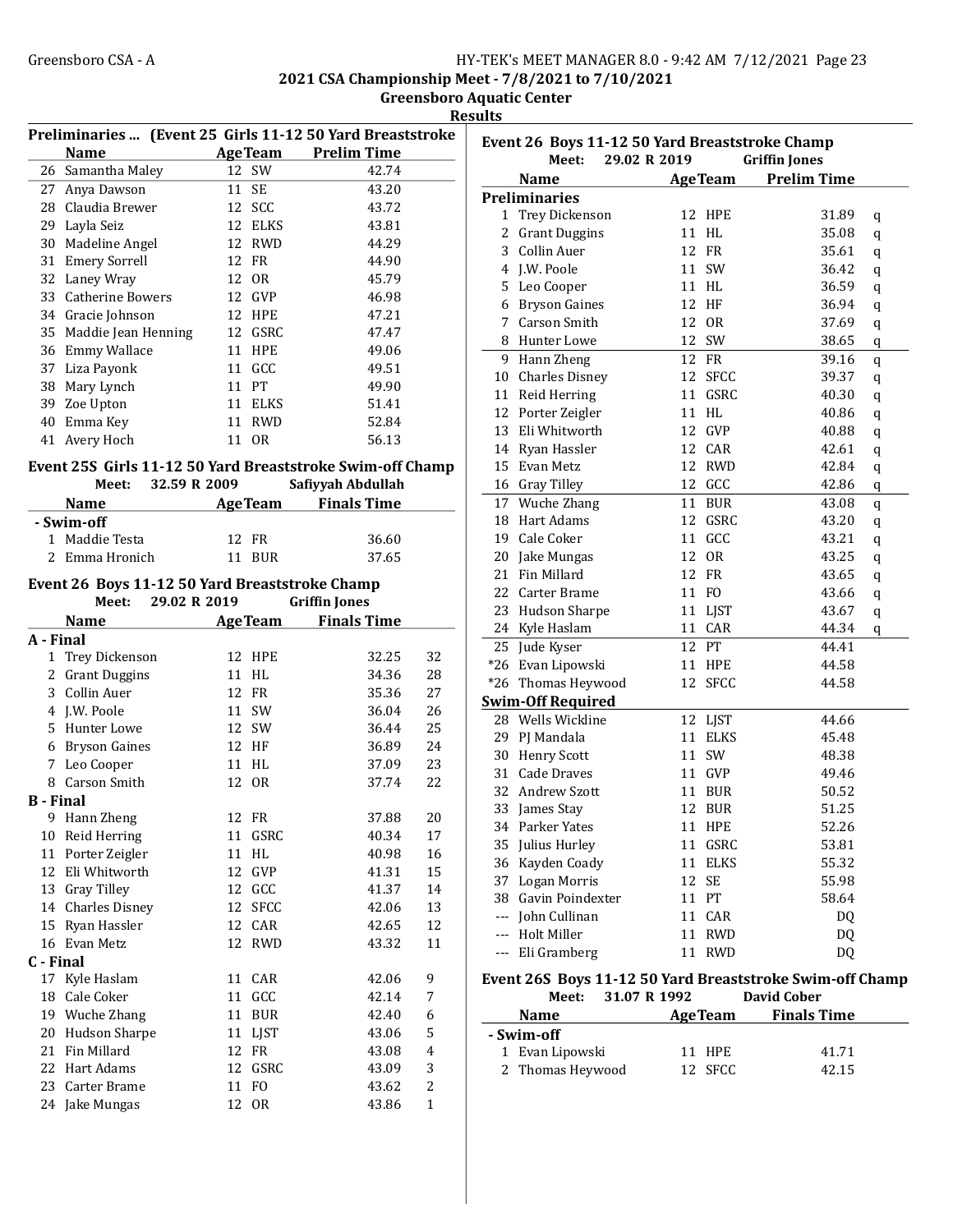## 2021 CSA Championship Meet - 7/8/2021 to 7/10/2021

### Greensboro Aquatic Center

### Results

**Preliminaries ... (Event 25 Girls 11-12 50 Yard Breaststroke Champ)**

| | Name | Age | Team | Prelim Time |
|---|---|---|---|---|
| 26 | Samantha Maley | 12 | SW | 42.74 |
| 27 | Anya Dawson | 11 | SE | 43.20 |
| 28 | Claudia Brewer | 12 | SCC | 43.72 |
| 29 | Layla Seiz | 12 | ELKS | 43.81 |
| 30 | Madeline Angel | 12 | RWD | 44.29 |
| 31 | Emery Sorrell | 12 | FR | 44.90 |
| 32 | Laney Wray | 12 | OR | 45.79 |
| 33 | Catherine Bowers | 12 | GVP | 46.98 |
| 34 | Gracie Johnson | 12 | HPE | 47.21 |
| 35 | Maddie Jean Henning | 12 | GSRC | 47.47 |
| 36 | Emmy Wallace | 11 | HPE | 49.06 |
| 37 | Liza Payonk | 11 | GCC | 49.51 |
| 38 | Mary Lynch | 11 | PT | 49.90 |
| 39 | Zoe Upton | 11 | ELKS | 51.41 |
| 40 | Emma Key | 11 | RWD | 52.84 |
| 41 | Avery Hoch | 11 | OR | 56.13 |

**Event 25S Girls 11-12 50 Yard Breaststroke Swim-off Champ**

Meet: 32.59 R 2009 Safiyyah Abdullah

| | Name | Age | Team | Finals Time |
|---|---|---|---|---|
| **- Swim-off** | | | | |
| 1 | Maddie Testa | 12 | FR | 36.60 |
| 2 | Emma Hronich | 11 | BUR | 37.65 |

**Event 26 Boys 11-12 50 Yard Breaststroke Champ**

Meet: 29.02 R 2019 Griffin Jones

| | Name | Age | Team | Finals Time | Points |
|---|---|---|---|---|---|
| **A - Final** | | | | | |
| 1 | Trey Dickenson | 12 | HPE | 32.25 | 32 |
| 2 | Grant Duggins | 11 | HL | 34.36 | 28 |
| 3 | Collin Auer | 12 | FR | 35.36 | 27 |
| 4 | J.W. Poole | 11 | SW | 36.04 | 26 |
| 5 | Hunter Lowe | 12 | SW | 36.44 | 25 |
| 6 | Bryson Gaines | 12 | HF | 36.89 | 24 |
| 7 | Leo Cooper | 11 | HL | 37.09 | 23 |
| 8 | Carson Smith | 12 | OR | 37.74 | 22 |
| **B - Final** | | | | | |
| 9 | Hann Zheng | 12 | FR | 37.88 | 20 |
| 10 | Reid Herring | 11 | GSRC | 40.34 | 17 |
| 11 | Porter Zeigler | 11 | HL | 40.98 | 16 |
| 12 | Eli Whitworth | 12 | GVP | 41.31 | 15 |
| 13 | Gray Tilley | 12 | GCC | 41.37 | 14 |
| 14 | Charles Disney | 12 | SFCC | 42.06 | 13 |
| 15 | Ryan Hassler | 12 | CAR | 42.65 | 12 |
| 16 | Evan Metz | 12 | RWD | 43.32 | 11 |
| **C - Final** | | | | | |
| 17 | Kyle Haslam | 11 | CAR | 42.06 | 9 |
| 18 | Cale Coker | 11 | GCC | 42.14 | 7 |
| 19 | Wuche Zhang | 11 | BUR | 42.40 | 6 |
| 20 | Hudson Sharpe | 11 | LJST | 43.06 | 5 |
| 21 | Fin Millard | 12 | FR | 43.08 | 4 |
| 22 | Hart Adams | 12 | GSRC | 43.09 | 3 |
| 23 | Carter Brame | 11 | FO | 43.62 | 2 |
| 24 | Jake Mungas | 12 | OR | 43.86 | 1 |

**Event 26 Boys 11-12 50 Yard Breaststroke Champ**

Meet: 29.02 R 2019 Griffin Jones

| | Name | Age | Team | Prelim Time | |
|---|---|---|---|---|---|
| **Preliminaries** | | | | | |
| 1 | Trey Dickenson | 12 | HPE | 31.89 | q |
| 2 | Grant Duggins | 11 | HL | 35.08 | q |
| 3 | Collin Auer | 12 | FR | 35.61 | q |
| 4 | J.W. Poole | 11 | SW | 36.42 | q |
| 5 | Leo Cooper | 11 | HL | 36.59 | q |
| 6 | Bryson Gaines | 12 | HF | 36.94 | q |
| 7 | Carson Smith | 12 | OR | 37.69 | q |
| 8 | Hunter Lowe | 12 | SW | 38.65 | q |
| 9 | Hann Zheng | 12 | FR | 39.16 | q |
| 10 | Charles Disney | 12 | SFCC | 39.37 | q |
| 11 | Reid Herring | 11 | GSRC | 40.30 | q |
| 12 | Porter Zeigler | 11 | HL | 40.86 | q |
| 13 | Eli Whitworth | 12 | GVP | 40.88 | q |
| 14 | Ryan Hassler | 12 | CAR | 42.61 | q |
| 15 | Evan Metz | 12 | RWD | 42.84 | q |
| 16 | Gray Tilley | 12 | GCC | 42.86 | q |
| 17 | Wuche Zhang | 11 | BUR | 43.08 | q |
| 18 | Hart Adams | 12 | GSRC | 43.20 | q |
| 19 | Cale Coker | 11 | GCC | 43.21 | q |
| 20 | Jake Mungas | 12 | OR | 43.25 | q |
| 21 | Fin Millard | 12 | FR | 43.65 | q |
| 22 | Carter Brame | 11 | FO | 43.66 | q |
| 23 | Hudson Sharpe | 11 | LJST | 43.67 | q |
| 24 | Kyle Haslam | 11 | CAR | 44.34 | q |
| 25 | Jude Kyser | 12 | PT | 44.41 | |
| *26 | Evan Lipowski | 11 | HPE | 44.58 | |
| *26 | Thomas Heywood | 12 | SFCC | 44.58 | |
| **Swim-Off Required** | | | | | |
| 28 | Wells Wickline | 12 | LJST | 44.66 | |
| 29 | PJ Mandala | 11 | ELKS | 45.48 | |
| 30 | Henry Scott | 11 | SW | 48.38 | |
| 31 | Cade Draves | 11 | GVP | 49.46 | |
| 32 | Andrew Szott | 11 | BUR | 50.52 | |
| 33 | James Stay | 12 | BUR | 51.25 | |
| 34 | Parker Yates | 11 | HPE | 52.26 | |
| 35 | Julius Hurley | 11 | GSRC | 53.81 | |
| 36 | Kayden Coady | 11 | ELKS | 55.32 | |
| 37 | Logan Morris | 12 | SE | 55.98 | |
| 38 | Gavin Poindexter | 11 | PT | 58.64 | |
| --- | John Cullinan | 11 | CAR | DQ | |
| --- | Holt Miller | 11 | RWD | DQ | |
| --- | Eli Gramberg | 11 | RWD | DQ | |

**Event 26S Boys 11-12 50 Yard Breaststroke Swim-off Champ**

Meet: 31.07 R 1992 David Cober

| | Name | Age | Team | Finals Time |
|---|---|---|---|---|
| **- Swim-off** | | | | |
| 1 | Evan Lipowski | 11 | HPE | 41.71 |
| 2 | Thomas Heywood | 12 | SFCC | 42.15 |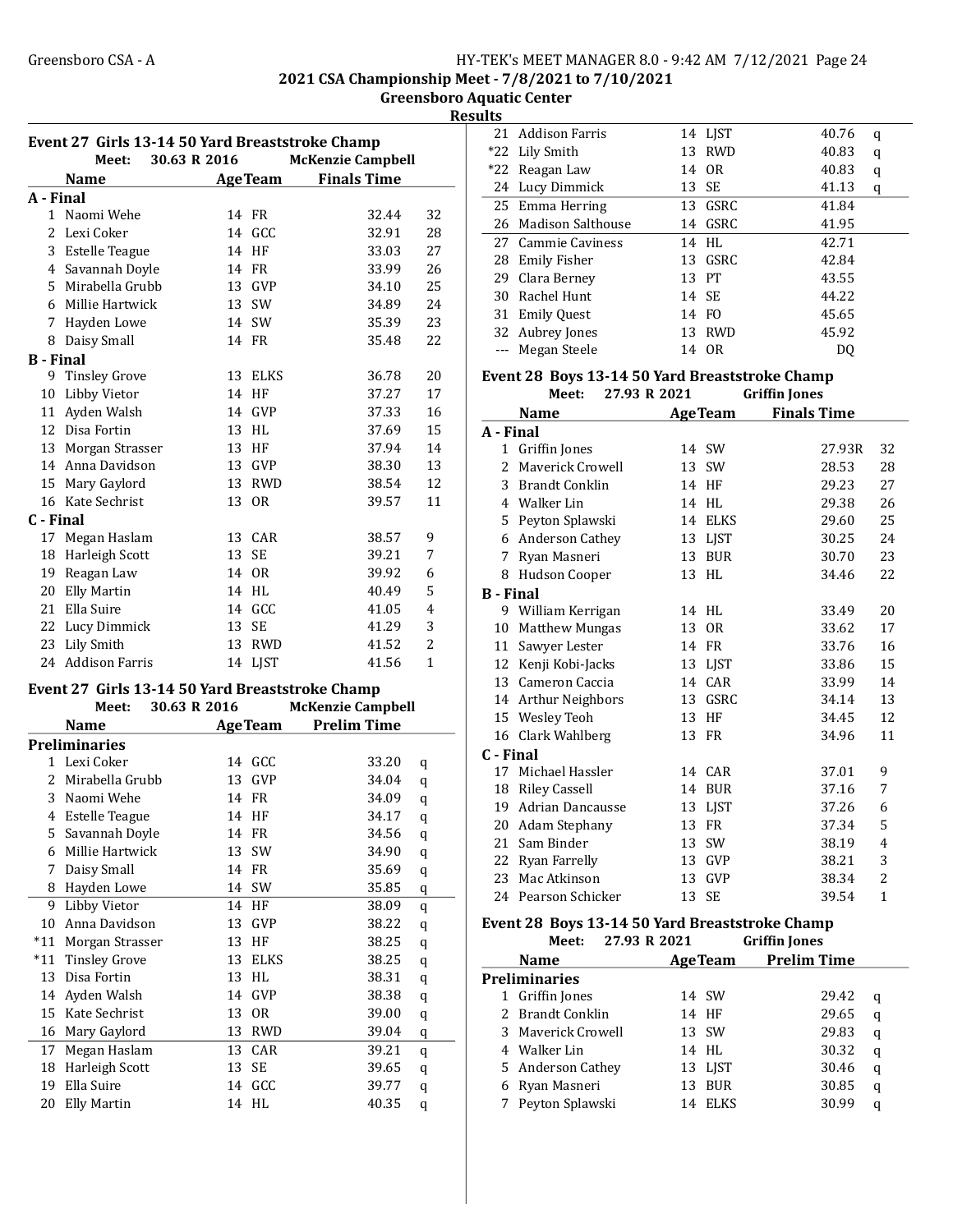## 2021 CSA Championship Meet - 7/8/2021 to 7/10/2021

### Greensboro Aquatic Center

### Results

#### Event 27 Girls 13-14 50 Yard Breaststroke Champ

Meet: 30.63 R 2016 McKenzie Campbell

| | Name | Age | Team | Finals Time | |
|---|---|---|---|---|---|
| **A - Final** | | | | | |
| 1 | Naomi Wehe | 14 | FR | 32.44 | 32 |
| 2 | Lexi Coker | 14 | GCC | 32.91 | 28 |
| 3 | Estelle Teague | 14 | HF | 33.03 | 27 |
| 4 | Savannah Doyle | 14 | FR | 33.99 | 26 |
| 5 | Mirabella Grubb | 13 | GVP | 34.10 | 25 |
| 6 | Millie Hartwick | 13 | SW | 34.89 | 24 |
| 7 | Hayden Lowe | 14 | SW | 35.39 | 23 |
| 8 | Daisy Small | 14 | FR | 35.48 | 22 |
| **B - Final** | | | | | |
| 9 | Tinsley Grove | 13 | ELKS | 36.78 | 20 |
| 10 | Libby Vietor | 14 | HF | 37.27 | 17 |
| 11 | Ayden Walsh | 14 | GVP | 37.33 | 16 |
| 12 | Disa Fortin | 13 | HL | 37.69 | 15 |
| 13 | Morgan Strasser | 13 | HF | 37.94 | 14 |
| 14 | Anna Davidson | 13 | GVP | 38.30 | 13 |
| 15 | Mary Gaylord | 13 | RWD | 38.54 | 12 |
| 16 | Kate Sechrist | 13 | OR | 39.57 | 11 |
| **C - Final** | | | | | |
| 17 | Megan Haslam | 13 | CAR | 38.57 | 9 |
| 18 | Harleigh Scott | 13 | SE | 39.21 | 7 |
| 19 | Reagan Law | 14 | OR | 39.92 | 6 |
| 20 | Elly Martin | 14 | HL | 40.49 | 5 |
| 21 | Ella Suire | 14 | GCC | 41.05 | 4 |
| 22 | Lucy Dimmick | 13 | SE | 41.29 | 3 |
| 23 | Lily Smith | 13 | RWD | 41.52 | 2 |
| 24 | Addison Farris | 14 | LJST | 41.56 | 1 |

#### Event 27 Girls 13-14 50 Yard Breaststroke Champ

Meet: 30.63 R 2016 McKenzie Campbell

| | Name | Age | Team | Prelim Time | |
|---|---|---|---|---|---|
| **Preliminaries** | | | | | |
| 1 | Lexi Coker | 14 | GCC | 33.20 | q |
| 2 | Mirabella Grubb | 13 | GVP | 34.04 | q |
| 3 | Naomi Wehe | 14 | FR | 34.09 | q |
| 4 | Estelle Teague | 14 | HF | 34.17 | q |
| 5 | Savannah Doyle | 14 | FR | 34.56 | q |
| 6 | Millie Hartwick | 13 | SW | 34.90 | q |
| 7 | Daisy Small | 14 | FR | 35.69 | q |
| 8 | Hayden Lowe | 14 | SW | 35.85 | q |
| 9 | Libby Vietor | 14 | HF | 38.09 | q |
| 10 | Anna Davidson | 13 | GVP | 38.22 | q |
| *11 | Morgan Strasser | 13 | HF | 38.25 | q |
| *11 | Tinsley Grove | 13 | ELKS | 38.25 | q |
| 13 | Disa Fortin | 13 | HL | 38.31 | q |
| 14 | Ayden Walsh | 14 | GVP | 38.38 | q |
| 15 | Kate Sechrist | 13 | OR | 39.00 | q |
| 16 | Mary Gaylord | 13 | RWD | 39.04 | q |
| 17 | Megan Haslam | 13 | CAR | 39.21 | q |
| 18 | Harleigh Scott | 13 | SE | 39.65 | q |
| 19 | Ella Suire | 14 | GCC | 39.77 | q |
| 20 | Elly Martin | 14 | HL | 40.35 | q |
| 21 | Addison Farris | 14 | LJST | 40.76 | q |
| *22 | Lily Smith | 13 | RWD | 40.83 | q |
| *22 | Reagan Law | 14 | OR | 40.83 | q |
| 24 | Lucy Dimmick | 13 | SE | 41.13 | q |
| 25 | Emma Herring | 13 | GSRC | 41.84 | |
| 26 | Madison Salthouse | 14 | GSRC | 41.95 | |
| 27 | Cammie Caviness | 14 | HL | 42.71 | |
| 28 | Emily Fisher | 13 | GSRC | 42.84 | |
| 29 | Clara Berney | 13 | PT | 43.55 | |
| 30 | Rachel Hunt | 14 | SE | 44.22 | |
| 31 | Emily Quest | 14 | FO | 45.65 | |
| 32 | Aubrey Jones | 13 | RWD | 45.92 | |
| --- | Megan Steele | 14 | OR | DQ | |

#### Event 28 Boys 13-14 50 Yard Breaststroke Champ

Meet: 27.93 R 2021 Griffin Jones

| | Name | Age | Team | Finals Time | |
|---|---|---|---|---|---|
| **A - Final** | | | | | |
| 1 | Griffin Jones | 14 | SW | 27.93R | 32 |
| 2 | Maverick Crowell | 13 | SW | 28.53 | 28 |
| 3 | Brandt Conklin | 14 | HF | 29.23 | 27 |
| 4 | Walker Lin | 14 | HL | 29.38 | 26 |
| 5 | Peyton Splawski | 14 | ELKS | 29.60 | 25 |
| 6 | Anderson Cathey | 13 | LJST | 30.25 | 24 |
| 7 | Ryan Masneri | 13 | BUR | 30.70 | 23 |
| 8 | Hudson Cooper | 13 | HL | 34.46 | 22 |
| **B - Final** | | | | | |
| 9 | William Kerrigan | 14 | HL | 33.49 | 20 |
| 10 | Matthew Mungas | 13 | OR | 33.62 | 17 |
| 11 | Sawyer Lester | 14 | FR | 33.76 | 16 |
| 12 | Kenji Kobi-Jacks | 13 | LJST | 33.86 | 15 |
| 13 | Cameron Caccia | 14 | CAR | 33.99 | 14 |
| 14 | Arthur Neighbors | 13 | GSRC | 34.14 | 13 |
| 15 | Wesley Teoh | 13 | HF | 34.45 | 12 |
| 16 | Clark Wahlberg | 13 | FR | 34.96 | 11 |
| **C - Final** | | | | | |
| 17 | Michael Hassler | 14 | CAR | 37.01 | 9 |
| 18 | Riley Cassell | 14 | BUR | 37.16 | 7 |
| 19 | Adrian Dancausse | 13 | LJST | 37.26 | 6 |
| 20 | Adam Stephany | 13 | FR | 37.34 | 5 |
| 21 | Sam Binder | 13 | SW | 38.19 | 4 |
| 22 | Ryan Farrelly | 13 | GVP | 38.21 | 3 |
| 23 | Mac Atkinson | 13 | GVP | 38.34 | 2 |
| 24 | Pearson Schicker | 13 | SE | 39.54 | 1 |

#### Event 28 Boys 13-14 50 Yard Breaststroke Champ

Meet: 27.93 R 2021 Griffin Jones

| | Name | Age | Team | Prelim Time | |
|---|---|---|---|---|---|
| **Preliminaries** | | | | | |
| 1 | Griffin Jones | 14 | SW | 29.42 | q |
| 2 | Brandt Conklin | 14 | HF | 29.65 | q |
| 3 | Maverick Crowell | 13 | SW | 29.83 | q |
| 4 | Walker Lin | 14 | HL | 30.32 | q |
| 5 | Anderson Cathey | 13 | LJST | 30.46 | q |
| 6 | Ryan Masneri | 13 | BUR | 30.85 | q |
| 7 | Peyton Splawski | 14 | ELKS | 30.99 | q |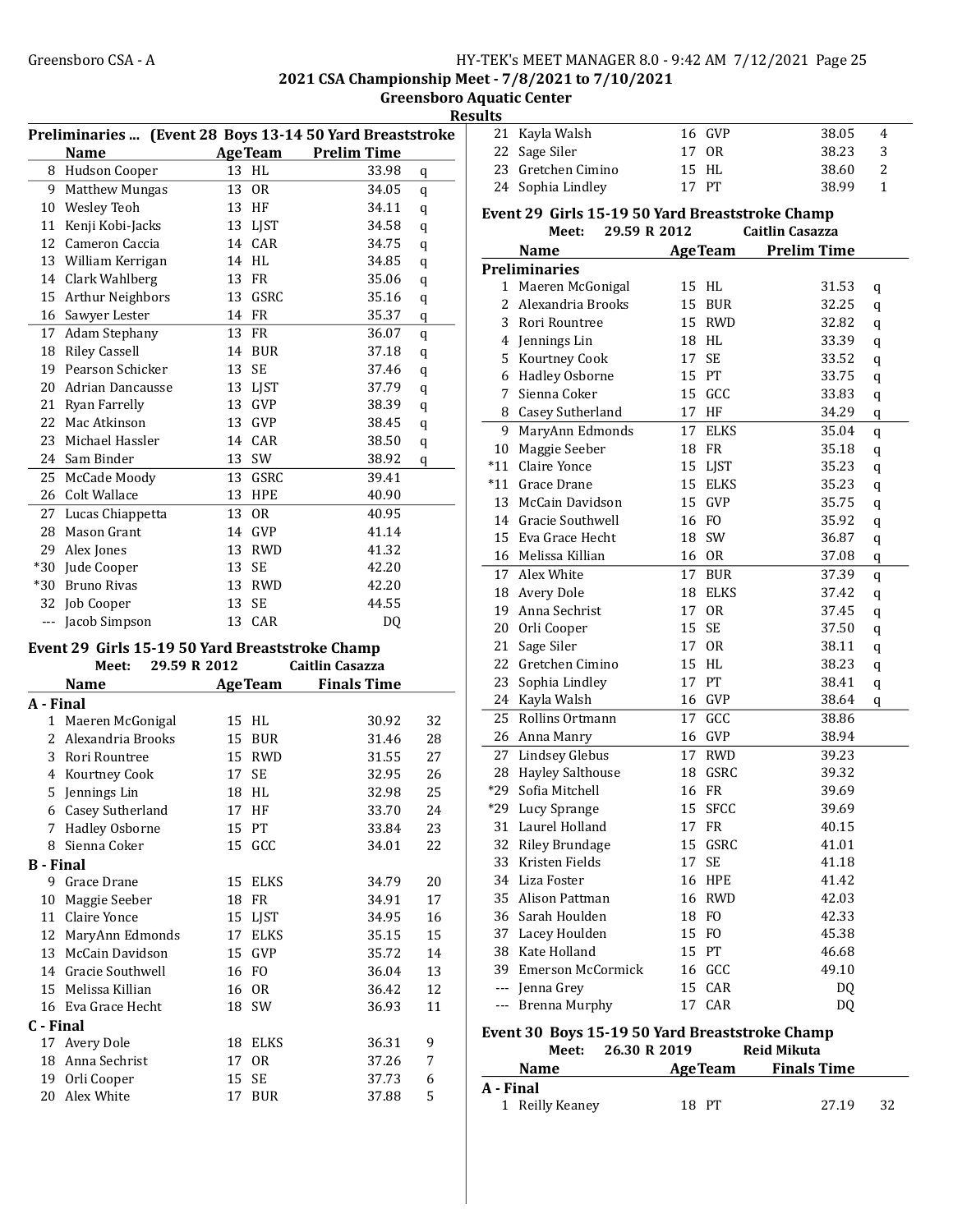## 2021 CSA Championship Meet - 7/8/2021 to 7/10/2021

### Greensboro Aquatic Center

### Results

### Preliminaries ... (Event 28 Boys 13-14 50 Yard Breaststroke

| | Name | Age | Team | Prelim Time | |
|---|---|---|---|---|---|
| 8 | Hudson Cooper | 13 | HL | 33.98 | q |
| 9 | Matthew Mungas | 13 | OR | 34.05 | q |
| 10 | Wesley Teoh | 13 | HF | 34.11 | q |
| 11 | Kenji Kobi-Jacks | 13 | LJST | 34.58 | q |
| 12 | Cameron Caccia | 14 | CAR | 34.75 | q |
| 13 | William Kerrigan | 14 | HL | 34.85 | q |
| 14 | Clark Wahlberg | 13 | FR | 35.06 | q |
| 15 | Arthur Neighbors | 13 | GSRC | 35.16 | q |
| 16 | Sawyer Lester | 14 | FR | 35.37 | q |
| 17 | Adam Stephany | 13 | FR | 36.07 | q |
| 18 | Riley Cassell | 14 | BUR | 37.18 | q |
| 19 | Pearson Schicker | 13 | SE | 37.46 | q |
| 20 | Adrian Dancausse | 13 | LJST | 37.79 | q |
| 21 | Ryan Farrelly | 13 | GVP | 38.39 | q |
| 22 | Mac Atkinson | 13 | GVP | 38.45 | q |
| 23 | Michael Hassler | 14 | CAR | 38.50 | q |
| 24 | Sam Binder | 13 | SW | 38.92 | q |
| 25 | McCade Moody | 13 | GSRC | 39.41 | |
| 26 | Colt Wallace | 13 | HPE | 40.90 | |
| 27 | Lucas Chiappetta | 13 | OR | 40.95 | |
| 28 | Mason Grant | 14 | GVP | 41.14 | |
| 29 | Alex Jones | 13 | RWD | 41.32 | |
| *30 | Jude Cooper | 13 | SE | 42.20 | |
| *30 | Bruno Rivas | 13 | RWD | 42.20 | |
| 32 | Job Cooper | 13 | SE | 44.55 | |
| --- | Jacob Simpson | 13 | CAR | DQ | |

### Event 29 Girls 15-19 50 Yard Breaststroke Champ

Meet: 29.59 R 2012 Caitlin Casazza

| | Name | Age | Team | Finals Time | |
|---|---|---|---|---|---|
| **A - Final** | | | | | |
| 1 | Maeren McGonigal | 15 | HL | 30.92 | 32 |
| 2 | Alexandria Brooks | 15 | BUR | 31.46 | 28 |
| 3 | Rori Rountree | 15 | RWD | 31.55 | 27 |
| 4 | Kourtney Cook | 17 | SE | 32.95 | 26 |
| 5 | Jennings Lin | 18 | HL | 32.98 | 25 |
| 6 | Casey Sutherland | 17 | HF | 33.70 | 24 |
| 7 | Hadley Osborne | 15 | PT | 33.84 | 23 |
| 8 | Sienna Coker | 15 | GCC | 34.01 | 22 |
| **B - Final** | | | | | |
| 9 | Grace Drane | 15 | ELKS | 34.79 | 20 |
| 10 | Maggie Seeber | 18 | FR | 34.91 | 17 |
| 11 | Claire Yonce | 15 | LJST | 34.95 | 16 |
| 12 | MaryAnn Edmonds | 17 | ELKS | 35.15 | 15 |
| 13 | McCain Davidson | 15 | GVP | 35.72 | 14 |
| 14 | Gracie Southwell | 16 | FO | 36.04 | 13 |
| 15 | Melissa Killian | 16 | OR | 36.42 | 12 |
| 16 | Eva Grace Hecht | 18 | SW | 36.93 | 11 |
| **C - Final** | | | | | |
| 17 | Avery Dole | 18 | ELKS | 36.31 | 9 |
| 18 | Anna Sechrist | 17 | OR | 37.26 | 7 |
| 19 | Orli Cooper | 15 | SE | 37.73 | 6 |
| 20 | Alex White | 17 | BUR | 37.88 | 5 |
| 21 | Kayla Walsh | 16 | GVP | 38.05 | 4 |
| 22 | Sage Siler | 17 | OR | 38.23 | 3 |
| 23 | Gretchen Cimino | 15 | HL | 38.60 | 2 |
| 24 | Sophia Lindley | 17 | PT | 38.99 | 1 |

### Event 29 Girls 15-19 50 Yard Breaststroke Champ

Meet: 29.59 R 2012 Caitlin Casazza

| | Name | Age | Team | Prelim Time | |
|---|---|---|---|---|---|
| **Preliminaries** | | | | | |
| 1 | Maeren McGonigal | 15 | HL | 31.53 | q |
| 2 | Alexandria Brooks | 15 | BUR | 32.25 | q |
| 3 | Rori Rountree | 15 | RWD | 32.82 | q |
| 4 | Jennings Lin | 18 | HL | 33.39 | q |
| 5 | Kourtney Cook | 17 | SE | 33.52 | q |
| 6 | Hadley Osborne | 15 | PT | 33.75 | q |
| 7 | Sienna Coker | 15 | GCC | 33.83 | q |
| 8 | Casey Sutherland | 17 | HF | 34.29 | q |
| 9 | MaryAnn Edmonds | 17 | ELKS | 35.04 | q |
| 10 | Maggie Seeber | 18 | FR | 35.18 | q |
| *11 | Claire Yonce | 15 | LJST | 35.23 | q |
| *11 | Grace Drane | 15 | ELKS | 35.23 | q |
| 13 | McCain Davidson | 15 | GVP | 35.75 | q |
| 14 | Gracie Southwell | 16 | FO | 35.92 | q |
| 15 | Eva Grace Hecht | 18 | SW | 36.87 | q |
| 16 | Melissa Killian | 16 | OR | 37.08 | q |
| 17 | Alex White | 17 | BUR | 37.39 | q |
| 18 | Avery Dole | 18 | ELKS | 37.42 | q |
| 19 | Anna Sechrist | 17 | OR | 37.45 | q |
| 20 | Orli Cooper | 15 | SE | 37.50 | q |
| 21 | Sage Siler | 17 | OR | 38.11 | q |
| 22 | Gretchen Cimino | 15 | HL | 38.23 | q |
| 23 | Sophia Lindley | 17 | PT | 38.41 | q |
| 24 | Kayla Walsh | 16 | GVP | 38.64 | q |
| 25 | Rollins Ortmann | 17 | GCC | 38.86 | |
| 26 | Anna Manry | 16 | GVP | 38.94 | |
| 27 | Lindsey Glebus | 17 | RWD | 39.23 | |
| 28 | Hayley Salthouse | 18 | GSRC | 39.32 | |
| *29 | Sofia Mitchell | 16 | FR | 39.69 | |
| *29 | Lucy Sprange | 15 | SFCC | 39.69 | |
| 31 | Laurel Holland | 17 | FR | 40.15 | |
| 32 | Riley Brundage | 15 | GSRC | 41.01 | |
| 33 | Kristen Fields | 17 | SE | 41.18 | |
| 34 | Liza Foster | 16 | HPE | 41.42 | |
| 35 | Alison Pattman | 16 | RWD | 42.03 | |
| 36 | Sarah Houlden | 18 | FO | 42.33 | |
| 37 | Lacey Houlden | 15 | FO | 45.38 | |
| 38 | Kate Holland | 15 | PT | 46.68 | |
| 39 | Emerson McCormick | 16 | GCC | 49.10 | |
| --- | Jenna Grey | 15 | CAR | DQ | |
| --- | Brenna Murphy | 17 | CAR | DQ | |

### Event 30 Boys 15-19 50 Yard Breaststroke Champ

Meet: 26.30 R 2019 Reid Mikuta

| | Name | Age | Team | Finals Time | |
|---|---|---|---|---|---|
| **A - Final** | | | | | |
| 1 | Reilly Keaney | 18 | PT | 27.19 | 32 |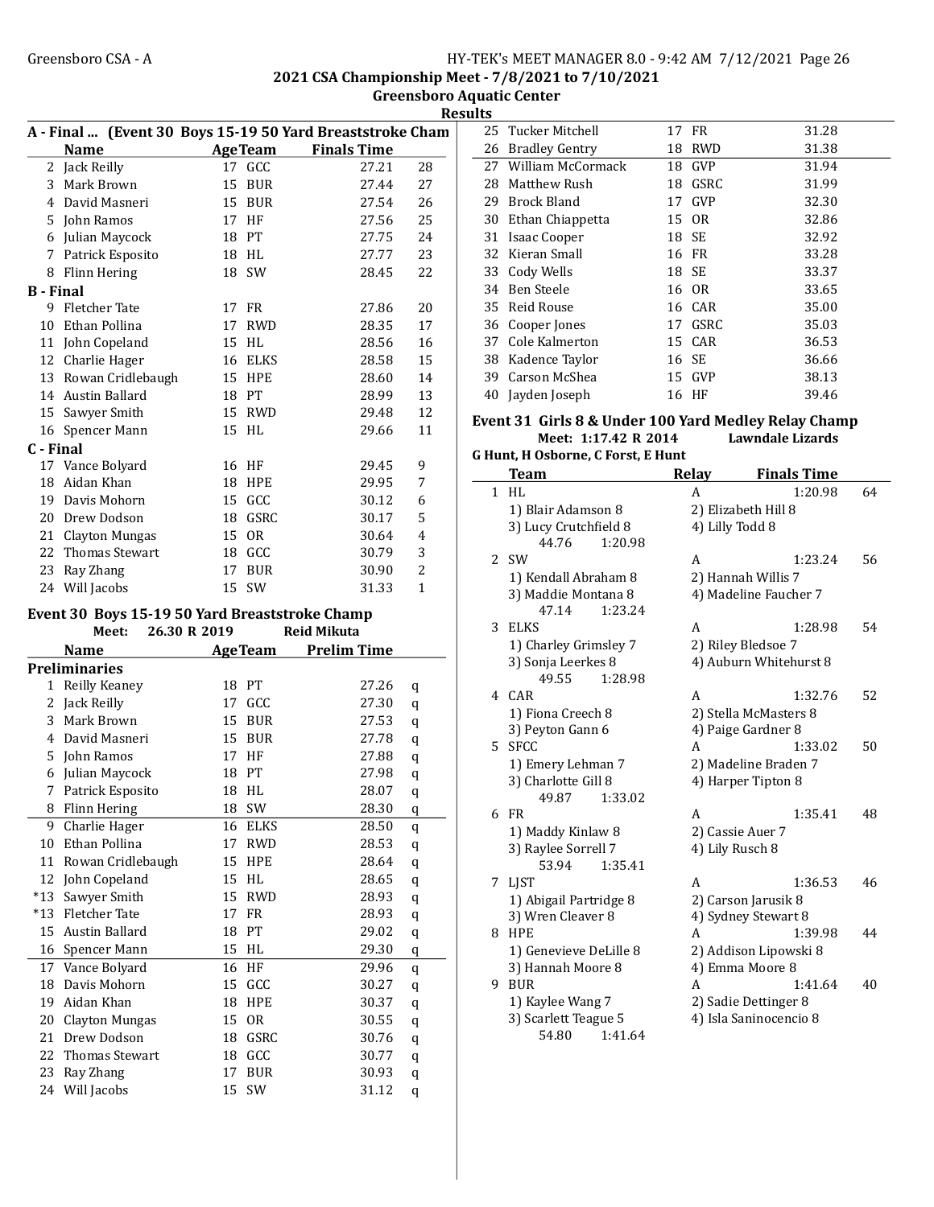## 2021 CSA Championship Meet - 7/8/2021 to 7/10/2021

### Greensboro Aquatic Center

### Results

**A - Final ... (Event 30 Boys 15-19 50 Yard Breaststroke Cham**

| | Name | Age | Team | Finals Time | |
|---|---|---|---|---|---|
| 2 | Jack Reilly | 17 | GCC | 27.21 | 28 |
| 3 | Mark Brown | 15 | BUR | 27.44 | 27 |
| 4 | David Masneri | 15 | BUR | 27.54 | 26 |
| 5 | John Ramos | 17 | HF | 27.56 | 25 |
| 6 | Julian Maycock | 18 | PT | 27.75 | 24 |
| 7 | Patrick Esposito | 18 | HL | 27.77 | 23 |
| 8 | Flinn Hering | 18 | SW | 28.45 | 22 |
| **B - Final** | | | | | |
| 9 | Fletcher Tate | 17 | FR | 27.86 | 20 |
| 10 | Ethan Pollina | 17 | RWD | 28.35 | 17 |
| 11 | John Copeland | 15 | HL | 28.56 | 16 |
| 12 | Charlie Hager | 16 | ELKS | 28.58 | 15 |
| 13 | Rowan Cridlebaugh | 15 | HPE | 28.60 | 14 |
| 14 | Austin Ballard | 18 | PT | 28.99 | 13 |
| 15 | Sawyer Smith | 15 | RWD | 29.48 | 12 |
| 16 | Spencer Mann | 15 | HL | 29.66 | 11 |
| **C - Final** | | | | | |
| 17 | Vance Bolyard | 16 | HF | 29.45 | 9 |
| 18 | Aidan Khan | 18 | HPE | 29.95 | 7 |
| 19 | Davis Mohorn | 15 | GCC | 30.12 | 6 |
| 20 | Drew Dodson | 18 | GSRC | 30.17 | 5 |
| 21 | Clayton Mungas | 15 | OR | 30.64 | 4 |
| 22 | Thomas Stewart | 18 | GCC | 30.79 | 3 |
| 23 | Ray Zhang | 17 | BUR | 30.90 | 2 |
| 24 | Will Jacobs | 15 | SW | 31.33 | 1 |

### Event 30 Boys 15-19 50 Yard Breaststroke Champ

Meet: 26.30 R 2019 Reid Mikuta

| | Name | Age | Team | Prelim Time | |
|---|---|---|---|---|---|
| **Preliminaries** | | | | | |
| 1 | Reilly Keaney | 18 | PT | 27.26 | q |
| 2 | Jack Reilly | 17 | GCC | 27.30 | q |
| 3 | Mark Brown | 15 | BUR | 27.53 | q |
| 4 | David Masneri | 15 | BUR | 27.78 | q |
| 5 | John Ramos | 17 | HF | 27.88 | q |
| 6 | Julian Maycock | 18 | PT | 27.98 | q |
| 7 | Patrick Esposito | 18 | HL | 28.07 | q |
| 8 | Flinn Hering | 18 | SW | 28.30 | q |
| 9 | Charlie Hager | 16 | ELKS | 28.50 | q |
| 10 | Ethan Pollina | 17 | RWD | 28.53 | q |
| 11 | Rowan Cridlebaugh | 15 | HPE | 28.64 | q |
| 12 | John Copeland | 15 | HL | 28.65 | q |
| *13 | Sawyer Smith | 15 | RWD | 28.93 | q |
| *13 | Fletcher Tate | 17 | FR | 28.93 | q |
| 15 | Austin Ballard | 18 | PT | 29.02 | q |
| 16 | Spencer Mann | 15 | HL | 29.30 | q |
| 17 | Vance Bolyard | 16 | HF | 29.96 | q |
| 18 | Davis Mohorn | 15 | GCC | 30.27 | q |
| 19 | Aidan Khan | 18 | HPE | 30.37 | q |
| 20 | Clayton Mungas | 15 | OR | 30.55 | q |
| 21 | Drew Dodson | 18 | GSRC | 30.76 | q |
| 22 | Thomas Stewart | 18 | GCC | 30.77 | q |
| 23 | Ray Zhang | 17 | BUR | 30.93 | q |
| 24 | Will Jacobs | 15 | SW | 31.12 | q |
| 25 | Tucker Mitchell | 17 | FR | 31.28 | |
| 26 | Bradley Gentry | 18 | RWD | 31.38 | |
| 27 | William McCormack | 18 | GVP | 31.94 | |
| 28 | Matthew Rush | 18 | GSRC | 31.99 | |
| 29 | Brock Bland | 17 | GVP | 32.30 | |
| 30 | Ethan Chiappetta | 15 | OR | 32.86 | |
| 31 | Isaac Cooper | 18 | SE | 32.92 | |
| 32 | Kieran Small | 16 | FR | 33.28 | |
| 33 | Cody Wells | 18 | SE | 33.37 | |
| 34 | Ben Steele | 16 | OR | 33.65 | |
| 35 | Reid Rouse | 16 | CAR | 35.00 | |
| 36 | Cooper Jones | 17 | GSRC | 35.03 | |
| 37 | Cole Kalmerton | 15 | CAR | 36.53 | |
| 38 | Kadence Taylor | 16 | SE | 36.66 | |
| 39 | Carson McShea | 15 | GVP | 38.13 | |
| 40 | Jayden Joseph | 16 | HF | 39.46 | |

### Event 31 Girls 8 & Under 100 Yard Medley Relay Champ

Meet: 1:17.42 R 2014 Lawndale Lizards
G Hunt, H Osborne, C Forst, E Hunt

| | Team | Relay | Finals Time | |
|---|---|---|---|---|
| 1 | HL | A | 1:20.98 | 64 |

1) Blair Adamson 8, 2) Elizabeth Hill 8, 3) Lucy Crutchfield 8, 4) Lilly Todd 8
44.76 1:20.98

| | Team | Relay | Finals Time | |
|---|---|---|---|---|
| 2 | SW | A | 1:23.24 | 56 |

1) Kendall Abraham 8, 2) Hannah Willis 7, 3) Maddie Montana 8, 4) Madeline Faucher 7
47.14 1:23.24

| | Team | Relay | Finals Time | |
|---|---|---|---|---|
| 3 | ELKS | A | 1:28.98 | 54 |

1) Charley Grimsley 7, 2) Riley Bledsoe 7, 3) Sonja Leerkes 8, 4) Auburn Whitehurst 8
49.55 1:28.98

| | Team | Relay | Finals Time | |
|---|---|---|---|---|
| 4 | CAR | A | 1:32.76 | 52 |

1) Fiona Creech 8, 2) Stella McMasters 8, 3) Peyton Gann 6, 4) Paige Gardner 8

| | Team | Relay | Finals Time | |
|---|---|---|---|---|
| 5 | SFCC | A | 1:33.02 | 50 |

1) Emery Lehman 7, 2) Madeline Braden 7, 3) Charlotte Gill 8, 4) Harper Tipton 8
49.87 1:33.02

| | Team | Relay | Finals Time | |
|---|---|---|---|---|
| 6 | FR | A | 1:35.41 | 48 |

1) Maddy Kinlaw 8, 2) Cassie Auer 7, 3) Raylee Sorrell 7, 4) Lily Rusch 8
53.94 1:35.41

| | Team | Relay | Finals Time | |
|---|---|---|---|---|
| 7 | LJST | A | 1:36.53 | 46 |

1) Abigail Partridge 8, 2) Carson Jarusik 8, 3) Wren Cleaver 8, 4) Sydney Stewart 8

| | Team | Relay | Finals Time | |
|---|---|---|---|---|
| 8 | HPE | A | 1:39.98 | 44 |

1) Genevieve DeLille 8, 2) Addison Lipowski 8, 3) Hannah Moore 8, 4) Emma Moore 8

| | Team | Relay | Finals Time | |
|---|---|---|---|---|
| 9 | BUR | A | 1:41.64 | 40 |

1) Kaylee Wang 7, 2) Sadie Dettinger 8, 3) Scarlett Teague 5, 4) Isla Saninocencio 8
54.80 1:41.64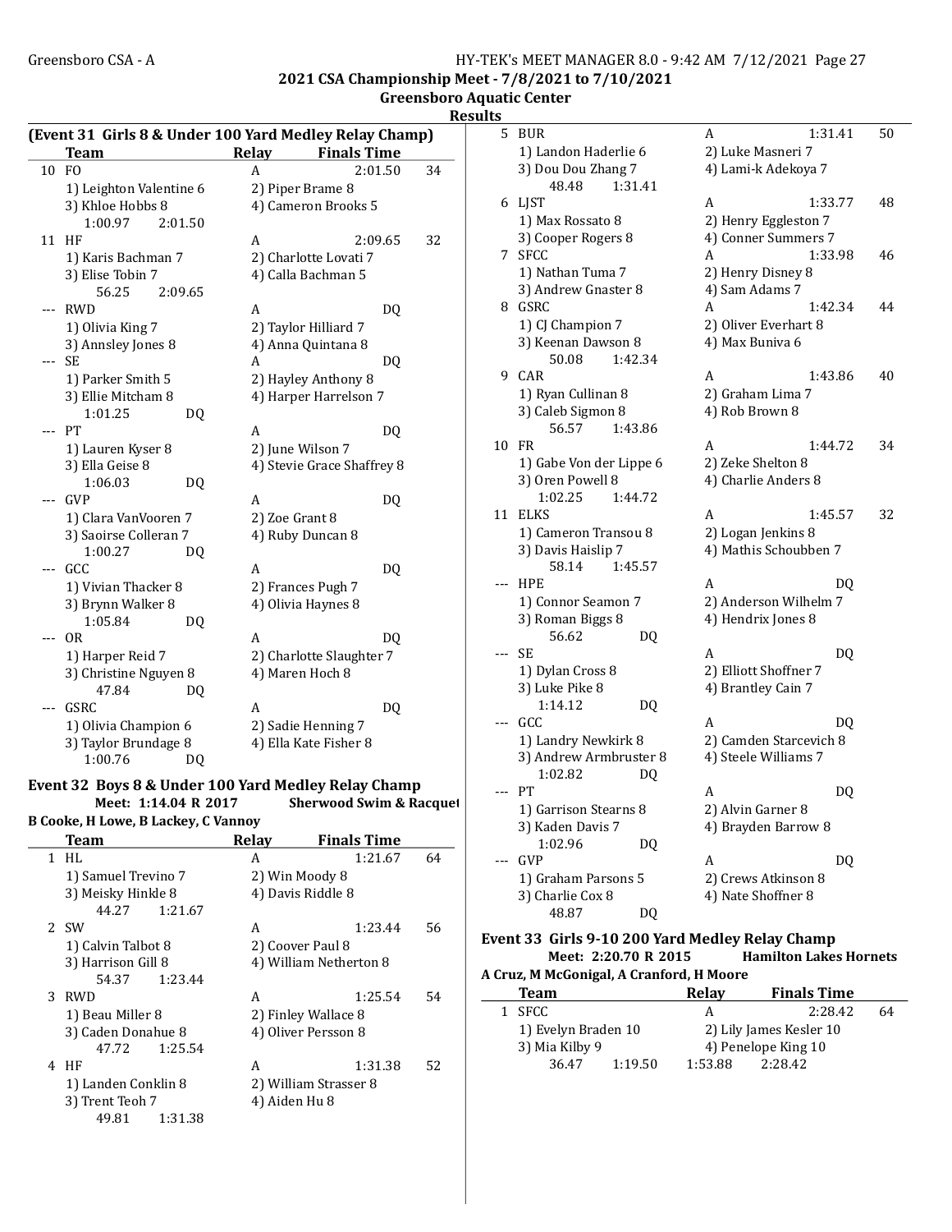**2021 CSA Championship Meet - 7/8/2021 to 7/10/2021**

**Greensboro Aquatic Center**

**Results**

### (Event 31 Girls 8 & Under 100 Yard Medley Relay Champ)

| | Team | Relay | Finals Time | |
|---|---|---|---|---|
| 10 | FO | A | 2:01.50 | 34 |
| | 1) Leighton Valentine 6 | 2) Piper Brame 8 | | |
| | 3) Khloe Hobbs 8 | 4) Cameron Brooks 5 | | |
| | 1:00.97 2:01.50 | | | |
| 11 | HF | A | 2:09.65 | 32 |
| | 1) Karis Bachman 7 | 2) Charlotte Lovati 7 | | |
| | 3) Elise Tobin 7 | 4) Calla Bachman 5 | | |
| | 56.25 2:09.65 | | | |
| --- | RWD | A | DQ | |
| | 1) Olivia King 7 | 2) Taylor Hilliard 7 | | |
| | 3) Annsley Jones 8 | 4) Anna Quintana 8 | | |
| --- | SE | A | DQ | |
| | 1) Parker Smith 5 | 2) Hayley Anthony 8 | | |
| | 3) Ellie Mitcham 8 | 4) Harper Harrelson 7 | | |
| | 1:01.25 DQ | | | |
| --- | PT | A | DQ | |
| | 1) Lauren Kyser 8 | 2) June Wilson 7 | | |
| | 3) Ella Geise 8 | 4) Stevie Grace Shaffrey 8 | | |
| | 1:06.03 DQ | | | |
| --- | GVP | A | DQ | |
| | 1) Clara VanVooren 7 | 2) Zoe Grant 8 | | |
| | 3) Saoirse Colleran 7 | 4) Ruby Duncan 8 | | |
| | 1:00.27 DQ | | | |
| --- | GCC | A | DQ | |
| | 1) Vivian Thacker 8 | 2) Frances Pugh 7 | | |
| | 3) Brynn Walker 8 | 4) Olivia Haynes 8 | | |
| | 1:05.84 DQ | | | |
| --- | OR | A | DQ | |
| | 1) Harper Reid 7 | 2) Charlotte Slaughter 7 | | |
| | 3) Christine Nguyen 8 | 4) Maren Hoch 8 | | |
| | 47.84 DQ | | | |
| --- | GSRC | A | DQ | |
| | 1) Olivia Champion 6 | 2) Sadie Henning 7 | | |
| | 3) Taylor Brundage 8 | 4) Ella Kate Fisher 8 | | |
| | 1:00.76 DQ | | | |

### Event 32 Boys 8 & Under 100 Yard Medley Relay Champ

**Meet: 1:14.04 R 2017 Sherwood Swim & Racquet**

**B Cooke, H Lowe, B Lackey, C Vannoy**

| | Team | Relay | Finals Time | |
|---|---|---|---|---|
| 1 | HL | A | 1:21.67 | 64 |
| | 1) Samuel Trevino 7 | 2) Win Moody 8 | | |
| | 3) Meisky Hinkle 8 | 4) Davis Riddle 8 | | |
| | 44.27 1:21.67 | | | |
| 2 | SW | A | 1:23.44 | 56 |
| | 1) Calvin Talbot 8 | 2) Coover Paul 8 | | |
| | 3) Harrison Gill 8 | 4) William Netherton 8 | | |
| | 54.37 1:23.44 | | | |
| 3 | RWD | A | 1:25.54 | 54 |
| | 1) Beau Miller 8 | 2) Finley Wallace 8 | | |
| | 3) Caden Donahue 8 | 4) Oliver Persson 8 | | |
| | 47.72 1:25.54 | | | |
| 4 | HF | A | 1:31.38 | 52 |
| | 1) Landen Conklin 8 | 2) William Strasser 8 | | |
| | 3) Trent Teoh 7 | 4) Aiden Hu 8 | | |
| | 49.81 1:31.38 | | | |
| 5 | BUR | A | 1:31.41 | 50 |
| | 1) Landon Haderlie 6 | 2) Luke Masneri 7 | | |
| | 3) Dou Dou Zhang 7 | 4) Lami-k Adekoya 7 | | |
| | 48.48 1:31.41 | | | |
| 6 | LJST | A | 1:33.77 | 48 |
| | 1) Max Rossato 8 | 2) Henry Eggleston 7 | | |
| | 3) Cooper Rogers 8 | 4) Conner Summers 7 | | |
| 7 | SFCC | A | 1:33.98 | 46 |
| | 1) Nathan Tuma 7 | 2) Henry Disney 8 | | |
| | 3) Andrew Gnaster 8 | 4) Sam Adams 7 | | |
| 8 | GSRC | A | 1:42.34 | 44 |
| | 1) CJ Champion 7 | 2) Oliver Everhart 8 | | |
| | 3) Keenan Dawson 8 | 4) Max Buniva 6 | | |
| | 50.08 1:42.34 | | | |
| 9 | CAR | A | 1:43.86 | 40 |
| | 1) Ryan Cullinan 8 | 2) Graham Lima 7 | | |
| | 3) Caleb Sigmon 8 | 4) Rob Brown 8 | | |
| | 56.57 1:43.86 | | | |
| 10 | FR | A | 1:44.72 | 34 |
| | 1) Gabe Von der Lippe 6 | 2) Zeke Shelton 8 | | |
| | 3) Oren Powell 8 | 4) Charlie Anders 8 | | |
| | 1:02.25 1:44.72 | | | |
| 11 | ELKS | A | 1:45.57 | 32 |
| | 1) Cameron Transou 8 | 2) Logan Jenkins 8 | | |
| | 3) Davis Haislip 7 | 4) Mathis Schoubben 7 | | |
| | 58.14 1:45.57 | | | |
| --- | HPE | A | DQ | |
| | 1) Connor Seamon 7 | 2) Anderson Wilhelm 7 | | |
| | 3) Roman Biggs 8 | 4) Hendrix Jones 8 | | |
| | 56.62 DQ | | | |
| --- | SE | A | DQ | |
| | 1) Dylan Cross 8 | 2) Elliott Shoffner 7 | | |
| | 3) Luke Pike 8 | 4) Brantley Cain 7 | | |
| | 1:14.12 DQ | | | |
| --- | GCC | A | DQ | |
| | 1) Landry Newkirk 8 | 2) Camden Starcevich 8 | | |
| | 3) Andrew Armbruster 8 | 4) Steele Williams 7 | | |
| | 1:02.82 DQ | | | |
| --- | PT | A | DQ | |
| | 1) Garrison Stearns 8 | 2) Alvin Garner 8 | | |
| | 3) Kaden Davis 7 | 4) Brayden Barrow 8 | | |
| | 1:02.96 DQ | | | |
| --- | GVP | A | DQ | |
| | 1) Graham Parsons 5 | 2) Crews Atkinson 8 | | |
| | 3) Charlie Cox 8 | 4) Nate Shoffner 8 | | |
| | 48.87 DQ | | | |

### Event 33 Girls 9-10 200 Yard Medley Relay Champ

**Meet: 2:20.70 R 2015 Hamilton Lakes Hornets**

**A Cruz, M McGonigal, A Cranford, H Moore**

| | Team | Relay | Finals Time | |
|---|---|---|---|---|
| 1 | SFCC | A | 2:28.42 | 64 |
| | 1) Evelyn Braden 10 | 2) Lily James Kesler 10 | | |
| | 3) Mia Kilby 9 | 4) Penelope King 10 | | |
| | 36.47 1:19.50 | 1:53.88 2:28.42 | | |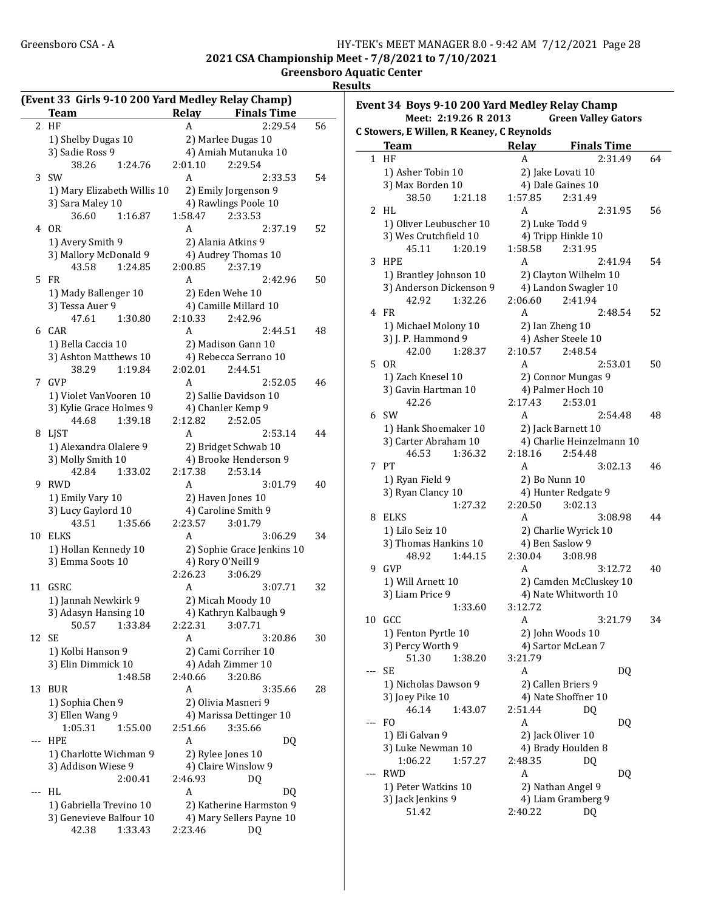**2021 CSA Championship Meet - 7/8/2021 to 7/10/2021**

**Greensboro Aquatic Center**

**Results**

### (Event 33 Girls 9-10 200 Yard Medley Relay Champ)

| | Team | Relay | Finals Time | Points |
|---|---|---|---|---|
| 2 | HF | A | 2:29.54 | 56 |
| | 1) Shelby Dugas 10 | 2) Marlee Dugas 10 | | |
| | 3) Sadie Ross 9 | 4) Amiah Mutanuka 10 | | |
| | 38.26 1:24.76 | 2:01.10 | 2:29.54 | |
| 3 | SW | A | 2:33.53 | 54 |
| | 1) Mary Elizabeth Willis 10 | 2) Emily Jorgenson 9 | | |
| | 3) Sara Maley 10 | 4) Rawlings Poole 10 | | |
| | 36.60 1:16.87 | 1:58.47 | 2:33.53 | |
| 4 | OR | A | 2:37.19 | 52 |
| | 1) Avery Smith 9 | 2) Alania Atkins 9 | | |
| | 3) Mallory McDonald 9 | 4) Audrey Thomas 10 | | |
| | 43.58 1:24.85 | 2:00.85 | 2:37.19 | |
| 5 | FR | A | 2:42.96 | 50 |
| | 1) Mady Ballenger 10 | 2) Eden Wehe 10 | | |
| | 3) Tessa Auer 9 | 4) Camille Millard 10 | | |
| | 47.61 1:30.80 | 2:10.33 | 2:42.96 | |
| 6 | CAR | A | 2:44.51 | 48 |
| | 1) Bella Caccia 10 | 2) Madison Gann 10 | | |
| | 3) Ashton Matthews 10 | 4) Rebecca Serrano 10 | | |
| | 38.29 1:19.84 | 2:02.01 | 2:44.51 | |
| 7 | GVP | A | 2:52.05 | 46 |
| | 1) Violet VanVooren 10 | 2) Sallie Davidson 10 | | |
| | 3) Kylie Grace Holmes 9 | 4) Chanler Kemp 9 | | |
| | 44.68 1:39.18 | 2:12.82 | 2:52.05 | |
| 8 | LJST | A | 2:53.14 | 44 |
| | 1) Alexandra Olalere 9 | 2) Bridget Schwab 10 | | |
| | 3) Molly Smith 10 | 4) Brooke Henderson 9 | | |
| | 42.84 1:33.02 | 2:17.38 | 2:53.14 | |
| 9 | RWD | A | 3:01.79 | 40 |
| | 1) Emily Vary 10 | 2) Haven Jones 10 | | |
| | 3) Lucy Gaylord 10 | 4) Caroline Smith 9 | | |
| | 43.51 1:35.66 | 2:23.57 | 3:01.79 | |
| 10 | ELKS | A | 3:06.29 | 34 |
| | 1) Hollan Kennedy 10 | 2) Sophie Grace Jenkins 10 | | |
| | 3) Emma Soots 10 | 4) Rory O'Neill 9 | | |
| | | 2:26.23 | 3:06.29 | |
| 11 | GSRC | A | 3:07.71 | 32 |
| | 1) Jannah Newkirk 9 | 2) Micah Moody 10 | | |
| | 3) Adasyn Hansing 10 | 4) Kathryn Kalbaugh 9 | | |
| | 50.57 1:33.84 | 2:22.31 | 3:07.71 | |
| 12 | SE | A | 3:20.86 | 30 |
| | 1) Kolbi Hanson 9 | 2) Cami Corriher 10 | | |
| | 3) Elin Dimmick 10 | 4) Adah Zimmer 10 | | |
| | 1:48.58 | 2:40.66 | 3:20.86 | |
| 13 | BUR | A | 3:35.66 | 28 |
| | 1) Sophia Chen 9 | 2) Olivia Masneri 9 | | |
| | 3) Ellen Wang 9 | 4) Marissa Dettinger 10 | | |
| | 1:05.31 1:55.00 | 2:51.66 | 3:35.66 | |
| --- | HPE | A | DQ | |
| | 1) Charlotte Wichman 9 | 2) Rylee Jones 10 | | |
| | 3) Addison Wiese 9 | 4) Claire Winslow 9 | | |
| | 2:00.41 | 2:46.93 | DQ | |
| --- | HL | A | DQ | |
| | 1) Gabriella Trevino 10 | 2) Katherine Harmston 9 | | |
| | 3) Genevieve Balfour 10 | 4) Mary Sellers Payne 10 | | |
| | 42.38 1:33.43 | 2:23.46 | DQ | |

### Event 34 Boys 9-10 200 Yard Medley Relay Champ

Meet: 2:19.26 R 2013 Green Valley Gators

C Stowers, E Willen, R Keaney, C Reynolds

| | Team | Relay | Finals Time | Points |
|---|---|---|---|---|
| 1 | HF | A | 2:31.49 | 64 |
| | 1) Asher Tobin 10 | 2) Jake Lovati 10 | | |
| | 3) Max Borden 10 | 4) Dale Gaines 10 | | |
| | 38.50 1:21.18 | 1:57.85 | 2:31.49 | |
| 2 | HL | A | 2:31.95 | 56 |
| | 1) Oliver Leubuscher 10 | 2) Luke Todd 9 | | |
| | 3) Wes Crutchfield 10 | 4) Tripp Hinkle 10 | | |
| | 45.11 1:20.19 | 1:58.58 | 2:31.95 | |
| 3 | HPE | A | 2:41.94 | 54 |
| | 1) Brantley Johnson 10 | 2) Clayton Wilhelm 10 | | |
| | 3) Anderson Dickenson 9 | 4) Landon Swagler 10 | | |
| | 42.92 1:32.26 | 2:06.60 | 2:41.94 | |
| 4 | FR | A | 2:48.54 | 52 |
| | 1) Michael Molony 10 | 2) Ian Zheng 10 | | |
| | 3) J. P. Hammond 9 | 4) Asher Steele 10 | | |
| | 42.00 1:28.37 | 2:10.57 | 2:48.54 | |
| 5 | OR | A | 2:53.01 | 50 |
| | 1) Zach Knesel 10 | 2) Connor Mungas 9 | | |
| | 3) Gavin Hartman 10 | 4) Palmer Hoch 10 | | |
| | 42.26 | 2:17.43 | 2:53.01 | |
| 6 | SW | A | 2:54.48 | 48 |
| | 1) Hank Shoemaker 10 | 2) Jack Barnett 10 | | |
| | 3) Carter Abraham 10 | 4) Charlie Heinzelmann 10 | | |
| | 46.53 1:36.32 | 2:18.16 | 2:54.48 | |
| 7 | PT | A | 3:02.13 | 46 |
| | 1) Ryan Field 9 | 2) Bo Nunn 10 | | |
| | 3) Ryan Clancy 10 | 4) Hunter Redgate 9 | | |
| | 1:27.32 | 2:20.50 | 3:02.13 | |
| 8 | ELKS | A | 3:08.98 | 44 |
| | 1) Lilo Seiz 10 | 2) Charlie Wyrick 10 | | |
| | 3) Thomas Hankins 10 | 4) Ben Saslow 9 | | |
| | 48.92 1:44.15 | 2:30.04 | 3:08.98 | |
| 9 | GVP | A | 3:12.72 | 40 |
| | 1) Will Arnett 10 | 2) Camden McCluskey 10 | | |
| | 3) Liam Price 9 | 4) Nate Whitworth 10 | | |
| | 1:33.60 | 3:12.72 | | |
| 10 | GCC | A | 3:21.79 | 34 |
| | 1) Fenton Pyrtle 10 | 2) John Woods 10 | | |
| | 3) Percy Worth 9 | 4) Sartor McLean 7 | | |
| | 51.30 1:38.20 | 3:21.79 | | |
| --- | SE | A | DQ | |
| | 1) Nicholas Dawson 9 | 2) Callen Briers 9 | | |
| | 3) Joey Pike 10 | 4) Nate Shoffner 10 | | |
| | 46.14 1:43.07 | 2:51.44 | DQ | |
| --- | FO | A | DQ | |
| | 1) Eli Galvan 9 | 2) Jack Oliver 10 | | |
| | 3) Luke Newman 10 | 4) Brady Houlden 8 | | |
| | 1:06.22 1:57.27 | 2:48.35 | DQ | |
| --- | RWD | A | DQ | |
| | 1) Peter Watkins 10 | 2) Nathan Angel 9 | | |
| | 3) Jack Jenkins 9 | 4) Liam Gramberg 9 | | |
| | 51.42 | 2:40.22 | DQ | |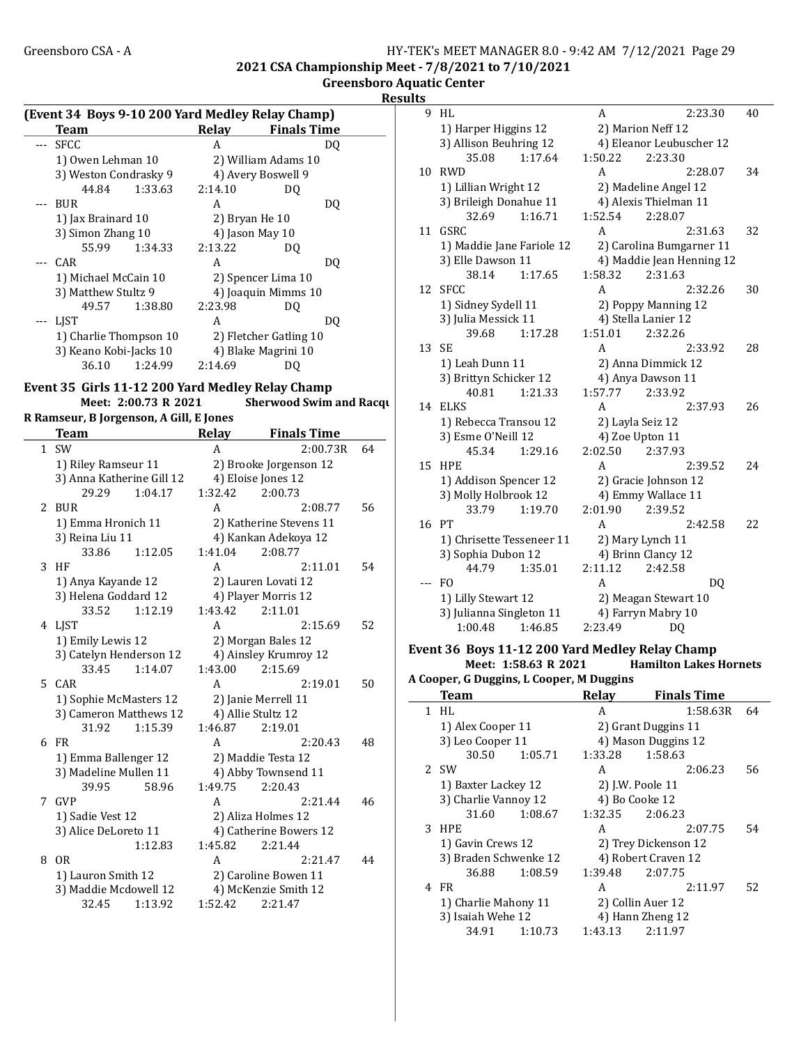2021 CSA Championship Meet - 7/8/2021 to 7/10/2021

Greensboro Aquatic Center

Results

**(Event 34 Boys 9-10 200 Yard Medley Relay Champ)**

| | Team | Relay | Finals Time | |
|---|---|---|---|---|
| --- | SFCC | A | DQ | |
| | 1) Owen Lehman 10 | 2) William Adams 10 | | |
| | 3) Weston Condrasky 9 | 4) Avery Boswell 9 | | |
| | 44.84 1:33.63 | 2:14.10 DQ | | |
| --- | BUR | A | DQ | |
| | 1) Jax Brainard 10 | 2) Bryan He 10 | | |
| | 3) Simon Zhang 10 | 4) Jason May 10 | | |
| | 55.99 1:34.33 | 2:13.22 DQ | | |
| --- | CAR | A | DQ | |
| | 1) Michael McCain 10 | 2) Spencer Lima 10 | | |
| | 3) Matthew Stultz 9 | 4) Joaquin Mimms 10 | | |
| | 49.57 1:38.80 | 2:23.98 DQ | | |
| --- | LJST | A | DQ | |
| | 1) Charlie Thompson 10 | 2) Fletcher Gatling 10 | | |
| | 3) Keano Kobi-Jacks 10 | 4) Blake Magrini 10 | | |
| | 36.10 1:24.99 | 2:14.69 DQ | | |

## Event 35 Girls 11-12 200 Yard Medley Relay Champ

Meet: 2:00.73 R 2021 Sherwood Swim and Racqu

R Ramseur, B Jorgenson, A Gill, E Jones

| | Team | Relay | Finals Time | |
|---|---|---|---|---|
| 1 | SW | A | 2:00.73R | 64 |
| | 1) Riley Ramseur 11 | 2) Brooke Jorgenson 12 | | |
| | 3) Anna Katherine Gill 12 | 4) Eloise Jones 12 | | |
| | 29.29 1:04.17 | 1:32.42 2:00.73 | | |
| 2 | BUR | A | 2:08.77 | 56 |
| | 1) Emma Hronich 11 | 2) Katherine Stevens 11 | | |
| | 3) Reina Liu 11 | 4) Kankan Adekoya 12 | | |
| | 33.86 1:12.05 | 1:41.04 2:08.77 | | |
| 3 | HF | A | 2:11.01 | 54 |
| | 1) Anya Kayande 12 | 2) Lauren Lovati 12 | | |
| | 3) Helena Goddard 12 | 4) Player Morris 12 | | |
| | 33.52 1:12.19 | 1:43.42 2:11.01 | | |
| 4 | LJST | A | 2:15.69 | 52 |
| | 1) Emily Lewis 12 | 2) Morgan Bales 12 | | |
| | 3) Catelyn Henderson 12 | 4) Ainsley Krumroy 12 | | |
| | 33.45 1:14.07 | 1:43.00 2:15.69 | | |
| 5 | CAR | A | 2:19.01 | 50 |
| | 1) Sophie McMasters 12 | 2) Janie Merrell 11 | | |
| | 3) Cameron Matthews 12 | 4) Allie Stultz 12 | | |
| | 31.92 1:15.39 | 1:46.87 2:19.01 | | |
| 6 | FR | A | 2:20.43 | 48 |
| | 1) Emma Ballenger 12 | 2) Maddie Testa 12 | | |
| | 3) Madeline Mullen 11 | 4) Abby Townsend 11 | | |
| | 39.95 58.96 | 1:49.75 2:20.43 | | |
| 7 | GVP | A | 2:21.44 | 46 |
| | 1) Sadie Vest 12 | 2) Aliza Holmes 12 | | |
| | 3) Alice DeLoreto 11 | 4) Catherine Bowers 12 | | |
| | 1:12.83 | 1:45.82 2:21.44 | | |
| 8 | OR | A | 2:21.47 | 44 |
| | 1) Lauron Smith 12 | 2) Caroline Bowen 11 | | |
| | 3) Maddie Mcdowell 12 | 4) McKenzie Smith 12 | | |
| | 32.45 1:13.92 | 1:52.42 2:21.47 | | |
| 9 | HL | A | 2:23.30 | 40 |
| | 1) Harper Higgins 12 | 2) Marion Neff 12 | | |
| | 3) Allison Beuhring 12 | 4) Eleanor Leubuscher 12 | | |
| | 35.08 1:17.64 | 1:50.22 2:23.30 | | |
| 10 | RWD | A | 2:28.07 | 34 |
| | 1) Lillian Wright 12 | 2) Madeline Angel 12 | | |
| | 3) Brileigh Donahue 11 | 4) Alexis Thielman 11 | | |
| | 32.69 1:16.71 | 1:52.54 2:28.07 | | |
| 11 | GSRC | A | 2:31.63 | 32 |
| | 1) Maddie Jane Fariole 12 | 2) Carolina Bumgarner 11 | | |
| | 3) Elle Dawson 11 | 4) Maddie Jean Henning 12 | | |
| | 38.14 1:17.65 | 1:58.32 2:31.63 | | |
| 12 | SFCC | A | 2:32.26 | 30 |
| | 1) Sidney Sydell 11 | 2) Poppy Manning 12 | | |
| | 3) Julia Messick 11 | 4) Stella Lanier 12 | | |
| | 39.68 1:17.28 | 1:51.01 2:32.26 | | |
| 13 | SE | A | 2:33.92 | 28 |
| | 1) Leah Dunn 11 | 2) Anna Dimmick 12 | | |
| | 3) Brittyn Schicker 12 | 4) Anya Dawson 11 | | |
| | 40.81 1:21.33 | 1:57.77 2:33.92 | | |
| 14 | ELKS | A | 2:37.93 | 26 |
| | 1) Rebecca Transou 12 | 2) Layla Seiz 12 | | |
| | 3) Esme O'Neill 12 | 4) Zoe Upton 11 | | |
| | 45.34 1:29.16 | 2:02.50 2:37.93 | | |
| 15 | HPE | A | 2:39.52 | 24 |
| | 1) Addison Spencer 12 | 2) Gracie Johnson 12 | | |
| | 3) Molly Holbrook 12 | 4) Emmy Wallace 11 | | |
| | 33.79 1:19.70 | 2:01.90 2:39.52 | | |
| 16 | PT | A | 2:42.58 | 22 |
| | 1) Chrisette Tesseneer 11 | 2) Mary Lynch 11 | | |
| | 3) Sophia Dubon 12 | 4) Brinn Clancy 12 | | |
| | 44.79 1:35.01 | 2:11.12 2:42.58 | | |
| --- | FO | A | DQ | |
| | 1) Lilly Stewart 12 | 2) Meagan Stewart 10 | | |
| | 3) Julianna Singleton 11 | 4) Farryn Mabry 10 | | |
| | 1:00.48 1:46.85 | 2:23.49 DQ | | |

## Event 36 Boys 11-12 200 Yard Medley Relay Champ

Meet: 1:58.63 R 2021 Hamilton Lakes Hornets

A Cooper, G Duggins, L Cooper, M Duggins

| | Team | Relay | Finals Time | |
|---|---|---|---|---|
| 1 | HL | A | 1:58.63R | 64 |
| | 1) Alex Cooper 11 | 2) Grant Duggins 11 | | |
| | 3) Leo Cooper 11 | 4) Mason Duggins 12 | | |
| | 30.50 1:05.71 | 1:33.28 1:58.63 | | |
| 2 | SW | A | 2:06.23 | 56 |
| | 1) Baxter Lackey 12 | 2) J.W. Poole 11 | | |
| | 3) Charlie Vannoy 12 | 4) Bo Cooke 12 | | |
| | 31.60 1:08.67 | 1:32.35 2:06.23 | | |
| 3 | HPE | A | 2:07.75 | 54 |
| | 1) Gavin Crews 12 | 2) Trey Dickenson 12 | | |
| | 3) Braden Schwenke 12 | 4) Robert Craven 12 | | |
| | 36.88 1:08.59 | 1:39.48 2:07.75 | | |
| 4 | FR | A | 2:11.97 | 52 |
| | 1) Charlie Mahony 11 | 2) Collin Auer 12 | | |
| | 3) Isaiah Wehe 12 | 4) Hann Zheng 12 | | |
| | 34.91 1:10.73 | 1:43.13 2:11.97 | | |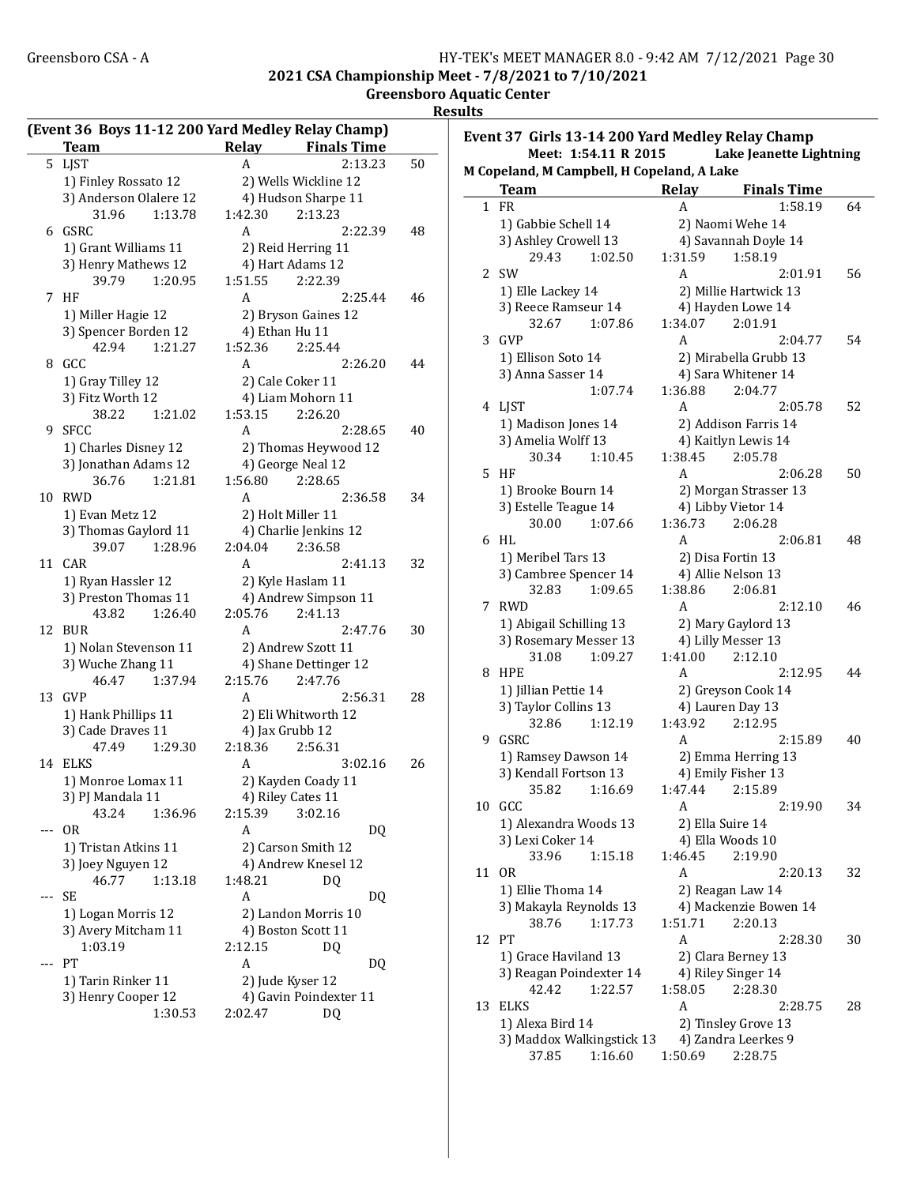## 2021 CSA Championship Meet - 7/8/2021 to 7/10/2021

### Greensboro Aquatic Center

### Results

### (Event 36 Boys 11-12 200 Yard Medley Relay Champ)

| | Team | Relay | Finals Time | |
|---|---|---|---|---|
| 5 | LJST | A | 2:13.23 | 50 |
| | 1) Finley Rossato 12 | 2) Wells Wickline 12 | | |
| | 3) Anderson Olalere 12 | 4) Hudson Sharpe 11 | | |
| | 31.96 1:13.78 | 1:42.30 2:13.23 | | |
| 6 | GSRC | A | 2:22.39 | 48 |
| | 1) Grant Williams 11 | 2) Reid Herring 11 | | |
| | 3) Henry Mathews 12 | 4) Hart Adams 12 | | |
| | 39.79 1:20.95 | 1:51.55 2:22.39 | | |
| 7 | HF | A | 2:25.44 | 46 |
| | 1) Miller Hagie 12 | 2) Bryson Gaines 12 | | |
| | 3) Spencer Borden 12 | 4) Ethan Hu 11 | | |
| | 42.94 1:21.27 | 1:52.36 2:25.44 | | |
| 8 | GCC | A | 2:26.20 | 44 |
| | 1) Gray Tilley 12 | 2) Cale Coker 11 | | |
| | 3) Fitz Worth 12 | 4) Liam Mohorn 11 | | |
| | 38.22 1:21.02 | 1:53.15 2:26.20 | | |
| 9 | SFCC | A | 2:28.65 | 40 |
| | 1) Charles Disney 12 | 2) Thomas Heywood 12 | | |
| | 3) Jonathan Adams 12 | 4) George Neal 12 | | |
| | 36.76 1:21.81 | 1:56.80 2:28.65 | | |
| 10 | RWD | A | 2:36.58 | 34 |
| | 1) Evan Metz 12 | 2) Holt Miller 11 | | |
| | 3) Thomas Gaylord 11 | 4) Charlie Jenkins 12 | | |
| | 39.07 1:28.96 | 2:04.04 2:36.58 | | |
| 11 | CAR | A | 2:41.13 | 32 |
| | 1) Ryan Hassler 12 | 2) Kyle Haslam 11 | | |
| | 3) Preston Thomas 11 | 4) Andrew Simpson 11 | | |
| | 43.82 1:26.40 | 2:05.76 2:41.13 | | |
| 12 | BUR | A | 2:47.76 | 30 |
| | 1) Nolan Stevenson 11 | 2) Andrew Szott 11 | | |
| | 3) Wuche Zhang 11 | 4) Shane Dettinger 12 | | |
| | 46.47 1:37.94 | 2:15.76 2:47.76 | | |
| 13 | GVP | A | 2:56.31 | 28 |
| | 1) Hank Phillips 11 | 2) Eli Whitworth 12 | | |
| | 3) Cade Draves 11 | 4) Jax Grubb 12 | | |
| | 47.49 1:29.30 | 2:18.36 2:56.31 | | |
| 14 | ELKS | A | 3:02.16 | 26 |
| | 1) Monroe Lomax 11 | 2) Kayden Coady 11 | | |
| | 3) PJ Mandala 11 | 4) Riley Cates 11 | | |
| | 43.24 1:36.96 | 2:15.39 3:02.16 | | |
| --- | OR | A | DQ | |
| | 1) Tristan Atkins 11 | 2) Carson Smith 12 | | |
| | 3) Joey Nguyen 12 | 4) Andrew Knesel 12 | | |
| | 46.77 1:13.18 | 1:48.21 DQ | | |
| --- | SE | A | DQ | |
| | 1) Logan Morris 12 | 2) Landon Morris 10 | | |
| | 3) Avery Mitcham 11 | 4) Boston Scott 11 | | |
| | 1:03.19 | 2:12.15 DQ | | |
| --- | PT | A | DQ | |
| | 1) Tarin Rinker 11 | 2) Jude Kyser 12 | | |
| | 3) Henry Cooper 12 | 4) Gavin Poindexter 11 | | |
| | 1:30.53 | 2:02.47 DQ | | |

### Event 37 Girls 13-14 200 Yard Medley Relay Champ

Meet: 1:54.11 R 2015 Lake Jeanette Lightning
M Copeland, M Campbell, H Copeland, A Lake

| | Team | Relay | Finals Time | |
|---|---|---|---|---|
| 1 | FR | A | 1:58.19 | 64 |
| | 1) Gabbie Schell 14 | 2) Naomi Wehe 14 | | |
| | 3) Ashley Crowell 13 | 4) Savannah Doyle 14 | | |
| | 29.43 1:02.50 | 1:31.59 1:58.19 | | |
| 2 | SW | A | 2:01.91 | 56 |
| | 1) Elle Lackey 14 | 2) Millie Hartwick 13 | | |
| | 3) Reece Ramseur 14 | 4) Hayden Lowe 14 | | |
| | 32.67 1:07.86 | 1:34.07 2:01.91 | | |
| 3 | GVP | A | 2:04.77 | 54 |
| | 1) Ellison Soto 14 | 2) Mirabella Grubb 13 | | |
| | 3) Anna Sasser 14 | 4) Sara Whitener 14 | | |
| | 1:07.74 | 1:36.88 2:04.77 | | |
| 4 | LJST | A | 2:05.78 | 52 |
| | 1) Madison Jones 14 | 2) Addison Farris 14 | | |
| | 3) Amelia Wolff 13 | 4) Kaitlyn Lewis 14 | | |
| | 30.34 1:10.45 | 1:38.45 2:05.78 | | |
| 5 | HF | A | 2:06.28 | 50 |
| | 1) Brooke Bourn 14 | 2) Morgan Strasser 13 | | |
| | 3) Estelle Teague 14 | 4) Libby Vietor 14 | | |
| | 30.00 1:07.66 | 1:36.73 2:06.28 | | |
| 6 | HL | A | 2:06.81 | 48 |
| | 1) Meribel Tars 13 | 2) Disa Fortin 13 | | |
| | 3) Cambree Spencer 14 | 4) Allie Nelson 13 | | |
| | 32.83 1:09.65 | 1:38.86 2:06.81 | | |
| 7 | RWD | A | 2:12.10 | 46 |
| | 1) Abigail Schilling 13 | 2) Mary Gaylord 13 | | |
| | 3) Rosemary Messer 13 | 4) Lilly Messer 13 | | |
| | 31.08 1:09.27 | 1:41.00 2:12.10 | | |
| 8 | HPE | A | 2:12.95 | 44 |
| | 1) Jillian Pettie 14 | 2) Greyson Cook 14 | | |
| | 3) Taylor Collins 13 | 4) Lauren Day 13 | | |
| | 32.86 1:12.19 | 1:43.92 2:12.95 | | |
| 9 | GSRC | A | 2:15.89 | 40 |
| | 1) Ramsey Dawson 14 | 2) Emma Herring 13 | | |
| | 3) Kendall Fortson 13 | 4) Emily Fisher 13 | | |
| | 35.82 1:16.69 | 1:47.44 2:15.89 | | |
| 10 | GCC | A | 2:19.90 | 34 |
| | 1) Alexandra Woods 13 | 2) Ella Suire 14 | | |
| | 3) Lexi Coker 14 | 4) Ella Woods 10 | | |
| | 33.96 1:15.18 | 1:46.45 2:19.90 | | |
| 11 | OR | A | 2:20.13 | 32 |
| | 1) Ellie Thoma 14 | 2) Reagan Law 14 | | |
| | 3) Makayla Reynolds 13 | 4) Mackenzie Bowen 14 | | |
| | 38.76 1:17.73 | 1:51.71 2:20.13 | | |
| 12 | PT | A | 2:28.30 | 30 |
| | 1) Grace Haviland 13 | 2) Clara Berney 13 | | |
| | 3) Reagan Poindexter 14 | 4) Riley Singer 14 | | |
| | 42.42 1:22.57 | 1:58.05 2:28.30 | | |
| 13 | ELKS | A | 2:28.75 | 28 |
| | 1) Alexa Bird 14 | 2) Tinsley Grove 13 | | |
| | 3) Maddox Walkingstick 13 | 4) Zandra Leerkes 9 | | |
| | 37.85 1:16.60 | 1:50.69 2:28.75 | | |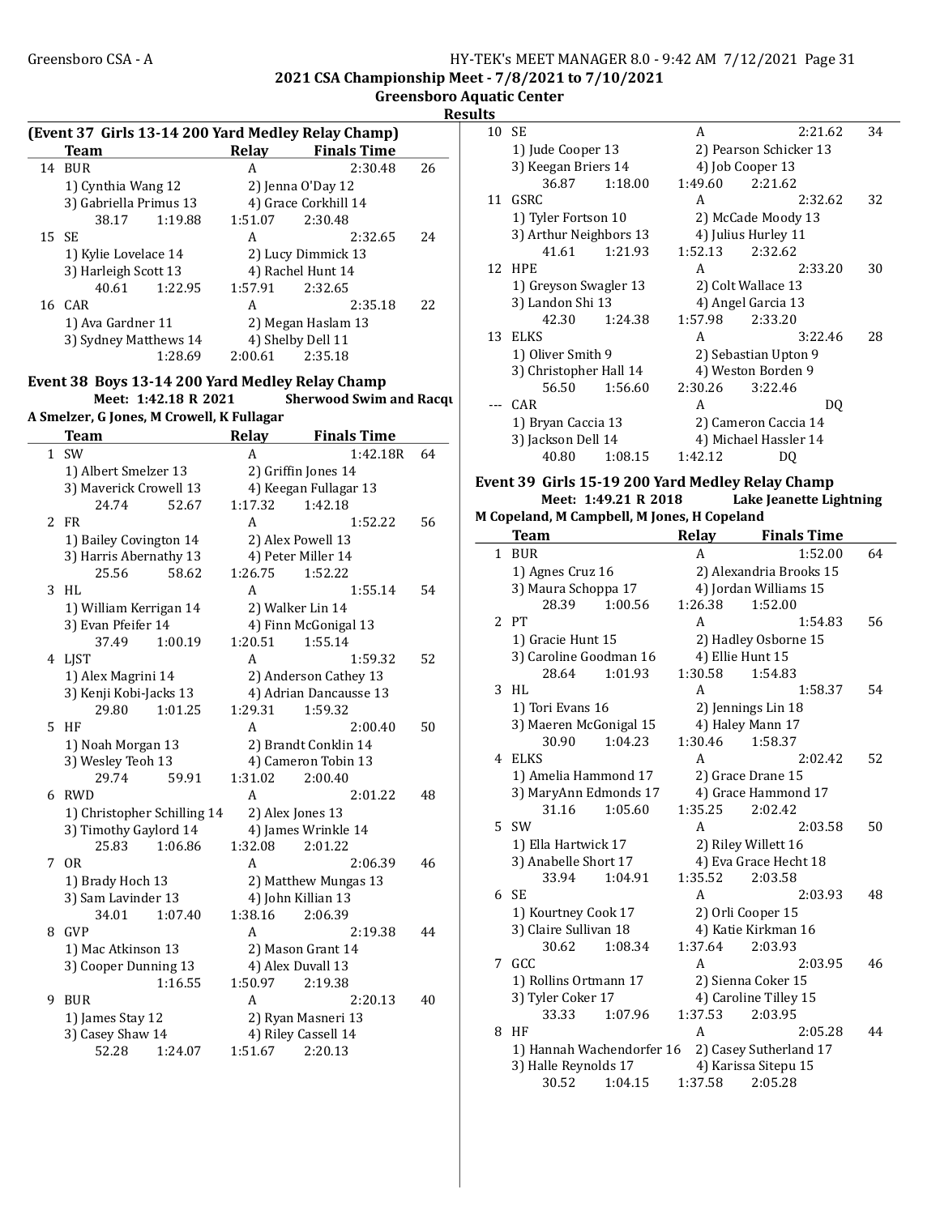## Greensboro CSA - A

## 2021 CSA Championship Meet - 7/8/2021 to 7/10/2021

### Greensboro Aquatic Center

### Results

**(Event 37 Girls 13-14 200 Yard Medley Relay Champ)**

| | Team | Relay | Finals Time | |
|---|---|---|---|---|
| 14 | BUR | A | 2:30.48 | 26 |
| | 1) Cynthia Wang 12 | 2) Jenna O'Day 12 | | |
| | 3) Gabriella Primus 13 | 4) Grace Corkhill 14 | | |
| | 38.17 1:19.88 | 1:51.07 2:30.48 | | |
| 15 | SE | A | 2:32.65 | 24 |
| | 1) Kylie Lovelace 14 | 2) Lucy Dimmick 13 | | |
| | 3) Harleigh Scott 13 | 4) Rachel Hunt 14 | | |
| | 40.61 1:22.95 | 1:57.91 2:32.65 | | |
| 16 | CAR | A | 2:35.18 | 22 |
| | 1) Ava Gardner 11 | 2) Megan Haslam 13 | | |
| | 3) Sydney Matthews 14 | 4) Shelby Dell 11 | | |
| | 1:28.69 | 2:00.61 2:35.18 | | |

**Event 38 Boys 13-14 200 Yard Medley Relay Champ**

Meet: 1:42.18 R 2021 Sherwood Swim and Racqu

A Smelzer, G Jones, M Crowell, K Fullagar

| | Team | Relay | Finals Time | |
|---|---|---|---|---|
| 1 | SW | A | 1:42.18R | 64 |
| | 1) Albert Smelzer 13 | 2) Griffin Jones 14 | | |
| | 3) Maverick Crowell 13 | 4) Keegan Fullagar 13 | | |
| | 24.74 52.67 | 1:17.32 1:42.18 | | |
| 2 | FR | A | 1:52.22 | 56 |
| | 1) Bailey Covington 14 | 2) Alex Powell 13 | | |
| | 3) Harris Abernathy 13 | 4) Peter Miller 14 | | |
| | 25.56 58.62 | 1:26.75 1:52.22 | | |
| 3 | HL | A | 1:55.14 | 54 |
| | 1) William Kerrigan 14 | 2) Walker Lin 14 | | |
| | 3) Evan Pfeifer 14 | 4) Finn McGonigal 13 | | |
| | 37.49 1:00.19 | 1:20.51 1:55.14 | | |
| 4 | LJST | A | 1:59.32 | 52 |
| | 1) Alex Magrini 14 | 2) Anderson Cathey 13 | | |
| | 3) Kenji Kobi-Jacks 13 | 4) Adrian Dancausse 13 | | |
| | 29.80 1:01.25 | 1:29.31 1:59.32 | | |
| 5 | HF | A | 2:00.40 | 50 |
| | 1) Noah Morgan 13 | 2) Brandt Conklin 14 | | |
| | 3) Wesley Teoh 13 | 4) Cameron Tobin 13 | | |
| | 29.74 59.91 | 1:31.02 2:00.40 | | |
| 6 | RWD | A | 2:01.22 | 48 |
| | 1) Christopher Schilling 14 | 2) Alex Jones 13 | | |
| | 3) Timothy Gaylord 14 | 4) James Wrinkle 14 | | |
| | 25.83 1:06.86 | 1:32.08 2:01.22 | | |
| 7 | OR | A | 2:06.39 | 46 |
| | 1) Brady Hoch 13 | 2) Matthew Mungas 13 | | |
| | 3) Sam Lavinder 13 | 4) John Killian 13 | | |
| | 34.01 1:07.40 | 1:38.16 2:06.39 | | |
| 8 | GVP | A | 2:19.38 | 44 |
| | 1) Mac Atkinson 13 | 2) Mason Grant 14 | | |
| | 3) Cooper Dunning 13 | 4) Alex Duvall 13 | | |
| | 1:16.55 | 1:50.97 2:19.38 | | |
| 9 | BUR | A | 2:20.13 | 40 |
| | 1) James Stay 12 | 2) Ryan Masneri 13 | | |
| | 3) Casey Shaw 14 | 4) Riley Cassell 14 | | |
| | 52.28 1:24.07 | 1:51.67 2:20.13 | | |
| 10 | SE | A | 2:21.62 | 34 |
| | 1) Jude Cooper 13 | 2) Pearson Schicker 13 | | |
| | 3) Keegan Briers 14 | 4) Job Cooper 13 | | |
| | 36.87 1:18.00 | 1:49.60 2:21.62 | | |
| 11 | GSRC | A | 2:32.62 | 32 |
| | 1) Tyler Fortson 10 | 2) McCade Moody 13 | | |
| | 3) Arthur Neighbors 13 | 4) Julius Hurley 11 | | |
| | 41.61 1:21.93 | 1:52.13 2:32.62 | | |
| 12 | HPE | A | 2:33.20 | 30 |
| | 1) Greyson Swagler 13 | 2) Colt Wallace 13 | | |
| | 3) Landon Shi 13 | 4) Angel Garcia 13 | | |
| | 42.30 1:24.38 | 1:57.98 2:33.20 | | |
| 13 | ELKS | A | 3:22.46 | 28 |
| | 1) Oliver Smith 9 | 2) Sebastian Upton 9 | | |
| | 3) Christopher Hall 14 | 4) Weston Borden 9 | | |
| | 56.50 1:56.60 | 2:30.26 3:22.46 | | |
| --- | CAR | A | DQ | |
| | 1) Bryan Caccia 13 | 2) Cameron Caccia 14 | | |
| | 3) Jackson Dell 14 | 4) Michael Hassler 14 | | |
| | 40.80 1:08.15 | 1:42.12 DQ | | |

**Event 39 Girls 15-19 200 Yard Medley Relay Champ**

Meet: 1:49.21 R 2018 Lake Jeanette Lightning

M Copeland, M Campbell, M Jones, H Copeland

| | Team | Relay | Finals Time | |
|---|---|---|---|---|
| 1 | BUR | A | 1:52.00 | 64 |
| | 1) Agnes Cruz 16 | 2) Alexandria Brooks 15 | | |
| | 3) Maura Schoppa 17 | 4) Jordan Williams 15 | | |
| | 28.39 1:00.56 | 1:26.38 1:52.00 | | |
| 2 | PT | A | 1:54.83 | 56 |
| | 1) Gracie Hunt 15 | 2) Hadley Osborne 15 | | |
| | 3) Caroline Goodman 16 | 4) Ellie Hunt 15 | | |
| | 28.64 1:01.93 | 1:30.58 1:54.83 | | |
| 3 | HL | A | 1:58.37 | 54 |
| | 1) Tori Evans 16 | 2) Jennings Lin 18 | | |
| | 3) Maeren McGonigal 15 | 4) Haley Mann 17 | | |
| | 30.90 1:04.23 | 1:30.46 1:58.37 | | |
| 4 | ELKS | A | 2:02.42 | 52 |
| | 1) Amelia Hammond 17 | 2) Grace Drane 15 | | |
| | 3) MaryAnn Edmonds 17 | 4) Grace Hammond 17 | | |
| | 31.16 1:05.60 | 1:35.25 2:02.42 | | |
| 5 | SW | A | 2:03.58 | 50 |
| | 1) Ella Hartwick 17 | 2) Riley Willett 16 | | |
| | 3) Anabelle Short 17 | 4) Eva Grace Hecht 18 | | |
| | 33.94 1:04.91 | 1:35.52 2:03.58 | | |
| 6 | SE | A | 2:03.93 | 48 |
| | 1) Kourtney Cook 17 | 2) Orli Cooper 15 | | |
| | 3) Claire Sullivan 18 | 4) Katie Kirkman 16 | | |
| | 30.62 1:08.34 | 1:37.64 2:03.93 | | |
| 7 | GCC | A | 2:03.95 | 46 |
| | 1) Rollins Ortmann 17 | 2) Sienna Coker 15 | | |
| | 3) Tyler Coker 17 | 4) Caroline Tilley 15 | | |
| | 33.33 1:07.96 | 1:37.53 2:03.95 | | |
| 8 | HF | A | 2:05.28 | 44 |
| | 1) Hannah Wachendorfer 16 | 2) Casey Sutherland 17 | | |
| | 3) Halle Reynolds 17 | 4) Karissa Sitepu 15 | | |
| | 30.52 1:04.15 | 1:37.58 2:05.28 | | |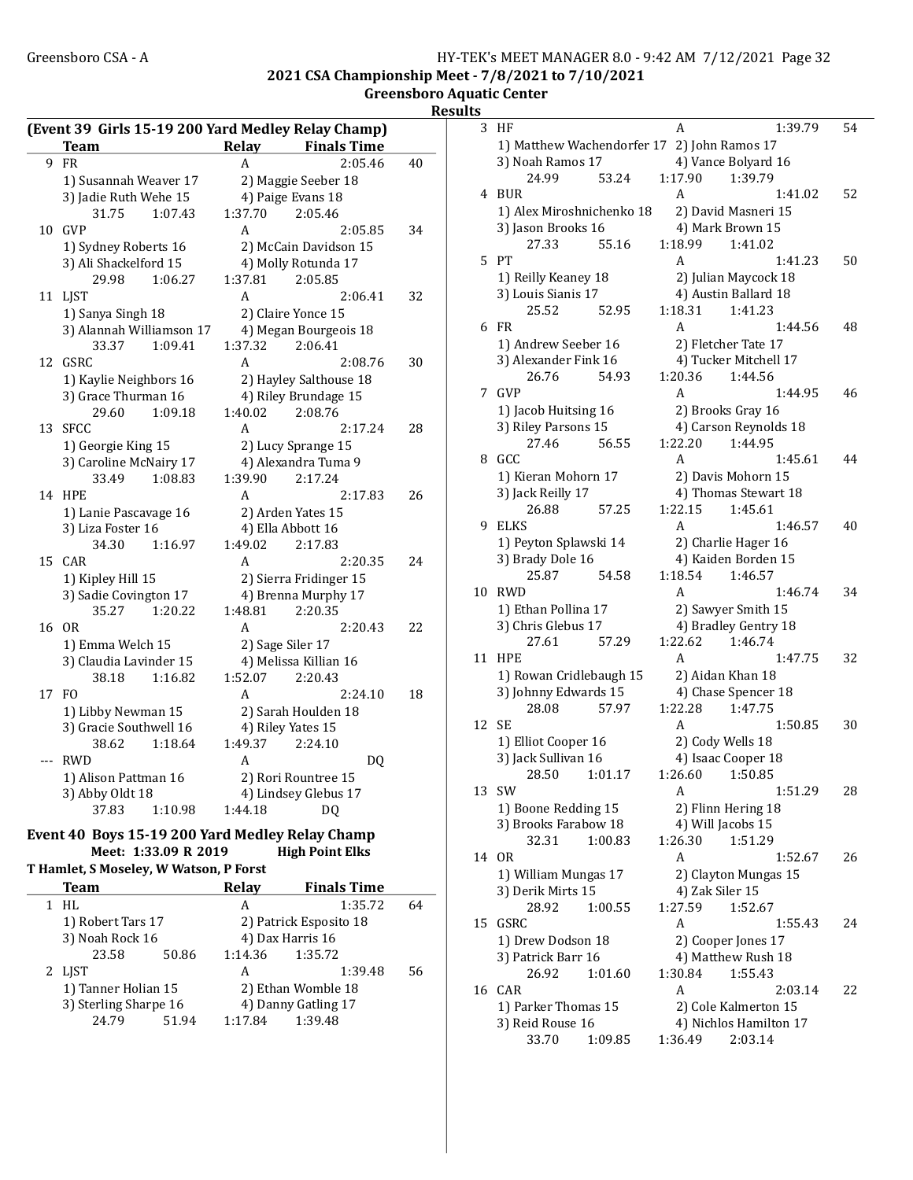## 2021 CSA Championship Meet - 7/8/2021 to 7/10/2021

### Greensboro Aquatic Center

### Results

**(Event 39 Girls 15-19 200 Yard Medley Relay Champ)**

| | Team | Relay | Finals Time | Points |
|---|---|---|---|---|
| 9 | FR | A | 2:05.46 | 40 |
| | 1) Susannah Weaver 17 | 2) Maggie Seeber 18 | | |
| | 3) Jadie Ruth Wehe 15 | 4) Paige Evans 18 | | |
| | 31.75 1:07.43 | 1:37.70 2:05.46 | | |
| 10 | GVP | A | 2:05.85 | 34 |
| | 1) Sydney Roberts 16 | 2) McCain Davidson 15 | | |
| | 3) Ali Shackelford 15 | 4) Molly Rotunda 17 | | |
| | 29.98 1:06.27 | 1:37.81 2:05.85 | | |
| 11 | LJST | A | 2:06.41 | 32 |
| | 1) Sanya Singh 18 | 2) Claire Yonce 15 | | |
| | 3) Alannah Williamson 17 | 4) Megan Bourgeois 18 | | |
| | 33.37 1:09.41 | 1:37.32 2:06.41 | | |
| 12 | GSRC | A | 2:08.76 | 30 |
| | 1) Kaylie Neighbors 16 | 2) Hayley Salthouse 18 | | |
| | 3) Grace Thurman 16 | 4) Riley Brundage 15 | | |
| | 29.60 1:09.18 | 1:40.02 2:08.76 | | |
| 13 | SFCC | A | 2:17.24 | 28 |
| | 1) Georgie King 15 | 2) Lucy Sprange 15 | | |
| | 3) Caroline McNairy 17 | 4) Alexandra Tuma 9 | | |
| | 33.49 1:08.83 | 1:39.90 2:17.24 | | |
| 14 | HPE | A | 2:17.83 | 26 |
| | 1) Lanie Pascavage 16 | 2) Arden Yates 15 | | |
| | 3) Liza Foster 16 | 4) Ella Abbott 16 | | |
| | 34.30 1:16.97 | 1:49.02 2:17.83 | | |
| 15 | CAR | A | 2:20.35 | 24 |
| | 1) Kipley Hill 15 | 2) Sierra Fridinger 15 | | |
| | 3) Sadie Covington 17 | 4) Brenna Murphy 17 | | |
| | 35.27 1:20.22 | 1:48.81 2:20.35 | | |
| 16 | OR | A | 2:20.43 | 22 |
| | 1) Emma Welch 15 | 2) Sage Siler 17 | | |
| | 3) Claudia Lavinder 15 | 4) Melissa Killian 16 | | |
| | 38.18 1:16.82 | 1:52.07 2:20.43 | | |
| 17 | FO | A | 2:24.10 | 18 |
| | 1) Libby Newman 15 | 2) Sarah Houlden 18 | | |
| | 3) Gracie Southwell 16 | 4) Riley Yates 15 | | |
| | 38.62 1:18.64 | 1:49.37 2:24.10 | | |
| --- | RWD | A | DQ | |
| | 1) Alison Pattman 16 | 2) Rori Rountree 15 | | |
| | 3) Abby Oldt 18 | 4) Lindsey Glebus 17 | | |
| | 37.83 1:10.98 | 1:44.18 DQ | | |

**Event 40 Boys 15-19 200 Yard Medley Relay Champ**

Meet: 1:33.09 R 2019 High Point Elks

T Hamlet, S Moseley, W Watson, P Forst

| | Team | Relay | Finals Time | Points |
|---|---|---|---|---|
| 1 | HL | A | 1:35.72 | 64 |
| | 1) Robert Tars 17 | 2) Patrick Esposito 18 | | |
| | 3) Noah Rock 16 | 4) Dax Harris 16 | | |
| | 23.58 50.86 | 1:14.36 1:35.72 | | |
| 2 | LJST | A | 1:39.48 | 56 |
| | 1) Tanner Holian 15 | 2) Ethan Womble 18 | | |
| | 3) Sterling Sharpe 16 | 4) Danny Gatling 17 | | |
| | 24.79 51.94 | 1:17.84 1:39.48 | | |
| 3 | HF | A | 1:39.79 | 54 |
| | 1) Matthew Wachendorfer 17 | 2) John Ramos 17 | | |
| | 3) Noah Ramos 17 | 4) Vance Bolyard 16 | | |
| | 24.99 53.24 | 1:17.90 1:39.79 | | |
| 4 | BUR | A | 1:41.02 | 52 |
| | 1) Alex Miroshnichenko 18 | 2) David Masneri 15 | | |
| | 3) Jason Brooks 16 | 4) Mark Brown 15 | | |
| | 27.33 55.16 | 1:18.99 1:41.02 | | |
| 5 | PT | A | 1:41.23 | 50 |
| | 1) Reilly Keaney 18 | 2) Julian Maycock 18 | | |
| | 3) Louis Sianis 17 | 4) Austin Ballard 18 | | |
| | 25.52 52.95 | 1:18.31 1:41.23 | | |
| 6 | FR | A | 1:44.56 | 48 |
| | 1) Andrew Seeber 16 | 2) Fletcher Tate 17 | | |
| | 3) Alexander Fink 16 | 4) Tucker Mitchell 17 | | |
| | 26.76 54.93 | 1:20.36 1:44.56 | | |
| 7 | GVP | A | 1:44.95 | 46 |
| | 1) Jacob Huitsing 16 | 2) Brooks Gray 16 | | |
| | 3) Riley Parsons 15 | 4) Carson Reynolds 18 | | |
| | 27.46 56.55 | 1:22.20 1:44.95 | | |
| 8 | GCC | A | 1:45.61 | 44 |
| | 1) Kieran Mohorn 17 | 2) Davis Mohorn 15 | | |
| | 3) Jack Reilly 17 | 4) Thomas Stewart 18 | | |
| | 26.88 57.25 | 1:22.15 1:45.61 | | |
| 9 | ELKS | A | 1:46.57 | 40 |
| | 1) Peyton Splawski 14 | 2) Charlie Hager 16 | | |
| | 3) Brady Dole 16 | 4) Kaiden Borden 15 | | |
| | 25.87 54.58 | 1:18.54 1:46.57 | | |
| 10 | RWD | A | 1:46.74 | 34 |
| | 1) Ethan Pollina 17 | 2) Sawyer Smith 15 | | |
| | 3) Chris Glebus 17 | 4) Bradley Gentry 18 | | |
| | 27.61 57.29 | 1:22.62 1:46.74 | | |
| 11 | HPE | A | 1:47.75 | 32 |
| | 1) Rowan Cridlebaugh 15 | 2) Aidan Khan 18 | | |
| | 3) Johnny Edwards 15 | 4) Chase Spencer 18 | | |
| | 28.08 57.97 | 1:22.28 1:47.75 | | |
| 12 | SE | A | 1:50.85 | 30 |
| | 1) Elliot Cooper 16 | 2) Cody Wells 18 | | |
| | 3) Jack Sullivan 16 | 4) Isaac Cooper 18 | | |
| | 28.50 1:01.17 | 1:26.60 1:50.85 | | |
| 13 | SW | A | 1:51.29 | 28 |
| | 1) Boone Redding 15 | 2) Flinn Hering 18 | | |
| | 3) Brooks Farabow 18 | 4) Will Jacobs 15 | | |
| | 32.31 1:00.83 | 1:26.30 1:51.29 | | |
| 14 | OR | A | 1:52.67 | 26 |
| | 1) William Mungas 17 | 2) Clayton Mungas 15 | | |
| | 3) Derik Mirts 15 | 4) Zak Siler 15 | | |
| | 28.92 1:00.55 | 1:27.59 1:52.67 | | |
| 15 | GSRC | A | 1:55.43 | 24 |
| | 1) Drew Dodson 18 | 2) Cooper Jones 17 | | |
| | 3) Patrick Barr 16 | 4) Matthew Rush 18 | | |
| | 26.92 1:01.60 | 1:30.84 1:55.43 | | |
| 16 | CAR | A | 2:03.14 | 22 |
| | 1) Parker Thomas 15 | 2) Cole Kalmerton 15 | | |
| | 3) Reid Rouse 16 | 4) Nichlos Hamilton 17 | | |
| | 33.70 1:09.85 | 1:36.49 2:03.14 | | |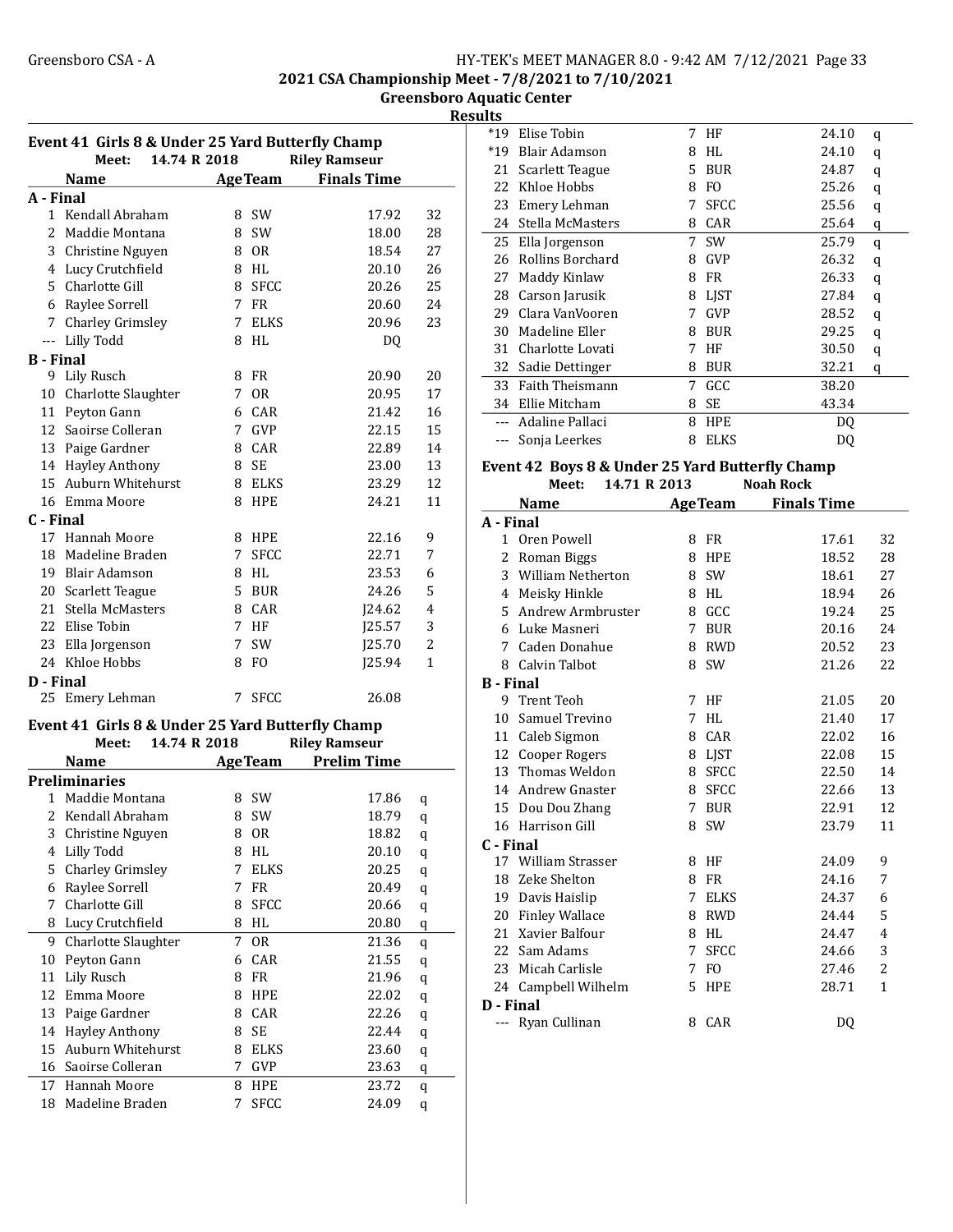## 2021 CSA Championship Meet - 7/8/2021 to 7/10/2021

### Greensboro Aquatic Center

### Results

### Event 41 Girls 8 & Under 25 Yard Butterfly Champ

Meet: 14.74 R 2018 Riley Ramseur

| | Name | Age | Team | Finals Time | |
|---|---|---|---|---|---|
| **A - Final** | | | | | |
| 1 | Kendall Abraham | 8 | SW | 17.92 | 32 |
| 2 | Maddie Montana | 8 | SW | 18.00 | 28 |
| 3 | Christine Nguyen | 8 | OR | 18.54 | 27 |
| 4 | Lucy Crutchfield | 8 | HL | 20.10 | 26 |
| 5 | Charlotte Gill | 8 | SFCC | 20.26 | 25 |
| 6 | Raylee Sorrell | 7 | FR | 20.60 | 24 |
| 7 | Charley Grimsley | 7 | ELKS | 20.96 | 23 |
| --- | Lilly Todd | 8 | HL | DQ | |
| **B - Final** | | | | | |
| 9 | Lily Rusch | 8 | FR | 20.90 | 20 |
| 10 | Charlotte Slaughter | 7 | OR | 20.95 | 17 |
| 11 | Peyton Gann | 6 | CAR | 21.42 | 16 |
| 12 | Saoirse Colleran | 7 | GVP | 22.15 | 15 |
| 13 | Paige Gardner | 8 | CAR | 22.89 | 14 |
| 14 | Hayley Anthony | 8 | SE | 23.00 | 13 |
| 15 | Auburn Whitehurst | 8 | ELKS | 23.29 | 12 |
| 16 | Emma Moore | 8 | HPE | 24.21 | 11 |
| **C - Final** | | | | | |
| 17 | Hannah Moore | 8 | HPE | 22.16 | 9 |
| 18 | Madeline Braden | 7 | SFCC | 22.71 | 7 |
| 19 | Blair Adamson | 8 | HL | 23.53 | 6 |
| 20 | Scarlett Teague | 5 | BUR | 24.26 | 5 |
| 21 | Stella McMasters | 8 | CAR | J24.62 | 4 |
| 22 | Elise Tobin | 7 | HF | J25.57 | 3 |
| 23 | Ella Jorgenson | 7 | SW | J25.70 | 2 |
| 24 | Khloe Hobbs | 8 | FO | J25.94 | 1 |
| **D - Final** | | | | | |
| 25 | Emery Lehman | 7 | SFCC | 26.08 | |

### Event 41 Girls 8 & Under 25 Yard Butterfly Champ

Meet: 14.74 R 2018 Riley Ramseur

| | Name | Age | Team | Prelim Time | |
|---|---|---|---|---|---|
| **Preliminaries** | | | | | |
| 1 | Maddie Montana | 8 | SW | 17.86 | q |
| 2 | Kendall Abraham | 8 | SW | 18.79 | q |
| 3 | Christine Nguyen | 8 | OR | 18.82 | q |
| 4 | Lilly Todd | 8 | HL | 20.10 | q |
| 5 | Charley Grimsley | 7 | ELKS | 20.25 | q |
| 6 | Raylee Sorrell | 7 | FR | 20.49 | q |
| 7 | Charlotte Gill | 8 | SFCC | 20.66 | q |
| 8 | Lucy Crutchfield | 8 | HL | 20.80 | q |
| 9 | Charlotte Slaughter | 7 | OR | 21.36 | q |
| 10 | Peyton Gann | 6 | CAR | 21.55 | q |
| 11 | Lily Rusch | 8 | FR | 21.96 | q |
| 12 | Emma Moore | 8 | HPE | 22.02 | q |
| 13 | Paige Gardner | 8 | CAR | 22.26 | q |
| 14 | Hayley Anthony | 8 | SE | 22.44 | q |
| 15 | Auburn Whitehurst | 8 | ELKS | 23.60 | q |
| 16 | Saoirse Colleran | 7 | GVP | 23.63 | q |
| 17 | Hannah Moore | 8 | HPE | 23.72 | q |
| 18 | Madeline Braden | 7 | SFCC | 24.09 | q |
| *19 | Elise Tobin | 7 | HF | 24.10 | q |
| *19 | Blair Adamson | 8 | HL | 24.10 | q |
| 21 | Scarlett Teague | 5 | BUR | 24.87 | q |
| 22 | Khloe Hobbs | 8 | FO | 25.26 | q |
| 23 | Emery Lehman | 7 | SFCC | 25.56 | q |
| 24 | Stella McMasters | 8 | CAR | 25.64 | q |
| 25 | Ella Jorgenson | 7 | SW | 25.79 | q |
| 26 | Rollins Borchard | 8 | GVP | 26.32 | q |
| 27 | Maddy Kinlaw | 8 | FR | 26.33 | q |
| 28 | Carson Jarusik | 8 | LJST | 27.84 | q |
| 29 | Clara VanVooren | 7 | GVP | 28.52 | q |
| 30 | Madeline Eller | 8 | BUR | 29.25 | q |
| 31 | Charlotte Lovati | 7 | HF | 30.50 | q |
| 32 | Sadie Dettinger | 8 | BUR | 32.21 | q |
| 33 | Faith Theismann | 7 | GCC | 38.20 | |
| 34 | Ellie Mitcham | 8 | SE | 43.34 | |
| --- | Adaline Pallaci | 8 | HPE | DQ | |
| --- | Sonja Leerkes | 8 | ELKS | DQ | |

### Event 42 Boys 8 & Under 25 Yard Butterfly Champ

Meet: 14.71 R 2013 Noah Rock

| | Name | Age | Team | Finals Time | |
|---|---|---|---|---|---|
| **A - Final** | | | | | |
| 1 | Oren Powell | 8 | FR | 17.61 | 32 |
| 2 | Roman Biggs | 8 | HPE | 18.52 | 28 |
| 3 | William Netherton | 8 | SW | 18.61 | 27 |
| 4 | Meisky Hinkle | 8 | HL | 18.94 | 26 |
| 5 | Andrew Armbruster | 8 | GCC | 19.24 | 25 |
| 6 | Luke Masneri | 7 | BUR | 20.16 | 24 |
| 7 | Caden Donahue | 8 | RWD | 20.52 | 23 |
| 8 | Calvin Talbot | 8 | SW | 21.26 | 22 |
| **B - Final** | | | | | |
| 9 | Trent Teoh | 7 | HF | 21.05 | 20 |
| 10 | Samuel Trevino | 7 | HL | 21.40 | 17 |
| 11 | Caleb Sigmon | 8 | CAR | 22.02 | 16 |
| 12 | Cooper Rogers | 8 | LJST | 22.08 | 15 |
| 13 | Thomas Weldon | 8 | SFCC | 22.50 | 14 |
| 14 | Andrew Gnaster | 8 | SFCC | 22.66 | 13 |
| 15 | Dou Dou Zhang | 7 | BUR | 22.91 | 12 |
| 16 | Harrison Gill | 8 | SW | 23.79 | 11 |
| **C - Final** | | | | | |
| 17 | William Strasser | 8 | HF | 24.09 | 9 |
| 18 | Zeke Shelton | 8 | FR | 24.16 | 7 |
| 19 | Davis Haislip | 7 | ELKS | 24.37 | 6 |
| 20 | Finley Wallace | 8 | RWD | 24.44 | 5 |
| 21 | Xavier Balfour | 8 | HL | 24.47 | 4 |
| 22 | Sam Adams | 7 | SFCC | 24.66 | 3 |
| 23 | Micah Carlisle | 7 | FO | 27.46 | 2 |
| 24 | Campbell Wilhelm | 5 | HPE | 28.71 | 1 |
| **D - Final** | | | | | |
| --- | Ryan Cullinan | 8 | CAR | DQ | |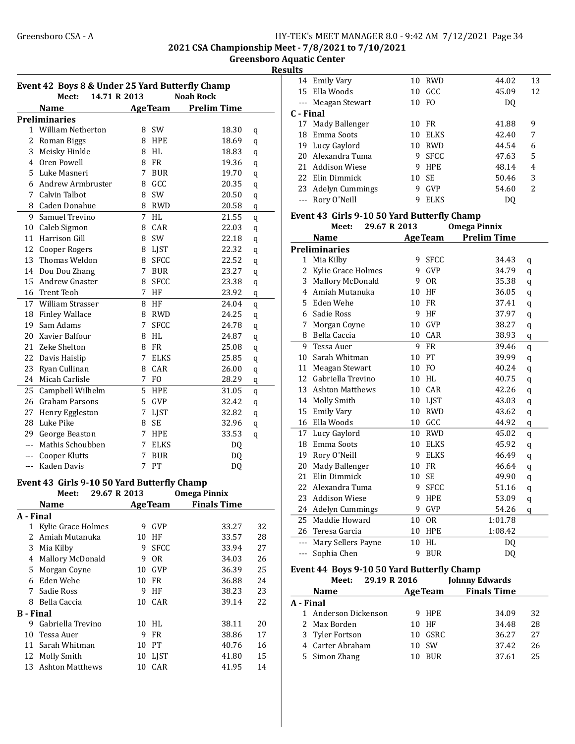2021 CSA Championship Meet - 7/8/2021 to 7/10/2021

Greensboro Aquatic Center

Results

### Event 42 Boys 8 & Under 25 Yard Butterfly Champ

Meet: 14.71 R 2013 Noah Rock

| | Name | Age | Team | Prelim Time | |
|---|---|---|---|---|---|
| **Preliminaries** | | | | | |
| 1 | William Netherton | 8 | SW | 18.30 | q |
| 2 | Roman Biggs | 8 | HPE | 18.69 | q |
| 3 | Meisky Hinkle | 8 | HL | 18.83 | q |
| 4 | Oren Powell | 8 | FR | 19.36 | q |
| 5 | Luke Masneri | 7 | BUR | 19.70 | q |
| 6 | Andrew Armbruster | 8 | GCC | 20.35 | q |
| 7 | Calvin Talbot | 8 | SW | 20.50 | q |
| 8 | Caden Donahue | 8 | RWD | 20.58 | q |
| 9 | Samuel Trevino | 7 | HL | 21.55 | q |
| 10 | Caleb Sigmon | 8 | CAR | 22.03 | q |
| 11 | Harrison Gill | 8 | SW | 22.18 | q |
| 12 | Cooper Rogers | 8 | LJST | 22.32 | q |
| 13 | Thomas Weldon | 8 | SFCC | 22.52 | q |
| 14 | Dou Dou Zhang | 7 | BUR | 23.27 | q |
| 15 | Andrew Gnaster | 8 | SFCC | 23.38 | q |
| 16 | Trent Teoh | 7 | HF | 23.92 | q |
| 17 | William Strasser | 8 | HF | 24.04 | q |
| 18 | Finley Wallace | 8 | RWD | 24.25 | q |
| 19 | Sam Adams | 7 | SFCC | 24.78 | q |
| 20 | Xavier Balfour | 8 | HL | 24.87 | q |
| 21 | Zeke Shelton | 8 | FR | 25.08 | q |
| 22 | Davis Haislip | 7 | ELKS | 25.85 | q |
| 23 | Ryan Cullinan | 8 | CAR | 26.00 | q |
| 24 | Micah Carlisle | 7 | FO | 28.29 | q |
| 25 | Campbell Wilhelm | 5 | HPE | 31.05 | q |
| 26 | Graham Parsons | 5 | GVP | 32.42 | q |
| 27 | Henry Eggleston | 7 | LJST | 32.82 | q |
| 28 | Luke Pike | 8 | SE | 32.96 | q |
| 29 | George Beaston | 7 | HPE | 33.53 | q |
| --- | Mathis Schoubben | 7 | ELKS | DQ | |
| --- | Cooper Klutts | 7 | BUR | DQ | |
| --- | Kaden Davis | 7 | PT | DQ | |

### Event 43 Girls 9-10 50 Yard Butterfly Champ

Meet: 29.67 R 2013 Omega Pinnix

| | Name | Age | Team | Finals Time | |
|---|---|---|---|---|---|
| **A - Final** | | | | | |
| 1 | Kylie Grace Holmes | 9 | GVP | 33.27 | 32 |
| 2 | Amiah Mutanuka | 10 | HF | 33.57 | 28 |
| 3 | Mia Kilby | 9 | SFCC | 33.94 | 27 |
| 4 | Mallory McDonald | 9 | OR | 34.03 | 26 |
| 5 | Morgan Coyne | 10 | GVP | 36.39 | 25 |
| 6 | Eden Wehe | 10 | FR | 36.88 | 24 |
| 7 | Sadie Ross | 9 | HF | 38.23 | 23 |
| 8 | Bella Caccia | 10 | CAR | 39.14 | 22 |
| **B - Final** | | | | | |
| 9 | Gabriella Trevino | 10 | HL | 38.11 | 20 |
| 10 | Tessa Auer | 9 | FR | 38.86 | 17 |
| 11 | Sarah Whitman | 10 | PT | 40.76 | 16 |
| 12 | Molly Smith | 10 | LJST | 41.80 | 15 |
| 13 | Ashton Matthews | 10 | CAR | 41.95 | 14 |
| 14 | Emily Vary | 10 | RWD | 44.02 | 13 |
| 15 | Ella Woods | 10 | GCC | 45.09 | 12 |
| --- | Meagan Stewart | 10 | FO | DQ | |
| **C - Final** | | | | | |
| 17 | Mady Ballenger | 10 | FR | 41.88 | 9 |
| 18 | Emma Soots | 10 | ELKS | 42.40 | 7 |
| 19 | Lucy Gaylord | 10 | RWD | 44.54 | 6 |
| 20 | Alexandra Tuma | 9 | SFCC | 47.63 | 5 |
| 21 | Addison Wiese | 9 | HPE | 48.14 | 4 |
| 22 | Elin Dimmick | 10 | SE | 50.46 | 3 |
| 23 | Adelyn Cummings | 9 | GVP | 54.60 | 2 |
| --- | Rory O'Neill | 9 | ELKS | DQ | |

### Event 43 Girls 9-10 50 Yard Butterfly Champ

Meet: 29.67 R 2013 Omega Pinnix

| | Name | Age | Team | Prelim Time | |
|---|---|---|---|---|---|
| **Preliminaries** | | | | | |
| 1 | Mia Kilby | 9 | SFCC | 34.43 | q |
| 2 | Kylie Grace Holmes | 9 | GVP | 34.79 | q |
| 3 | Mallory McDonald | 9 | OR | 35.38 | q |
| 4 | Amiah Mutanuka | 10 | HF | 36.05 | q |
| 5 | Eden Wehe | 10 | FR | 37.41 | q |
| 6 | Sadie Ross | 9 | HF | 37.97 | q |
| 7 | Morgan Coyne | 10 | GVP | 38.27 | q |
| 8 | Bella Caccia | 10 | CAR | 38.93 | q |
| 9 | Tessa Auer | 9 | FR | 39.46 | q |
| 10 | Sarah Whitman | 10 | PT | 39.99 | q |
| 11 | Meagan Stewart | 10 | FO | 40.24 | q |
| 12 | Gabriella Trevino | 10 | HL | 40.75 | q |
| 13 | Ashton Matthews | 10 | CAR | 42.26 | q |
| 14 | Molly Smith | 10 | LJST | 43.03 | q |
| 15 | Emily Vary | 10 | RWD | 43.62 | q |
| 16 | Ella Woods | 10 | GCC | 44.92 | q |
| 17 | Lucy Gaylord | 10 | RWD | 45.02 | q |
| 18 | Emma Soots | 10 | ELKS | 45.92 | q |
| 19 | Rory O'Neill | 9 | ELKS | 46.49 | q |
| 20 | Mady Ballenger | 10 | FR | 46.64 | q |
| 21 | Elin Dimmick | 10 | SE | 49.90 | q |
| 22 | Alexandra Tuma | 9 | SFCC | 51.16 | q |
| 23 | Addison Wiese | 9 | HPE | 53.09 | q |
| 24 | Adelyn Cummings | 9 | GVP | 54.26 | q |
| 25 | Maddie Howard | 10 | OR | 1:01.78 | |
| 26 | Teresa Garcia | 10 | HPE | 1:08.42 | |
| --- | Mary Sellers Payne | 10 | HL | DQ | |
| --- | Sophia Chen | 9 | BUR | DQ | |

### Event 44 Boys 9-10 50 Yard Butterfly Champ

Meet: 29.19 R 2016 Johnny Edwards

| | Name | Age | Team | Finals Time | |
|---|---|---|---|---|---|
| **A - Final** | | | | | |
| 1 | Anderson Dickenson | 9 | HPE | 34.09 | 32 |
| 2 | Max Borden | 10 | HF | 34.48 | 28 |
| 3 | Tyler Fortson | 10 | GSRC | 36.27 | 27 |
| 4 | Carter Abraham | 10 | SW | 37.42 | 26 |
| 5 | Simon Zhang | 10 | BUR | 37.61 | 25 |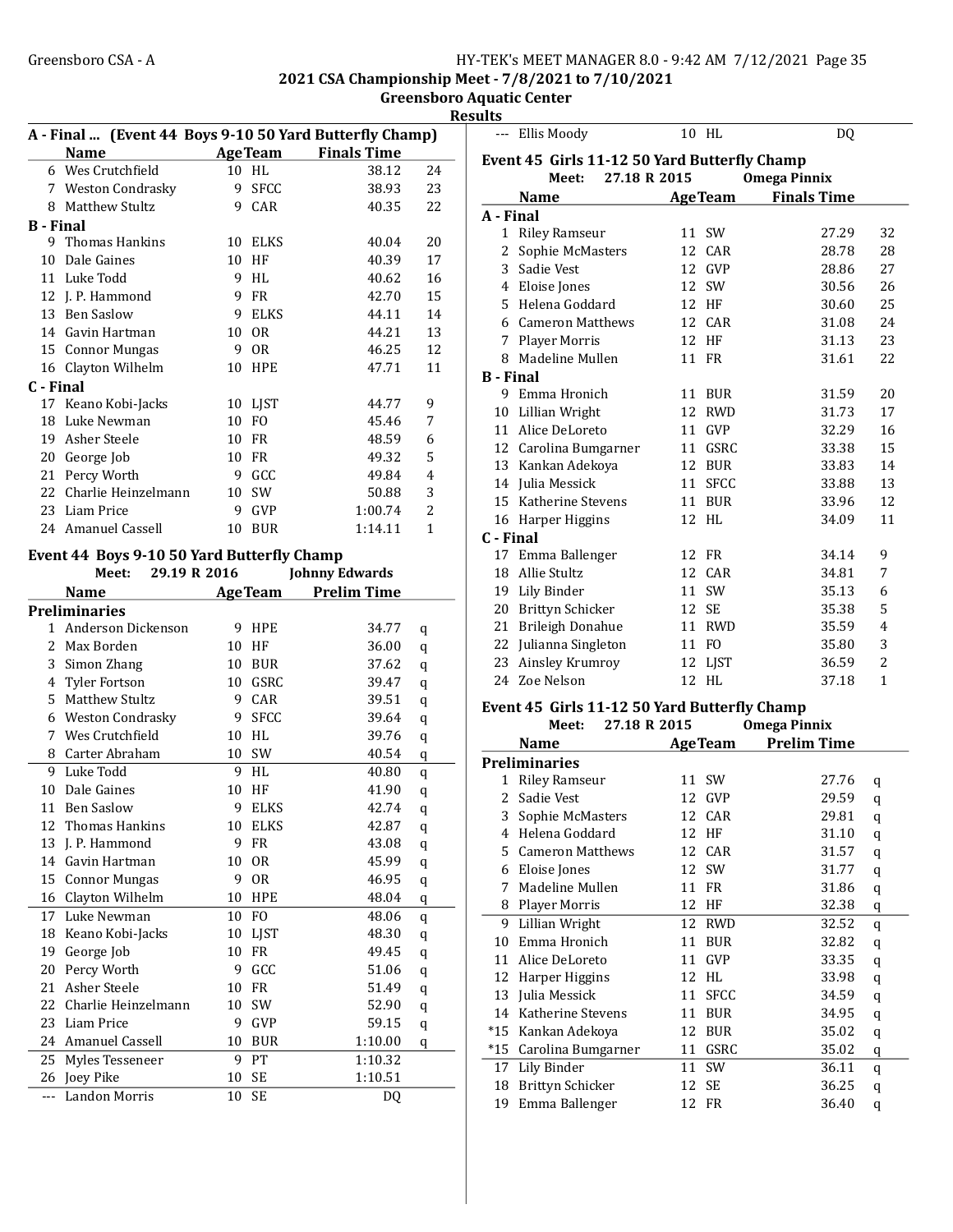## 2021 CSA Championship Meet - 7/8/2021 to 7/10/2021

### Greensboro Aquatic Center

### Results

#### A - Final ... (Event 44 Boys 9-10 50 Yard Butterfly Champ)

| | Name | Age | Team | Finals Time | |
|---|---|---|---|---|---|
| 6 | Wes Crutchfield | 10 | HL | 38.12 | 24 |
| 7 | Weston Condrasky | 9 | SFCC | 38.93 | 23 |
| 8 | Matthew Stultz | 9 | CAR | 40.35 | 22 |
| **B - Final** | | | | | |
| 9 | Thomas Hankins | 10 | ELKS | 40.04 | 20 |
| 10 | Dale Gaines | 10 | HF | 40.39 | 17 |
| 11 | Luke Todd | 9 | HL | 40.62 | 16 |
| 12 | J. P. Hammond | 9 | FR | 42.70 | 15 |
| 13 | Ben Saslow | 9 | ELKS | 44.11 | 14 |
| 14 | Gavin Hartman | 10 | OR | 44.21 | 13 |
| 15 | Connor Mungas | 9 | OR | 46.25 | 12 |
| 16 | Clayton Wilhelm | 10 | HPE | 47.71 | 11 |
| **C - Final** | | | | | |
| 17 | Keano Kobi-Jacks | 10 | LJST | 44.77 | 9 |
| 18 | Luke Newman | 10 | FO | 45.46 | 7 |
| 19 | Asher Steele | 10 | FR | 48.59 | 6 |
| 20 | George Job | 10 | FR | 49.32 | 5 |
| 21 | Percy Worth | 9 | GCC | 49.84 | 4 |
| 22 | Charlie Heinzelmann | 10 | SW | 50.88 | 3 |
| 23 | Liam Price | 9 | GVP | 1:00.74 | 2 |
| 24 | Amanuel Cassell | 10 | BUR | 1:14.11 | 1 |

#### Event 44 Boys 9-10 50 Yard Butterfly Champ

Meet: 29.19 R 2016 Johnny Edwards

| | Name | Age | Team | Prelim Time | |
|---|---|---|---|---|---|
| **Preliminaries** | | | | | |
| 1 | Anderson Dickenson | 9 | HPE | 34.77 | q |
| 2 | Max Borden | 10 | HF | 36.00 | q |
| 3 | Simon Zhang | 10 | BUR | 37.62 | q |
| 4 | Tyler Fortson | 10 | GSRC | 39.47 | q |
| 5 | Matthew Stultz | 9 | CAR | 39.51 | q |
| 6 | Weston Condrasky | 9 | SFCC | 39.64 | q |
| 7 | Wes Crutchfield | 10 | HL | 39.76 | q |
| 8 | Carter Abraham | 10 | SW | 40.54 | q |
| 9 | Luke Todd | 9 | HL | 40.80 | q |
| 10 | Dale Gaines | 10 | HF | 41.90 | q |
| 11 | Ben Saslow | 9 | ELKS | 42.74 | q |
| 12 | Thomas Hankins | 10 | ELKS | 42.87 | q |
| 13 | J. P. Hammond | 9 | FR | 43.08 | q |
| 14 | Gavin Hartman | 10 | OR | 45.99 | q |
| 15 | Connor Mungas | 9 | OR | 46.95 | q |
| 16 | Clayton Wilhelm | 10 | HPE | 48.04 | q |
| 17 | Luke Newman | 10 | FO | 48.06 | q |
| 18 | Keano Kobi-Jacks | 10 | LJST | 48.30 | q |
| 19 | George Job | 10 | FR | 49.45 | q |
| 20 | Percy Worth | 9 | GCC | 51.06 | q |
| 21 | Asher Steele | 10 | FR | 51.49 | q |
| 22 | Charlie Heinzelmann | 10 | SW | 52.90 | q |
| 23 | Liam Price | 9 | GVP | 59.15 | q |
| 24 | Amanuel Cassell | 10 | BUR | 1:10.00 | q |
| 25 | Myles Tesseneer | 9 | PT | 1:10.32 | |
| 26 | Joey Pike | 10 | SE | 1:10.51 | |
| --- | Landon Morris | 10 | SE | DQ | |
| --- | Ellis Moody | 10 | HL | DQ | |

#### Event 45 Girls 11-12 50 Yard Butterfly Champ

Meet: 27.18 R 2015 Omega Pinnix

| | Name | Age | Team | Finals Time | |
|---|---|---|---|---|---|
| **A - Final** | | | | | |
| 1 | Riley Ramseur | 11 | SW | 27.29 | 32 |
| 2 | Sophie McMasters | 12 | CAR | 28.78 | 28 |
| 3 | Sadie Vest | 12 | GVP | 28.86 | 27 |
| 4 | Eloise Jones | 12 | SW | 30.56 | 26 |
| 5 | Helena Goddard | 12 | HF | 30.60 | 25 |
| 6 | Cameron Matthews | 12 | CAR | 31.08 | 24 |
| 7 | Player Morris | 12 | HF | 31.13 | 23 |
| 8 | Madeline Mullen | 11 | FR | 31.61 | 22 |
| **B - Final** | | | | | |
| 9 | Emma Hronich | 11 | BUR | 31.59 | 20 |
| 10 | Lillian Wright | 12 | RWD | 31.73 | 17 |
| 11 | Alice DeLoreto | 11 | GVP | 32.29 | 16 |
| 12 | Carolina Bumgarner | 11 | GSRC | 33.38 | 15 |
| 13 | Kankan Adekoya | 12 | BUR | 33.83 | 14 |
| 14 | Julia Messick | 11 | SFCC | 33.88 | 13 |
| 15 | Katherine Stevens | 11 | BUR | 33.96 | 12 |
| 16 | Harper Higgins | 12 | HL | 34.09 | 11 |
| **C - Final** | | | | | |
| 17 | Emma Ballenger | 12 | FR | 34.14 | 9 |
| 18 | Allie Stultz | 12 | CAR | 34.81 | 7 |
| 19 | Lily Binder | 11 | SW | 35.13 | 6 |
| 20 | Brittyn Schicker | 12 | SE | 35.38 | 5 |
| 21 | Brileigh Donahue | 11 | RWD | 35.59 | 4 |
| 22 | Julianna Singleton | 11 | FO | 35.80 | 3 |
| 23 | Ainsley Krumroy | 12 | LJST | 36.59 | 2 |
| 24 | Zoe Nelson | 12 | HL | 37.18 | 1 |

#### Event 45 Girls 11-12 50 Yard Butterfly Champ

Meet: 27.18 R 2015 Omega Pinnix

| | Name | Age | Team | Prelim Time | |
|---|---|---|---|---|---|
| **Preliminaries** | | | | | |
| 1 | Riley Ramseur | 11 | SW | 27.76 | q |
| 2 | Sadie Vest | 12 | GVP | 29.59 | q |
| 3 | Sophie McMasters | 12 | CAR | 29.81 | q |
| 4 | Helena Goddard | 12 | HF | 31.10 | q |
| 5 | Cameron Matthews | 12 | CAR | 31.57 | q |
| 6 | Eloise Jones | 12 | SW | 31.77 | q |
| 7 | Madeline Mullen | 11 | FR | 31.86 | q |
| 8 | Player Morris | 12 | HF | 32.38 | q |
| 9 | Lillian Wright | 12 | RWD | 32.52 | q |
| 10 | Emma Hronich | 11 | BUR | 32.82 | q |
| 11 | Alice DeLoreto | 11 | GVP | 33.35 | q |
| 12 | Harper Higgins | 12 | HL | 33.98 | q |
| 13 | Julia Messick | 11 | SFCC | 34.59 | q |
| 14 | Katherine Stevens | 11 | BUR | 34.95 | q |
| *15 | Kankan Adekoya | 12 | BUR | 35.02 | q |
| *15 | Carolina Bumgarner | 11 | GSRC | 35.02 | q |
| 17 | Lily Binder | 11 | SW | 36.11 | q |
| 18 | Brittyn Schicker | 12 | SE | 36.25 | q |
| 19 | Emma Ballenger | 12 | FR | 36.40 | q |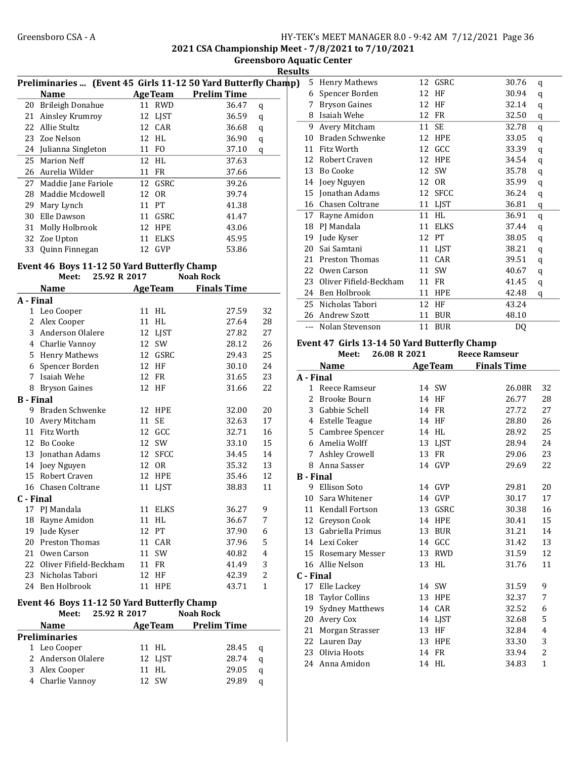## Preliminaries ... (Event 45 Girls 11-12 50 Yard Butterfly Champ)

| | Name | Age | Team | Prelim Time | |
|---|---|---|---|---|---|
| 20 | Brileigh Donahue | 11 | RWD | 36.47 | q |
| 21 | Ainsley Krumroy | 12 | LJST | 36.59 | q |
| 22 | Allie Stultz | 12 | CAR | 36.68 | q |
| 23 | Zoe Nelson | 12 | HL | 36.90 | q |
| 24 | Julianna Singleton | 11 | FO | 37.10 | q |
| 25 | Marion Neff | 12 | HL | 37.63 | |
| 26 | Aurelia Wilder | 11 | FR | 37.66 | |
| 27 | Maddie Jane Fariole | 12 | GSRC | 39.26 | |
| 28 | Maddie Mcdowell | 12 | OR | 39.74 | |
| 29 | Mary Lynch | 11 | PT | 41.38 | |
| 30 | Elle Dawson | 11 | GSRC | 41.47 | |
| 31 | Molly Holbrook | 12 | HPE | 43.06 | |
| 32 | Zoe Upton | 11 | ELKS | 45.95 | |
| 33 | Quinn Finnegan | 12 | GVP | 53.86 | |

## Event 46 Boys 11-12 50 Yard Butterfly Champ

Meet: 25.92 R 2017 Noah Rock

| | Name | Age | Team | Finals Time | |
|---|---|---|---|---|---|
| **A - Final** | | | | | |
| 1 | Leo Cooper | 11 | HL | 27.59 | 32 |
| 2 | Alex Cooper | 11 | HL | 27.64 | 28 |
| 3 | Anderson Olalere | 12 | LJST | 27.82 | 27 |
| 4 | Charlie Vannoy | 12 | SW | 28.12 | 26 |
| 5 | Henry Mathews | 12 | GSRC | 29.43 | 25 |
| 6 | Spencer Borden | 12 | HF | 30.10 | 24 |
| 7 | Isaiah Wehe | 12 | FR | 31.65 | 23 |
| 8 | Bryson Gaines | 12 | HF | 31.66 | 22 |
| **B - Final** | | | | | |
| 9 | Braden Schwenke | 12 | HPE | 32.00 | 20 |
| 10 | Avery Mitcham | 11 | SE | 32.63 | 17 |
| 11 | Fitz Worth | 12 | GCC | 32.71 | 16 |
| 12 | Bo Cooke | 12 | SW | 33.10 | 15 |
| 13 | Jonathan Adams | 12 | SFCC | 34.45 | 14 |
| 14 | Joey Nguyen | 12 | OR | 35.32 | 13 |
| 15 | Robert Craven | 12 | HPE | 35.46 | 12 |
| 16 | Chasen Coltrane | 11 | LJST | 38.83 | 11 |
| **C - Final** | | | | | |
| 17 | PJ Mandala | 11 | ELKS | 36.27 | 9 |
| 18 | Rayne Amidon | 11 | HL | 36.67 | 7 |
| 19 | Jude Kyser | 12 | PT | 37.90 | 6 |
| 20 | Preston Thomas | 11 | CAR | 37.96 | 5 |
| 21 | Owen Carson | 11 | SW | 40.82 | 4 |
| 22 | Oliver Fifield-Beckham | 11 | FR | 41.49 | 3 |
| 23 | Nicholas Tabori | 12 | HF | 42.39 | 2 |
| 24 | Ben Holbrook | 11 | HPE | 43.71 | 1 |

## Event 46 Boys 11-12 50 Yard Butterfly Champ

Meet: 25.92 R 2017 Noah Rock

| | Name | Age | Team | Prelim Time | |
|---|---|---|---|---|---|
| **Preliminaries** | | | | | |
| 1 | Leo Cooper | 11 | HL | 28.45 | q |
| 2 | Anderson Olalere | 12 | LJST | 28.74 | q |
| 3 | Alex Cooper | 11 | HL | 29.05 | q |
| 4 | Charlie Vannoy | 12 | SW | 29.89 | q |
| 5 | Henry Mathews | 12 | GSRC | 30.76 | q |
| 6 | Spencer Borden | 12 | HF | 30.94 | q |
| 7 | Bryson Gaines | 12 | HF | 32.14 | q |
| 8 | Isaiah Wehe | 12 | FR | 32.50 | q |
| 9 | Avery Mitcham | 11 | SE | 32.78 | q |
| 10 | Braden Schwenke | 12 | HPE | 33.05 | q |
| 11 | Fitz Worth | 12 | GCC | 33.39 | q |
| 12 | Robert Craven | 12 | HPE | 34.54 | q |
| 13 | Bo Cooke | 12 | SW | 35.78 | q |
| 14 | Joey Nguyen | 12 | OR | 35.99 | q |
| 15 | Jonathan Adams | 12 | SFCC | 36.24 | q |
| 16 | Chasen Coltrane | 11 | LJST | 36.81 | q |
| 17 | Rayne Amidon | 11 | HL | 36.91 | q |
| 18 | PJ Mandala | 11 | ELKS | 37.44 | q |
| 19 | Jude Kyser | 12 | PT | 38.05 | q |
| 20 | Sai Samtani | 11 | LJST | 38.21 | q |
| 21 | Preston Thomas | 11 | CAR | 39.51 | q |
| 22 | Owen Carson | 11 | SW | 40.67 | q |
| 23 | Oliver Fifield-Beckham | 11 | FR | 41.45 | q |
| 24 | Ben Holbrook | 11 | HPE | 42.48 | q |
| 25 | Nicholas Tabori | 12 | HF | 43.24 | |
| 26 | Andrew Szott | 11 | BUR | 48.10 | |
| --- | Nolan Stevenson | 11 | BUR | DQ | |

## Event 47 Girls 13-14 50 Yard Butterfly Champ

Meet: 26.08 R 2021 Reece Ramseur

| | Name | Age | Team | Finals Time | |
|---|---|---|---|---|---|
| **A - Final** | | | | | |
| 1 | Reece Ramseur | 14 | SW | 26.08R | 32 |
| 2 | Brooke Bourn | 14 | HF | 26.77 | 28 |
| 3 | Gabbie Schell | 14 | FR | 27.72 | 27 |
| 4 | Estelle Teague | 14 | HF | 28.80 | 26 |
| 5 | Cambree Spencer | 14 | HL | 28.92 | 25 |
| 6 | Amelia Wolff | 13 | LJST | 28.94 | 24 |
| 7 | Ashley Crowell | 13 | FR | 29.06 | 23 |
| 8 | Anna Sasser | 14 | GVP | 29.69 | 22 |
| **B - Final** | | | | | |
| 9 | Ellison Soto | 14 | GVP | 29.81 | 20 |
| 10 | Sara Whitener | 14 | GVP | 30.17 | 17 |
| 11 | Kendall Fortson | 13 | GSRC | 30.38 | 16 |
| 12 | Greyson Cook | 14 | HPE | 30.41 | 15 |
| 13 | Gabriella Primus | 13 | BUR | 31.21 | 14 |
| 14 | Lexi Coker | 14 | GCC | 31.42 | 13 |
| 15 | Rosemary Messer | 13 | RWD | 31.59 | 12 |
| 16 | Allie Nelson | 13 | HL | 31.76 | 11 |
| **C - Final** | | | | | |
| 17 | Elle Lackey | 14 | SW | 31.59 | 9 |
| 18 | Taylor Collins | 13 | HPE | 32.37 | 7 |
| 19 | Sydney Matthews | 14 | CAR | 32.52 | 6 |
| 20 | Avery Cox | 14 | LJST | 32.68 | 5 |
| 21 | Morgan Strasser | 13 | HF | 32.84 | 4 |
| 22 | Lauren Day | 13 | HPE | 33.30 | 3 |
| 23 | Olivia Hoots | 14 | FR | 33.94 | 2 |
| 24 | Anna Amidon | 14 | HL | 34.83 | 1 |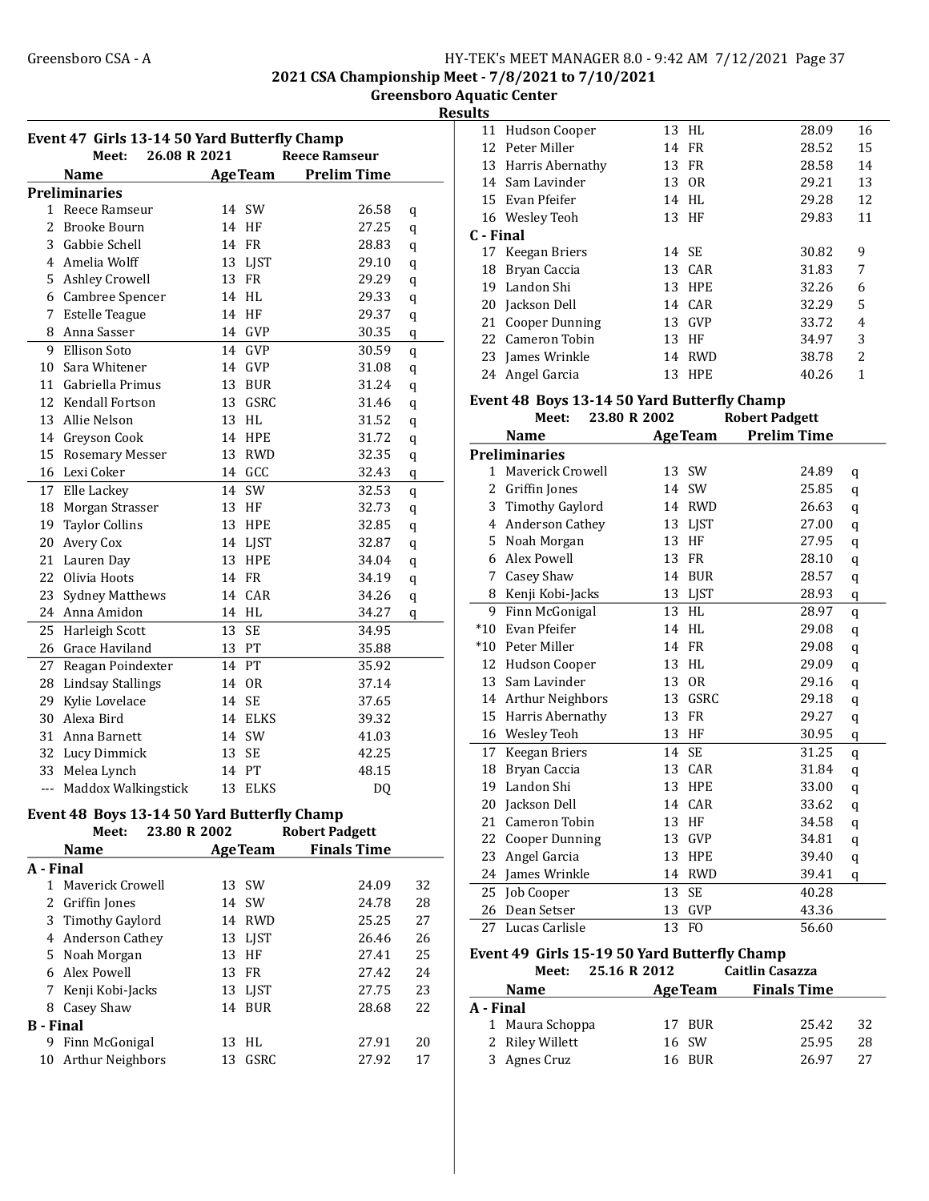## 2021 CSA Championship Meet - 7/8/2021 to 7/10/2021

### Greensboro Aquatic Center

### Results

#### Event 47 Girls 13-14 50 Yard Butterfly Champ

Meet: 26.08 R 2021 Reece Ramseur

| | Name | Age | Team | Prelim Time | |
|---|---|---|---|---|---|
| **Preliminaries** | | | | | |
| 1 | Reece Ramseur | 14 | SW | 26.58 | q |
| 2 | Brooke Bourn | 14 | HF | 27.25 | q |
| 3 | Gabbie Schell | 14 | FR | 28.83 | q |
| 4 | Amelia Wolff | 13 | LJST | 29.10 | q |
| 5 | Ashley Crowell | 13 | FR | 29.29 | q |
| 6 | Cambree Spencer | 14 | HL | 29.33 | q |
| 7 | Estelle Teague | 14 | HF | 29.37 | q |
| 8 | Anna Sasser | 14 | GVP | 30.35 | q |
| 9 | Ellison Soto | 14 | GVP | 30.59 | q |
| 10 | Sara Whitener | 14 | GVP | 31.08 | q |
| 11 | Gabriella Primus | 13 | BUR | 31.24 | q |
| 12 | Kendall Fortson | 13 | GSRC | 31.46 | q |
| 13 | Allie Nelson | 13 | HL | 31.52 | q |
| 14 | Greyson Cook | 14 | HPE | 31.72 | q |
| 15 | Rosemary Messer | 13 | RWD | 32.35 | q |
| 16 | Lexi Coker | 14 | GCC | 32.43 | q |
| 17 | Elle Lackey | 14 | SW | 32.53 | q |
| 18 | Morgan Strasser | 13 | HF | 32.73 | q |
| 19 | Taylor Collins | 13 | HPE | 32.85 | q |
| 20 | Avery Cox | 14 | LJST | 32.87 | q |
| 21 | Lauren Day | 13 | HPE | 34.04 | q |
| 22 | Olivia Hoots | 14 | FR | 34.19 | q |
| 23 | Sydney Matthews | 14 | CAR | 34.26 | q |
| 24 | Anna Amidon | 14 | HL | 34.27 | q |
| 25 | Harleigh Scott | 13 | SE | 34.95 | |
| 26 | Grace Haviland | 13 | PT | 35.88 | |
| 27 | Reagan Poindexter | 14 | PT | 35.92 | |
| 28 | Lindsay Stallings | 14 | OR | 37.14 | |
| 29 | Kylie Lovelace | 14 | SE | 37.65 | |
| 30 | Alexa Bird | 14 | ELKS | 39.32 | |
| 31 | Anna Barnett | 14 | SW | 41.03 | |
| 32 | Lucy Dimmick | 13 | SE | 42.25 | |
| 33 | Melea Lynch | 14 | PT | 48.15 | |
| --- | Maddox Walkingstick | 13 | ELKS | DQ | |

#### Event 48 Boys 13-14 50 Yard Butterfly Champ

Meet: 23.80 R 2002 Robert Padgett

| | Name | Age | Team | Finals Time | |
|---|---|---|---|---|---|
| **A - Final** | | | | | |
| 1 | Maverick Crowell | 13 | SW | 24.09 | 32 |
| 2 | Griffin Jones | 14 | SW | 24.78 | 28 |
| 3 | Timothy Gaylord | 14 | RWD | 25.25 | 27 |
| 4 | Anderson Cathey | 13 | LJST | 26.46 | 26 |
| 5 | Noah Morgan | 13 | HF | 27.41 | 25 |
| 6 | Alex Powell | 13 | FR | 27.42 | 24 |
| 7 | Kenji Kobi-Jacks | 13 | LJST | 27.75 | 23 |
| 8 | Casey Shaw | 14 | BUR | 28.68 | 22 |
| **B - Final** | | | | | |
| 9 | Finn McGonigal | 13 | HL | 27.91 | 20 |
| 10 | Arthur Neighbors | 13 | GSRC | 27.92 | 17 |
| 11 | Hudson Cooper | 13 | HL | 28.09 | 16 |
| 12 | Peter Miller | 14 | FR | 28.52 | 15 |
| 13 | Harris Abernathy | 13 | FR | 28.58 | 14 |
| 14 | Sam Lavinder | 13 | OR | 29.21 | 13 |
| 15 | Evan Pfeifer | 14 | HL | 29.28 | 12 |
| 16 | Wesley Teoh | 13 | HF | 29.83 | 11 |
| **C - Final** | | | | | |
| 17 | Keegan Briers | 14 | SE | 30.82 | 9 |
| 18 | Bryan Caccia | 13 | CAR | 31.83 | 7 |
| 19 | Landon Shi | 13 | HPE | 32.26 | 6 |
| 20 | Jackson Dell | 14 | CAR | 32.29 | 5 |
| 21 | Cooper Dunning | 13 | GVP | 33.72 | 4 |
| 22 | Cameron Tobin | 13 | HF | 34.97 | 3 |
| 23 | James Wrinkle | 14 | RWD | 38.78 | 2 |
| 24 | Angel Garcia | 13 | HPE | 40.26 | 1 |

#### Event 48 Boys 13-14 50 Yard Butterfly Champ

Meet: 23.80 R 2002 Robert Padgett

| | Name | Age | Team | Prelim Time | |
|---|---|---|---|---|---|
| **Preliminaries** | | | | | |
| 1 | Maverick Crowell | 13 | SW | 24.89 | q |
| 2 | Griffin Jones | 14 | SW | 25.85 | q |
| 3 | Timothy Gaylord | 14 | RWD | 26.63 | q |
| 4 | Anderson Cathey | 13 | LJST | 27.00 | q |
| 5 | Noah Morgan | 13 | HF | 27.95 | q |
| 6 | Alex Powell | 13 | FR | 28.10 | q |
| 7 | Casey Shaw | 14 | BUR | 28.57 | q |
| 8 | Kenji Kobi-Jacks | 13 | LJST | 28.93 | q |
| 9 | Finn McGonigal | 13 | HL | 28.97 | q |
| *10 | Evan Pfeifer | 14 | HL | 29.08 | q |
| *10 | Peter Miller | 14 | FR | 29.08 | q |
| 12 | Hudson Cooper | 13 | HL | 29.09 | q |
| 13 | Sam Lavinder | 13 | OR | 29.16 | q |
| 14 | Arthur Neighbors | 13 | GSRC | 29.18 | q |
| 15 | Harris Abernathy | 13 | FR | 29.27 | q |
| 16 | Wesley Teoh | 13 | HF | 30.95 | q |
| 17 | Keegan Briers | 14 | SE | 31.25 | q |
| 18 | Bryan Caccia | 13 | CAR | 31.84 | q |
| 19 | Landon Shi | 13 | HPE | 33.00 | q |
| 20 | Jackson Dell | 14 | CAR | 33.62 | q |
| 21 | Cameron Tobin | 13 | HF | 34.58 | q |
| 22 | Cooper Dunning | 13 | GVP | 34.81 | q |
| 23 | Angel Garcia | 13 | HPE | 39.40 | q |
| 24 | James Wrinkle | 14 | RWD | 39.41 | q |
| 25 | Job Cooper | 13 | SE | 40.28 | |
| 26 | Dean Setser | 13 | GVP | 43.36 | |
| 27 | Lucas Carlisle | 13 | FO | 56.60 | |

#### Event 49 Girls 15-19 50 Yard Butterfly Champ

Meet: 25.16 R 2012 Caitlin Casazza

| | Name | Age | Team | Finals Time | |
|---|---|---|---|---|---|
| **A - Final** | | | | | |
| 1 | Maura Schoppa | 17 | BUR | 25.42 | 32 |
| 2 | Riley Willett | 16 | SW | 25.95 | 28 |
| 3 | Agnes Cruz | 16 | BUR | 26.97 | 27 |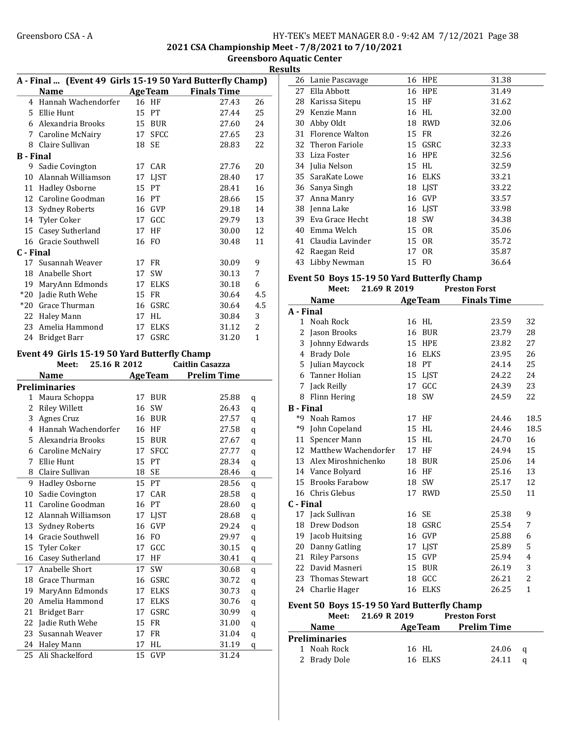## 2021 CSA Championship Meet - 7/8/2021 to 7/10/2021

### Greensboro Aquatic Center

### Results

#### A - Final ... (Event 49 Girls 15-19 50 Yard Butterfly Champ)

| | Name | Age | Team | Finals Time | |
|---|---|---|---|---|---|
| 4 | Hannah Wachendorfer | 16 | HF | 27.43 | 26 |
| 5 | Ellie Hunt | 15 | PT | 27.44 | 25 |
| 6 | Alexandria Brooks | 15 | BUR | 27.60 | 24 |
| 7 | Caroline McNairy | 17 | SFCC | 27.65 | 23 |
| 8 | Claire Sullivan | 18 | SE | 28.83 | 22 |
| **B - Final** | | | | | |
| 9 | Sadie Covington | 17 | CAR | 27.76 | 20 |
| 10 | Alannah Williamson | 17 | LJST | 28.40 | 17 |
| 11 | Hadley Osborne | 15 | PT | 28.41 | 16 |
| 12 | Caroline Goodman | 16 | PT | 28.66 | 15 |
| 13 | Sydney Roberts | 16 | GVP | 29.18 | 14 |
| 14 | Tyler Coker | 17 | GCC | 29.79 | 13 |
| 15 | Casey Sutherland | 17 | HF | 30.00 | 12 |
| 16 | Gracie Southwell | 16 | FO | 30.48 | 11 |
| **C - Final** | | | | | |
| 17 | Susannah Weaver | 17 | FR | 30.09 | 9 |
| 18 | Anabelle Short | 17 | SW | 30.13 | 7 |
| 19 | MaryAnn Edmonds | 17 | ELKS | 30.18 | 6 |
| *20 | Jadie Ruth Wehe | 15 | FR | 30.64 | 4.5 |
| *20 | Grace Thurman | 16 | GSRC | 30.64 | 4.5 |
| 22 | Haley Mann | 17 | HL | 30.84 | 3 |
| 23 | Amelia Hammond | 17 | ELKS | 31.12 | 2 |
| 24 | Bridget Barr | 17 | GSRC | 31.20 | 1 |

#### Event 49 Girls 15-19 50 Yard Butterfly Champ

Meet: 25.16 R 2012 Caitlin Casazza

| | Name | Age | Team | Prelim Time | |
|---|---|---|---|---|---|
| **Preliminaries** | | | | | |
| 1 | Maura Schoppa | 17 | BUR | 25.88 | q |
| 2 | Riley Willett | 16 | SW | 26.43 | q |
| 3 | Agnes Cruz | 16 | BUR | 27.57 | q |
| 4 | Hannah Wachendorfer | 16 | HF | 27.58 | q |
| 5 | Alexandria Brooks | 15 | BUR | 27.67 | q |
| 6 | Caroline McNairy | 17 | SFCC | 27.77 | q |
| 7 | Ellie Hunt | 15 | PT | 28.34 | q |
| 8 | Claire Sullivan | 18 | SE | 28.46 | q |
| 9 | Hadley Osborne | 15 | PT | 28.56 | q |
| 10 | Sadie Covington | 17 | CAR | 28.58 | q |
| 11 | Caroline Goodman | 16 | PT | 28.60 | q |
| 12 | Alannah Williamson | 17 | LJST | 28.68 | q |
| 13 | Sydney Roberts | 16 | GVP | 29.24 | q |
| 14 | Gracie Southwell | 16 | FO | 29.97 | q |
| 15 | Tyler Coker | 17 | GCC | 30.15 | q |
| 16 | Casey Sutherland | 17 | HF | 30.41 | q |
| 17 | Anabelle Short | 17 | SW | 30.68 | q |
| 18 | Grace Thurman | 16 | GSRC | 30.72 | q |
| 19 | MaryAnn Edmonds | 17 | ELKS | 30.73 | q |
| 20 | Amelia Hammond | 17 | ELKS | 30.76 | q |
| 21 | Bridget Barr | 17 | GSRC | 30.99 | q |
| 22 | Jadie Ruth Wehe | 15 | FR | 31.00 | q |
| 23 | Susannah Weaver | 17 | FR | 31.04 | q |
| 24 | Haley Mann | 17 | HL | 31.19 | q |
| 25 | Ali Shackelford | 15 | GVP | 31.24 | |
| 26 | Lanie Pascavage | 16 | HPE | 31.38 | |
| 27 | Ella Abbott | 16 | HPE | 31.49 | |
| 28 | Karissa Sitepu | 15 | HF | 31.62 | |
| 29 | Kenzie Mann | 16 | HL | 32.00 | |
| 30 | Abby Oldt | 18 | RWD | 32.06 | |
| 31 | Florence Walton | 15 | FR | 32.26 | |
| 32 | Theron Fariole | 15 | GSRC | 32.33 | |
| 33 | Liza Foster | 16 | HPE | 32.56 | |
| 34 | Julia Nelson | 15 | HL | 32.59 | |
| 35 | SaraKate Lowe | 16 | ELKS | 33.21 | |
| 36 | Sanya Singh | 18 | LJST | 33.22 | |
| 37 | Anna Manry | 16 | GVP | 33.57 | |
| 38 | Jenna Lake | 16 | LJST | 33.98 | |
| 39 | Eva Grace Hecht | 18 | SW | 34.38 | |
| 40 | Emma Welch | 15 | OR | 35.06 | |
| 41 | Claudia Lavinder | 15 | OR | 35.72 | |
| 42 | Raegan Reid | 17 | OR | 35.87 | |
| 43 | Libby Newman | 15 | FO | 36.64 | |

#### Event 50 Boys 15-19 50 Yard Butterfly Champ

Meet: 21.69 R 2019 Preston Forst

| | Name | Age | Team | Finals Time | |
|---|---|---|---|---|---|
| **A - Final** | | | | | |
| 1 | Noah Rock | 16 | HL | 23.59 | 32 |
| 2 | Jason Brooks | 16 | BUR | 23.79 | 28 |
| 3 | Johnny Edwards | 15 | HPE | 23.82 | 27 |
| 4 | Brady Dole | 16 | ELKS | 23.95 | 26 |
| 5 | Julian Maycock | 18 | PT | 24.14 | 25 |
| 6 | Tanner Holian | 15 | LJST | 24.22 | 24 |
| 7 | Jack Reilly | 17 | GCC | 24.39 | 23 |
| 8 | Flinn Hering | 18 | SW | 24.59 | 22 |
| **B - Final** | | | | | |
| *9 | Noah Ramos | 17 | HF | 24.46 | 18.5 |
| *9 | John Copeland | 15 | HL | 24.46 | 18.5 |
| 11 | Spencer Mann | 15 | HL | 24.70 | 16 |
| 12 | Matthew Wachendorfer | 17 | HF | 24.94 | 15 |
| 13 | Alex Miroshnichenko | 18 | BUR | 25.06 | 14 |
| 14 | Vance Bolyard | 16 | HF | 25.16 | 13 |
| 15 | Brooks Farabow | 18 | SW | 25.17 | 12 |
| 16 | Chris Glebus | 17 | RWD | 25.50 | 11 |
| **C - Final** | | | | | |
| 17 | Jack Sullivan | 16 | SE | 25.38 | 9 |
| 18 | Drew Dodson | 18 | GSRC | 25.54 | 7 |
| 19 | Jacob Huitsing | 16 | GVP | 25.88 | 6 |
| 20 | Danny Gatling | 17 | LJST | 25.89 | 5 |
| 21 | Riley Parsons | 15 | GVP | 25.94 | 4 |
| 22 | David Masneri | 15 | BUR | 26.19 | 3 |
| 23 | Thomas Stewart | 18 | GCC | 26.21 | 2 |
| 24 | Charlie Hager | 16 | ELKS | 26.25 | 1 |

#### Event 50 Boys 15-19 50 Yard Butterfly Champ

Meet: 21.69 R 2019 Preston Forst

| | Name | Age | Team | Prelim Time | |
|---|---|---|---|---|---|
| **Preliminaries** | | | | | |
| 1 | Noah Rock | 16 | HL | 24.06 | q |
| 2 | Brady Dole | 16 | ELKS | 24.11 | q |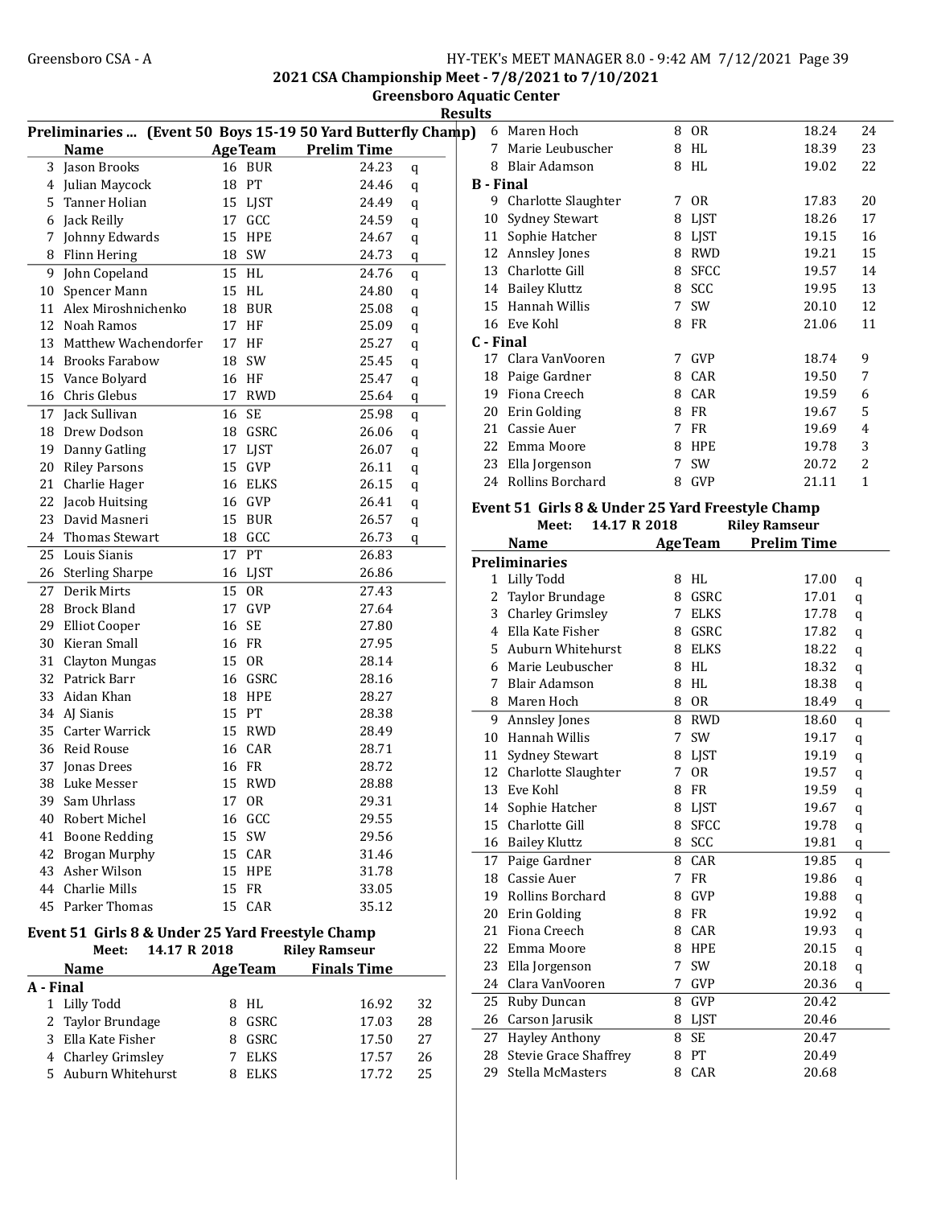## 2021 CSA Championship Meet - 7/8/2021 to 7/10/2021

### Greensboro Aquatic Center

### Results

**Preliminaries ... (Event 50 Boys 15-19 50 Yard Butterfly Champ)**

| | Name | Age | Team | Prelim Time | |
|---|---|---|---|---|---|
| 3 | Jason Brooks | 16 | BUR | 24.23 | q |
| 4 | Julian Maycock | 18 | PT | 24.46 | q |
| 5 | Tanner Holian | 15 | LJST | 24.49 | q |
| 6 | Jack Reilly | 17 | GCC | 24.59 | q |
| 7 | Johnny Edwards | 15 | HPE | 24.67 | q |
| 8 | Flinn Hering | 18 | SW | 24.73 | q |
| 9 | John Copeland | 15 | HL | 24.76 | q |
| 10 | Spencer Mann | 15 | HL | 24.80 | q |
| 11 | Alex Miroshnichenko | 18 | BUR | 25.08 | q |
| 12 | Noah Ramos | 17 | HF | 25.09 | q |
| 13 | Matthew Wachendorfer | 17 | HF | 25.27 | q |
| 14 | Brooks Farabow | 18 | SW | 25.45 | q |
| 15 | Vance Bolyard | 16 | HF | 25.47 | q |
| 16 | Chris Glebus | 17 | RWD | 25.64 | q |
| 17 | Jack Sullivan | 16 | SE | 25.98 | q |
| 18 | Drew Dodson | 18 | GSRC | 26.06 | q |
| 19 | Danny Gatling | 17 | LJST | 26.07 | q |
| 20 | Riley Parsons | 15 | GVP | 26.11 | q |
| 21 | Charlie Hager | 16 | ELKS | 26.15 | q |
| 22 | Jacob Huitsing | 16 | GVP | 26.41 | q |
| 23 | David Masneri | 15 | BUR | 26.57 | q |
| 24 | Thomas Stewart | 18 | GCC | 26.73 | q |
| 25 | Louis Sianis | 17 | PT | 26.83 | |
| 26 | Sterling Sharpe | 16 | LJST | 26.86 | |
| 27 | Derik Mirts | 15 | OR | 27.43 | |
| 28 | Brock Bland | 17 | GVP | 27.64 | |
| 29 | Elliot Cooper | 16 | SE | 27.80 | |
| 30 | Kieran Small | 16 | FR | 27.95 | |
| 31 | Clayton Mungas | 15 | OR | 28.14 | |
| 32 | Patrick Barr | 16 | GSRC | 28.16 | |
| 33 | Aidan Khan | 18 | HPE | 28.27 | |
| 34 | AJ Sianis | 15 | PT | 28.38 | |
| 35 | Carter Warrick | 15 | RWD | 28.49 | |
| 36 | Reid Rouse | 16 | CAR | 28.71 | |
| 37 | Jonas Drees | 16 | FR | 28.72 | |
| 38 | Luke Messer | 15 | RWD | 28.88 | |
| 39 | Sam Uhrlass | 17 | OR | 29.31 | |
| 40 | Robert Michel | 16 | GCC | 29.55 | |
| 41 | Boone Redding | 15 | SW | 29.56 | |
| 42 | Brogan Murphy | 15 | CAR | 31.46 | |
| 43 | Asher Wilson | 15 | HPE | 31.78 | |
| 44 | Charlie Mills | 15 | FR | 33.05 | |
| 45 | Parker Thomas | 15 | CAR | 35.12 | |

### Event 51 Girls 8 & Under 25 Yard Freestyle Champ

Meet: 14.17 R 2018 Riley Ramseur

| | Name | Age | Team | Finals Time | |
|---|---|---|---|---|---|
| **A - Final** | | | | | |
| 1 | Lilly Todd | 8 | HL | 16.92 | 32 |
| 2 | Taylor Brundage | 8 | GSRC | 17.03 | 28 |
| 3 | Ella Kate Fisher | 8 | GSRC | 17.50 | 27 |
| 4 | Charley Grimsley | 7 | ELKS | 17.57 | 26 |
| 5 | Auburn Whitehurst | 8 | ELKS | 17.72 | 25 |
| 6 | Maren Hoch | 8 | OR | 18.24 | 24 |
| 7 | Marie Leubuscher | 8 | HL | 18.39 | 23 |
| 8 | Blair Adamson | 8 | HL | 19.02 | 22 |
| **B - Final** | | | | | |
| 9 | Charlotte Slaughter | 7 | OR | 17.83 | 20 |
| 10 | Sydney Stewart | 8 | LJST | 18.26 | 17 |
| 11 | Sophie Hatcher | 8 | LJST | 19.15 | 16 |
| 12 | Annsley Jones | 8 | RWD | 19.21 | 15 |
| 13 | Charlotte Gill | 8 | SFCC | 19.57 | 14 |
| 14 | Bailey Kluttz | 8 | SCC | 19.95 | 13 |
| 15 | Hannah Willis | 7 | SW | 20.10 | 12 |
| 16 | Eve Kohl | 8 | FR | 21.06 | 11 |
| **C - Final** | | | | | |
| 17 | Clara VanVooren | 7 | GVP | 18.74 | 9 |
| 18 | Paige Gardner | 8 | CAR | 19.50 | 7 |
| 19 | Fiona Creech | 8 | CAR | 19.59 | 6 |
| 20 | Erin Golding | 8 | FR | 19.67 | 5 |
| 21 | Cassie Auer | 7 | FR | 19.69 | 4 |
| 22 | Emma Moore | 8 | HPE | 19.78 | 3 |
| 23 | Ella Jorgenson | 7 | SW | 20.72 | 2 |
| 24 | Rollins Borchard | 8 | GVP | 21.11 | 1 |

### Event 51 Girls 8 & Under 25 Yard Freestyle Champ

Meet: 14.17 R 2018 Riley Ramseur

| | Name | Age | Team | Prelim Time | |
|---|---|---|---|---|---|
| **Preliminaries** | | | | | |
| 1 | Lilly Todd | 8 | HL | 17.00 | q |
| 2 | Taylor Brundage | 8 | GSRC | 17.01 | q |
| 3 | Charley Grimsley | 7 | ELKS | 17.78 | q |
| 4 | Ella Kate Fisher | 8 | GSRC | 17.82 | q |
| 5 | Auburn Whitehurst | 8 | ELKS | 18.22 | q |
| 6 | Marie Leubuscher | 8 | HL | 18.32 | q |
| 7 | Blair Adamson | 8 | HL | 18.38 | q |
| 8 | Maren Hoch | 8 | OR | 18.49 | q |
| 9 | Annsley Jones | 8 | RWD | 18.60 | q |
| 10 | Hannah Willis | 7 | SW | 19.17 | q |
| 11 | Sydney Stewart | 8 | LJST | 19.19 | q |
| 12 | Charlotte Slaughter | 7 | OR | 19.57 | q |
| 13 | Eve Kohl | 8 | FR | 19.59 | q |
| 14 | Sophie Hatcher | 8 | LJST | 19.67 | q |
| 15 | Charlotte Gill | 8 | SFCC | 19.78 | q |
| 16 | Bailey Kluttz | 8 | SCC | 19.81 | q |
| 17 | Paige Gardner | 8 | CAR | 19.85 | q |
| 18 | Cassie Auer | 7 | FR | 19.86 | q |
| 19 | Rollins Borchard | 8 | GVP | 19.88 | q |
| 20 | Erin Golding | 8 | FR | 19.92 | q |
| 21 | Fiona Creech | 8 | CAR | 19.93 | q |
| 22 | Emma Moore | 8 | HPE | 20.15 | q |
| 23 | Ella Jorgenson | 7 | SW | 20.18 | q |
| 24 | Clara VanVooren | 7 | GVP | 20.36 | q |
| 25 | Ruby Duncan | 8 | GVP | 20.42 | |
| 26 | Carson Jarusik | 8 | LJST | 20.46 | |
| 27 | Hayley Anthony | 8 | SE | 20.47 | |
| 28 | Stevie Grace Shaffrey | 8 | PT | 20.49 | |
| 29 | Stella McMasters | 8 | CAR | 20.68 | |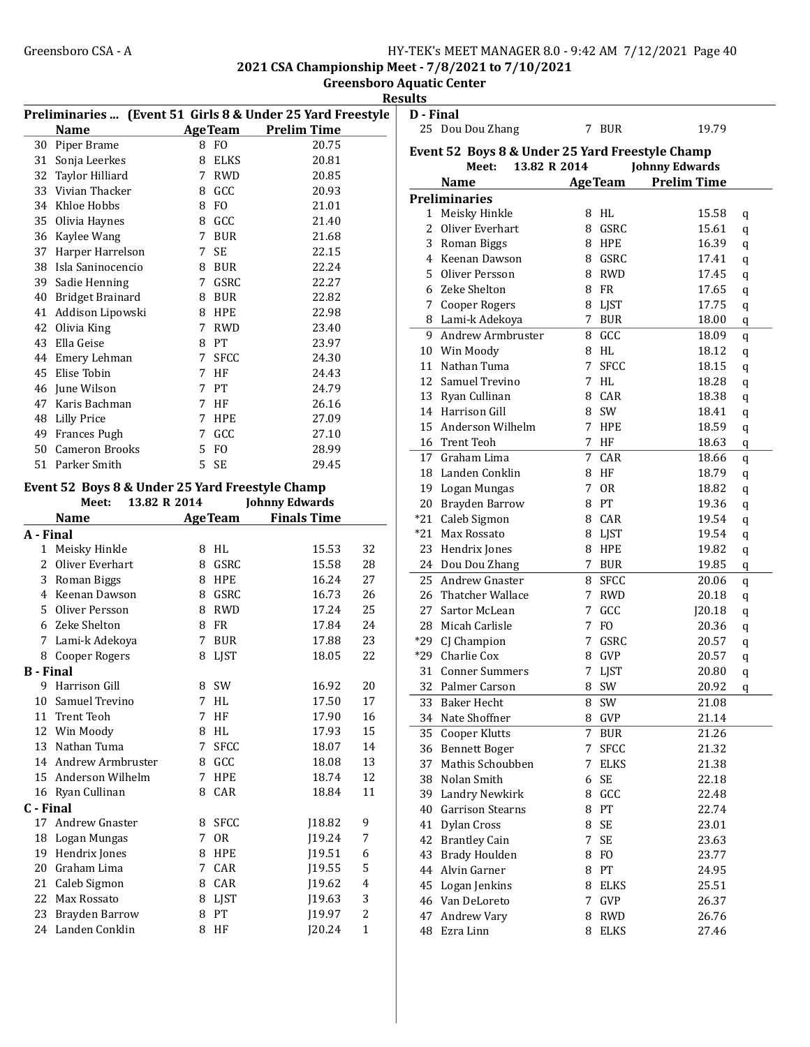## 2021 CSA Championship Meet - 7/8/2021 to 7/10/2021

### Greensboro Aquatic Center

### Results

**Preliminaries ... (Event 51 Girls 8 & Under 25 Yard Freestyle**

| | Name | Age | Team | Prelim Time |
|---|---|---|---|---|
| 30 | Piper Brame | 8 | FO | 20.75 |
| 31 | Sonja Leerkes | 8 | ELKS | 20.81 |
| 32 | Taylor Hilliard | 7 | RWD | 20.85 |
| 33 | Vivian Thacker | 8 | GCC | 20.93 |
| 34 | Khloe Hobbs | 8 | FO | 21.01 |
| 35 | Olivia Haynes | 8 | GCC | 21.40 |
| 36 | Kaylee Wang | 7 | BUR | 21.68 |
| 37 | Harper Harrelson | 7 | SE | 22.15 |
| 38 | Isla Saninocencio | 8 | BUR | 22.24 |
| 39 | Sadie Henning | 7 | GSRC | 22.27 |
| 40 | Bridget Brainard | 8 | BUR | 22.82 |
| 41 | Addison Lipowski | 8 | HPE | 22.98 |
| 42 | Olivia King | 7 | RWD | 23.40 |
| 43 | Ella Geise | 8 | PT | 23.97 |
| 44 | Emery Lehman | 7 | SFCC | 24.30 |
| 45 | Elise Tobin | 7 | HF | 24.43 |
| 46 | June Wilson | 7 | PT | 24.79 |
| 47 | Karis Bachman | 7 | HF | 26.16 |
| 48 | Lilly Price | 7 | HPE | 27.09 |
| 49 | Frances Pugh | 7 | GCC | 27.10 |
| 50 | Cameron Brooks | 5 | FO | 28.99 |
| 51 | Parker Smith | 5 | SE | 29.45 |

### Event 52 Boys 8 & Under 25 Yard Freestyle Champ

Meet: 13.82 R 2014 Johnny Edwards

| | Name | Age | Team | Finals Time | Points |
|---|---|---|---|---|---|
| **A - Final** | | | | | |
| 1 | Meisky Hinkle | 8 | HL | 15.53 | 32 |
| 2 | Oliver Everhart | 8 | GSRC | 15.58 | 28 |
| 3 | Roman Biggs | 8 | HPE | 16.24 | 27 |
| 4 | Keenan Dawson | 8 | GSRC | 16.73 | 26 |
| 5 | Oliver Persson | 8 | RWD | 17.24 | 25 |
| 6 | Zeke Shelton | 8 | FR | 17.84 | 24 |
| 7 | Lami-k Adekoya | 7 | BUR | 17.88 | 23 |
| 8 | Cooper Rogers | 8 | LJST | 18.05 | 22 |
| **B - Final** | | | | | |
| 9 | Harrison Gill | 8 | SW | 16.92 | 20 |
| 10 | Samuel Trevino | 7 | HL | 17.50 | 17 |
| 11 | Trent Teoh | 7 | HF | 17.90 | 16 |
| 12 | Win Moody | 8 | HL | 17.93 | 15 |
| 13 | Nathan Tuma | 7 | SFCC | 18.07 | 14 |
| 14 | Andrew Armbruster | 8 | GCC | 18.08 | 13 |
| 15 | Anderson Wilhelm | 7 | HPE | 18.74 | 12 |
| 16 | Ryan Cullinan | 8 | CAR | 18.84 | 11 |
| **C - Final** | | | | | |
| 17 | Andrew Gnaster | 8 | SFCC | J18.82 | 9 |
| 18 | Logan Mungas | 7 | OR | J19.24 | 7 |
| 19 | Hendrix Jones | 8 | HPE | J19.51 | 6 |
| 20 | Graham Lima | 7 | CAR | J19.55 | 5 |
| 21 | Caleb Sigmon | 8 | CAR | J19.62 | 4 |
| 22 | Max Rossato | 8 | LJST | J19.63 | 3 |
| 23 | Brayden Barrow | 8 | PT | J19.97 | 2 |
| 24 | Landen Conklin | 8 | HF | J20.24 | 1 |
| **D - Final** | | | | | |
| 25 | Dou Dou Zhang | 7 | BUR | 19.79 | |

### Event 52 Boys 8 & Under 25 Yard Freestyle Champ

Meet: 13.82 R 2014 Johnny Edwards

| | Name | Age | Team | Prelim Time | |
|---|---|---|---|---|---|
| **Preliminaries** | | | | | |
| 1 | Meisky Hinkle | 8 | HL | 15.58 | q |
| 2 | Oliver Everhart | 8 | GSRC | 15.61 | q |
| 3 | Roman Biggs | 8 | HPE | 16.39 | q |
| 4 | Keenan Dawson | 8 | GSRC | 17.41 | q |
| 5 | Oliver Persson | 8 | RWD | 17.45 | q |
| 6 | Zeke Shelton | 8 | FR | 17.65 | q |
| 7 | Cooper Rogers | 8 | LJST | 17.75 | q |
| 8 | Lami-k Adekoya | 7 | BUR | 18.00 | q |
| 9 | Andrew Armbruster | 8 | GCC | 18.09 | q |
| 10 | Win Moody | 8 | HL | 18.12 | q |
| 11 | Nathan Tuma | 7 | SFCC | 18.15 | q |
| 12 | Samuel Trevino | 7 | HL | 18.28 | q |
| 13 | Ryan Cullinan | 8 | CAR | 18.38 | q |
| 14 | Harrison Gill | 8 | SW | 18.41 | q |
| 15 | Anderson Wilhelm | 7 | HPE | 18.59 | q |
| 16 | Trent Teoh | 7 | HF | 18.63 | q |
| 17 | Graham Lima | 7 | CAR | 18.66 | q |
| 18 | Landen Conklin | 8 | HF | 18.79 | q |
| 19 | Logan Mungas | 7 | OR | 18.82 | q |
| 20 | Brayden Barrow | 8 | PT | 19.36 | q |
| *21 | Caleb Sigmon | 8 | CAR | 19.54 | q |
| *21 | Max Rossato | 8 | LJST | 19.54 | q |
| 23 | Hendrix Jones | 8 | HPE | 19.82 | q |
| 24 | Dou Dou Zhang | 7 | BUR | 19.85 | q |
| 25 | Andrew Gnaster | 8 | SFCC | 20.06 | q |
| 26 | Thatcher Wallace | 7 | RWD | 20.18 | q |
| 27 | Sartor McLean | 7 | GCC | J20.18 | q |
| 28 | Micah Carlisle | 7 | FO | 20.36 | q |
| *29 | CJ Champion | 7 | GSRC | 20.57 | q |
| *29 | Charlie Cox | 8 | GVP | 20.57 | q |
| 31 | Conner Summers | 7 | LJST | 20.80 | q |
| 32 | Palmer Carson | 8 | SW | 20.92 | q |
| 33 | Baker Hecht | 8 | SW | 21.08 | |
| 34 | Nate Shoffner | 8 | GVP | 21.14 | |
| 35 | Cooper Klutts | 7 | BUR | 21.26 | |
| 36 | Bennett Boger | 7 | SFCC | 21.32 | |
| 37 | Mathis Schoubben | 7 | ELKS | 21.38 | |
| 38 | Nolan Smith | 6 | SE | 22.18 | |
| 39 | Landry Newkirk | 8 | GCC | 22.48 | |
| 40 | Garrison Stearns | 8 | PT | 22.74 | |
| 41 | Dylan Cross | 8 | SE | 23.01 | |
| 42 | Brantley Cain | 7 | SE | 23.63 | |
| 43 | Brady Houlden | 8 | FO | 23.77 | |
| 44 | Alvin Garner | 8 | PT | 24.95 | |
| 45 | Logan Jenkins | 8 | ELKS | 25.51 | |
| 46 | Van DeLoreto | 7 | GVP | 26.37 | |
| 47 | Andrew Vary | 8 | RWD | 26.76 | |
| 48 | Ezra Linn | 8 | ELKS | 27.46 | |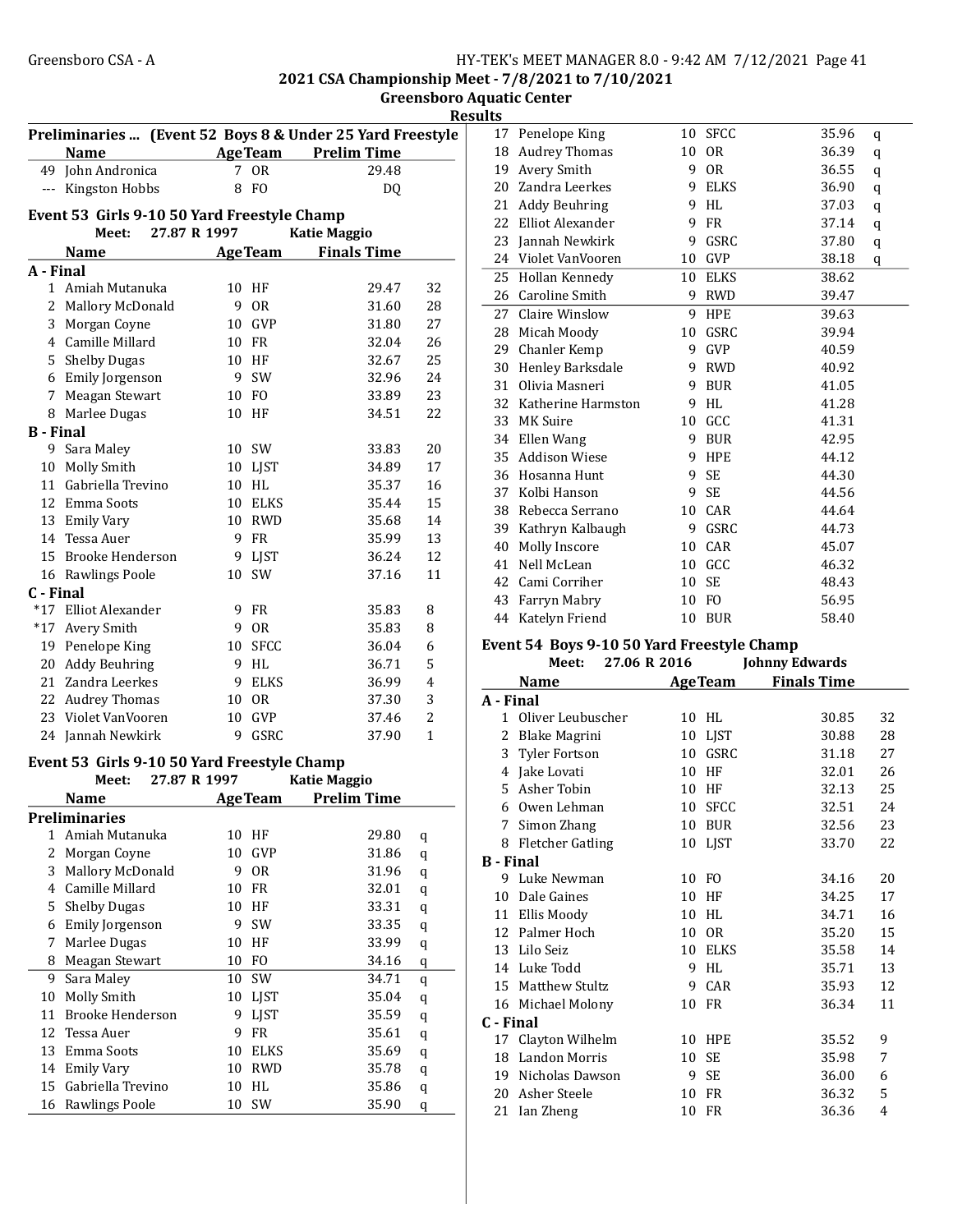**2021 CSA Championship Meet - 7/8/2021 to 7/10/2021**
**Greensboro Aquatic Center**
**Results**

### Preliminaries ... (Event 52 Boys 8 & Under 25 Yard Freestyle)

| | Name | Age | Team | Prelim Time |
|---|---|---|---|---|
| 49 | John Andronica | 7 | OR | 29.48 |
| --- | Kingston Hobbs | 8 | FO | DQ |

### Event 53 Girls 9-10 50 Yard Freestyle Champ

Meet: 27.87 R 1997 Katie Maggio

| | Name | Age | Team | Finals Time | |
|---|---|---|---|---|---|
| **A - Final** | | | | | |
| 1 | Amiah Mutanuka | 10 | HF | 29.47 | 32 |
| 2 | Mallory McDonald | 9 | OR | 31.60 | 28 |
| 3 | Morgan Coyne | 10 | GVP | 31.80 | 27 |
| 4 | Camille Millard | 10 | FR | 32.04 | 26 |
| 5 | Shelby Dugas | 10 | HF | 32.67 | 25 |
| 6 | Emily Jorgenson | 9 | SW | 32.96 | 24 |
| 7 | Meagan Stewart | 10 | FO | 33.89 | 23 |
| 8 | Marlee Dugas | 10 | HF | 34.51 | 22 |
| **B - Final** | | | | | |
| 9 | Sara Maley | 10 | SW | 33.83 | 20 |
| 10 | Molly Smith | 10 | LJST | 34.89 | 17 |
| 11 | Gabriella Trevino | 10 | HL | 35.37 | 16 |
| 12 | Emma Soots | 10 | ELKS | 35.44 | 15 |
| 13 | Emily Vary | 10 | RWD | 35.68 | 14 |
| 14 | Tessa Auer | 9 | FR | 35.99 | 13 |
| 15 | Brooke Henderson | 9 | LJST | 36.24 | 12 |
| 16 | Rawlings Poole | 10 | SW | 37.16 | 11 |
| **C - Final** | | | | | |
| *17 | Elliot Alexander | 9 | FR | 35.83 | 8 |
| *17 | Avery Smith | 9 | OR | 35.83 | 8 |
| 19 | Penelope King | 10 | SFCC | 36.04 | 6 |
| 20 | Addy Beuhring | 9 | HL | 36.71 | 5 |
| 21 | Zandra Leerkes | 9 | ELKS | 36.99 | 4 |
| 22 | Audrey Thomas | 10 | OR | 37.30 | 3 |
| 23 | Violet VanVooren | 10 | GVP | 37.46 | 2 |
| 24 | Jannah Newkirk | 9 | GSRC | 37.90 | 1 |

### Event 53 Girls 9-10 50 Yard Freestyle Champ

Meet: 27.87 R 1997 Katie Maggio

| | Name | Age | Team | Prelim Time | |
|---|---|---|---|---|---|
| **Preliminaries** | | | | | |
| 1 | Amiah Mutanuka | 10 | HF | 29.80 | q |
| 2 | Morgan Coyne | 10 | GVP | 31.86 | q |
| 3 | Mallory McDonald | 9 | OR | 31.96 | q |
| 4 | Camille Millard | 10 | FR | 32.01 | q |
| 5 | Shelby Dugas | 10 | HF | 33.31 | q |
| 6 | Emily Jorgenson | 9 | SW | 33.35 | q |
| 7 | Marlee Dugas | 10 | HF | 33.99 | q |
| 8 | Meagan Stewart | 10 | FO | 34.16 | q |
| 9 | Sara Maley | 10 | SW | 34.71 | q |
| 10 | Molly Smith | 10 | LJST | 35.04 | q |
| 11 | Brooke Henderson | 9 | LJST | 35.59 | q |
| 12 | Tessa Auer | 9 | FR | 35.61 | q |
| 13 | Emma Soots | 10 | ELKS | 35.69 | q |
| 14 | Emily Vary | 10 | RWD | 35.78 | q |
| 15 | Gabriella Trevino | 10 | HL | 35.86 | q |
| 16 | Rawlings Poole | 10 | SW | 35.90 | q |
| 17 | Penelope King | 10 | SFCC | 35.96 | q |
| 18 | Audrey Thomas | 10 | OR | 36.39 | q |
| 19 | Avery Smith | 9 | OR | 36.55 | q |
| 20 | Zandra Leerkes | 9 | ELKS | 36.90 | q |
| 21 | Addy Beuhring | 9 | HL | 37.03 | q |
| 22 | Elliot Alexander | 9 | FR | 37.14 | q |
| 23 | Jannah Newkirk | 9 | GSRC | 37.80 | q |
| 24 | Violet VanVooren | 10 | GVP | 38.18 | q |
| 25 | Hollan Kennedy | 10 | ELKS | 38.62 | |
| 26 | Caroline Smith | 9 | RWD | 39.47 | |
| 27 | Claire Winslow | 9 | HPE | 39.63 | |
| 28 | Micah Moody | 10 | GSRC | 39.94 | |
| 29 | Chanler Kemp | 9 | GVP | 40.59 | |
| 30 | Henley Barksdale | 9 | RWD | 40.92 | |
| 31 | Olivia Masneri | 9 | BUR | 41.05 | |
| 32 | Katherine Harmston | 9 | HL | 41.28 | |
| 33 | MK Suire | 10 | GCC | 41.31 | |
| 34 | Ellen Wang | 9 | BUR | 42.95 | |
| 35 | Addison Wiese | 9 | HPE | 44.12 | |
| 36 | Hosanna Hunt | 9 | SE | 44.30 | |
| 37 | Kolbi Hanson | 9 | SE | 44.56 | |
| 38 | Rebecca Serrano | 10 | CAR | 44.64 | |
| 39 | Kathryn Kalbaugh | 9 | GSRC | 44.73 | |
| 40 | Molly Inscore | 10 | CAR | 45.07 | |
| 41 | Nell McLean | 10 | GCC | 46.32 | |
| 42 | Cami Corriher | 10 | SE | 48.43 | |
| 43 | Farryn Mabry | 10 | FO | 56.95 | |
| 44 | Katelyn Friend | 10 | BUR | 58.40 | |

### Event 54 Boys 9-10 50 Yard Freestyle Champ

Meet: 27.06 R 2016 Johnny Edwards

| | Name | Age | Team | Finals Time | |
|---|---|---|---|---|---|
| **A - Final** | | | | | |
| 1 | Oliver Leubuscher | 10 | HL | 30.85 | 32 |
| 2 | Blake Magrini | 10 | LJST | 30.88 | 28 |
| 3 | Tyler Fortson | 10 | GSRC | 31.18 | 27 |
| 4 | Jake Lovati | 10 | HF | 32.01 | 26 |
| 5 | Asher Tobin | 10 | HF | 32.13 | 25 |
| 6 | Owen Lehman | 10 | SFCC | 32.51 | 24 |
| 7 | Simon Zhang | 10 | BUR | 32.56 | 23 |
| 8 | Fletcher Gatling | 10 | LJST | 33.70 | 22 |
| **B - Final** | | | | | |
| 9 | Luke Newman | 10 | FO | 34.16 | 20 |
| 10 | Dale Gaines | 10 | HF | 34.25 | 17 |
| 11 | Ellis Moody | 10 | HL | 34.71 | 16 |
| 12 | Palmer Hoch | 10 | OR | 35.20 | 15 |
| 13 | Lilo Seiz | 10 | ELKS | 35.58 | 14 |
| 14 | Luke Todd | 9 | HL | 35.71 | 13 |
| 15 | Matthew Stultz | 9 | CAR | 35.93 | 12 |
| 16 | Michael Molony | 10 | FR | 36.34 | 11 |
| **C - Final** | | | | | |
| 17 | Clayton Wilhelm | 10 | HPE | 35.52 | 9 |
| 18 | Landon Morris | 10 | SE | 35.98 | 7 |
| 19 | Nicholas Dawson | 9 | SE | 36.00 | 6 |
| 20 | Asher Steele | 10 | FR | 36.32 | 5 |
| 21 | Ian Zheng | 10 | FR | 36.36 | 4 |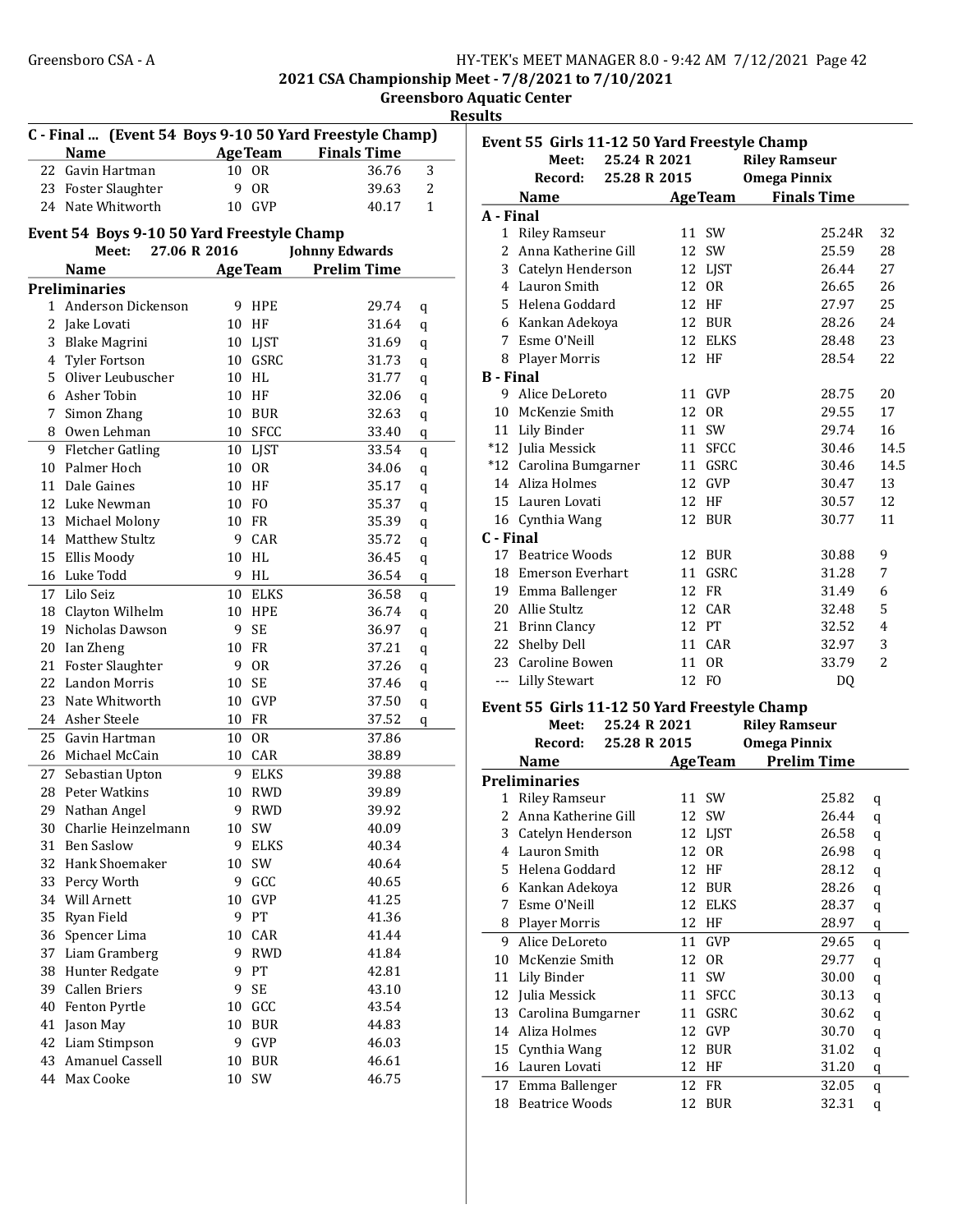## 2021 CSA Championship Meet - 7/8/2021 to 7/10/2021
### Greensboro Aquatic Center
### Results

**C - Final ... (Event 54 Boys 9-10 50 Yard Freestyle Champ)**

| | Name | Age | Team | Finals Time | |
|---|---|---|---|---|---|
| 22 | Gavin Hartman | 10 | OR | 36.76 | 3 |
| 23 | Foster Slaughter | 9 | OR | 39.63 | 2 |
| 24 | Nate Whitworth | 10 | GVP | 40.17 | 1 |

**Event 54 Boys 9-10 50 Yard Freestyle Champ**

Meet: 27.06 R 2016 Johnny Edwards

| | Name | Age | Team | Prelim Time | |
|---|---|---|---|---|---|
| **Preliminaries** | | | | | |
| 1 | Anderson Dickenson | 9 | HPE | 29.74 | q |
| 2 | Jake Lovati | 10 | HF | 31.64 | q |
| 3 | Blake Magrini | 10 | LJST | 31.69 | q |
| 4 | Tyler Fortson | 10 | GSRC | 31.73 | q |
| 5 | Oliver Leubuscher | 10 | HL | 31.77 | q |
| 6 | Asher Tobin | 10 | HF | 32.06 | q |
| 7 | Simon Zhang | 10 | BUR | 32.63 | q |
| 8 | Owen Lehman | 10 | SFCC | 33.40 | q |
| 9 | Fletcher Gatling | 10 | LJST | 33.54 | q |
| 10 | Palmer Hoch | 10 | OR | 34.06 | q |
| 11 | Dale Gaines | 10 | HF | 35.17 | q |
| 12 | Luke Newman | 10 | FO | 35.37 | q |
| 13 | Michael Molony | 10 | FR | 35.39 | q |
| 14 | Matthew Stultz | 9 | CAR | 35.72 | q |
| 15 | Ellis Moody | 10 | HL | 36.45 | q |
| 16 | Luke Todd | 9 | HL | 36.54 | q |
| 17 | Lilo Seiz | 10 | ELKS | 36.58 | q |
| 18 | Clayton Wilhelm | 10 | HPE | 36.74 | q |
| 19 | Nicholas Dawson | 9 | SE | 36.97 | q |
| 20 | Ian Zheng | 10 | FR | 37.21 | q |
| 21 | Foster Slaughter | 9 | OR | 37.26 | q |
| 22 | Landon Morris | 10 | SE | 37.46 | q |
| 23 | Nate Whitworth | 10 | GVP | 37.50 | q |
| 24 | Asher Steele | 10 | FR | 37.52 | q |
| 25 | Gavin Hartman | 10 | OR | 37.86 | |
| 26 | Michael McCain | 10 | CAR | 38.89 | |
| 27 | Sebastian Upton | 9 | ELKS | 39.88 | |
| 28 | Peter Watkins | 10 | RWD | 39.89 | |
| 29 | Nathan Angel | 9 | RWD | 39.92 | |
| 30 | Charlie Heinzelmann | 10 | SW | 40.09 | |
| 31 | Ben Saslow | 9 | ELKS | 40.34 | |
| 32 | Hank Shoemaker | 10 | SW | 40.64 | |
| 33 | Percy Worth | 9 | GCC | 40.65 | |
| 34 | Will Arnett | 10 | GVP | 41.25 | |
| 35 | Ryan Field | 9 | PT | 41.36 | |
| 36 | Spencer Lima | 10 | CAR | 41.44 | |
| 37 | Liam Gramberg | 9 | RWD | 41.84 | |
| 38 | Hunter Redgate | 9 | PT | 42.81 | |
| 39 | Callen Briers | 9 | SE | 43.10 | |
| 40 | Fenton Pyrtle | 10 | GCC | 43.54 | |
| 41 | Jason May | 10 | BUR | 44.83 | |
| 42 | Liam Stimpson | 9 | GVP | 46.03 | |
| 43 | Amanuel Cassell | 10 | BUR | 46.61 | |
| 44 | Max Cooke | 10 | SW | 46.75 | |

**Event 55 Girls 11-12 50 Yard Freestyle Champ**

Meet: 25.24 R 2021 Riley Ramseur
Record: 25.28 R 2015 Omega Pinnix

| | Name | Age | Team | Finals Time | |
|---|---|---|---|---|---|
| **A - Final** | | | | | |
| 1 | Riley Ramseur | 11 | SW | 25.24R | 32 |
| 2 | Anna Katherine Gill | 12 | SW | 25.59 | 28 |
| 3 | Catelyn Henderson | 12 | LJST | 26.44 | 27 |
| 4 | Lauron Smith | 12 | OR | 26.65 | 26 |
| 5 | Helena Goddard | 12 | HF | 27.97 | 25 |
| 6 | Kankan Adekoya | 12 | BUR | 28.26 | 24 |
| 7 | Esme O'Neill | 12 | ELKS | 28.48 | 23 |
| 8 | Player Morris | 12 | HF | 28.54 | 22 |
| **B - Final** | | | | | |
| 9 | Alice DeLoreto | 11 | GVP | 28.75 | 20 |
| 10 | McKenzie Smith | 12 | OR | 29.55 | 17 |
| 11 | Lily Binder | 11 | SW | 29.74 | 16 |
| *12 | Julia Messick | 11 | SFCC | 30.46 | 14.5 |
| *12 | Carolina Bumgarner | 11 | GSRC | 30.46 | 14.5 |
| 14 | Aliza Holmes | 12 | GVP | 30.47 | 13 |
| 15 | Lauren Lovati | 12 | HF | 30.57 | 12 |
| 16 | Cynthia Wang | 12 | BUR | 30.77 | 11 |
| **C - Final** | | | | | |
| 17 | Beatrice Woods | 12 | BUR | 30.88 | 9 |
| 18 | Emerson Everhart | 11 | GSRC | 31.28 | 7 |
| 19 | Emma Ballenger | 12 | FR | 31.49 | 6 |
| 20 | Allie Stultz | 12 | CAR | 32.48 | 5 |
| 21 | Brinn Clancy | 12 | PT | 32.52 | 4 |
| 22 | Shelby Dell | 11 | CAR | 32.97 | 3 |
| 23 | Caroline Bowen | 11 | OR | 33.79 | 2 |
| --- | Lilly Stewart | 12 | FO | DQ | |

**Event 55 Girls 11-12 50 Yard Freestyle Champ**

Meet: 25.24 R 2021 Riley Ramseur
Record: 25.28 R 2015 Omega Pinnix

| | Name | Age | Team | Prelim Time | |
|---|---|---|---|---|---|
| **Preliminaries** | | | | | |
| 1 | Riley Ramseur | 11 | SW | 25.82 | q |
| 2 | Anna Katherine Gill | 12 | SW | 26.44 | q |
| 3 | Catelyn Henderson | 12 | LJST | 26.58 | q |
| 4 | Lauron Smith | 12 | OR | 26.98 | q |
| 5 | Helena Goddard | 12 | HF | 28.12 | q |
| 6 | Kankan Adekoya | 12 | BUR | 28.26 | q |
| 7 | Esme O'Neill | 12 | ELKS | 28.37 | q |
| 8 | Player Morris | 12 | HF | 28.97 | q |
| 9 | Alice DeLoreto | 11 | GVP | 29.65 | q |
| 10 | McKenzie Smith | 12 | OR | 29.77 | q |
| 11 | Lily Binder | 11 | SW | 30.00 | q |
| 12 | Julia Messick | 11 | SFCC | 30.13 | q |
| 13 | Carolina Bumgarner | 11 | GSRC | 30.62 | q |
| 14 | Aliza Holmes | 12 | GVP | 30.70 | q |
| 15 | Cynthia Wang | 12 | BUR | 31.02 | q |
| 16 | Lauren Lovati | 12 | HF | 31.20 | q |
| 17 | Emma Ballenger | 12 | FR | 32.05 | q |
| 18 | Beatrice Woods | 12 | BUR | 32.31 | q |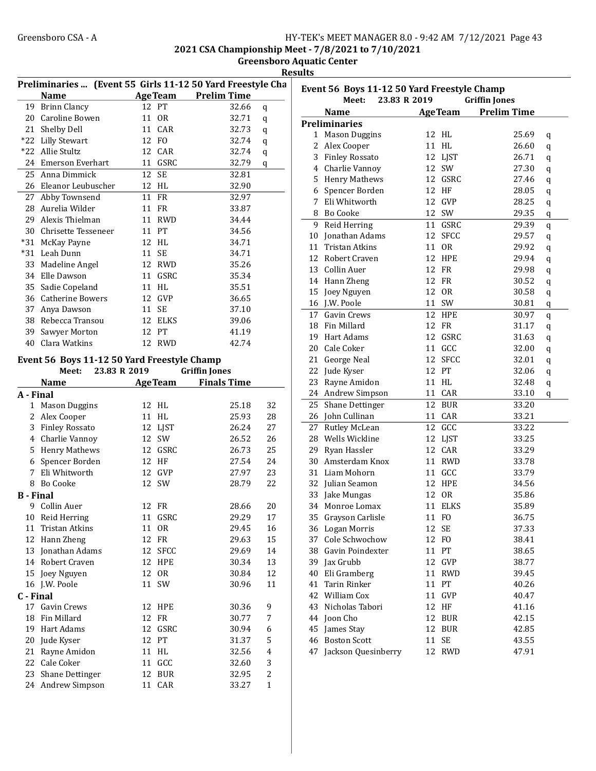## Preliminaries ... (Event 55 Girls 11-12 50 Yard Freestyle Cha

| | Name | Age | Team | Prelim Time | |
|---|---|---|---|---|---|
| 19 | Brinn Clancy | 12 | PT | 32.66 | q |
| 20 | Caroline Bowen | 11 | OR | 32.71 | q |
| 21 | Shelby Dell | 11 | CAR | 32.73 | q |
| *22 | Lilly Stewart | 12 | FO | 32.74 | q |
| *22 | Allie Stultz | 12 | CAR | 32.74 | q |
| 24 | Emerson Everhart | 11 | GSRC | 32.79 | q |
| 25 | Anna Dimmick | 12 | SE | 32.81 | |
| 26 | Eleanor Leubuscher | 12 | HL | 32.90 | |
| 27 | Abby Townsend | 11 | FR | 32.97 | |
| 28 | Aurelia Wilder | 11 | FR | 33.87 | |
| 29 | Alexis Thielman | 11 | RWD | 34.44 | |
| 30 | Chrisette Tesseneer | 11 | PT | 34.56 | |
| *31 | McKay Payne | 12 | HL | 34.71 | |
| *31 | Leah Dunn | 11 | SE | 34.71 | |
| 33 | Madeline Angel | 12 | RWD | 35.26 | |
| 34 | Elle Dawson | 11 | GSRC | 35.34 | |
| 35 | Sadie Copeland | 11 | HL | 35.51 | |
| 36 | Catherine Bowers | 12 | GVP | 36.65 | |
| 37 | Anya Dawson | 11 | SE | 37.10 | |
| 38 | Rebecca Transou | 12 | ELKS | 39.06 | |
| 39 | Sawyer Morton | 12 | PT | 41.19 | |
| 40 | Clara Watkins | 12 | RWD | 42.74 | |

## Event 56 Boys 11-12 50 Yard Freestyle Champ

Meet: 23.83 R 2019 Griffin Jones

| | Name | Age | Team | Finals Time | |
|---|---|---|---|---|---|
| **A - Final** | | | | | |
| 1 | Mason Duggins | 12 | HL | 25.18 | 32 |
| 2 | Alex Cooper | 11 | HL | 25.93 | 28 |
| 3 | Finley Rossato | 12 | LJST | 26.24 | 27 |
| 4 | Charlie Vannoy | 12 | SW | 26.52 | 26 |
| 5 | Henry Mathews | 12 | GSRC | 26.73 | 25 |
| 6 | Spencer Borden | 12 | HF | 27.54 | 24 |
| 7 | Eli Whitworth | 12 | GVP | 27.97 | 23 |
| 8 | Bo Cooke | 12 | SW | 28.79 | 22 |
| **B - Final** | | | | | |
| 9 | Collin Auer | 12 | FR | 28.66 | 20 |
| 10 | Reid Herring | 11 | GSRC | 29.29 | 17 |
| 11 | Tristan Atkins | 11 | OR | 29.45 | 16 |
| 12 | Hann Zheng | 12 | FR | 29.63 | 15 |
| 13 | Jonathan Adams | 12 | SFCC | 29.69 | 14 |
| 14 | Robert Craven | 12 | HPE | 30.34 | 13 |
| 15 | Joey Nguyen | 12 | OR | 30.84 | 12 |
| 16 | J.W. Poole | 11 | SW | 30.96 | 11 |
| **C - Final** | | | | | |
| 17 | Gavin Crews | 12 | HPE | 30.36 | 9 |
| 18 | Fin Millard | 12 | FR | 30.77 | 7 |
| 19 | Hart Adams | 12 | GSRC | 30.94 | 6 |
| 20 | Jude Kyser | 12 | PT | 31.37 | 5 |
| 21 | Rayne Amidon | 11 | HL | 32.56 | 4 |
| 22 | Cale Coker | 11 | GCC | 32.60 | 3 |
| 23 | Shane Dettinger | 12 | BUR | 32.95 | 2 |
| 24 | Andrew Simpson | 11 | CAR | 33.27 | 1 |

## Event 56 Boys 11-12 50 Yard Freestyle Champ

Meet: 23.83 R 2019 Griffin Jones

| | Name | Age | Team | Prelim Time | |
|---|---|---|---|---|---|
| **Preliminaries** | | | | | |
| 1 | Mason Duggins | 12 | HL | 25.69 | q |
| 2 | Alex Cooper | 11 | HL | 26.60 | q |
| 3 | Finley Rossato | 12 | LJST | 26.71 | q |
| 4 | Charlie Vannoy | 12 | SW | 27.30 | q |
| 5 | Henry Mathews | 12 | GSRC | 27.46 | q |
| 6 | Spencer Borden | 12 | HF | 28.05 | q |
| 7 | Eli Whitworth | 12 | GVP | 28.25 | q |
| 8 | Bo Cooke | 12 | SW | 29.35 | q |
| 9 | Reid Herring | 11 | GSRC | 29.39 | q |
| 10 | Jonathan Adams | 12 | SFCC | 29.57 | q |
| 11 | Tristan Atkins | 11 | OR | 29.92 | q |
| 12 | Robert Craven | 12 | HPE | 29.94 | q |
| 13 | Collin Auer | 12 | FR | 29.98 | q |
| 14 | Hann Zheng | 12 | FR | 30.52 | q |
| 15 | Joey Nguyen | 12 | OR | 30.58 | q |
| 16 | J.W. Poole | 11 | SW | 30.81 | q |
| 17 | Gavin Crews | 12 | HPE | 30.97 | q |
| 18 | Fin Millard | 12 | FR | 31.17 | q |
| 19 | Hart Adams | 12 | GSRC | 31.63 | q |
| 20 | Cale Coker | 11 | GCC | 32.00 | q |
| 21 | George Neal | 12 | SFCC | 32.01 | q |
| 22 | Jude Kyser | 12 | PT | 32.06 | q |
| 23 | Rayne Amidon | 11 | HL | 32.48 | q |
| 24 | Andrew Simpson | 11 | CAR | 33.10 | q |
| 25 | Shane Dettinger | 12 | BUR | 33.20 | |
| 26 | John Cullinan | 11 | CAR | 33.21 | |
| 27 | Rutley McLean | 12 | GCC | 33.22 | |
| 28 | Wells Wickline | 12 | LJST | 33.25 | |
| 29 | Ryan Hassler | 12 | CAR | 33.29 | |
| 30 | Amsterdam Knox | 11 | RWD | 33.78 | |
| 31 | Liam Mohorn | 11 | GCC | 33.79 | |
| 32 | Julian Seamon | 12 | HPE | 34.56 | |
| 33 | Jake Mungas | 12 | OR | 35.86 | |
| 34 | Monroe Lomax | 11 | ELKS | 35.89 | |
| 35 | Grayson Carlisle | 11 | FO | 36.75 | |
| 36 | Logan Morris | 12 | SE | 37.33 | |
| 37 | Cole Schwochow | 12 | FO | 38.41 | |
| 38 | Gavin Poindexter | 11 | PT | 38.65 | |
| 39 | Jax Grubb | 12 | GVP | 38.77 | |
| 40 | Eli Gramberg | 11 | RWD | 39.45 | |
| 41 | Tarin Rinker | 11 | PT | 40.26 | |
| 42 | William Cox | 11 | GVP | 40.47 | |
| 43 | Nicholas Tabori | 12 | HF | 41.16 | |
| 44 | Joon Cho | 12 | BUR | 42.15 | |
| 45 | James Stay | 12 | BUR | 42.85 | |
| 46 | Boston Scott | 11 | SE | 43.55 | |
| 47 | Jackson Quesinberry | 12 | RWD | 47.91 | |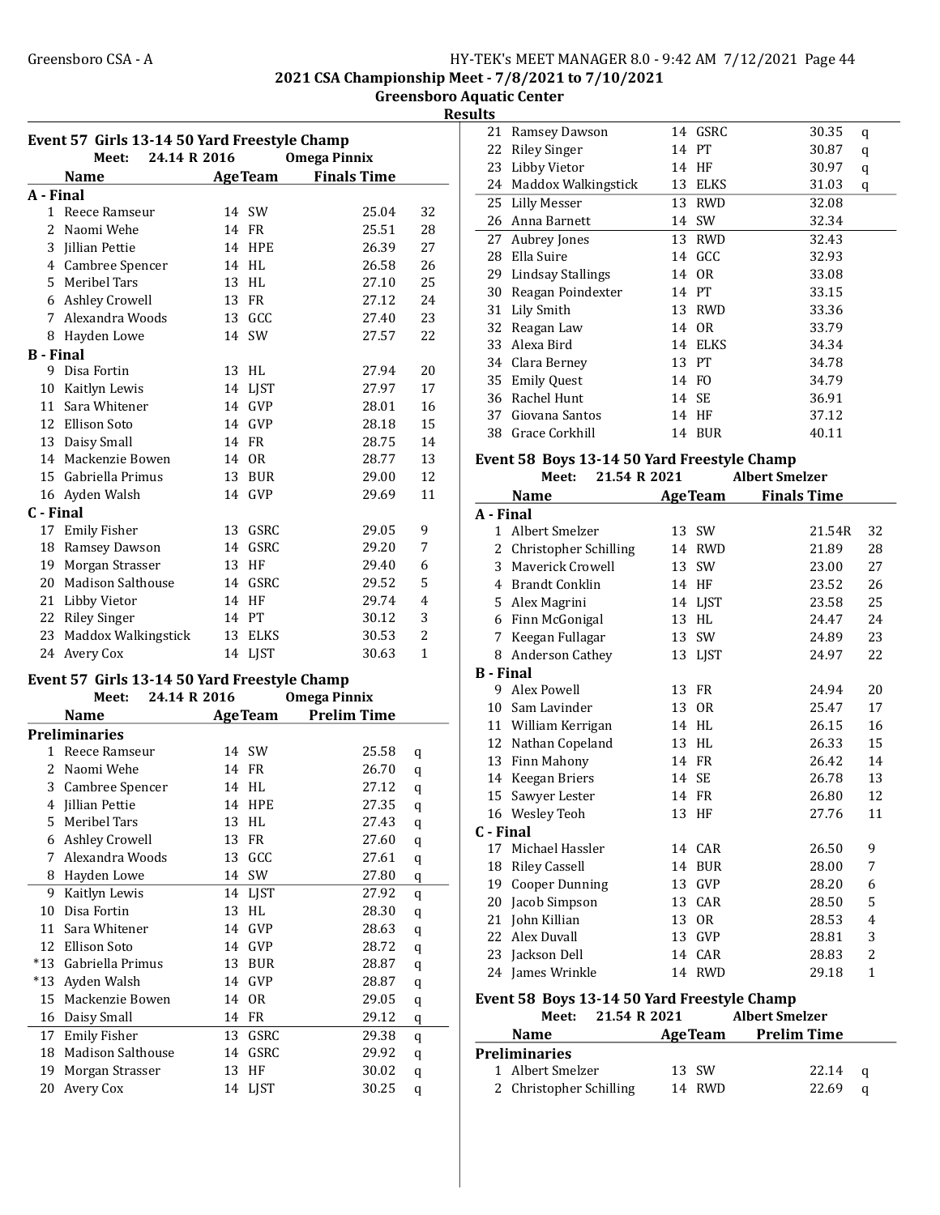## 2021 CSA Championship Meet - 7/8/2021 to 7/10/2021

### Greensboro Aquatic Center

### Results

### Event 57 Girls 13-14 50 Yard Freestyle Champ

Meet: 24.14 R 2016 Omega Pinnix

| | Name | Age | Team | Finals Time | |
|---|---|---|---|---|---|
| **A - Final** | | | | | |
| 1 | Reece Ramseur | 14 | SW | 25.04 | 32 |
| 2 | Naomi Wehe | 14 | FR | 25.51 | 28 |
| 3 | Jillian Pettie | 14 | HPE | 26.39 | 27 |
| 4 | Cambree Spencer | 14 | HL | 26.58 | 26 |
| 5 | Meribel Tars | 13 | HL | 27.10 | 25 |
| 6 | Ashley Crowell | 13 | FR | 27.12 | 24 |
| 7 | Alexandra Woods | 13 | GCC | 27.40 | 23 |
| 8 | Hayden Lowe | 14 | SW | 27.57 | 22 |
| **B - Final** | | | | | |
| 9 | Disa Fortin | 13 | HL | 27.94 | 20 |
| 10 | Kaitlyn Lewis | 14 | LJST | 27.97 | 17 |
| 11 | Sara Whitener | 14 | GVP | 28.01 | 16 |
| 12 | Ellison Soto | 14 | GVP | 28.18 | 15 |
| 13 | Daisy Small | 14 | FR | 28.75 | 14 |
| 14 | Mackenzie Bowen | 14 | OR | 28.77 | 13 |
| 15 | Gabriella Primus | 13 | BUR | 29.00 | 12 |
| 16 | Ayden Walsh | 14 | GVP | 29.69 | 11 |
| **C - Final** | | | | | |
| 17 | Emily Fisher | 13 | GSRC | 29.05 | 9 |
| 18 | Ramsey Dawson | 14 | GSRC | 29.20 | 7 |
| 19 | Morgan Strasser | 13 | HF | 29.40 | 6 |
| 20 | Madison Salthouse | 14 | GSRC | 29.52 | 5 |
| 21 | Libby Vietor | 14 | HF | 29.74 | 4 |
| 22 | Riley Singer | 14 | PT | 30.12 | 3 |
| 23 | Maddox Walkingstick | 13 | ELKS | 30.53 | 2 |
| 24 | Avery Cox | 14 | LJST | 30.63 | 1 |

### Event 57 Girls 13-14 50 Yard Freestyle Champ

Meet: 24.14 R 2016 Omega Pinnix

| | Name | Age | Team | Prelim Time | |
|---|---|---|---|---|---|
| **Preliminaries** | | | | | |
| 1 | Reece Ramseur | 14 | SW | 25.58 | q |
| 2 | Naomi Wehe | 14 | FR | 26.70 | q |
| 3 | Cambree Spencer | 14 | HL | 27.12 | q |
| 4 | Jillian Pettie | 14 | HPE | 27.35 | q |
| 5 | Meribel Tars | 13 | HL | 27.43 | q |
| 6 | Ashley Crowell | 13 | FR | 27.60 | q |
| 7 | Alexandra Woods | 13 | GCC | 27.61 | q |
| 8 | Hayden Lowe | 14 | SW | 27.80 | q |
| 9 | Kaitlyn Lewis | 14 | LJST | 27.92 | q |
| 10 | Disa Fortin | 13 | HL | 28.30 | q |
| 11 | Sara Whitener | 14 | GVP | 28.63 | q |
| 12 | Ellison Soto | 14 | GVP | 28.72 | q |
| *13 | Gabriella Primus | 13 | BUR | 28.87 | q |
| *13 | Ayden Walsh | 14 | GVP | 28.87 | q |
| 15 | Mackenzie Bowen | 14 | OR | 29.05 | q |
| 16 | Daisy Small | 14 | FR | 29.12 | q |
| 17 | Emily Fisher | 13 | GSRC | 29.38 | q |
| 18 | Madison Salthouse | 14 | GSRC | 29.92 | q |
| 19 | Morgan Strasser | 13 | HF | 30.02 | q |
| 20 | Avery Cox | 14 | LJST | 30.25 | q |
| 21 | Ramsey Dawson | 14 | GSRC | 30.35 | q |
| 22 | Riley Singer | 14 | PT | 30.87 | q |
| 23 | Libby Vietor | 14 | HF | 30.97 | q |
| 24 | Maddox Walkingstick | 13 | ELKS | 31.03 | q |
| 25 | Lilly Messer | 13 | RWD | 32.08 | |
| 26 | Anna Barnett | 14 | SW | 32.34 | |
| 27 | Aubrey Jones | 13 | RWD | 32.43 | |
| 28 | Ella Suire | 14 | GCC | 32.93 | |
| 29 | Lindsay Stallings | 14 | OR | 33.08 | |
| 30 | Reagan Poindexter | 14 | PT | 33.15 | |
| 31 | Lily Smith | 13 | RWD | 33.36 | |
| 32 | Reagan Law | 14 | OR | 33.79 | |
| 33 | Alexa Bird | 14 | ELKS | 34.34 | |
| 34 | Clara Berney | 13 | PT | 34.78 | |
| 35 | Emily Quest | 14 | FO | 34.79 | |
| 36 | Rachel Hunt | 14 | SE | 36.91 | |
| 37 | Giovana Santos | 14 | HF | 37.12 | |
| 38 | Grace Corkhill | 14 | BUR | 40.11 | |

### Event 58 Boys 13-14 50 Yard Freestyle Champ

Meet: 21.54 R 2021 Albert Smelzer

| | Name | Age | Team | Finals Time | |
|---|---|---|---|---|---|
| **A - Final** | | | | | |
| 1 | Albert Smelzer | 13 | SW | 21.54R | 32 |
| 2 | Christopher Schilling | 14 | RWD | 21.89 | 28 |
| 3 | Maverick Crowell | 13 | SW | 23.00 | 27 |
| 4 | Brandt Conklin | 14 | HF | 23.52 | 26 |
| 5 | Alex Magrini | 14 | LJST | 23.58 | 25 |
| 6 | Finn McGonigal | 13 | HL | 24.47 | 24 |
| 7 | Keegan Fullagar | 13 | SW | 24.89 | 23 |
| 8 | Anderson Cathey | 13 | LJST | 24.97 | 22 |
| **B - Final** | | | | | |
| 9 | Alex Powell | 13 | FR | 24.94 | 20 |
| 10 | Sam Lavinder | 13 | OR | 25.47 | 17 |
| 11 | William Kerrigan | 14 | HL | 26.15 | 16 |
| 12 | Nathan Copeland | 13 | HL | 26.33 | 15 |
| 13 | Finn Mahony | 14 | FR | 26.42 | 14 |
| 14 | Keegan Briers | 14 | SE | 26.78 | 13 |
| 15 | Sawyer Lester | 14 | FR | 26.80 | 12 |
| 16 | Wesley Teoh | 13 | HF | 27.76 | 11 |
| **C - Final** | | | | | |
| 17 | Michael Hassler | 14 | CAR | 26.50 | 9 |
| 18 | Riley Cassell | 14 | BUR | 28.00 | 7 |
| 19 | Cooper Dunning | 13 | GVP | 28.20 | 6 |
| 20 | Jacob Simpson | 13 | CAR | 28.50 | 5 |
| 21 | John Killian | 13 | OR | 28.53 | 4 |
| 22 | Alex Duvall | 13 | GVP | 28.81 | 3 |
| 23 | Jackson Dell | 14 | CAR | 28.83 | 2 |
| 24 | James Wrinkle | 14 | RWD | 29.18 | 1 |

### Event 58 Boys 13-14 50 Yard Freestyle Champ

Meet: 21.54 R 2021 Albert Smelzer

| | Name | Age | Team | Prelim Time | |
|---|---|---|---|---|---|
| **Preliminaries** | | | | | |
| 1 | Albert Smelzer | 13 | SW | 22.14 | q |
| 2 | Christopher Schilling | 14 | RWD | 22.69 | q |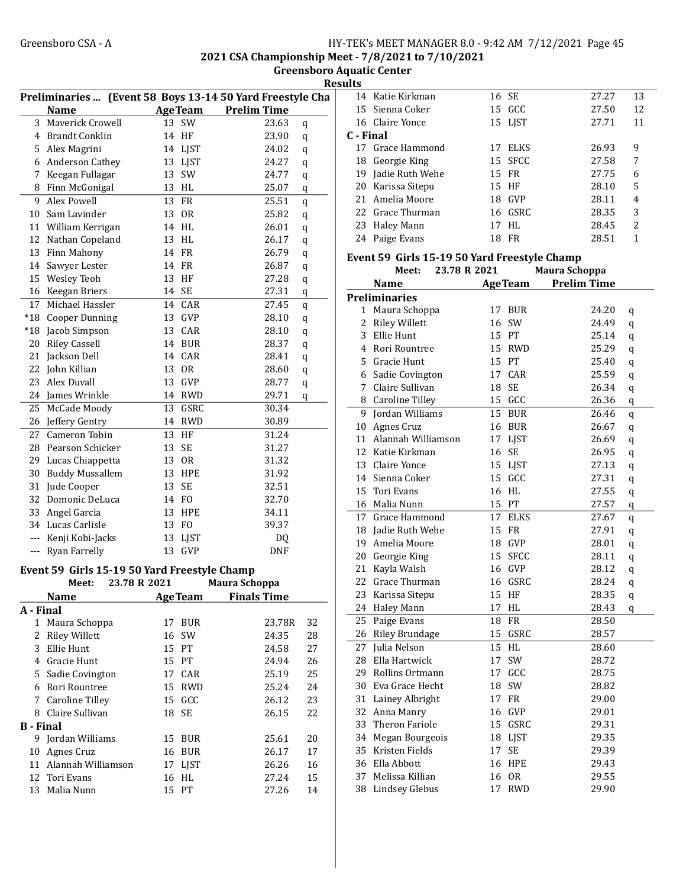2021 CSA Championship Meet - 7/8/2021 to 7/10/2021

Greensboro Aquatic Center

Results

### Preliminaries ... (Event 58 Boys 13-14 50 Yard Freestyle Cha

| | Name | Age | Team | Prelim Time | |
|---|---|---|---|---|---|
| 3 | Maverick Crowell | 13 | SW | 23.63 | q |
| 4 | Brandt Conklin | 14 | HF | 23.90 | q |
| 5 | Alex Magrini | 14 | LJST | 24.02 | q |
| 6 | Anderson Cathey | 13 | LJST | 24.27 | q |
| 7 | Keegan Fullagar | 13 | SW | 24.77 | q |
| 8 | Finn McGonigal | 13 | HL | 25.07 | q |
| 9 | Alex Powell | 13 | FR | 25.51 | q |
| 10 | Sam Lavinder | 13 | OR | 25.82 | q |
| 11 | William Kerrigan | 14 | HL | 26.01 | q |
| 12 | Nathan Copeland | 13 | HL | 26.17 | q |
| 13 | Finn Mahony | 14 | FR | 26.79 | q |
| 14 | Sawyer Lester | 14 | FR | 26.87 | q |
| 15 | Wesley Teoh | 13 | HF | 27.28 | q |
| 16 | Keegan Briers | 14 | SE | 27.31 | q |
| 17 | Michael Hassler | 14 | CAR | 27.45 | q |
| *18 | Cooper Dunning | 13 | GVP | 28.10 | q |
| *18 | Jacob Simpson | 13 | CAR | 28.10 | q |
| 20 | Riley Cassell | 14 | BUR | 28.37 | q |
| 21 | Jackson Dell | 14 | CAR | 28.41 | q |
| 22 | John Killian | 13 | OR | 28.60 | q |
| 23 | Alex Duvall | 13 | GVP | 28.77 | q |
| 24 | James Wrinkle | 14 | RWD | 29.71 | q |
| 25 | McCade Moody | 13 | GSRC | 30.34 | |
| 26 | Jeffery Gentry | 14 | RWD | 30.89 | |
| 27 | Cameron Tobin | 13 | HF | 31.24 | |
| 28 | Pearson Schicker | 13 | SE | 31.27 | |
| 29 | Lucas Chiappetta | 13 | OR | 31.32 | |
| 30 | Buddy Mussallem | 13 | HPE | 31.92 | |
| 31 | Jude Cooper | 13 | SE | 32.51 | |
| 32 | Domonic DeLuca | 14 | FO | 32.70 | |
| 33 | Angel Garcia | 13 | HPE | 34.11 | |
| 34 | Lucas Carlisle | 13 | FO | 39.37 | |
| --- | Kenji Kobi-Jacks | 13 | LJST | DQ | |
| --- | Ryan Farrelly | 13 | GVP | DNF | |

### Event 59 Girls 15-19 50 Yard Freestyle Champ

Meet: 23.78 R 2021 Maura Schoppa

| | Name | Age | Team | Finals Time | Points |
|---|---|---|---|---|---|
| **A - Final** | | | | | |
| 1 | Maura Schoppa | 17 | BUR | 23.78R | 32 |
| 2 | Riley Willett | 16 | SW | 24.35 | 28 |
| 3 | Ellie Hunt | 15 | PT | 24.58 | 27 |
| 4 | Gracie Hunt | 15 | PT | 24.94 | 26 |
| 5 | Sadie Covington | 17 | CAR | 25.19 | 25 |
| 6 | Rori Rountree | 15 | RWD | 25.24 | 24 |
| 7 | Caroline Tilley | 15 | GCC | 26.12 | 23 |
| 8 | Claire Sullivan | 18 | SE | 26.15 | 22 |
| **B - Final** | | | | | |
| 9 | Jordan Williams | 15 | BUR | 25.61 | 20 |
| 10 | Agnes Cruz | 16 | BUR | 26.17 | 17 |
| 11 | Alannah Williamson | 17 | LJST | 26.26 | 16 |
| 12 | Tori Evans | 16 | HL | 27.24 | 15 |
| 13 | Malia Nunn | 15 | PT | 27.26 | 14 |
| 14 | Katie Kirkman | 16 | SE | 27.27 | 13 |
| 15 | Sienna Coker | 15 | GCC | 27.50 | 12 |
| 16 | Claire Yonce | 15 | LJST | 27.71 | 11 |
| **C - Final** | | | | | |
| 17 | Grace Hammond | 17 | ELKS | 26.93 | 9 |
| 18 | Georgie King | 15 | SFCC | 27.58 | 7 |
| 19 | Jadie Ruth Wehe | 15 | FR | 27.75 | 6 |
| 20 | Karissa Sitepu | 15 | HF | 28.10 | 5 |
| 21 | Amelia Moore | 18 | GVP | 28.11 | 4 |
| 22 | Grace Thurman | 16 | GSRC | 28.35 | 3 |
| 23 | Haley Mann | 17 | HL | 28.45 | 2 |
| 24 | Paige Evans | 18 | FR | 28.51 | 1 |

### Event 59 Girls 15-19 50 Yard Freestyle Champ

Meet: 23.78 R 2021 Maura Schoppa

| | Name | Age | Team | Prelim Time | |
|---|---|---|---|---|---|
| **Preliminaries** | | | | | |
| 1 | Maura Schoppa | 17 | BUR | 24.20 | q |
| 2 | Riley Willett | 16 | SW | 24.49 | q |
| 3 | Ellie Hunt | 15 | PT | 25.14 | q |
| 4 | Rori Rountree | 15 | RWD | 25.29 | q |
| 5 | Gracie Hunt | 15 | PT | 25.40 | q |
| 6 | Sadie Covington | 17 | CAR | 25.59 | q |
| 7 | Claire Sullivan | 18 | SE | 26.34 | q |
| 8 | Caroline Tilley | 15 | GCC | 26.36 | q |
| 9 | Jordan Williams | 15 | BUR | 26.46 | q |
| 10 | Agnes Cruz | 16 | BUR | 26.67 | q |
| 11 | Alannah Williamson | 17 | LJST | 26.69 | q |
| 12 | Katie Kirkman | 16 | SE | 26.95 | q |
| 13 | Claire Yonce | 15 | LJST | 27.13 | q |
| 14 | Sienna Coker | 15 | GCC | 27.31 | q |
| 15 | Tori Evans | 16 | HL | 27.55 | q |
| 16 | Malia Nunn | 15 | PT | 27.57 | q |
| 17 | Grace Hammond | 17 | ELKS | 27.67 | q |
| 18 | Jadie Ruth Wehe | 15 | FR | 27.91 | q |
| 19 | Amelia Moore | 18 | GVP | 28.01 | q |
| 20 | Georgie King | 15 | SFCC | 28.11 | q |
| 21 | Kayla Walsh | 16 | GVP | 28.12 | q |
| 22 | Grace Thurman | 16 | GSRC | 28.24 | q |
| 23 | Karissa Sitepu | 15 | HF | 28.35 | q |
| 24 | Haley Mann | 17 | HL | 28.43 | q |
| 25 | Paige Evans | 18 | FR | 28.50 | |
| 26 | Riley Brundage | 15 | GSRC | 28.57 | |
| 27 | Julia Nelson | 15 | HL | 28.60 | |
| 28 | Ella Hartwick | 17 | SW | 28.72 | |
| 29 | Rollins Ortmann | 17 | GCC | 28.75 | |
| 30 | Eva Grace Hecht | 18 | SW | 28.82 | |
| 31 | Lainey Albright | 17 | FR | 29.00 | |
| 32 | Anna Manry | 16 | GVP | 29.01 | |
| 33 | Theron Fariole | 15 | GSRC | 29.31 | |
| 34 | Megan Bourgeois | 18 | LJST | 29.35 | |
| 35 | Kristen Fields | 17 | SE | 29.39 | |
| 36 | Ella Abbott | 16 | HPE | 29.43 | |
| 37 | Melissa Killian | 16 | OR | 29.55 | |
| 38 | Lindsey Glebus | 17 | RWD | 29.90 | |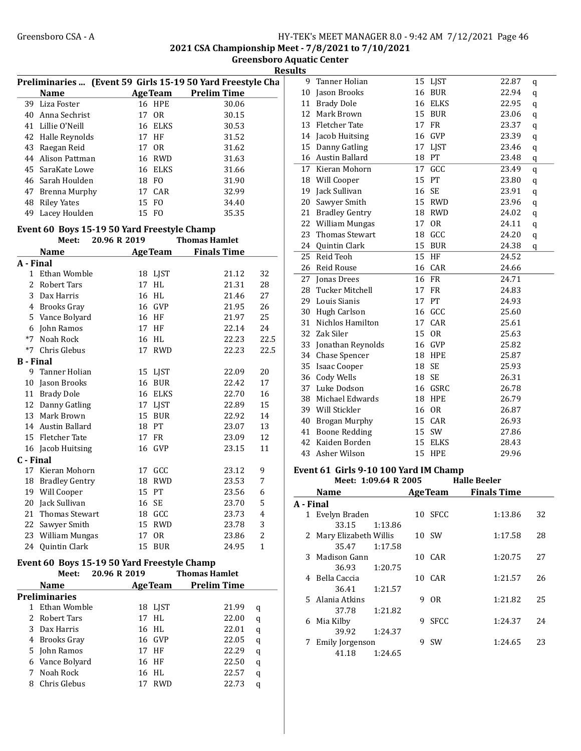## Preliminaries ... (Event 59 Girls 15-19 50 Yard Freestyle Cha

| | Name | Age | Team | Prelim Time |
|---|---|---|---|---|
| 39 | Liza Foster | 16 | HPE | 30.06 |
| 40 | Anna Sechrist | 17 | OR | 30.15 |
| 41 | Lillie O'Neill | 16 | ELKS | 30.53 |
| 42 | Halle Reynolds | 17 | HF | 31.52 |
| 43 | Raegan Reid | 17 | OR | 31.62 |
| 44 | Alison Pattman | 16 | RWD | 31.63 |
| 45 | SaraKate Lowe | 16 | ELKS | 31.66 |
| 46 | Sarah Houlden | 18 | FO | 31.90 |
| 47 | Brenna Murphy | 17 | CAR | 32.99 |
| 48 | Riley Yates | 15 | FO | 34.40 |
| 49 | Lacey Houlden | 15 | FO | 35.35 |

## Event 60 Boys 15-19 50 Yard Freestyle Champ

Meet: 20.96 R 2019 Thomas Hamlet

| | Name | Age | Team | Finals Time | |
|---|---|---|---|---|---|
| **A - Final** | | | | | |
| 1 | Ethan Womble | 18 | LJST | 21.12 | 32 |
| 2 | Robert Tars | 17 | HL | 21.31 | 28 |
| 3 | Dax Harris | 16 | HL | 21.46 | 27 |
| 4 | Brooks Gray | 16 | GVP | 21.95 | 26 |
| 5 | Vance Bolyard | 16 | HF | 21.97 | 25 |
| 6 | John Ramos | 17 | HF | 22.14 | 24 |
| *7 | Noah Rock | 16 | HL | 22.23 | 22.5 |
| *7 | Chris Glebus | 17 | RWD | 22.23 | 22.5 |
| **B - Final** | | | | | |
| 9 | Tanner Holian | 15 | LJST | 22.09 | 20 |
| 10 | Jason Brooks | 16 | BUR | 22.42 | 17 |
| 11 | Brady Dole | 16 | ELKS | 22.70 | 16 |
| 12 | Danny Gatling | 17 | LJST | 22.89 | 15 |
| 13 | Mark Brown | 15 | BUR | 22.92 | 14 |
| 14 | Austin Ballard | 18 | PT | 23.07 | 13 |
| 15 | Fletcher Tate | 17 | FR | 23.09 | 12 |
| 16 | Jacob Huitsing | 16 | GVP | 23.15 | 11 |
| **C - Final** | | | | | |
| 17 | Kieran Mohorn | 17 | GCC | 23.12 | 9 |
| 18 | Bradley Gentry | 18 | RWD | 23.53 | 7 |
| 19 | Will Cooper | 15 | PT | 23.56 | 6 |
| 20 | Jack Sullivan | 16 | SE | 23.70 | 5 |
| 21 | Thomas Stewart | 18 | GCC | 23.73 | 4 |
| 22 | Sawyer Smith | 15 | RWD | 23.78 | 3 |
| 23 | William Mungas | 17 | OR | 23.86 | 2 |
| 24 | Quintin Clark | 15 | BUR | 24.95 | 1 |

## Event 60 Boys 15-19 50 Yard Freestyle Champ

Meet: 20.96 R 2019 Thomas Hamlet

| | Name | Age | Team | Prelim Time | |
|---|---|---|---|---|---|
| **Preliminaries** | | | | | |
| 1 | Ethan Womble | 18 | LJST | 21.99 | q |
| 2 | Robert Tars | 17 | HL | 22.00 | q |
| 3 | Dax Harris | 16 | HL | 22.01 | q |
| 4 | Brooks Gray | 16 | GVP | 22.05 | q |
| 5 | John Ramos | 17 | HF | 22.29 | q |
| 6 | Vance Bolyard | 16 | HF | 22.50 | q |
| 7 | Noah Rock | 16 | HL | 22.57 | q |
| 8 | Chris Glebus | 17 | RWD | 22.73 | q |
| 9 | Tanner Holian | 15 | LJST | 22.87 | q |
| 10 | Jason Brooks | 16 | BUR | 22.94 | q |
| 11 | Brady Dole | 16 | ELKS | 22.95 | q |
| 12 | Mark Brown | 15 | BUR | 23.06 | q |
| 13 | Fletcher Tate | 17 | FR | 23.37 | q |
| 14 | Jacob Huitsing | 16 | GVP | 23.39 | q |
| 15 | Danny Gatling | 17 | LJST | 23.46 | q |
| 16 | Austin Ballard | 18 | PT | 23.48 | q |
| 17 | Kieran Mohorn | 17 | GCC | 23.49 | q |
| 18 | Will Cooper | 15 | PT | 23.80 | q |
| 19 | Jack Sullivan | 16 | SE | 23.91 | q |
| 20 | Sawyer Smith | 15 | RWD | 23.96 | q |
| 21 | Bradley Gentry | 18 | RWD | 24.02 | q |
| 22 | William Mungas | 17 | OR | 24.11 | q |
| 23 | Thomas Stewart | 18 | GCC | 24.20 | q |
| 24 | Quintin Clark | 15 | BUR | 24.38 | q |
| 25 | Reid Teoh | 15 | HF | 24.52 | |
| 26 | Reid Rouse | 16 | CAR | 24.66 | |
| 27 | Jonas Drees | 16 | FR | 24.71 | |
| 28 | Tucker Mitchell | 17 | FR | 24.83 | |
| 29 | Louis Sianis | 17 | PT | 24.93 | |
| 30 | Hugh Carlson | 16 | GCC | 25.60 | |
| 31 | Nichlos Hamilton | 17 | CAR | 25.61 | |
| 32 | Zak Siler | 15 | OR | 25.63 | |
| 33 | Jonathan Reynolds | 16 | GVP | 25.82 | |
| 34 | Chase Spencer | 18 | HPE | 25.87 | |
| 35 | Isaac Cooper | 18 | SE | 25.93 | |
| 36 | Cody Wells | 18 | SE | 26.31 | |
| 37 | Luke Dodson | 16 | GSRC | 26.78 | |
| 38 | Michael Edwards | 18 | HPE | 26.79 | |
| 39 | Will Stickler | 16 | OR | 26.87 | |
| 40 | Brogan Murphy | 15 | CAR | 26.93 | |
| 41 | Boone Redding | 15 | SW | 27.86 | |
| 42 | Kaiden Borden | 15 | ELKS | 28.43 | |
| 43 | Asher Wilson | 15 | HPE | 29.96 | |

## Event 61 Girls 9-10 100 Yard IM Champ

Meet: 1:09.64 R 2005 Halle Beeler

| | Name | Age | Team | Finals Time | |
|---|---|---|---|---|---|
| **A - Final** | | | | | |
| 1 | Evelyn Braden | 10 | SFCC | 1:13.86 | 32 |
| | 33.15 1:13.86 | | | | |
| 2 | Mary Elizabeth Willis | 10 | SW | 1:17.58 | 28 |
| | 35.47 1:17.58 | | | | |
| 3 | Madison Gann | 10 | CAR | 1:20.75 | 27 |
| | 36.93 1:20.75 | | | | |
| 4 | Bella Caccia | 10 | CAR | 1:21.57 | 26 |
| | 36.41 1:21.57 | | | | |
| 5 | Alania Atkins | 9 | OR | 1:21.82 | 25 |
| | 37.78 1:21.82 | | | | |
| 6 | Mia Kilby | 9 | SFCC | 1:24.37 | 24 |
| | 39.92 1:24.37 | | | | |
| 7 | Emily Jorgenson | 9 | SW | 1:24.65 | 23 |
| | 41.18 1:24.65 | | | | |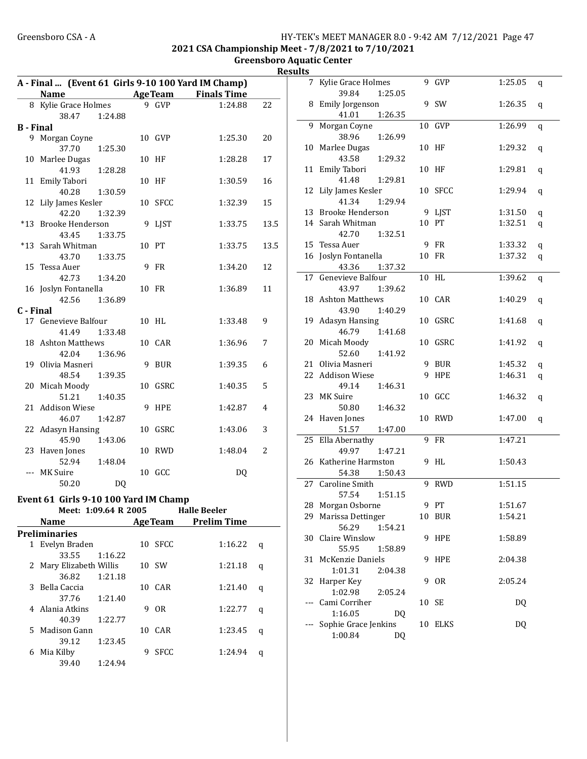2021 CSA Championship Meet - 7/8/2021 to 7/10/2021

Greensboro Aquatic Center

Results

### A - Final ... (Event 61 Girls 9-10 100 Yard IM Champ)

| | Name | Age | Team | Finals Time | Points |
|---|---|---|---|---|---|
| 8 | Kylie Grace Holmes | 9 | GVP | 1:24.88 | 22 |
| | 38.47 1:24.88 | | | | |

**B - Final**

| | Name | Age | Team | Finals Time | Points |
|---|---|---|---|---|---|
| 9 | Morgan Coyne | 10 | GVP | 1:25.30 | 20 |
| | 37.70 1:25.30 | | | | |
| 10 | Marlee Dugas | 10 | HF | 1:28.28 | 17 |
| | 41.93 1:28.28 | | | | |
| 11 | Emily Tabori | 10 | HF | 1:30.59 | 16 |
| | 40.28 1:30.59 | | | | |
| 12 | Lily James Kesler | 10 | SFCC | 1:32.39 | 15 |
| | 42.20 1:32.39 | | | | |
| *13 | Brooke Henderson | 9 | LJST | 1:33.75 | 13.5 |
| | 43.45 1:33.75 | | | | |
| *13 | Sarah Whitman | 10 | PT | 1:33.75 | 13.5 |
| | 43.70 1:33.75 | | | | |
| 15 | Tessa Auer | 9 | FR | 1:34.20 | 12 |
| | 42.73 1:34.20 | | | | |
| 16 | Joslyn Fontanella | 10 | FR | 1:36.89 | 11 |
| | 42.56 1:36.89 | | | | |

**C - Final**

| | Name | Age | Team | Finals Time | Points |
|---|---|---|---|---|---|
| 17 | Genevieve Balfour | 10 | HL | 1:33.48 | 9 |
| | 41.49 1:33.48 | | | | |
| 18 | Ashton Matthews | 10 | CAR | 1:36.96 | 7 |
| | 42.04 1:36.96 | | | | |
| 19 | Olivia Masneri | 9 | BUR | 1:39.35 | 6 |
| | 48.54 1:39.35 | | | | |
| 20 | Micah Moody | 10 | GSRC | 1:40.35 | 5 |
| | 51.21 1:40.35 | | | | |
| 21 | Addison Wiese | 9 | HPE | 1:42.87 | 4 |
| | 46.07 1:42.87 | | | | |
| 22 | Adasyn Hansing | 10 | GSRC | 1:43.06 | 3 |
| | 45.90 1:43.06 | | | | |
| 23 | Haven Jones | 10 | RWD | 1:48.04 | 2 |
| | 52.94 1:48.04 | | | | |
| --- | MK Suire | 10 | GCC | DQ | |
| | 50.20 DQ | | | | |

### Event 61 Girls 9-10 100 Yard IM Champ

Meet: 1:09.64 R 2005 Halle Beeler

**Preliminaries**

| | Name | Age | Team | Prelim Time | |
|---|---|---|---|---|---|
| 1 | Evelyn Braden | 10 | SFCC | 1:16.22 | q |
| | 33.55 1:16.22 | | | | |
| 2 | Mary Elizabeth Willis | 10 | SW | 1:21.18 | q |
| | 36.82 1:21.18 | | | | |
| 3 | Bella Caccia | 10 | CAR | 1:21.40 | q |
| | 37.76 1:21.40 | | | | |
| 4 | Alania Atkins | 9 | OR | 1:22.77 | q |
| | 40.39 1:22.77 | | | | |
| 5 | Madison Gann | 10 | CAR | 1:23.45 | q |
| | 39.12 1:23.45 | | | | |
| 6 | Mia Kilby | 9 | SFCC | 1:24.94 | q |
| | 39.40 1:24.94 | | | | |
| 7 | Kylie Grace Holmes | 9 | GVP | 1:25.05 | q |
| | 39.84 1:25.05 | | | | |
| 8 | Emily Jorgenson | 9 | SW | 1:26.35 | q |
| | 41.01 1:26.35 | | | | |
| 9 | Morgan Coyne | 10 | GVP | 1:26.99 | q |
| | 38.96 1:26.99 | | | | |
| 10 | Marlee Dugas | 10 | HF | 1:29.32 | q |
| | 43.58 1:29.32 | | | | |
| 11 | Emily Tabori | 10 | HF | 1:29.81 | q |
| | 41.48 1:29.81 | | | | |
| 12 | Lily James Kesler | 10 | SFCC | 1:29.94 | q |
| | 41.34 1:29.94 | | | | |
| 13 | Brooke Henderson | 9 | LJST | 1:31.50 | q |
| 14 | Sarah Whitman | 10 | PT | 1:32.51 | q |
| | 42.70 1:32.51 | | | | |
| 15 | Tessa Auer | 9 | FR | 1:33.32 | q |
| 16 | Joslyn Fontanella | 10 | FR | 1:37.32 | q |
| | 43.36 1:37.32 | | | | |
| 17 | Genevieve Balfour | 10 | HL | 1:39.62 | q |
| | 43.97 1:39.62 | | | | |
| 18 | Ashton Matthews | 10 | CAR | 1:40.29 | q |
| | 43.90 1:40.29 | | | | |
| 19 | Adasyn Hansing | 10 | GSRC | 1:41.68 | q |
| | 46.79 1:41.68 | | | | |
| 20 | Micah Moody | 10 | GSRC | 1:41.92 | q |
| | 52.60 1:41.92 | | | | |
| 21 | Olivia Masneri | 9 | BUR | 1:45.32 | q |
| 22 | Addison Wiese | 9 | HPE | 1:46.31 | q |
| | 49.14 1:46.31 | | | | |
| 23 | MK Suire | 10 | GCC | 1:46.32 | q |
| | 50.80 1:46.32 | | | | |
| 24 | Haven Jones | 10 | RWD | 1:47.00 | q |
| | 51.57 1:47.00 | | | | |
| 25 | Ella Abernathy | 9 | FR | 1:47.21 | |
| | 49.97 1:47.21 | | | | |
| 26 | Katherine Harmston | 9 | HL | 1:50.43 | |
| | 54.38 1:50.43 | | | | |
| 27 | Caroline Smith | 9 | RWD | 1:51.15 | |
| | 57.54 1:51.15 | | | | |
| 28 | Morgan Osborne | 9 | PT | 1:51.67 | |
| 29 | Marissa Dettinger | 10 | BUR | 1:54.21 | |
| | 56.29 1:54.21 | | | | |
| 30 | Claire Winslow | 9 | HPE | 1:58.89 | |
| | 55.95 1:58.89 | | | | |
| 31 | McKenzie Daniels | 9 | HPE | 2:04.38 | |
| | 1:01.31 2:04.38 | | | | |
| 32 | Harper Key | 9 | OR | 2:05.24 | |
| | 1:02.98 2:05.24 | | | | |
| --- | Cami Corriher | 10 | SE | DQ | |
| | 1:16.05 DQ | | | | |
| --- | Sophie Grace Jenkins | 10 | ELKS | DQ | |
| | 1:00.84 DQ | | | | |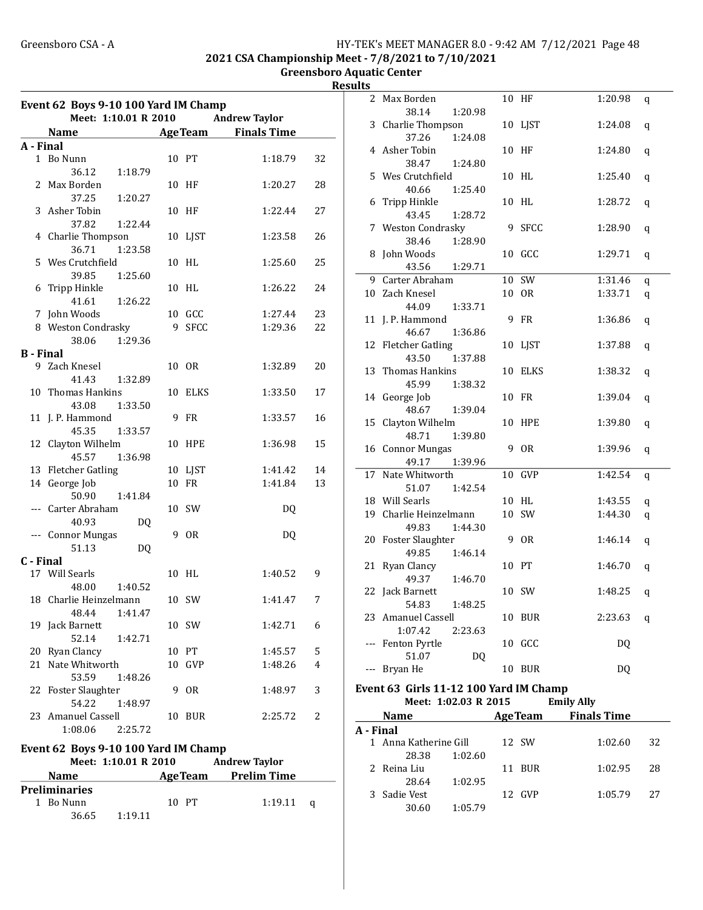## 2021 CSA Championship Meet - 7/8/2021 to 7/10/2021

### Greensboro Aquatic Center

### Results

#### Event 62 Boys 9-10 100 Yard IM Champ

Meet: 1:10.01 R 2010 Andrew Taylor

| Place | Name | Age | Team | Finals Time | Points |
|---|---|---|---|---|---|
| **A - Final** | | | | | |
| 1 | Bo Nunn | 10 | PT | 1:18.79 | 32 |
| | 36.12 1:18.79 | | | | |
| 2 | Max Borden | 10 | HF | 1:20.27 | 28 |
| | 37.25 1:20.27 | | | | |
| 3 | Asher Tobin | 10 | HF | 1:22.44 | 27 |
| | 37.82 1:22.44 | | | | |
| 4 | Charlie Thompson | 10 | LJST | 1:23.58 | 26 |
| | 36.71 1:23.58 | | | | |
| 5 | Wes Crutchfield | 10 | HL | 1:25.60 | 25 |
| | 39.85 1:25.60 | | | | |
| 6 | Tripp Hinkle | 10 | HL | 1:26.22 | 24 |
| | 41.61 1:26.22 | | | | |
| 7 | John Woods | 10 | GCC | 1:27.44 | 23 |
| 8 | Weston Condrasky | 9 | SFCC | 1:29.36 | 22 |
| | 38.06 1:29.36 | | | | |
| **B - Final** | | | | | |
| 9 | Zach Knesel | 10 | OR | 1:32.89 | 20 |
| | 41.43 1:32.89 | | | | |
| 10 | Thomas Hankins | 10 | ELKS | 1:33.50 | 17 |
| | 43.08 1:33.50 | | | | |
| 11 | J. P. Hammond | 9 | FR | 1:33.57 | 16 |
| | 45.35 1:33.57 | | | | |
| 12 | Clayton Wilhelm | 10 | HPE | 1:36.98 | 15 |
| | 45.57 1:36.98 | | | | |
| 13 | Fletcher Gatling | 10 | LJST | 1:41.42 | 14 |
| 14 | George Job | 10 | FR | 1:41.84 | 13 |
| | 50.90 1:41.84 | | | | |
| --- | Carter Abraham | 10 | SW | DQ | |
| | 40.93 DQ | | | | |
| --- | Connor Mungas | 9 | OR | DQ | |
| | 51.13 DQ | | | | |
| **C - Final** | | | | | |
| 17 | Will Searls | 10 | HL | 1:40.52 | 9 |
| | 48.00 1:40.52 | | | | |
| 18 | Charlie Heinzelmann | 10 | SW | 1:41.47 | 7 |
| | 48.44 1:41.47 | | | | |
| 19 | Jack Barnett | 10 | SW | 1:42.71 | 6 |
| | 52.14 1:42.71 | | | | |
| 20 | Ryan Clancy | 10 | PT | 1:45.57 | 5 |
| 21 | Nate Whitworth | 10 | GVP | 1:48.26 | 4 |
| | 53.59 1:48.26 | | | | |
| 22 | Foster Slaughter | 9 | OR | 1:48.97 | 3 |
| | 54.22 1:48.97 | | | | |
| 23 | Amanuel Cassell | 10 | BUR | 2:25.72 | 2 |
| | 1:08.06 2:25.72 | | | | |

#### Event 62 Boys 9-10 100 Yard IM Champ

Meet: 1:10.01 R 2010 Andrew Taylor

| Place | Name | Age | Team | Prelim Time | |
|---|---|---|---|---|---|
| **Preliminaries** | | | | | |
| 1 | Bo Nunn | 10 | PT | 1:19.11 | q |
| | 36.65 1:19.11 | | | | |
| 2 | Max Borden | 10 | HF | 1:20.98 | q |
| | 38.14 1:20.98 | | | | |
| 3 | Charlie Thompson | 10 | LJST | 1:24.08 | q |
| | 37.26 1:24.08 | | | | |
| 4 | Asher Tobin | 10 | HF | 1:24.80 | q |
| | 38.47 1:24.80 | | | | |
| 5 | Wes Crutchfield | 10 | HL | 1:25.40 | q |
| | 40.66 1:25.40 | | | | |
| 6 | Tripp Hinkle | 10 | HL | 1:28.72 | q |
| | 43.45 1:28.72 | | | | |
| 7 | Weston Condrasky | 9 | SFCC | 1:28.90 | q |
| | 38.46 1:28.90 | | | | |
| 8 | John Woods | 10 | GCC | 1:29.71 | q |
| | 43.56 1:29.71 | | | | |
| 9 | Carter Abraham | 10 | SW | 1:31.46 | q |
| 10 | Zach Knesel | 10 | OR | 1:33.71 | q |
| | 44.09 1:33.71 | | | | |
| 11 | J. P. Hammond | 9 | FR | 1:36.86 | q |
| | 46.67 1:36.86 | | | | |
| 12 | Fletcher Gatling | 10 | LJST | 1:37.88 | q |
| | 43.50 1:37.88 | | | | |
| 13 | Thomas Hankins | 10 | ELKS | 1:38.32 | q |
| | 45.99 1:38.32 | | | | |
| 14 | George Job | 10 | FR | 1:39.04 | q |
| | 48.67 1:39.04 | | | | |
| 15 | Clayton Wilhelm | 10 | HPE | 1:39.80 | q |
| | 48.71 1:39.80 | | | | |
| 16 | Connor Mungas | 9 | OR | 1:39.96 | q |
| | 49.17 1:39.96 | | | | |
| 17 | Nate Whitworth | 10 | GVP | 1:42.54 | q |
| | 51.07 1:42.54 | | | | |
| 18 | Will Searls | 10 | HL | 1:43.55 | q |
| 19 | Charlie Heinzelmann | 10 | SW | 1:44.30 | q |
| | 49.83 1:44.30 | | | | |
| 20 | Foster Slaughter | 9 | OR | 1:46.14 | q |
| | 49.85 1:46.14 | | | | |
| 21 | Ryan Clancy | 10 | PT | 1:46.70 | q |
| | 49.37 1:46.70 | | | | |
| 22 | Jack Barnett | 10 | SW | 1:48.25 | q |
| | 54.83 1:48.25 | | | | |
| 23 | Amanuel Cassell | 10 | BUR | 2:23.63 | q |
| | 1:07.42 2:23.63 | | | | |
| --- | Fenton Pyrtle | 10 | GCC | DQ | |
| | 51.07 DQ | | | | |
| --- | Bryan He | 10 | BUR | DQ | |

#### Event 63 Girls 11-12 100 Yard IM Champ

Meet: 1:02.03 R 2015 Emily Ally

| Place | Name | Age | Team | Finals Time | Points |
|---|---|---|---|---|---|
| **A - Final** | | | | | |
| 1 | Anna Katherine Gill | 12 | SW | 1:02.60 | 32 |
| | 28.38 1:02.60 | | | | |
| 2 | Reina Liu | 11 | BUR | 1:02.95 | 28 |
| | 28.64 1:02.95 | | | | |
| 3 | Sadie Vest | 12 | GVP | 1:05.79 | 27 |
| | 30.60 1:05.79 | | | | |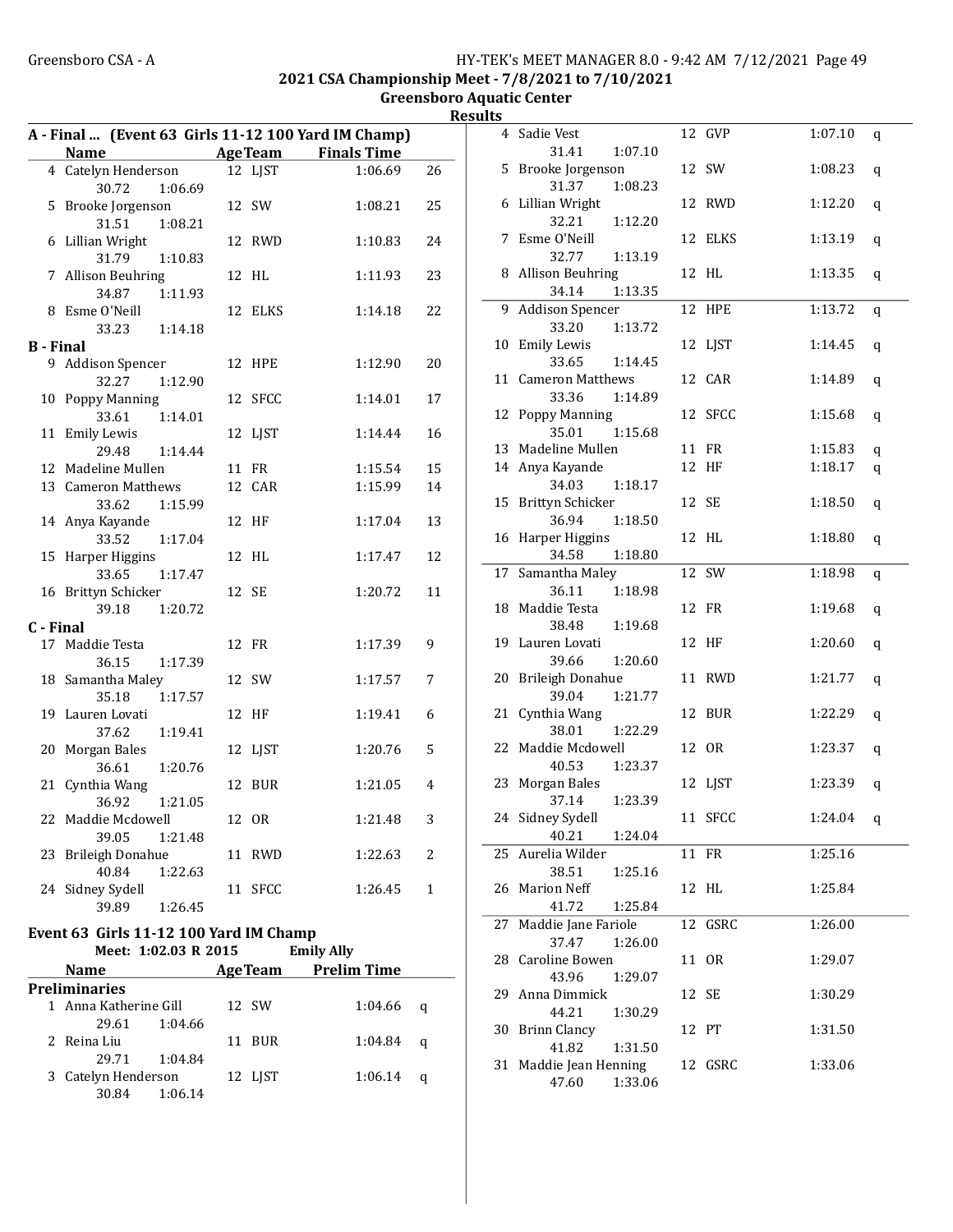## 2021 CSA Championship Meet - 7/8/2021 to 7/10/2021

### Greensboro Aquatic Center

### Results

#### A - Final ... (Event 63 Girls 11-12 100 Yard IM Champ)

| | Name | Age | Team | Finals Time | Points |
|---|---|---|---|---|---|
| 4 | Catelyn Henderson | 12 | LJST | 1:06.69 | 26 |
| | 30.72 1:06.69 | | | | |
| 5 | Brooke Jorgenson | 12 | SW | 1:08.21 | 25 |
| | 31.51 1:08.21 | | | | |
| 6 | Lillian Wright | 12 | RWD | 1:10.83 | 24 |
| | 31.79 1:10.83 | | | | |
| 7 | Allison Beuhring | 12 | HL | 1:11.93 | 23 |
| | 34.87 1:11.93 | | | | |
| 8 | Esme O'Neill | 12 | ELKS | 1:14.18 | 22 |
| | 33.23 1:14.18 | | | | |

#### B - Final

| | Name | Age | Team | Finals Time | Points |
|---|---|---|---|---|---|
| 9 | Addison Spencer | 12 | HPE | 1:12.90 | 20 |
| | 32.27 1:12.90 | | | | |
| 10 | Poppy Manning | 12 | SFCC | 1:14.01 | 17 |
| | 33.61 1:14.01 | | | | |
| 11 | Emily Lewis | 12 | LJST | 1:14.44 | 16 |
| | 29.48 1:14.44 | | | | |
| 12 | Madeline Mullen | 11 | FR | 1:15.54 | 15 |
| 13 | Cameron Matthews | 12 | CAR | 1:15.99 | 14 |
| | 33.62 1:15.99 | | | | |
| 14 | Anya Kayande | 12 | HF | 1:17.04 | 13 |
| | 33.52 1:17.04 | | | | |
| 15 | Harper Higgins | 12 | HL | 1:17.47 | 12 |
| | 33.65 1:17.47 | | | | |
| 16 | Brittyn Schicker | 12 | SE | 1:20.72 | 11 |
| | 39.18 1:20.72 | | | | |

#### C - Final

| | Name | Age | Team | Finals Time | Points |
|---|---|---|---|---|---|
| 17 | Maddie Testa | 12 | FR | 1:17.39 | 9 |
| | 36.15 1:17.39 | | | | |
| 18 | Samantha Maley | 12 | SW | 1:17.57 | 7 |
| | 35.18 1:17.57 | | | | |
| 19 | Lauren Lovati | 12 | HF | 1:19.41 | 6 |
| | 37.62 1:19.41 | | | | |
| 20 | Morgan Bales | 12 | LJST | 1:20.76 | 5 |
| | 36.61 1:20.76 | | | | |
| 21 | Cynthia Wang | 12 | BUR | 1:21.05 | 4 |
| | 36.92 1:21.05 | | | | |
| 22 | Maddie Mcdowell | 12 | OR | 1:21.48 | 3 |
| | 39.05 1:21.48 | | | | |
| 23 | Brileigh Donahue | 11 | RWD | 1:22.63 | 2 |
| | 40.84 1:22.63 | | | | |
| 24 | Sidney Sydell | 11 | SFCC | 1:26.45 | 1 |
| | 39.89 1:26.45 | | | | |

### Event 63 Girls 11-12 100 Yard IM Champ

Meet: 1:02.03 R 2015 Emily Ally

#### Preliminaries

| | Name | Age | Team | Prelim Time | |
|---|---|---|---|---|---|
| 1 | Anna Katherine Gill | 12 | SW | 1:04.66 | q |
| | 29.61 1:04.66 | | | | |
| 2 | Reina Liu | 11 | BUR | 1:04.84 | q |
| | 29.71 1:04.84 | | | | |
| 3 | Catelyn Henderson | 12 | LJST | 1:06.14 | q |
| | 30.84 1:06.14 | | | | |
| 4 | Sadie Vest | 12 | GVP | 1:07.10 | q |
| | 31.41 1:07.10 | | | | |
| 5 | Brooke Jorgenson | 12 | SW | 1:08.23 | q |
| | 31.37 1:08.23 | | | | |
| 6 | Lillian Wright | 12 | RWD | 1:12.20 | q |
| | 32.21 1:12.20 | | | | |
| 7 | Esme O'Neill | 12 | ELKS | 1:13.19 | q |
| | 32.77 1:13.19 | | | | |
| 8 | Allison Beuhring | 12 | HL | 1:13.35 | q |
| | 34.14 1:13.35 | | | | |
| 9 | Addison Spencer | 12 | HPE | 1:13.72 | q |
| | 33.20 1:13.72 | | | | |
| 10 | Emily Lewis | 12 | LJST | 1:14.45 | q |
| | 33.65 1:14.45 | | | | |
| 11 | Cameron Matthews | 12 | CAR | 1:14.89 | q |
| | 33.36 1:14.89 | | | | |
| 12 | Poppy Manning | 12 | SFCC | 1:15.68 | q |
| | 35.01 1:15.68 | | | | |
| 13 | Madeline Mullen | 11 | FR | 1:15.83 | q |
| 14 | Anya Kayande | 12 | HF | 1:18.17 | q |
| | 34.03 1:18.17 | | | | |
| 15 | Brittyn Schicker | 12 | SE | 1:18.50 | q |
| | 36.94 1:18.50 | | | | |
| 16 | Harper Higgins | 12 | HL | 1:18.80 | q |
| | 34.58 1:18.80 | | | | |
| 17 | Samantha Maley | 12 | SW | 1:18.98 | q |
| | 36.11 1:18.98 | | | | |
| 18 | Maddie Testa | 12 | FR | 1:19.68 | q |
| | 38.48 1:19.68 | | | | |
| 19 | Lauren Lovati | 12 | HF | 1:20.60 | q |
| | 39.66 1:20.60 | | | | |
| 20 | Brileigh Donahue | 11 | RWD | 1:21.77 | q |
| | 39.04 1:21.77 | | | | |
| 21 | Cynthia Wang | 12 | BUR | 1:22.29 | q |
| | 38.01 1:22.29 | | | | |
| 22 | Maddie Mcdowell | 12 | OR | 1:23.37 | q |
| | 40.53 1:23.37 | | | | |
| 23 | Morgan Bales | 12 | LJST | 1:23.39 | q |
| | 37.14 1:23.39 | | | | |
| 24 | Sidney Sydell | 11 | SFCC | 1:24.04 | q |
| | 40.21 1:24.04 | | | | |
| 25 | Aurelia Wilder | 11 | FR | 1:25.16 | |
| | 38.51 1:25.16 | | | | |
| 26 | Marion Neff | 12 | HL | 1:25.84 | |
| | 41.72 1:25.84 | | | | |
| 27 | Maddie Jane Fariole | 12 | GSRC | 1:26.00 | |
| | 37.47 1:26.00 | | | | |
| 28 | Caroline Bowen | 11 | OR | 1:29.07 | |
| | 43.96 1:29.07 | | | | |
| 29 | Anna Dimmick | 12 | SE | 1:30.29 | |
| | 44.21 1:30.29 | | | | |
| 30 | Brinn Clancy | 12 | PT | 1:31.50 | |
| | 41.82 1:31.50 | | | | |
| 31 | Maddie Jean Henning | 12 | GSRC | 1:33.06 | |
| | 47.60 1:33.06 | | | | |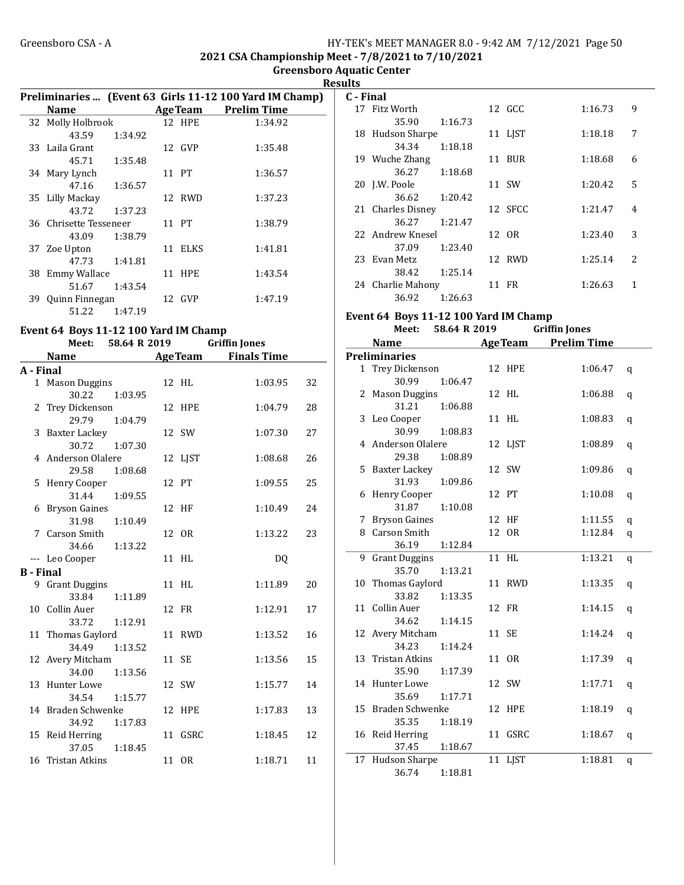2021 CSA Championship Meet - 7/8/2021 to 7/10/2021

Greensboro Aquatic Center

Results

### Preliminaries ... (Event 63 Girls 11-12 100 Yard IM Champ)

| | Name | Age | Team | Prelim Time |
|---|---|---|---|---|
| 32 | Molly Holbrook | 12 | HPE | 1:34.92 |
| | 43.59 1:34.92 | | | |
| 33 | Laila Grant | 12 | GVP | 1:35.48 |
| | 45.71 1:35.48 | | | |
| 34 | Mary Lynch | 11 | PT | 1:36.57 |
| | 47.16 1:36.57 | | | |
| 35 | Lilly Mackay | 12 | RWD | 1:37.23 |
| | 43.72 1:37.23 | | | |
| 36 | Chrisette Tesseneer | 11 | PT | 1:38.79 |
| | 43.09 1:38.79 | | | |
| 37 | Zoe Upton | 11 | ELKS | 1:41.81 |
| | 47.73 1:41.81 | | | |
| 38 | Emmy Wallace | 11 | HPE | 1:43.54 |
| | 51.67 1:43.54 | | | |
| 39 | Quinn Finnegan | 12 | GVP | 1:47.19 |
| | 51.22 1:47.19 | | | |

### Event 64 Boys 11-12 100 Yard IM Champ

Meet: 58.64 R 2019 Griffin Jones

| | Name | Age | Team | Finals Time | Points |
|---|---|---|---|---|---|
| **A - Final** | | | | | |
| 1 | Mason Duggins | 12 | HL | 1:03.95 | 32 |
| | 30.22 1:03.95 | | | | |
| 2 | Trey Dickenson | 12 | HPE | 1:04.79 | 28 |
| | 29.79 1:04.79 | | | | |
| 3 | Baxter Lackey | 12 | SW | 1:07.30 | 27 |
| | 30.72 1:07.30 | | | | |
| 4 | Anderson Olalere | 12 | LJST | 1:08.68 | 26 |
| | 29.58 1:08.68 | | | | |
| 5 | Henry Cooper | 12 | PT | 1:09.55 | 25 |
| | 31.44 1:09.55 | | | | |
| 6 | Bryson Gaines | 12 | HF | 1:10.49 | 24 |
| | 31.98 1:10.49 | | | | |
| 7 | Carson Smith | 12 | OR | 1:13.22 | 23 |
| | 34.66 1:13.22 | | | | |
| --- | Leo Cooper | 11 | HL | DQ | |
| **B - Final** | | | | | |
| 9 | Grant Duggins | 11 | HL | 1:11.89 | 20 |
| | 33.84 1:11.89 | | | | |
| 10 | Collin Auer | 12 | FR | 1:12.91 | 17 |
| | 33.72 1:12.91 | | | | |
| 11 | Thomas Gaylord | 11 | RWD | 1:13.52 | 16 |
| | 34.49 1:13.52 | | | | |
| 12 | Avery Mitcham | 11 | SE | 1:13.56 | 15 |
| | 34.00 1:13.56 | | | | |
| 13 | Hunter Lowe | 12 | SW | 1:15.77 | 14 |
| | 34.54 1:15.77 | | | | |
| 14 | Braden Schwenke | 12 | HPE | 1:17.83 | 13 |
| | 34.92 1:17.83 | | | | |
| 15 | Reid Herring | 11 | GSRC | 1:18.45 | 12 |
| | 37.05 1:18.45 | | | | |
| 16 | Tristan Atkins | 11 | OR | 1:18.71 | 11 |
| **C - Final** | | | | | |
| 17 | Fitz Worth | 12 | GCC | 1:16.73 | 9 |
| | 35.90 1:16.73 | | | | |
| 18 | Hudson Sharpe | 11 | LJST | 1:18.18 | 7 |
| | 34.34 1:18.18 | | | | |
| 19 | Wuche Zhang | 11 | BUR | 1:18.68 | 6 |
| | 36.27 1:18.68 | | | | |
| 20 | J.W. Poole | 11 | SW | 1:20.42 | 5 |
| | 36.62 1:20.42 | | | | |
| 21 | Charles Disney | 12 | SFCC | 1:21.47 | 4 |
| | 36.27 1:21.47 | | | | |
| 22 | Andrew Knesel | 12 | OR | 1:23.40 | 3 |
| | 37.09 1:23.40 | | | | |
| 23 | Evan Metz | 12 | RWD | 1:25.14 | 2 |
| | 38.42 1:25.14 | | | | |
| 24 | Charlie Mahony | 11 | FR | 1:26.63 | 1 |
| | 36.92 1:26.63 | | | | |

### Event 64 Boys 11-12 100 Yard IM Champ

Meet: 58.64 R 2019 Griffin Jones

| | Name | Age | Team | Prelim Time | |
|---|---|---|---|---|---|
| **Preliminaries** | | | | | |
| 1 | Trey Dickenson | 12 | HPE | 1:06.47 | q |
| | 30.99 1:06.47 | | | | |
| 2 | Mason Duggins | 12 | HL | 1:06.88 | q |
| | 31.21 1:06.88 | | | | |
| 3 | Leo Cooper | 11 | HL | 1:08.83 | q |
| | 30.99 1:08.83 | | | | |
| 4 | Anderson Olalere | 12 | LJST | 1:08.89 | q |
| | 29.38 1:08.89 | | | | |
| 5 | Baxter Lackey | 12 | SW | 1:09.86 | q |
| | 31.93 1:09.86 | | | | |
| 6 | Henry Cooper | 12 | PT | 1:10.08 | q |
| | 31.87 1:10.08 | | | | |
| 7 | Bryson Gaines | 12 | HF | 1:11.55 | q |
| 8 | Carson Smith | 12 | OR | 1:12.84 | q |
| | 36.19 1:12.84 | | | | |
| 9 | Grant Duggins | 11 | HL | 1:13.21 | q |
| | 35.70 1:13.21 | | | | |
| 10 | Thomas Gaylord | 11 | RWD | 1:13.35 | q |
| | 33.82 1:13.35 | | | | |
| 11 | Collin Auer | 12 | FR | 1:14.15 | q |
| | 34.62 1:14.15 | | | | |
| 12 | Avery Mitcham | 11 | SE | 1:14.24 | q |
| | 34.23 1:14.24 | | | | |
| 13 | Tristan Atkins | 11 | OR | 1:17.39 | q |
| | 35.90 1:17.39 | | | | |
| 14 | Hunter Lowe | 12 | SW | 1:17.71 | q |
| | 35.69 1:17.71 | | | | |
| 15 | Braden Schwenke | 12 | HPE | 1:18.19 | q |
| | 35.35 1:18.19 | | | | |
| 16 | Reid Herring | 11 | GSRC | 1:18.67 | q |
| | 37.45 1:18.67 | | | | |
| 17 | Hudson Sharpe | 11 | LJST | 1:18.81 | q |
| | 36.74 1:18.81 | | | | |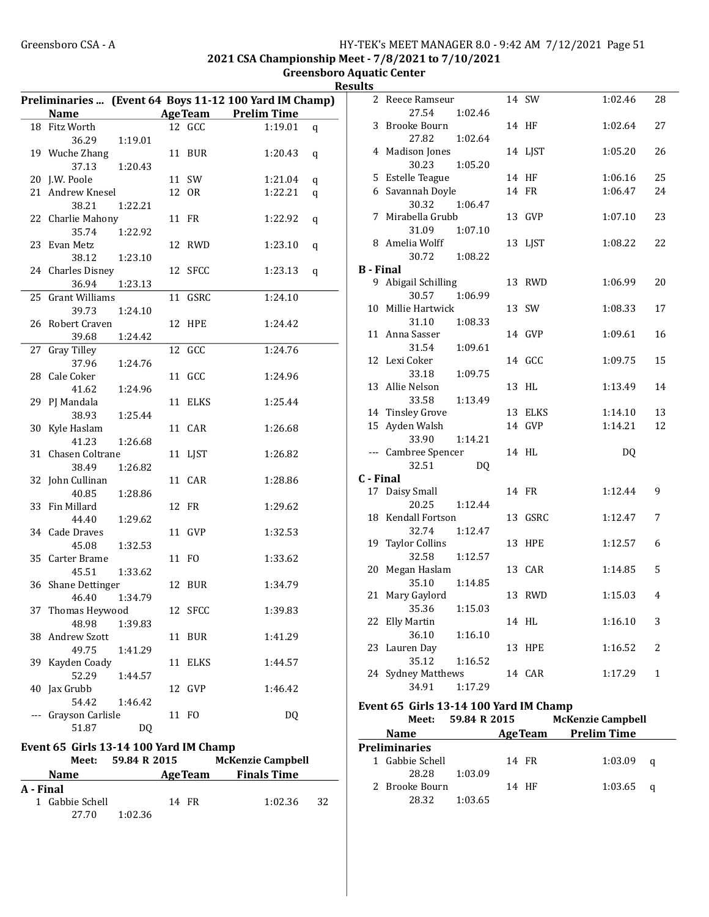2021 CSA Championship Meet - 7/8/2021 to 7/10/2021

Greensboro Aquatic Center

Results

## Preliminaries ... (Event 64 Boys 11-12 100 Yard IM Champ)

| | Name | Age | Team | Prelim Time | |
|---|---|---|---|---|---|
| 18 | Fitz Worth | 12 | GCC | 1:19.01 | q |
| | 36.29 1:19.01 | | | | |
| 19 | Wuche Zhang | 11 | BUR | 1:20.43 | q |
| | 37.13 1:20.43 | | | | |
| 20 | J.W. Poole | 11 | SW | 1:21.04 | q |
| 21 | Andrew Knesel | 12 | OR | 1:22.21 | q |
| | 38.21 1:22.21 | | | | |
| 22 | Charlie Mahony | 11 | FR | 1:22.92 | q |
| | 35.74 1:22.92 | | | | |
| 23 | Evan Metz | 12 | RWD | 1:23.10 | q |
| | 38.12 1:23.10 | | | | |
| 24 | Charles Disney | 12 | SFCC | 1:23.13 | q |
| | 36.94 1:23.13 | | | | |
| 25 | Grant Williams | 11 | GSRC | 1:24.10 | |
| | 39.73 1:24.10 | | | | |
| 26 | Robert Craven | 12 | HPE | 1:24.42 | |
| | 39.68 1:24.42 | | | | |
| 27 | Gray Tilley | 12 | GCC | 1:24.76 | |
| | 37.96 1:24.76 | | | | |
| 28 | Cale Coker | 11 | GCC | 1:24.96 | |
| | 41.62 1:24.96 | | | | |
| 29 | PJ Mandala | 11 | ELKS | 1:25.44 | |
| | 38.93 1:25.44 | | | | |
| 30 | Kyle Haslam | 11 | CAR | 1:26.68 | |
| | 41.23 1:26.68 | | | | |
| 31 | Chasen Coltrane | 11 | LJST | 1:26.82 | |
| | 38.49 1:26.82 | | | | |
| 32 | John Cullinan | 11 | CAR | 1:28.86 | |
| | 40.85 1:28.86 | | | | |
| 33 | Fin Millard | 12 | FR | 1:29.62 | |
| | 44.40 1:29.62 | | | | |
| 34 | Cade Draves | 11 | GVP | 1:32.53 | |
| | 45.08 1:32.53 | | | | |
| 35 | Carter Brame | 11 | FO | 1:33.62 | |
| | 45.51 1:33.62 | | | | |
| 36 | Shane Dettinger | 12 | BUR | 1:34.79 | |
| | 46.40 1:34.79 | | | | |
| 37 | Thomas Heywood | 12 | SFCC | 1:39.83 | |
| | 48.98 1:39.83 | | | | |
| 38 | Andrew Szott | 11 | BUR | 1:41.29 | |
| | 49.75 1:41.29 | | | | |
| 39 | Kayden Coady | 11 | ELKS | 1:44.57 | |
| | 52.29 1:44.57 | | | | |
| 40 | Jax Grubb | 12 | GVP | 1:46.42 | |
| | 54.42 1:46.42 | | | | |
| --- | Grayson Carlisle | 11 | FO | DQ | |
| | 51.87 DQ | | | | |

## Event 65 Girls 13-14 100 Yard IM Champ

Meet: 59.84 R 2015 McKenzie Campbell

| | Name | Age | Team | Finals Time | Points |
|---|---|---|---|---|---|
| **A - Final** | | | | | |
| 1 | Gabbie Schell | 14 | FR | 1:02.36 | 32 |
| | 27.70 1:02.36 | | | | |
| 2 | Reece Ramseur | 14 | SW | 1:02.46 | 28 |
| | 27.54 1:02.46 | | | | |
| 3 | Brooke Bourn | 14 | HF | 1:02.64 | 27 |
| | 27.82 1:02.64 | | | | |
| 4 | Madison Jones | 14 | LJST | 1:05.20 | 26 |
| | 30.23 1:05.20 | | | | |
| 5 | Estelle Teague | 14 | HF | 1:06.16 | 25 |
| 6 | Savannah Doyle | 14 | FR | 1:06.47 | 24 |
| | 30.32 1:06.47 | | | | |
| 7 | Mirabella Grubb | 13 | GVP | 1:07.10 | 23 |
| | 31.09 1:07.10 | | | | |
| 8 | Amelia Wolff | 13 | LJST | 1:08.22 | 22 |
| | 30.72 1:08.22 | | | | |
| **B - Final** | | | | | |
| 9 | Abigail Schilling | 13 | RWD | 1:06.99 | 20 |
| | 30.57 1:06.99 | | | | |
| 10 | Millie Hartwick | 13 | SW | 1:08.33 | 17 |
| | 31.10 1:08.33 | | | | |
| 11 | Anna Sasser | 14 | GVP | 1:09.61 | 16 |
| | 31.54 1:09.61 | | | | |
| 12 | Lexi Coker | 14 | GCC | 1:09.75 | 15 |
| | 33.18 1:09.75 | | | | |
| 13 | Allie Nelson | 13 | HL | 1:13.49 | 14 |
| | 33.58 1:13.49 | | | | |
| 14 | Tinsley Grove | 13 | ELKS | 1:14.10 | 13 |
| 15 | Ayden Walsh | 14 | GVP | 1:14.21 | 12 |
| | 33.90 1:14.21 | | | | |
| --- | Cambree Spencer | 14 | HL | DQ | |
| | 32.51 DQ | | | | |
| **C - Final** | | | | | |
| 17 | Daisy Small | 14 | FR | 1:12.44 | 9 |
| | 20.25 1:12.44 | | | | |
| 18 | Kendall Fortson | 13 | GSRC | 1:12.47 | 7 |
| | 32.74 1:12.47 | | | | |
| 19 | Taylor Collins | 13 | HPE | 1:12.57 | 6 |
| | 32.58 1:12.57 | | | | |
| 20 | Megan Haslam | 13 | CAR | 1:14.85 | 5 |
| | 35.10 1:14.85 | | | | |
| 21 | Mary Gaylord | 13 | RWD | 1:15.03 | 4 |
| | 35.36 1:15.03 | | | | |
| 22 | Elly Martin | 14 | HL | 1:16.10 | 3 |
| | 36.10 1:16.10 | | | | |
| 23 | Lauren Day | 13 | HPE | 1:16.52 | 2 |
| | 35.12 1:16.52 | | | | |
| 24 | Sydney Matthews | 14 | CAR | 1:17.29 | 1 |
| | 34.91 1:17.29 | | | | |

## Event 65 Girls 13-14 100 Yard IM Champ

Meet: 59.84 R 2015 McKenzie Campbell

| | Name | Age | Team | Prelim Time | |
|---|---|---|---|---|---|
| **Preliminaries** | | | | | |
| 1 | Gabbie Schell | 14 | FR | 1:03.09 | q |
| | 28.28 1:03.09 | | | | |
| 2 | Brooke Bourn | 14 | HF | 1:03.65 | q |
| | 28.32 1:03.65 | | | | |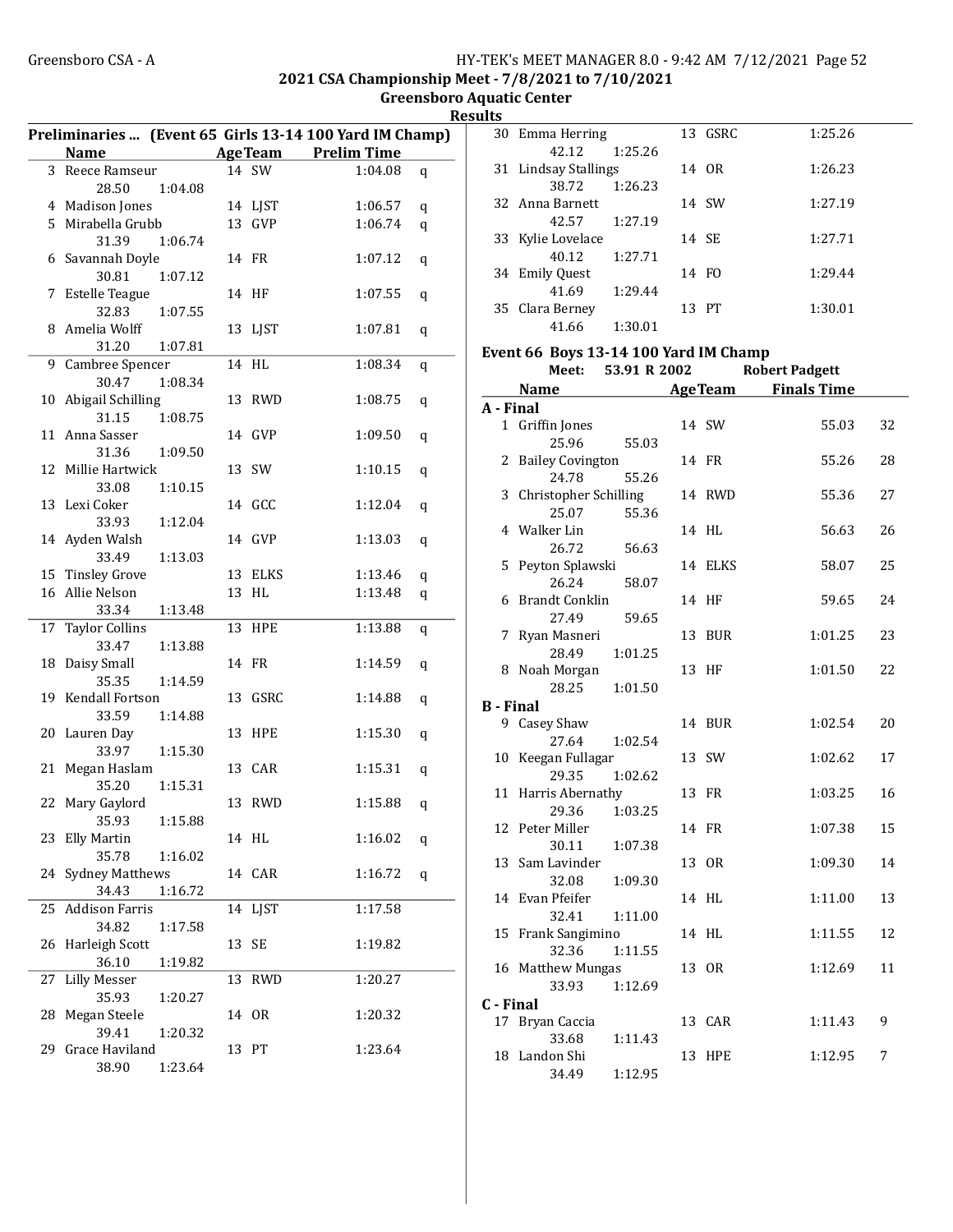**2021 CSA Championship Meet - 7/8/2021 to 7/10/2021**

**Greensboro Aquatic Center**

**Results**

### Preliminaries ... (Event 65 Girls 13-14 100 Yard IM Champ)

| | Name | Age | Team | Prelim Time | |
|---|---|---|---|---|---|
| 3 | Reece Ramseur | 14 | SW | 1:04.08 | q |
| | 28.50 1:04.08 | | | | |
| 4 | Madison Jones | 14 | LJST | 1:06.57 | q |
| 5 | Mirabella Grubb | 13 | GVP | 1:06.74 | q |
| | 31.39 1:06.74 | | | | |
| 6 | Savannah Doyle | 14 | FR | 1:07.12 | q |
| | 30.81 1:07.12 | | | | |
| 7 | Estelle Teague | 14 | HF | 1:07.55 | q |
| | 32.83 1:07.55 | | | | |
| 8 | Amelia Wolff | 13 | LJST | 1:07.81 | q |
| | 31.20 1:07.81 | | | | |
| 9 | Cambree Spencer | 14 | HL | 1:08.34 | q |
| | 30.47 1:08.34 | | | | |
| 10 | Abigail Schilling | 13 | RWD | 1:08.75 | q |
| | 31.15 1:08.75 | | | | |
| 11 | Anna Sasser | 14 | GVP | 1:09.50 | q |
| | 31.36 1:09.50 | | | | |
| 12 | Millie Hartwick | 13 | SW | 1:10.15 | q |
| | 33.08 1:10.15 | | | | |
| 13 | Lexi Coker | 14 | GCC | 1:12.04 | q |
| | 33.93 1:12.04 | | | | |
| 14 | Ayden Walsh | 14 | GVP | 1:13.03 | q |
| | 33.49 1:13.03 | | | | |
| 15 | Tinsley Grove | 13 | ELKS | 1:13.46 | q |
| 16 | Allie Nelson | 13 | HL | 1:13.48 | q |
| | 33.34 1:13.48 | | | | |
| 17 | Taylor Collins | 13 | HPE | 1:13.88 | q |
| | 33.47 1:13.88 | | | | |
| 18 | Daisy Small | 14 | FR | 1:14.59 | q |
| | 35.35 1:14.59 | | | | |
| 19 | Kendall Fortson | 13 | GSRC | 1:14.88 | q |
| | 33.59 1:14.88 | | | | |
| 20 | Lauren Day | 13 | HPE | 1:15.30 | q |
| | 33.97 1:15.30 | | | | |
| 21 | Megan Haslam | 13 | CAR | 1:15.31 | q |
| | 35.20 1:15.31 | | | | |
| 22 | Mary Gaylord | 13 | RWD | 1:15.88 | q |
| | 35.93 1:15.88 | | | | |
| 23 | Elly Martin | 14 | HL | 1:16.02 | q |
| | 35.78 1:16.02 | | | | |
| 24 | Sydney Matthews | 14 | CAR | 1:16.72 | q |
| | 34.43 1:16.72 | | | | |
| 25 | Addison Farris | 14 | LJST | 1:17.58 | |
| | 34.82 1:17.58 | | | | |
| 26 | Harleigh Scott | 13 | SE | 1:19.82 | |
| | 36.10 1:19.82 | | | | |
| 27 | Lilly Messer | 13 | RWD | 1:20.27 | |
| | 35.93 1:20.27 | | | | |
| 28 | Megan Steele | 14 | OR | 1:20.32 | |
| | 39.41 1:20.32 | | | | |
| 29 | Grace Haviland | 13 | PT | 1:23.64 | |
| | 38.90 1:23.64 | | | | |
| 30 | Emma Herring | 13 | GSRC | 1:25.26 | |
| | 42.12 1:25.26 | | | | |
| 31 | Lindsay Stallings | 14 | OR | 1:26.23 | |
| | 38.72 1:26.23 | | | | |
| 32 | Anna Barnett | 14 | SW | 1:27.19 | |
| | 42.57 1:27.19 | | | | |
| 33 | Kylie Lovelace | 14 | SE | 1:27.71 | |
| | 40.12 1:27.71 | | | | |
| 34 | Emily Quest | 14 | FO | 1:29.44 | |
| | 41.69 1:29.44 | | | | |
| 35 | Clara Berney | 13 | PT | 1:30.01 | |
| | 41.66 1:30.01 | | | | |

### Event 66 Boys 13-14 100 Yard IM Champ

Meet: 53.91 R 2002 Robert Padgett

| | Name | Age | Team | Finals Time | Points |
|---|---|---|---|---|---|
| **A - Final** | | | | | |
| 1 | Griffin Jones | 14 | SW | 55.03 | 32 |
| | 25.96 55.03 | | | | |
| 2 | Bailey Covington | 14 | FR | 55.26 | 28 |
| | 24.78 55.26 | | | | |
| 3 | Christopher Schilling | 14 | RWD | 55.36 | 27 |
| | 25.07 55.36 | | | | |
| 4 | Walker Lin | 14 | HL | 56.63 | 26 |
| | 26.72 56.63 | | | | |
| 5 | Peyton Splawski | 14 | ELKS | 58.07 | 25 |
| | 26.24 58.07 | | | | |
| 6 | Brandt Conklin | 14 | HF | 59.65 | 24 |
| | 27.49 59.65 | | | | |
| 7 | Ryan Masneri | 13 | BUR | 1:01.25 | 23 |
| | 28.49 1:01.25 | | | | |
| 8 | Noah Morgan | 13 | HF | 1:01.50 | 22 |
| | 28.25 1:01.50 | | | | |
| **B - Final** | | | | | |
| 9 | Casey Shaw | 14 | BUR | 1:02.54 | 20 |
| | 27.64 1:02.54 | | | | |
| 10 | Keegan Fullagar | 13 | SW | 1:02.62 | 17 |
| | 29.35 1:02.62 | | | | |
| 11 | Harris Abernathy | 13 | FR | 1:03.25 | 16 |
| | 29.36 1:03.25 | | | | |
| 12 | Peter Miller | 14 | FR | 1:07.38 | 15 |
| | 30.11 1:07.38 | | | | |
| 13 | Sam Lavinder | 13 | OR | 1:09.30 | 14 |
| | 32.08 1:09.30 | | | | |
| 14 | Evan Pfeifer | 14 | HL | 1:11.00 | 13 |
| | 32.41 1:11.00 | | | | |
| 15 | Frank Sangimino | 14 | HL | 1:11.55 | 12 |
| | 32.36 1:11.55 | | | | |
| 16 | Matthew Mungas | 13 | OR | 1:12.69 | 11 |
| | 33.93 1:12.69 | | | | |
| **C - Final** | | | | | |
| 17 | Bryan Caccia | 13 | CAR | 1:11.43 | 9 |
| | 33.68 1:11.43 | | | | |
| 18 | Landon Shi | 13 | HPE | 1:12.95 | 7 |
| | 34.49 1:12.95 | | | | |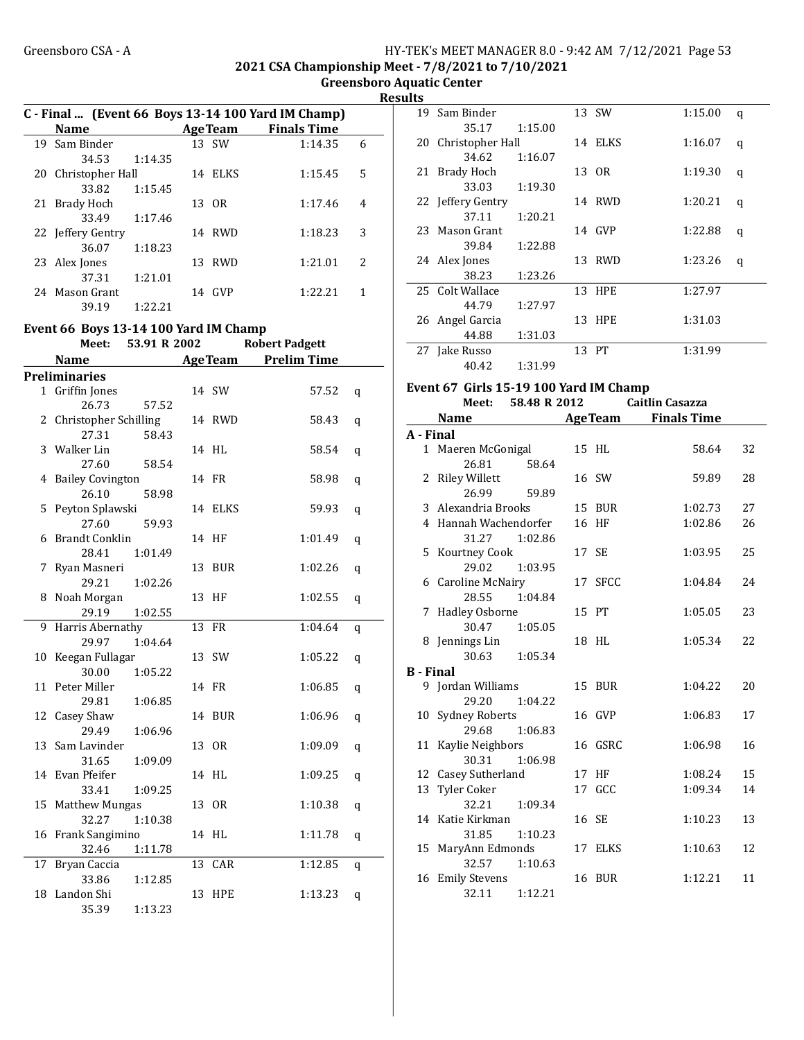## C - Final ... (Event 66 Boys 13-14 100 Yard IM Champ)

| | Name | Age | Team | Finals Time | Points |
|---|---|---|---|---|---|
| 19 | Sam Binder | 13 | SW | 1:14.35 | 6 |
| | 34.53 1:14.35 | | | | |
| 20 | Christopher Hall | 14 | ELKS | 1:15.45 | 5 |
| | 33.82 1:15.45 | | | | |
| 21 | Brady Hoch | 13 | OR | 1:17.46 | 4 |
| | 33.49 1:17.46 | | | | |
| 22 | Jeffery Gentry | 14 | RWD | 1:18.23 | 3 |
| | 36.07 1:18.23 | | | | |
| 23 | Alex Jones | 13 | RWD | 1:21.01 | 2 |
| | 37.31 1:21.01 | | | | |
| 24 | Mason Grant | 14 | GVP | 1:22.21 | 1 |
| | 39.19 1:22.21 | | | | |

## Event 66 Boys 13-14 100 Yard IM Champ

Meet: 53.91 R 2002 Robert Padgett

**Preliminaries**

| | Name | Age | Team | Prelim Time | |
|---|---|---|---|---|---|
| 1 | Griffin Jones | 14 | SW | 57.52 | q |
| | 26.73 57.52 | | | | |
| 2 | Christopher Schilling | 14 | RWD | 58.43 | q |
| | 27.31 58.43 | | | | |
| 3 | Walker Lin | 14 | HL | 58.54 | q |
| | 27.60 58.54 | | | | |
| 4 | Bailey Covington | 14 | FR | 58.98 | q |
| | 26.10 58.98 | | | | |
| 5 | Peyton Splawski | 14 | ELKS | 59.93 | q |
| | 27.60 59.93 | | | | |
| 6 | Brandt Conklin | 14 | HF | 1:01.49 | q |
| | 28.41 1:01.49 | | | | |
| 7 | Ryan Masneri | 13 | BUR | 1:02.26 | q |
| | 29.21 1:02.26 | | | | |
| 8 | Noah Morgan | 13 | HF | 1:02.55 | q |
| | 29.19 1:02.55 | | | | |
| 9 | Harris Abernathy | 13 | FR | 1:04.64 | q |
| | 29.97 1:04.64 | | | | |
| 10 | Keegan Fullagar | 13 | SW | 1:05.22 | q |
| | 30.00 1:05.22 | | | | |
| 11 | Peter Miller | 14 | FR | 1:06.85 | q |
| | 29.81 1:06.85 | | | | |
| 12 | Casey Shaw | 14 | BUR | 1:06.96 | q |
| | 29.49 1:06.96 | | | | |
| 13 | Sam Lavinder | 13 | OR | 1:09.09 | q |
| | 31.65 1:09.09 | | | | |
| 14 | Evan Pfeifer | 14 | HL | 1:09.25 | q |
| | 33.41 1:09.25 | | | | |
| 15 | Matthew Mungas | 13 | OR | 1:10.38 | q |
| | 32.27 1:10.38 | | | | |
| 16 | Frank Sangimino | 14 | HL | 1:11.78 | q |
| | 32.46 1:11.78 | | | | |
| 17 | Bryan Caccia | 13 | CAR | 1:12.85 | q |
| | 33.86 1:12.85 | | | | |
| 18 | Landon Shi | 13 | HPE | 1:13.23 | q |
| | 35.39 1:13.23 | | | | |
| 19 | Sam Binder | 13 | SW | 1:15.00 | q |
| | 35.17 1:15.00 | | | | |
| 20 | Christopher Hall | 14 | ELKS | 1:16.07 | q |
| | 34.62 1:16.07 | | | | |
| 21 | Brady Hoch | 13 | OR | 1:19.30 | q |
| | 33.03 1:19.30 | | | | |
| 22 | Jeffery Gentry | 14 | RWD | 1:20.21 | q |
| | 37.11 1:20.21 | | | | |
| 23 | Mason Grant | 14 | GVP | 1:22.88 | q |
| | 39.84 1:22.88 | | | | |
| 24 | Alex Jones | 13 | RWD | 1:23.26 | q |
| | 38.23 1:23.26 | | | | |
| 25 | Colt Wallace | 13 | HPE | 1:27.97 | |
| | 44.79 1:27.97 | | | | |
| 26 | Angel Garcia | 13 | HPE | 1:31.03 | |
| | 44.88 1:31.03 | | | | |
| 27 | Jake Russo | 13 | PT | 1:31.99 | |
| | 40.42 1:31.99 | | | | |

## Event 67 Girls 15-19 100 Yard IM Champ

Meet: 58.48 R 2012 Caitlin Casazza

**A - Final**

| | Name | Age | Team | Finals Time | Points |
|---|---|---|---|---|---|
| 1 | Maeren McGonigal | 15 | HL | 58.64 | 32 |
| | 26.81 58.64 | | | | |
| 2 | Riley Willett | 16 | SW | 59.89 | 28 |
| | 26.99 59.89 | | | | |
| 3 | Alexandria Brooks | 15 | BUR | 1:02.73 | 27 |
| 4 | Hannah Wachendorfer | 16 | HF | 1:02.86 | 26 |
| | 31.27 1:02.86 | | | | |
| 5 | Kourtney Cook | 17 | SE | 1:03.95 | 25 |
| | 29.02 1:03.95 | | | | |
| 6 | Caroline McNairy | 17 | SFCC | 1:04.84 | 24 |
| | 28.55 1:04.84 | | | | |
| 7 | Hadley Osborne | 15 | PT | 1:05.05 | 23 |
| | 30.47 1:05.05 | | | | |
| 8 | Jennings Lin | 18 | HL | 1:05.34 | 22 |
| | 30.63 1:05.34 | | | | |

**B - Final**

| | Name | Age | Team | Finals Time | Points |
|---|---|---|---|---|---|
| 9 | Jordan Williams | 15 | BUR | 1:04.22 | 20 |
| | 29.20 1:04.22 | | | | |
| 10 | Sydney Roberts | 16 | GVP | 1:06.83 | 17 |
| | 29.68 1:06.83 | | | | |
| 11 | Kaylie Neighbors | 16 | GSRC | 1:06.98 | 16 |
| | 30.31 1:06.98 | | | | |
| 12 | Casey Sutherland | 17 | HF | 1:08.24 | 15 |
| 13 | Tyler Coker | 17 | GCC | 1:09.34 | 14 |
| | 32.21 1:09.34 | | | | |
| 14 | Katie Kirkman | 16 | SE | 1:10.23 | 13 |
| | 31.85 1:10.23 | | | | |
| 15 | MaryAnn Edmonds | 17 | ELKS | 1:10.63 | 12 |
| | 32.57 1:10.63 | | | | |
| 16 | Emily Stevens | 16 | BUR | 1:12.21 | 11 |
| | 32.11 1:12.21 | | | | |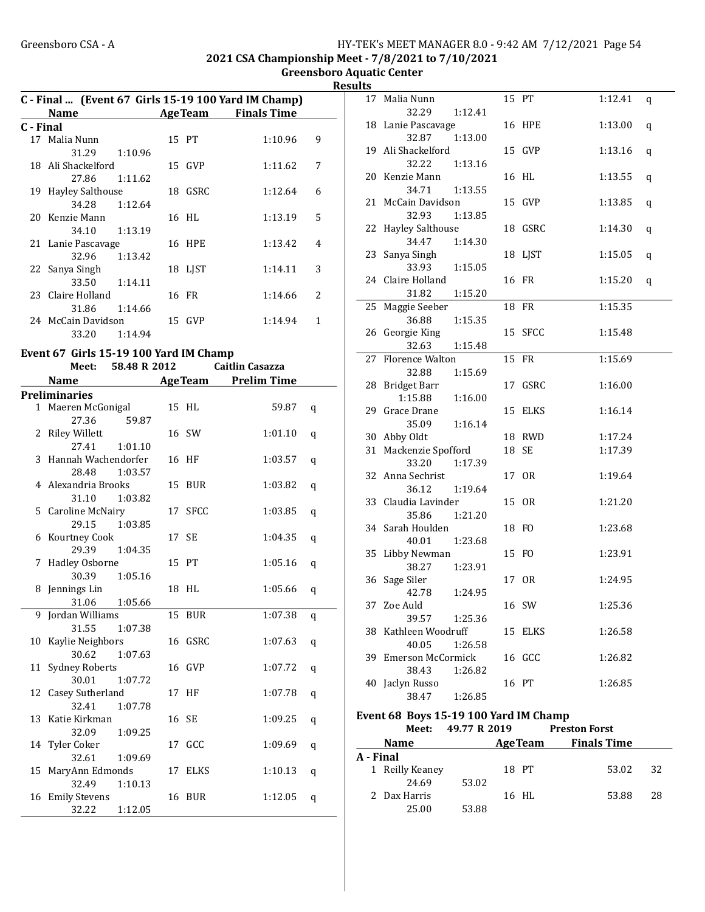## 2021 CSA Championship Meet - 7/8/2021 to 7/10/2021

### Greensboro Aquatic Center

### Results

#### C - Final ... (Event 67 Girls 15-19 100 Yard IM Champ)

| | Name | Age | Team | Finals Time | Points |
|---|---|---|---|---|---|
| **C - Final** | | | | | |
| 17 | Malia Nunn | 15 | PT | 1:10.96 | 9 |
| | 31.29 1:10.96 | | | | |
| 18 | Ali Shackelford | 15 | GVP | 1:11.62 | 7 |
| | 27.86 1:11.62 | | | | |
| 19 | Hayley Salthouse | 18 | GSRC | 1:12.64 | 6 |
| | 34.28 1:12.64 | | | | |
| 20 | Kenzie Mann | 16 | HL | 1:13.19 | 5 |
| | 34.10 1:13.19 | | | | |
| 21 | Lanie Pascavage | 16 | HPE | 1:13.42 | 4 |
| | 32.96 1:13.42 | | | | |
| 22 | Sanya Singh | 18 | LJST | 1:14.11 | 3 |
| | 33.50 1:14.11 | | | | |
| 23 | Claire Holland | 16 | FR | 1:14.66 | 2 |
| | 31.86 1:14.66 | | | | |
| 24 | McCain Davidson | 15 | GVP | 1:14.94 | 1 |
| | 33.20 1:14.94 | | | | |

#### Event 67 Girls 15-19 100 Yard IM Champ

Meet: 58.48 R 2012 Caitlin Casazza

| | Name | Age | Team | Prelim Time | |
|---|---|---|---|---|---|
| **Preliminaries** | | | | | |
| 1 | Maeren McGonigal | 15 | HL | 59.87 | q |
| | 27.36 59.87 | | | | |
| 2 | Riley Willett | 16 | SW | 1:01.10 | q |
| | 27.41 1:01.10 | | | | |
| 3 | Hannah Wachendorfer | 16 | HF | 1:03.57 | q |
| | 28.48 1:03.57 | | | | |
| 4 | Alexandria Brooks | 15 | BUR | 1:03.82 | q |
| | 31.10 1:03.82 | | | | |
| 5 | Caroline McNairy | 17 | SFCC | 1:03.85 | q |
| | 29.15 1:03.85 | | | | |
| 6 | Kourtney Cook | 17 | SE | 1:04.35 | q |
| | 29.39 1:04.35 | | | | |
| 7 | Hadley Osborne | 15 | PT | 1:05.16 | q |
| | 30.39 1:05.16 | | | | |
| 8 | Jennings Lin | 18 | HL | 1:05.66 | q |
| | 31.06 1:05.66 | | | | |
| 9 | Jordan Williams | 15 | BUR | 1:07.38 | q |
| | 31.55 1:07.38 | | | | |
| 10 | Kaylie Neighbors | 16 | GSRC | 1:07.63 | q |
| | 30.62 1:07.63 | | | | |
| 11 | Sydney Roberts | 16 | GVP | 1:07.72 | q |
| | 30.01 1:07.72 | | | | |
| 12 | Casey Sutherland | 17 | HF | 1:07.78 | q |
| | 32.41 1:07.78 | | | | |
| 13 | Katie Kirkman | 16 | SE | 1:09.25 | q |
| | 32.09 1:09.25 | | | | |
| 14 | Tyler Coker | 17 | GCC | 1:09.69 | q |
| | 32.61 1:09.69 | | | | |
| 15 | MaryAnn Edmonds | 17 | ELKS | 1:10.13 | q |
| | 32.49 1:10.13 | | | | |
| 16 | Emily Stevens | 16 | BUR | 1:12.05 | q |
| | 32.22 1:12.05 | | | | |
| 17 | Malia Nunn | 15 | PT | 1:12.41 | q |
| | 32.29 1:12.41 | | | | |
| 18 | Lanie Pascavage | 16 | HPE | 1:13.00 | q |
| | 32.87 1:13.00 | | | | |
| 19 | Ali Shackelford | 15 | GVP | 1:13.16 | q |
| | 32.22 1:13.16 | | | | |
| 20 | Kenzie Mann | 16 | HL | 1:13.55 | q |
| | 34.71 1:13.55 | | | | |
| 21 | McCain Davidson | 15 | GVP | 1:13.85 | q |
| | 32.93 1:13.85 | | | | |
| 22 | Hayley Salthouse | 18 | GSRC | 1:14.30 | q |
| | 34.47 1:14.30 | | | | |
| 23 | Sanya Singh | 18 | LJST | 1:15.05 | q |
| | 33.93 1:15.05 | | | | |
| 24 | Claire Holland | 16 | FR | 1:15.20 | q |
| | 31.82 1:15.20 | | | | |
| 25 | Maggie Seeber | 18 | FR | 1:15.35 | |
| | 36.88 1:15.35 | | | | |
| 26 | Georgie King | 15 | SFCC | 1:15.48 | |
| | 32.63 1:15.48 | | | | |
| 27 | Florence Walton | 15 | FR | 1:15.69 | |
| | 32.88 1:15.69 | | | | |
| 28 | Bridget Barr | 17 | GSRC | 1:16.00 | |
| | 1:15.88 1:16.00 | | | | |
| 29 | Grace Drane | 15 | ELKS | 1:16.14 | |
| | 35.09 1:16.14 | | | | |
| 30 | Abby Oldt | 18 | RWD | 1:17.24 | |
| 31 | Mackenzie Spofford | 18 | SE | 1:17.39 | |
| | 33.20 1:17.39 | | | | |
| 32 | Anna Sechrist | 17 | OR | 1:19.64 | |
| | 36.12 1:19.64 | | | | |
| 33 | Claudia Lavinder | 15 | OR | 1:21.20 | |
| | 35.86 1:21.20 | | | | |
| 34 | Sarah Houlden | 18 | FO | 1:23.68 | |
| | 40.01 1:23.68 | | | | |
| 35 | Libby Newman | 15 | FO | 1:23.91 | |
| | 38.27 1:23.91 | | | | |
| 36 | Sage Siler | 17 | OR | 1:24.95 | |
| | 42.78 1:24.95 | | | | |
| 37 | Zoe Auld | 16 | SW | 1:25.36 | |
| | 39.57 1:25.36 | | | | |
| 38 | Kathleen Woodruff | 15 | ELKS | 1:26.58 | |
| | 40.05 1:26.58 | | | | |
| 39 | Emerson McCormick | 16 | GCC | 1:26.82 | |
| | 38.43 1:26.82 | | | | |
| 40 | Jaclyn Russo | 16 | PT | 1:26.85 | |
| | 38.47 1:26.85 | | | | |

#### Event 68 Boys 15-19 100 Yard IM Champ

Meet: 49.77 R 2019 Preston Forst

| | Name | Age | Team | Finals Time | Points |
|---|---|---|---|---|---|
| **A - Final** | | | | | |
| 1 | Reilly Keaney | 18 | PT | 53.02 | 32 |
| | 24.69 53.02 | | | | |
| 2 | Dax Harris | 16 | HL | 53.88 | 28 |
| | 25.00 53.88 | | | | |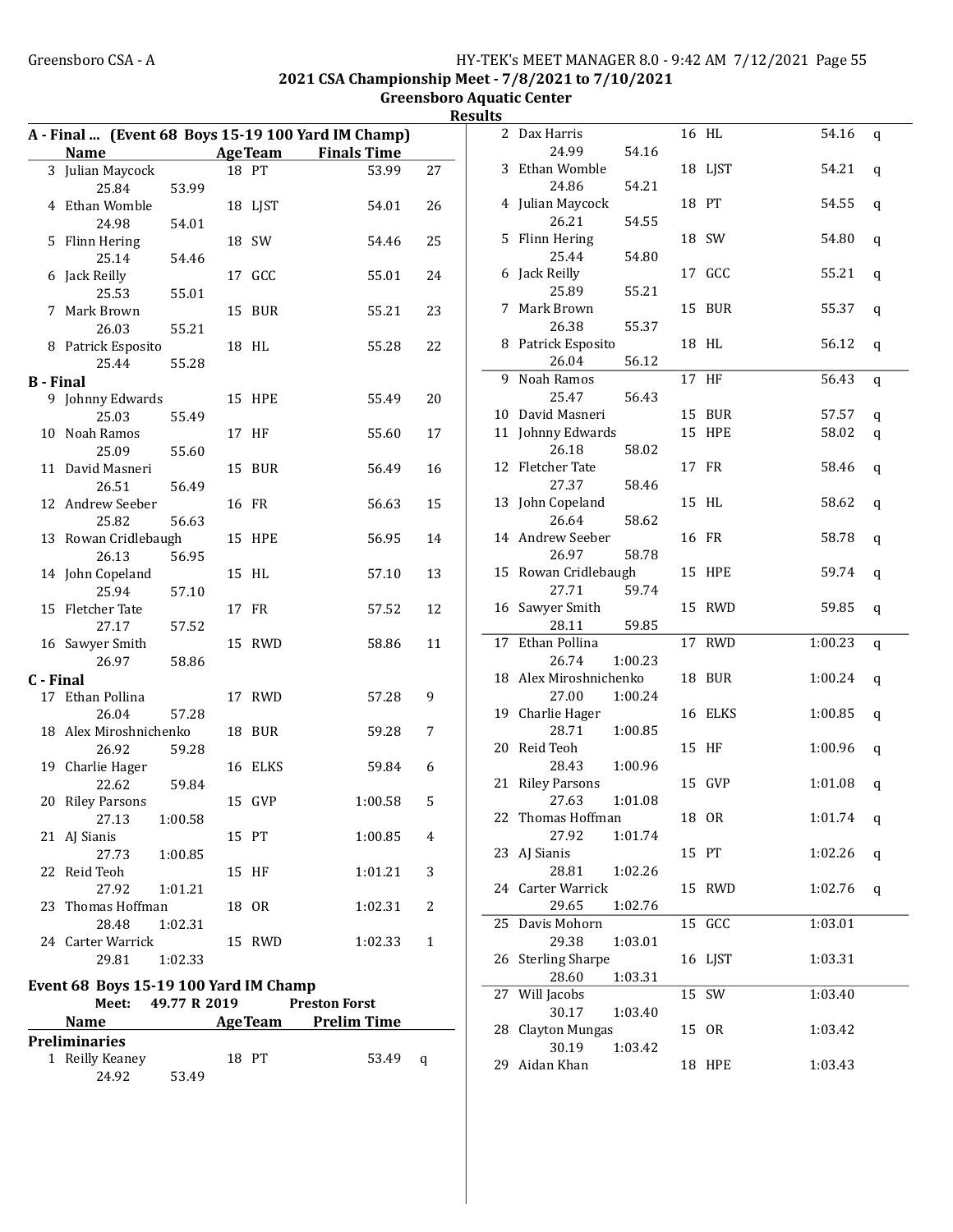## A - Final ... (Event 68 Boys 15-19 100 Yard IM Champ)

| Name | | Age | Team | Finals Time | |
|---|---|---|---|---|---|
| 3 Julian Maycock | | 18 | PT | 53.99 | 27 |
| 25.84 | 53.99 | | | | |
| 4 Ethan Womble | | 18 | LJST | 54.01 | 26 |
| 24.98 | 54.01 | | | | |
| 5 Flinn Hering | | 18 | SW | 54.46 | 25 |
| 25.14 | 54.46 | | | | |
| 6 Jack Reilly | | 17 | GCC | 55.01 | 24 |
| 25.53 | 55.01 | | | | |
| 7 Mark Brown | | 15 | BUR | 55.21 | 23 |
| 26.03 | 55.21 | | | | |
| 8 Patrick Esposito | | 18 | HL | 55.28 | 22 |
| 25.44 | 55.28 | | | | |

**B - Final**

| Name | | Age | Team | Finals Time | |
|---|---|---|---|---|---|
| 9 Johnny Edwards | | 15 | HPE | 55.49 | 20 |
| 25.03 | 55.49 | | | | |
| 10 Noah Ramos | | 17 | HF | 55.60 | 17 |
| 25.09 | 55.60 | | | | |
| 11 David Masneri | | 15 | BUR | 56.49 | 16 |
| 26.51 | 56.49 | | | | |
| 12 Andrew Seeber | | 16 | FR | 56.63 | 15 |
| 25.82 | 56.63 | | | | |
| 13 Rowan Cridlebaugh | | 15 | HPE | 56.95 | 14 |
| 26.13 | 56.95 | | | | |
| 14 John Copeland | | 15 | HL | 57.10 | 13 |
| 25.94 | 57.10 | | | | |
| 15 Fletcher Tate | | 17 | FR | 57.52 | 12 |
| 27.17 | 57.52 | | | | |
| 16 Sawyer Smith | | 15 | RWD | 58.86 | 11 |
| 26.97 | 58.86 | | | | |

**C - Final**

| Name | | Age | Team | Finals Time | |
|---|---|---|---|---|---|
| 17 Ethan Pollina | | 17 | RWD | 57.28 | 9 |
| 26.04 | 57.28 | | | | |
| 18 Alex Miroshnichenko | | 18 | BUR | 59.28 | 7 |
| 26.92 | 59.28 | | | | |
| 19 Charlie Hager | | 16 | ELKS | 59.84 | 6 |
| 22.62 | 59.84 | | | | |
| 20 Riley Parsons | | 15 | GVP | 1:00.58 | 5 |
| 27.13 | 1:00.58 | | | | |
| 21 AJ Sianis | | 15 | PT | 1:00.85 | 4 |
| 27.73 | 1:00.85 | | | | |
| 22 Reid Teoh | | 15 | HF | 1:01.21 | 3 |
| 27.92 | 1:01.21 | | | | |
| 23 Thomas Hoffman | | 18 | OR | 1:02.31 | 2 |
| 28.48 | 1:02.31 | | | | |
| 24 Carter Warrick | | 15 | RWD | 1:02.33 | 1 |
| 29.81 | 1:02.33 | | | | |

## Event 68 Boys 15-19 100 Yard IM Champ

Meet: 49.77 R 2019 Preston Forst

**Preliminaries**

| Name | | Age | Team | Prelim Time | |
|---|---|---|---|---|---|
| 1 Reilly Keaney | | 18 | PT | 53.49 | q |
| 24.92 | 53.49 | | | | |
| 2 Dax Harris | | 16 | HL | 54.16 | q |
| 24.99 | 54.16 | | | | |
| 3 Ethan Womble | | 18 | LJST | 54.21 | q |
| 24.86 | 54.21 | | | | |
| 4 Julian Maycock | | 18 | PT | 54.55 | q |
| 26.21 | 54.55 | | | | |
| 5 Flinn Hering | | 18 | SW | 54.80 | q |
| 25.44 | 54.80 | | | | |
| 6 Jack Reilly | | 17 | GCC | 55.21 | q |
| 25.89 | 55.21 | | | | |
| 7 Mark Brown | | 15 | BUR | 55.37 | q |
| 26.38 | 55.37 | | | | |
| 8 Patrick Esposito | | 18 | HL | 56.12 | q |
| 26.04 | 56.12 | | | | |
| 9 Noah Ramos | | 17 | HF | 56.43 | q |
| 25.47 | 56.43 | | | | |
| 10 David Masneri | | 15 | BUR | 57.57 | q |
| 11 Johnny Edwards | | 15 | HPE | 58.02 | q |
| 26.18 | 58.02 | | | | |
| 12 Fletcher Tate | | 17 | FR | 58.46 | q |
| 27.37 | 58.46 | | | | |
| 13 John Copeland | | 15 | HL | 58.62 | q |
| 26.64 | 58.62 | | | | |
| 14 Andrew Seeber | | 16 | FR | 58.78 | q |
| 26.97 | 58.78 | | | | |
| 15 Rowan Cridlebaugh | | 15 | HPE | 59.74 | q |
| 27.71 | 59.74 | | | | |
| 16 Sawyer Smith | | 15 | RWD | 59.85 | q |
| 28.11 | 59.85 | | | | |
| 17 Ethan Pollina | | 17 | RWD | 1:00.23 | q |
| 26.74 | 1:00.23 | | | | |
| 18 Alex Miroshnichenko | | 18 | BUR | 1:00.24 | q |
| 27.00 | 1:00.24 | | | | |
| 19 Charlie Hager | | 16 | ELKS | 1:00.85 | q |
| 28.71 | 1:00.85 | | | | |
| 20 Reid Teoh | | 15 | HF | 1:00.96 | q |
| 28.43 | 1:00.96 | | | | |
| 21 Riley Parsons | | 15 | GVP | 1:01.08 | q |
| 27.63 | 1:01.08 | | | | |
| 22 Thomas Hoffman | | 18 | OR | 1:01.74 | q |
| 27.92 | 1:01.74 | | | | |
| 23 AJ Sianis | | 15 | PT | 1:02.26 | q |
| 28.81 | 1:02.26 | | | | |
| 24 Carter Warrick | | 15 | RWD | 1:02.76 | q |
| 29.65 | 1:02.76 | | | | |
| 25 Davis Mohorn | | 15 | GCC | 1:03.01 | |
| 29.38 | 1:03.01 | | | | |
| 26 Sterling Sharpe | | 16 | LJST | 1:03.31 | |
| 28.60 | 1:03.31 | | | | |
| 27 Will Jacobs | | 15 | SW | 1:03.40 | |
| 30.17 | 1:03.40 | | | | |
| 28 Clayton Mungas | | 15 | OR | 1:03.42 | |
| 30.19 | 1:03.42 | | | | |
| 29 Aidan Khan | | 18 | HPE | 1:03.43 | |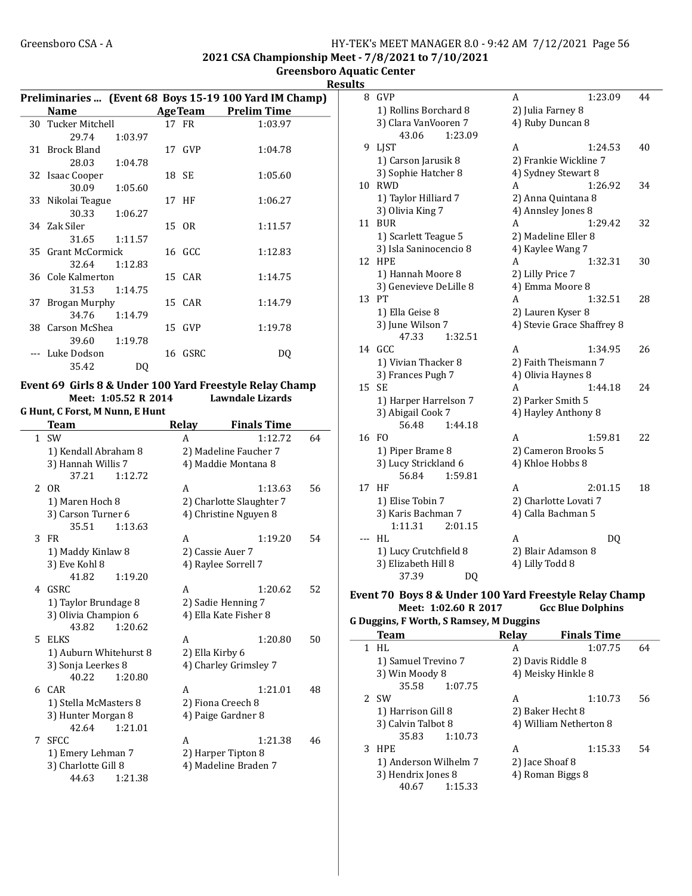2021 CSA Championship Meet - 7/8/2021 to 7/10/2021

Greensboro Aquatic Center

Results

## Preliminaries ... (Event 68 Boys 15-19 100 Yard IM Champ)

| | Name | Age | Team | Prelim Time |
|---|---|---|---|---|
| 30 | Tucker Mitchell | 17 | FR | 1:03.97 |
| | 29.74 1:03.97 | | | |
| 31 | Brock Bland | 17 | GVP | 1:04.78 |
| | 28.03 1:04.78 | | | |
| 32 | Isaac Cooper | 18 | SE | 1:05.60 |
| | 30.09 1:05.60 | | | |
| 33 | Nikolai Teague | 17 | HF | 1:06.27 |
| | 30.33 1:06.27 | | | |
| 34 | Zak Siler | 15 | OR | 1:11.57 |
| | 31.65 1:11.57 | | | |
| 35 | Grant McCormick | 16 | GCC | 1:12.83 |
| | 32.64 1:12.83 | | | |
| 36 | Cole Kalmerton | 15 | CAR | 1:14.75 |
| | 31.53 1:14.75 | | | |
| 37 | Brogan Murphy | 15 | CAR | 1:14.79 |
| | 34.76 1:14.79 | | | |
| 38 | Carson McShea | 15 | GVP | 1:19.78 |
| | 39.60 1:19.78 | | | |
| --- | Luke Dodson | 16 | GSRC | DQ |
| | 35.42 DQ | | | |

## Event 69 Girls 8 & Under 100 Yard Freestyle Relay Champ

Meet: 1:05.52 R 2014 Lawndale Lizards

G Hunt, C Forst, M Nunn, E Hunt

| | Team | Relay | Finals Time | Points |
|---|---|---|---|---|
| 1 | SW | A | 1:12.72 | 64 |
| | 1) Kendall Abraham 8; 2) Madeline Faucher 7; 3) Hannah Willis 7; 4) Maddie Montana 8 | | | |
| | 37.21 1:12.72 | | | |
| 2 | OR | A | 1:13.63 | 56 |
| | 1) Maren Hoch 8; 2) Charlotte Slaughter 7; 3) Carson Turner 6; 4) Christine Nguyen 8 | | | |
| | 35.51 1:13.63 | | | |
| 3 | FR | A | 1:19.20 | 54 |
| | 1) Maddy Kinlaw 8; 2) Cassie Auer 7; 3) Eve Kohl 8; 4) Raylee Sorrell 7 | | | |
| | 41.82 1:19.20 | | | |
| 4 | GSRC | A | 1:20.62 | 52 |
| | 1) Taylor Brundage 8; 2) Sadie Henning 7; 3) Olivia Champion 6; 4) Ella Kate Fisher 8 | | | |
| | 43.82 1:20.62 | | | |
| 5 | ELKS | A | 1:20.80 | 50 |
| | 1) Auburn Whitehurst 8; 2) Ella Kirby 6; 3) Sonja Leerkes 8; 4) Charley Grimsley 7 | | | |
| | 40.22 1:20.80 | | | |
| 6 | CAR | A | 1:21.01 | 48 |
| | 1) Stella McMasters 8; 2) Fiona Creech 8; 3) Hunter Morgan 8; 4) Paige Gardner 8 | | | |
| | 42.64 1:21.01 | | | |
| 7 | SFCC | A | 1:21.38 | 46 |
| | 1) Emery Lehman 7; 2) Harper Tipton 8; 3) Charlotte Gill 8; 4) Madeline Braden 7 | | | |
| | 44.63 1:21.38 | | | |
| 8 | GVP | A | 1:23.09 | 44 |
| | 1) Rollins Borchard 8; 2) Julia Farney 8; 3) Clara VanVooren 7; 4) Ruby Duncan 8 | | | |
| | 43.06 1:23.09 | | | |
| 9 | LJST | A | 1:24.53 | 40 |
| | 1) Carson Jarusik 8; 2) Frankie Wickline 7; 3) Sophie Hatcher 8; 4) Sydney Stewart 8 | | | |
| 10 | RWD | A | 1:26.92 | 34 |
| | 1) Taylor Hilliard 7; 2) Anna Quintana 8; 3) Olivia King 7; 4) Annsley Jones 8 | | | |
| 11 | BUR | A | 1:29.42 | 32 |
| | 1) Scarlett Teague 5; 2) Madeline Eller 8; 3) Isla Saninocencio 8; 4) Kaylee Wang 7 | | | |
| 12 | HPE | A | 1:32.31 | 30 |
| | 1) Hannah Moore 8; 2) Lilly Price 7; 3) Genevieve DeLille 8; 4) Emma Moore 8 | | | |
| 13 | PT | A | 1:32.51 | 28 |
| | 1) Ella Geise 8; 2) Lauren Kyser 8; 3) June Wilson 7; 4) Stevie Grace Shaffrey 8 | | | |
| | 47.33 1:32.51 | | | |
| 14 | GCC | A | 1:34.95 | 26 |
| | 1) Vivian Thacker 8; 2) Faith Theismann 7; 3) Frances Pugh 7; 4) Olivia Haynes 8 | | | |
| 15 | SE | A | 1:44.18 | 24 |
| | 1) Harper Harrelson 7; 2) Parker Smith 5; 3) Abigail Cook 7; 4) Hayley Anthony 8 | | | |
| | 56.48 1:44.18 | | | |
| 16 | FO | A | 1:59.81 | 22 |
| | 1) Piper Brame 8; 2) Cameron Brooks 5; 3) Lucy Strickland 6; 4) Khloe Hobbs 8 | | | |
| | 56.84 1:59.81 | | | |
| 17 | HF | A | 2:01.15 | 18 |
| | 1) Elise Tobin 7; 2) Charlotte Lovati 7; 3) Karis Bachman 7; 4) Calla Bachman 5 | | | |
| | 1:11.31 2:01.15 | | | |
| --- | HL | A | DQ | |
| | 1) Lucy Crutchfield 8; 2) Blair Adamson 8; 3) Elizabeth Hill 8; 4) Lilly Todd 8 | | | |
| | 37.39 DQ | | | |

## Event 70 Boys 8 & Under 100 Yard Freestyle Relay Champ

Meet: 1:02.60 R 2017 Gcc Blue Dolphins

G Duggins, F Worth, S Ramsey, M Duggins

| | Team | Relay | Finals Time | Points |
|---|---|---|---|---|
| 1 | HL | A | 1:07.75 | 64 |
| | 1) Samuel Trevino 7; 2) Davis Riddle 8; 3) Win Moody 8; 4) Meisky Hinkle 8 | | | |
| | 35.58 1:07.75 | | | |
| 2 | SW | A | 1:10.73 | 56 |
| | 1) Harrison Gill 8; 2) Baker Hecht 8; 3) Calvin Talbot 8; 4) William Netherton 8 | | | |
| | 35.83 1:10.73 | | | |
| 3 | HPE | A | 1:15.33 | 54 |
| | 1) Anderson Wilhelm 7; 2) Jace Shoaf 8; 3) Hendrix Jones 8; 4) Roman Biggs 8 | | | |
| | 40.67 1:15.33 | | | |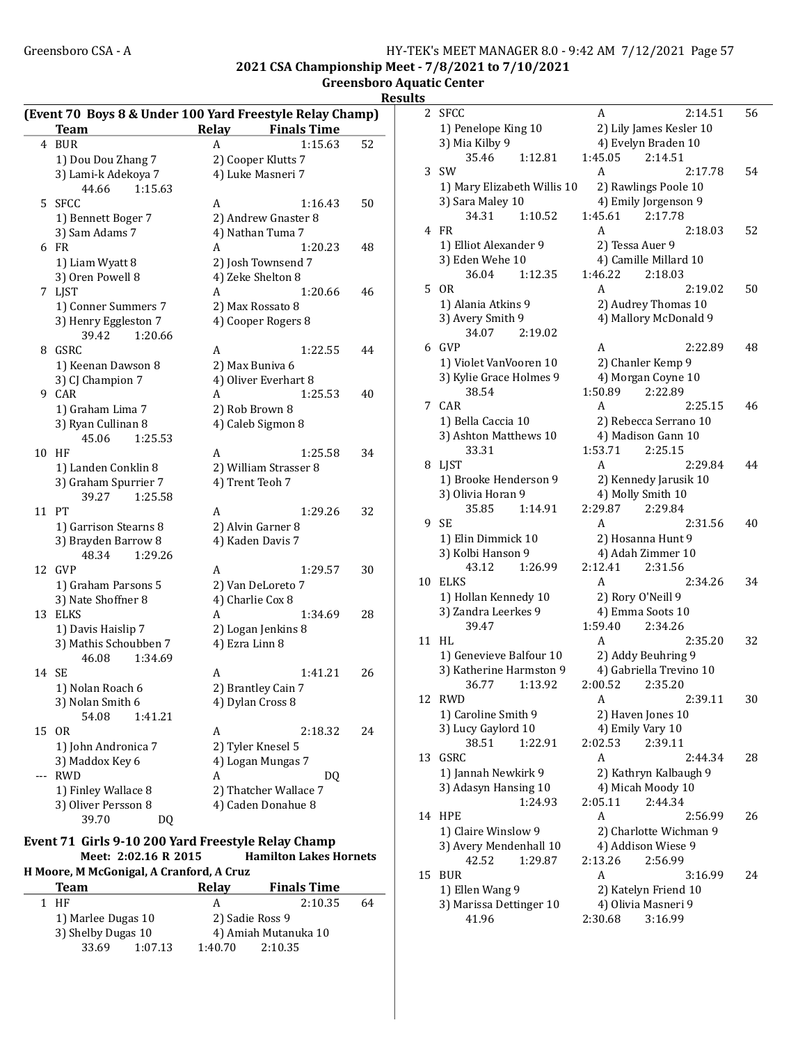2021 CSA Championship Meet - 7/8/2021 to 7/10/2021

Greensboro Aquatic Center

Results

**(Event 70 Boys 8 & Under 100 Yard Freestyle Relay Champ)**

| | Team | Relay | Finals Time | |
|---|---|---|---|---|
| 4 | BUR | A | 1:15.63 | 52 |
| | 1) Dou Dou Zhang 7 | 2) Cooper Klutts 7 | | |
| | 3) Lami-k Adekoya 7 | 4) Luke Masneri 7 | | |
| | 44.66 1:15.63 | | | |
| 5 | SFCC | A | 1:16.43 | 50 |
| | 1) Bennett Boger 7 | 2) Andrew Gnaster 8 | | |
| | 3) Sam Adams 7 | 4) Nathan Tuma 7 | | |
| 6 | FR | A | 1:20.23 | 48 |
| | 1) Liam Wyatt 8 | 2) Josh Townsend 7 | | |
| | 3) Oren Powell 8 | 4) Zeke Shelton 8 | | |
| 7 | LJST | A | 1:20.66 | 46 |
| | 1) Conner Summers 7 | 2) Max Rossato 8 | | |
| | 3) Henry Eggleston 7 | 4) Cooper Rogers 8 | | |
| | 39.42 1:20.66 | | | |
| 8 | GSRC | A | 1:22.55 | 44 |
| | 1) Keenan Dawson 8 | 2) Max Buniva 6 | | |
| | 3) CJ Champion 7 | 4) Oliver Everhart 8 | | |
| 9 | CAR | A | 1:25.53 | 40 |
| | 1) Graham Lima 7 | 2) Rob Brown 8 | | |
| | 3) Ryan Cullinan 8 | 4) Caleb Sigmon 8 | | |
| | 45.06 1:25.53 | | | |
| 10 | HF | A | 1:25.58 | 34 |
| | 1) Landen Conklin 8 | 2) William Strasser 8 | | |
| | 3) Graham Spurrier 7 | 4) Trent Teoh 7 | | |
| | 39.27 1:25.58 | | | |
| 11 | PT | A | 1:29.26 | 32 |
| | 1) Garrison Stearns 8 | 2) Alvin Garner 8 | | |
| | 3) Brayden Barrow 8 | 4) Kaden Davis 7 | | |
| | 48.34 1:29.26 | | | |
| 12 | GVP | A | 1:29.57 | 30 |
| | 1) Graham Parsons 5 | 2) Van DeLoreto 7 | | |
| | 3) Nate Shoffner 8 | 4) Charlie Cox 8 | | |
| 13 | ELKS | A | 1:34.69 | 28 |
| | 1) Davis Haislip 7 | 2) Logan Jenkins 8 | | |
| | 3) Mathis Schoubben 7 | 4) Ezra Linn 8 | | |
| | 46.08 1:34.69 | | | |
| 14 | SE | A | 1:41.21 | 26 |
| | 1) Nolan Roach 6 | 2) Brantley Cain 7 | | |
| | 3) Nolan Smith 6 | 4) Dylan Cross 8 | | |
| | 54.08 1:41.21 | | | |
| 15 | OR | A | 2:18.32 | 24 |
| | 1) John Andronica 7 | 2) Tyler Knesel 5 | | |
| | 3) Maddox Key 6 | 4) Logan Mungas 7 | | |
| --- | RWD | A | DQ | |
| | 1) Finley Wallace 8 | 2) Thatcher Wallace 7 | | |
| | 3) Oliver Persson 8 | 4) Caden Donahue 8 | | |
| | 39.70 DQ | | | |

**Event 71 Girls 9-10 200 Yard Freestyle Relay Champ**

Meet: 2:02.16 R 2015 Hamilton Lakes Hornets

H Moore, M McGonigal, A Cranford, A Cruz

| | Team | Relay | Finals Time | |
|---|---|---|---|---|
| 1 | HF | A | 2:10.35 | 64 |
| | 1) Marlee Dugas 10 | 2) Sadie Ross 9 | | |
| | 3) Shelby Dugas 10 | 4) Amiah Mutanuka 10 | | |
| | 33.69 1:07.13 | 1:40.70 2:10.35 | | |
| 2 | SFCC | A | 2:14.51 | 56 |
| | 1) Penelope King 10 | 2) Lily James Kesler 10 | | |
| | 3) Mia Kilby 9 | 4) Evelyn Braden 10 | | |
| | 35.46 1:12.81 | 1:45.05 2:14.51 | | |
| 3 | SW | A | 2:17.78 | 54 |
| | 1) Mary Elizabeth Willis 10 | 2) Rawlings Poole 10 | | |
| | 3) Sara Maley 10 | 4) Emily Jorgenson 9 | | |
| | 34.31 1:10.52 | 1:45.61 2:17.78 | | |
| 4 | FR | A | 2:18.03 | 52 |
| | 1) Elliot Alexander 9 | 2) Tessa Auer 9 | | |
| | 3) Eden Wehe 10 | 4) Camille Millard 10 | | |
| | 36.04 1:12.35 | 1:46.22 2:18.03 | | |
| 5 | OR | A | 2:19.02 | 50 |
| | 1) Alania Atkins 9 | 2) Audrey Thomas 10 | | |
| | 3) Avery Smith 9 | 4) Mallory McDonald 9 | | |
| | 34.07 2:19.02 | | | |
| 6 | GVP | A | 2:22.89 | 48 |
| | 1) Violet VanVooren 10 | 2) Chanler Kemp 9 | | |
| | 3) Kylie Grace Holmes 9 | 4) Morgan Coyne 10 | | |
| | 38.54 | 1:50.89 2:22.89 | | |
| 7 | CAR | A | 2:25.15 | 46 |
| | 1) Bella Caccia 10 | 2) Rebecca Serrano 10 | | |
| | 3) Ashton Matthews 10 | 4) Madison Gann 10 | | |
| | 33.31 | 1:53.71 2:25.15 | | |
| 8 | LJST | A | 2:29.84 | 44 |
| | 1) Brooke Henderson 9 | 2) Kennedy Jarusik 10 | | |
| | 3) Olivia Horan 9 | 4) Molly Smith 10 | | |
| | 35.85 1:14.91 | 2:29.87 2:29.84 | | |
| 9 | SE | A | 2:31.56 | 40 |
| | 1) Elin Dimmick 10 | 2) Hosanna Hunt 9 | | |
| | 3) Kolbi Hanson 9 | 4) Adah Zimmer 10 | | |
| | 43.12 1:26.99 | 2:12.41 2:31.56 | | |
| 10 | ELKS | A | 2:34.26 | 34 |
| | 1) Hollan Kennedy 10 | 2) Rory O'Neill 9 | | |
| | 3) Zandra Leerkes 9 | 4) Emma Soots 10 | | |
| | 39.47 | 1:59.40 2:34.26 | | |
| 11 | HL | A | 2:35.20 | 32 |
| | 1) Genevieve Balfour 10 | 2) Addy Beuhring 9 | | |
| | 3) Katherine Harmston 9 | 4) Gabriella Trevino 10 | | |
| | 36.77 1:13.92 | 2:00.52 2:35.20 | | |
| 12 | RWD | A | 2:39.11 | 30 |
| | 1) Caroline Smith 9 | 2) Haven Jones 10 | | |
| | 3) Lucy Gaylord 10 | 4) Emily Vary 10 | | |
| | 38.51 1:22.91 | 2:02.53 2:39.11 | | |
| 13 | GSRC | A | 2:44.34 | 28 |
| | 1) Jannah Newkirk 9 | 2) Kathryn Kalbaugh 9 | | |
| | 3) Adasyn Hansing 10 | 4) Micah Moody 10 | | |
| | 1:24.93 | 2:05.11 2:44.34 | | |
| 14 | HPE | A | 2:56.99 | 26 |
| | 1) Claire Winslow 9 | 2) Charlotte Wichman 9 | | |
| | 3) Avery Mendenhall 10 | 4) Addison Wiese 9 | | |
| | 42.52 1:29.87 | 2:13.26 2:56.99 | | |
| 15 | BUR | A | 3:16.99 | 24 |
| | 1) Ellen Wang 9 | 2) Katelyn Friend 10 | | |
| | 3) Marissa Dettinger 10 | 4) Olivia Masneri 9 | | |
| | 41.96 | 2:30.68 3:16.99 | | |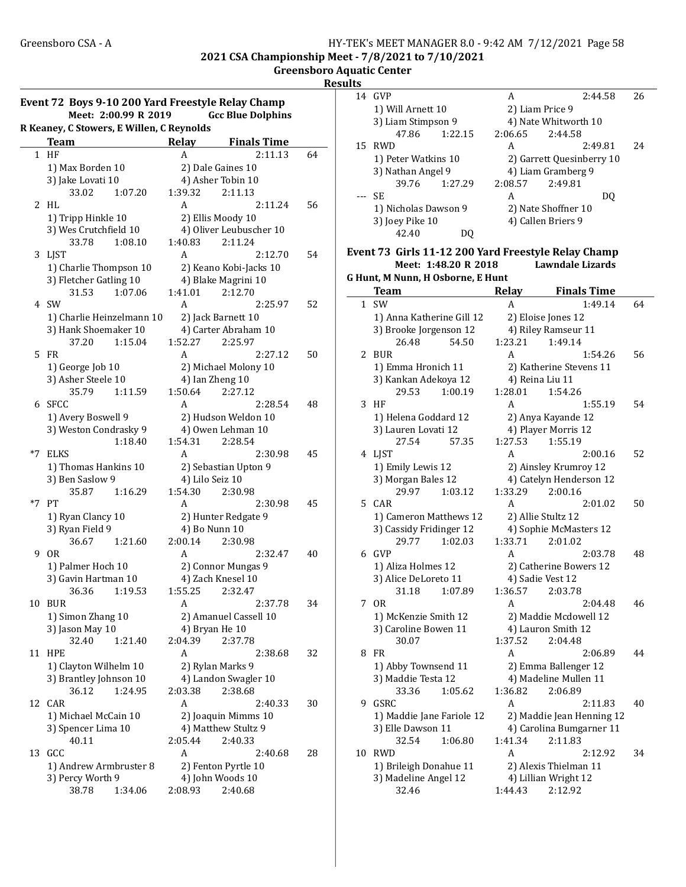## Event 72 Boys 9-10 200 Yard Freestyle Relay Champ

Meet: 2:00.99 R 2019 Gcc Blue Dolphins
R Keaney, C Stowers, E Willen, C Reynolds

| | Team | Relay | Finals Time | |
|---|---|---|---|---|
| 1 | HF | A | 2:11.13 | 64 |
| | 1) Max Borden 10 | 2) Dale Gaines 10 | | |
| | 3) Jake Lovati 10 | 4) Asher Tobin 10 | | |
| | 33.02 1:07.20 | 1:39.32 2:11.13 | | |
| 2 | HL | A | 2:11.24 | 56 |
| | 1) Tripp Hinkle 10 | 2) Ellis Moody 10 | | |
| | 3) Wes Crutchfield 10 | 4) Oliver Leubuscher 10 | | |
| | 33.78 1:08.10 | 1:40.83 2:11.24 | | |
| 3 | LJST | A | 2:12.70 | 54 |
| | 1) Charlie Thompson 10 | 2) Keano Kobi-Jacks 10 | | |
| | 3) Fletcher Gatling 10 | 4) Blake Magrini 10 | | |
| | 31.53 1:07.06 | 1:41.01 2:12.70 | | |
| 4 | SW | A | 2:25.97 | 52 |
| | 1) Charlie Heinzelmann 10 | 2) Jack Barnett 10 | | |
| | 3) Hank Shoemaker 10 | 4) Carter Abraham 10 | | |
| | 37.20 1:15.04 | 1:52.27 2:25.97 | | |
| 5 | FR | A | 2:27.12 | 50 |
| | 1) George Job 10 | 2) Michael Molony 10 | | |
| | 3) Asher Steele 10 | 4) Ian Zheng 10 | | |
| | 35.79 1:11.59 | 1:50.64 2:27.12 | | |
| 6 | SFCC | A | 2:28.54 | 48 |
| | 1) Avery Boswell 9 | 2) Hudson Weldon 10 | | |
| | 3) Weston Condrasky 9 | 4) Owen Lehman 10 | | |
| | 1:18.40 | 1:54.31 2:28.54 | | |
| *7 | ELKS | A | 2:30.98 | 45 |
| | 1) Thomas Hankins 10 | 2) Sebastian Upton 9 | | |
| | 3) Ben Saslow 9 | 4) Lilo Seiz 10 | | |
| | 35.87 1:16.29 | 1:54.30 2:30.98 | | |
| *7 | PT | A | 2:30.98 | 45 |
| | 1) Ryan Clancy 10 | 2) Hunter Redgate 9 | | |
| | 3) Ryan Field 9 | 4) Bo Nunn 10 | | |
| | 36.67 1:21.60 | 2:00.14 2:30.98 | | |
| 9 | OR | A | 2:32.47 | 40 |
| | 1) Palmer Hoch 10 | 2) Connor Mungas 9 | | |
| | 3) Gavin Hartman 10 | 4) Zach Knesel 10 | | |
| | 36.36 1:19.53 | 1:55.25 2:32.47 | | |
| 10 | BUR | A | 2:37.78 | 34 |
| | 1) Simon Zhang 10 | 2) Amanuel Cassell 10 | | |
| | 3) Jason May 10 | 4) Bryan He 10 | | |
| | 32.40 1:21.40 | 2:04.39 2:37.78 | | |
| 11 | HPE | A | 2:38.68 | 32 |
| | 1) Clayton Wilhelm 10 | 2) Rylan Marks 9 | | |
| | 3) Brantley Johnson 10 | 4) Landon Swagler 10 | | |
| | 36.12 1:24.95 | 2:03.38 2:38.68 | | |
| 12 | CAR | A | 2:40.33 | 30 |
| | 1) Michael McCain 10 | 2) Joaquin Mimms 10 | | |
| | 3) Spencer Lima 10 | 4) Matthew Stultz 9 | | |
| | 40.11 | 2:05.44 2:40.33 | | |
| 13 | GCC | A | 2:40.68 | 28 |
| | 1) Andrew Armbruster 8 | 2) Fenton Pyrtle 10 | | |
| | 3) Percy Worth 9 | 4) John Woods 10 | | |
| | 38.78 1:34.06 | 2:08.93 2:40.68 | | |
| 14 | GVP | A | 2:44.58 | 26 |
| | 1) Will Arnett 10 | 2) Liam Price 9 | | |
| | 3) Liam Stimpson 9 | 4) Nate Whitworth 10 | | |
| | 47.86 1:22.15 | 2:06.65 2:44.58 | | |
| 15 | RWD | A | 2:49.81 | 24 |
| | 1) Peter Watkins 10 | 2) Garrett Quesinberry 10 | | |
| | 3) Nathan Angel 9 | 4) Liam Gramberg 9 | | |
| | 39.76 1:27.29 | 2:08.57 2:49.81 | | |
| --- | SE | A | DQ | |
| | 1) Nicholas Dawson 9 | 2) Nate Shoffner 10 | | |
| | 3) Joey Pike 10 | 4) Callen Briers 9 | | |
| | 42.40 DQ | | | |

## Event 73 Girls 11-12 200 Yard Freestyle Relay Champ

Meet: 1:48.20 R 2018 Lawndale Lizards
G Hunt, M Nunn, H Osborne, E Hunt

| | Team | Relay | Finals Time | |
|---|---|---|---|---|
| 1 | SW | A | 1:49.14 | 64 |
| | 1) Anna Katherine Gill 12 | 2) Eloise Jones 12 | | |
| | 3) Brooke Jorgenson 12 | 4) Riley Ramseur 11 | | |
| | 26.48 54.50 | 1:23.21 1:49.14 | | |
| 2 | BUR | A | 1:54.26 | 56 |
| | 1) Emma Hronich 11 | 2) Katherine Stevens 11 | | |
| | 3) Kankan Adekoya 12 | 4) Reina Liu 11 | | |
| | 29.53 1:00.19 | 1:28.01 1:54.26 | | |
| 3 | HF | A | 1:55.19 | 54 |
| | 1) Helena Goddard 12 | 2) Anya Kayande 12 | | |
| | 3) Lauren Lovati 12 | 4) Player Morris 12 | | |
| | 27.54 57.35 | 1:27.53 1:55.19 | | |
| 4 | LJST | A | 2:00.16 | 52 |
| | 1) Emily Lewis 12 | 2) Ainsley Krumroy 12 | | |
| | 3) Morgan Bales 12 | 4) Catelyn Henderson 12 | | |
| | 29.97 1:03.12 | 1:33.29 2:00.16 | | |
| 5 | CAR | A | 2:01.02 | 50 |
| | 1) Cameron Matthews 12 | 2) Allie Stultz 12 | | |
| | 3) Cassidy Fridinger 12 | 4) Sophie McMasters 12 | | |
| | 29.77 1:02.03 | 1:33.71 2:01.02 | | |
| 6 | GVP | A | 2:03.78 | 48 |
| | 1) Aliza Holmes 12 | 2) Catherine Bowers 12 | | |
| | 3) Alice DeLoreto 11 | 4) Sadie Vest 12 | | |
| | 31.18 1:07.89 | 1:36.57 2:03.78 | | |
| 7 | OR | A | 2:04.48 | 46 |
| | 1) McKenzie Smith 12 | 2) Maddie Mcdowell 12 | | |
| | 3) Caroline Bowen 11 | 4) Lauron Smith 12 | | |
| | 30.07 | 1:37.52 2:04.48 | | |
| 8 | FR | A | 2:06.89 | 44 |
| | 1) Abby Townsend 11 | 2) Emma Ballenger 12 | | |
| | 3) Maddie Testa 12 | 4) Madeline Mullen 11 | | |
| | 33.36 1:05.62 | 1:36.82 2:06.89 | | |
| 9 | GSRC | A | 2:11.83 | 40 |
| | 1) Maddie Jane Fariole 12 | 2) Maddie Jean Henning 12 | | |
| | 3) Elle Dawson 11 | 4) Carolina Bumgarner 11 | | |
| | 32.54 1:06.80 | 1:41.34 2:11.83 | | |
| 10 | RWD | A | 2:12.92 | 34 |
| | 1) Brileigh Donahue 11 | 2) Alexis Thielman 11 | | |
| | 3) Madeline Angel 12 | 4) Lillian Wright 12 | | |
| | 32.46 | 1:44.43 2:12.92 | | |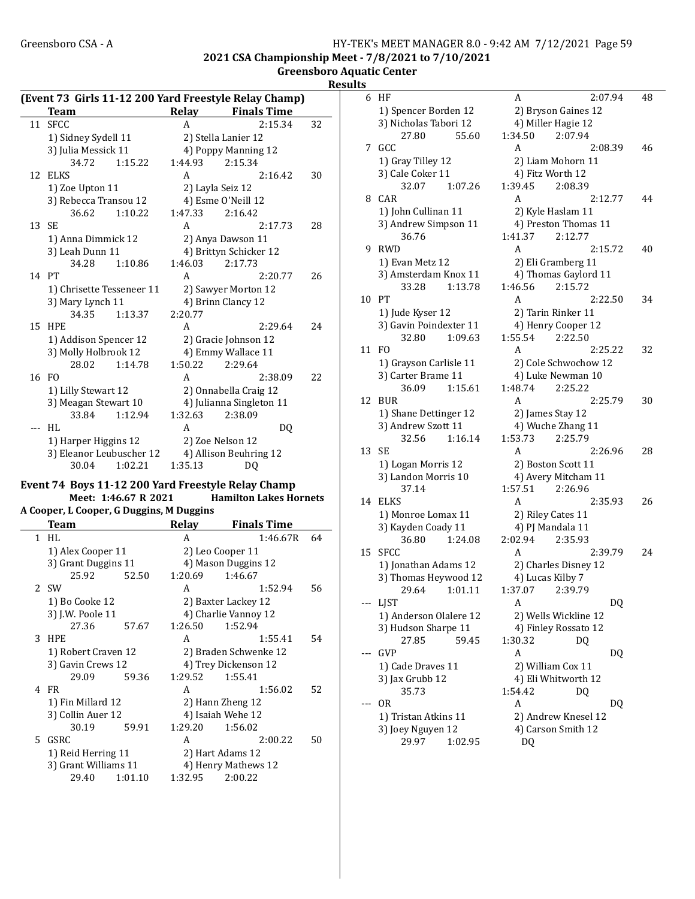**2021 CSA Championship Meet - 7/8/2021 to 7/10/2021**
**Greensboro Aquatic Center**
**Results**

### (Event 73 Girls 11-12 200 Yard Freestyle Relay Champ)

| | Team | Relay | Finals Time | |
|---|---|---|---|---|
| 11 | SFCC | A | 2:15.34 | 32 |
| | 1) Sidney Sydell 11 | 2) Stella Lanier 12 | | |
| | 3) Julia Messick 11 | 4) Poppy Manning 12 | | |
| | 34.72 1:15.22 | 1:44.93 2:15.34 | | |
| 12 | ELKS | A | 2:16.42 | 30 |
| | 1) Zoe Upton 11 | 2) Layla Seiz 12 | | |
| | 3) Rebecca Transou 12 | 4) Esme O'Neill 12 | | |
| | 36.62 1:10.22 | 1:47.33 2:16.42 | | |
| 13 | SE | A | 2:17.73 | 28 |
| | 1) Anna Dimmick 12 | 2) Anya Dawson 11 | | |
| | 3) Leah Dunn 11 | 4) Brittyn Schicker 12 | | |
| | 34.28 1:10.86 | 1:46.03 2:17.73 | | |
| 14 | PT | A | 2:20.77 | 26 |
| | 1) Chrisette Tesseneer 11 | 2) Sawyer Morton 12 | | |
| | 3) Mary Lynch 11 | 4) Brinn Clancy 12 | | |
| | 34.35 1:13.37 | 2:20.77 | | |
| 15 | HPE | A | 2:29.64 | 24 |
| | 1) Addison Spencer 12 | 2) Gracie Johnson 12 | | |
| | 3) Molly Holbrook 12 | 4) Emmy Wallace 11 | | |
| | 28.02 1:14.78 | 1:50.22 2:29.64 | | |
| 16 | FO | A | 2:38.09 | 22 |
| | 1) Lilly Stewart 12 | 2) Onnabella Craig 12 | | |
| | 3) Meagan Stewart 10 | 4) Julianna Singleton 11 | | |
| | 33.84 1:12.94 | 1:32.63 2:38.09 | | |
| --- | HL | A | DQ | |
| | 1) Harper Higgins 12 | 2) Zoe Nelson 12 | | |
| | 3) Eleanor Leubuscher 12 | 4) Allison Beuhring 12 | | |
| | 30.04 1:02.21 | 1:35.13 DQ | | |

### Event 74 Boys 11-12 200 Yard Freestyle Relay Champ

**Meet: 1:46.67 R 2021 Hamilton Lakes Hornets**
**A Cooper, L Cooper, G Duggins, M Duggins**

| | Team | Relay | Finals Time | |
|---|---|---|---|---|
| 1 | HL | A | 1:46.67R | 64 |
| | 1) Alex Cooper 11 | 2) Leo Cooper 11 | | |
| | 3) Grant Duggins 11 | 4) Mason Duggins 12 | | |
| | 25.92 52.50 | 1:20.69 1:46.67 | | |
| 2 | SW | A | 1:52.94 | 56 |
| | 1) Bo Cooke 12 | 2) Baxter Lackey 12 | | |
| | 3) J.W. Poole 11 | 4) Charlie Vannoy 12 | | |
| | 27.36 57.67 | 1:26.50 1:52.94 | | |
| 3 | HPE | A | 1:55.41 | 54 |
| | 1) Robert Craven 12 | 2) Braden Schwenke 12 | | |
| | 3) Gavin Crews 12 | 4) Trey Dickenson 12 | | |
| | 29.09 59.36 | 1:29.52 1:55.41 | | |
| 4 | FR | A | 1:56.02 | 52 |
| | 1) Fin Millard 12 | 2) Hann Zheng 12 | | |
| | 3) Collin Auer 12 | 4) Isaiah Wehe 12 | | |
| | 30.19 59.91 | 1:29.20 1:56.02 | | |
| 5 | GSRC | A | 2:00.22 | 50 |
| | 1) Reid Herring 11 | 2) Hart Adams 12 | | |
| | 3) Grant Williams 11 | 4) Henry Mathews 12 | | |
| | 29.40 1:01.10 | 1:32.95 2:00.22 | | |
| 6 | HF | A | 2:07.94 | 48 |
| | 1) Spencer Borden 12 | 2) Bryson Gaines 12 | | |
| | 3) Nicholas Tabori 12 | 4) Miller Hagie 12 | | |
| | 27.80 55.60 | 1:34.50 2:07.94 | | |
| 7 | GCC | A | 2:08.39 | 46 |
| | 1) Gray Tilley 12 | 2) Liam Mohorn 11 | | |
| | 3) Cale Coker 11 | 4) Fitz Worth 12 | | |
| | 32.07 1:07.26 | 1:39.45 2:08.39 | | |
| 8 | CAR | A | 2:12.77 | 44 |
| | 1) John Cullinan 11 | 2) Kyle Haslam 11 | | |
| | 3) Andrew Simpson 11 | 4) Preston Thomas 11 | | |
| | 36.76 | 1:41.37 2:12.77 | | |
| 9 | RWD | A | 2:15.72 | 40 |
| | 1) Evan Metz 12 | 2) Eli Gramberg 11 | | |
| | 3) Amsterdam Knox 11 | 4) Thomas Gaylord 11 | | |
| | 33.28 1:13.78 | 1:46.56 2:15.72 | | |
| 10 | PT | A | 2:22.50 | 34 |
| | 1) Jude Kyser 12 | 2) Tarin Rinker 11 | | |
| | 3) Gavin Poindexter 11 | 4) Henry Cooper 12 | | |
| | 32.80 1:09.63 | 1:55.54 2:22.50 | | |
| 11 | FO | A | 2:25.22 | 32 |
| | 1) Grayson Carlisle 11 | 2) Cole Schwochow 12 | | |
| | 3) Carter Brame 11 | 4) Luke Newman 10 | | |
| | 36.09 1:15.61 | 1:48.74 2:25.22 | | |
| 12 | BUR | A | 2:25.79 | 30 |
| | 1) Shane Dettinger 12 | 2) James Stay 12 | | |
| | 3) Andrew Szott 11 | 4) Wuche Zhang 11 | | |
| | 32.56 1:16.14 | 1:53.73 2:25.79 | | |
| 13 | SE | A | 2:26.96 | 28 |
| | 1) Logan Morris 12 | 2) Boston Scott 11 | | |
| | 3) Landon Morris 10 | 4) Avery Mitcham 11 | | |
| | 37.14 | 1:57.51 2:26.96 | | |
| 14 | ELKS | A | 2:35.93 | 26 |
| | 1) Monroe Lomax 11 | 2) Riley Cates 11 | | |
| | 3) Kayden Coady 11 | 4) PJ Mandala 11 | | |
| | 36.80 1:24.08 | 2:02.94 2:35.93 | | |
| 15 | SFCC | A | 2:39.79 | 24 |
| | 1) Jonathan Adams 12 | 2) Charles Disney 12 | | |
| | 3) Thomas Heywood 12 | 4) Lucas Kilby 7 | | |
| | 29.64 1:01.11 | 1:37.07 2:39.79 | | |
| --- | LJST | A | DQ | |
| | 1) Anderson Olalere 12 | 2) Wells Wickline 12 | | |
| | 3) Hudson Sharpe 11 | 4) Finley Rossato 12 | | |
| | 27.85 59.45 | 1:30.32 DQ | | |
| --- | GVP | A | DQ | |
| | 1) Cade Draves 11 | 2) William Cox 11 | | |
| | 3) Jax Grubb 12 | 4) Eli Whitworth 12 | | |
| | 35.73 | 1:54.42 DQ | | |
| --- | OR | A | DQ | |
| | 1) Tristan Atkins 11 | 2) Andrew Knesel 12 | | |
| | 3) Joey Nguyen 12 | 4) Carson Smith 12 | | |
| | 29.97 1:02.95 | DQ | | |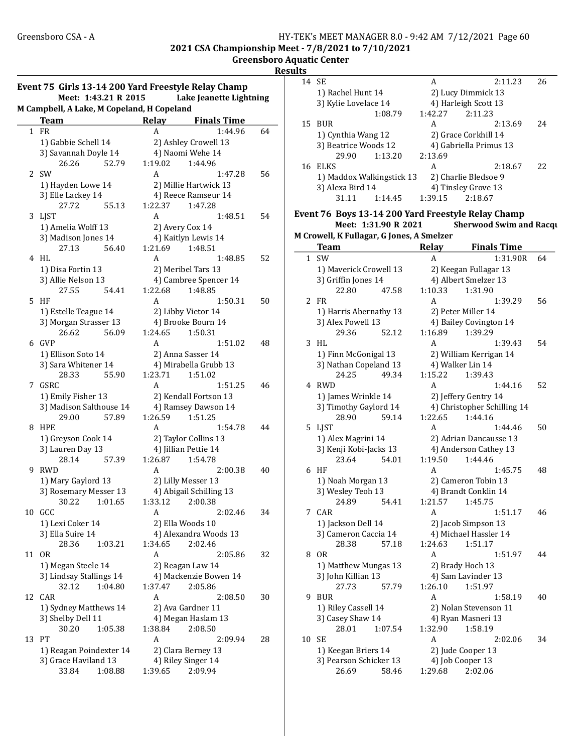2021 CSA Championship Meet - 7/8/2021 to 7/10/2021

Greensboro Aquatic Center

Results

## Event 75 Girls 13-14 200 Yard Freestyle Relay Champ

Meet: 1:43.21 R 2015 Lake Jeanette Lightning
M Campbell, A Lake, M Copeland, H Copeland

| | Team | Relay | Finals Time | |
|---|---|---|---|---|
| 1 | FR | A | 1:44.96 | 64 |
| | 1) Gabbie Schell 14 | 2) Ashley Crowell 13 | | |
| | 3) Savannah Doyle 14 | 4) Naomi Wehe 14 | | |
| | 26.26 52.79 | 1:19.02 | 1:44.96 | |
| 2 | SW | A | 1:47.28 | 56 |
| | 1) Hayden Lowe 14 | 2) Millie Hartwick 13 | | |
| | 3) Elle Lackey 14 | 4) Reece Ramseur 14 | | |
| | 27.72 55.13 | 1:22.37 | 1:47.28 | |
| 3 | LJST | A | 1:48.51 | 54 |
| | 1) Amelia Wolff 13 | 2) Avery Cox 14 | | |
| | 3) Madison Jones 14 | 4) Kaitlyn Lewis 14 | | |
| | 27.13 56.40 | 1:21.69 | 1:48.51 | |
| 4 | HL | A | 1:48.85 | 52 |
| | 1) Disa Fortin 13 | 2) Meribel Tars 13 | | |
| | 3) Allie Nelson 13 | 4) Cambree Spencer 14 | | |
| | 27.55 54.41 | 1:22.68 | 1:48.85 | |
| 5 | HF | A | 1:50.31 | 50 |
| | 1) Estelle Teague 14 | 2) Libby Vietor 14 | | |
| | 3) Morgan Strasser 13 | 4) Brooke Bourn 14 | | |
| | 26.62 56.09 | 1:24.65 | 1:50.31 | |
| 6 | GVP | A | 1:51.02 | 48 |
| | 1) Ellison Soto 14 | 2) Anna Sasser 14 | | |
| | 3) Sara Whitener 14 | 4) Mirabella Grubb 13 | | |
| | 28.33 55.90 | 1:23.71 | 1:51.02 | |
| 7 | GSRC | A | 1:51.25 | 46 |
| | 1) Emily Fisher 13 | 2) Kendall Fortson 13 | | |
| | 3) Madison Salthouse 14 | 4) Ramsey Dawson 14 | | |
| | 29.00 57.89 | 1:26.59 | 1:51.25 | |
| 8 | HPE | A | 1:54.78 | 44 |
| | 1) Greyson Cook 14 | 2) Taylor Collins 13 | | |
| | 3) Lauren Day 13 | 4) Jillian Pettie 14 | | |
| | 28.14 57.39 | 1:26.87 | 1:54.78 | |
| 9 | RWD | A | 2:00.38 | 40 |
| | 1) Mary Gaylord 13 | 2) Lilly Messer 13 | | |
| | 3) Rosemary Messer 13 | 4) Abigail Schilling 13 | | |
| | 30.22 1:01.65 | 1:33.12 | 2:00.38 | |
| 10 | GCC | A | 2:02.46 | 34 |
| | 1) Lexi Coker 14 | 2) Ella Woods 10 | | |
| | 3) Ella Suire 14 | 4) Alexandra Woods 13 | | |
| | 28.36 1:03.21 | 1:34.65 | 2:02.46 | |
| 11 | OR | A | 2:05.86 | 32 |
| | 1) Megan Steele 14 | 2) Reagan Law 14 | | |
| | 3) Lindsay Stallings 14 | 4) Mackenzie Bowen 14 | | |
| | 32.12 1:04.80 | 1:37.47 | 2:05.86 | |
| 12 | CAR | A | 2:08.50 | 30 |
| | 1) Sydney Matthews 14 | 2) Ava Gardner 11 | | |
| | 3) Shelby Dell 11 | 4) Megan Haslam 13 | | |
| | 30.20 1:05.38 | 1:38.84 | 2:08.50 | |
| 13 | PT | A | 2:09.94 | 28 |
| | 1) Reagan Poindexter 14 | 2) Clara Berney 13 | | |
| | 3) Grace Haviland 13 | 4) Riley Singer 14 | | |
| | 33.84 1:08.88 | 1:39.65 | 2:09.94 | |
| 14 | SE | A | 2:11.23 | 26 |
| | 1) Rachel Hunt 14 | 2) Lucy Dimmick 13 | | |
| | 3) Kylie Lovelace 14 | 4) Harleigh Scott 13 | | |
| | 1:08.79 | 1:42.27 | 2:11.23 | |
| 15 | BUR | A | 2:13.69 | 24 |
| | 1) Cynthia Wang 12 | 2) Grace Corkhill 14 | | |
| | 3) Beatrice Woods 12 | 4) Gabriella Primus 13 | | |
| | 29.90 1:13.20 | 2:13.69 | | |
| 16 | ELKS | A | 2:18.67 | 22 |
| | 1) Maddox Walkingstick 13 | 2) Charlie Bledsoe 9 | | |
| | 3) Alexa Bird 14 | 4) Tinsley Grove 13 | | |
| | 31.11 1:14.45 | 1:39.15 | 2:18.67 | |

## Event 76 Boys 13-14 200 Yard Freestyle Relay Champ

Meet: 1:31.90 R 2021 Sherwood Swim and Racqu
M Crowell, K Fullagar, G Jones, A Smelzer

| | Team | Relay | Finals Time | |
|---|---|---|---|---|
| 1 | SW | A | 1:31.90R | 64 |
| | 1) Maverick Crowell 13 | 2) Keegan Fullagar 13 | | |
| | 3) Griffin Jones 14 | 4) Albert Smelzer 13 | | |
| | 22.80 47.58 | 1:10.33 | 1:31.90 | |
| 2 | FR | A | 1:39.29 | 56 |
| | 1) Harris Abernathy 13 | 2) Peter Miller 14 | | |
| | 3) Alex Powell 13 | 4) Bailey Covington 14 | | |
| | 29.36 52.12 | 1:16.89 | 1:39.29 | |
| 3 | HL | A | 1:39.43 | 54 |
| | 1) Finn McGonigal 13 | 2) William Kerrigan 14 | | |
| | 3) Nathan Copeland 13 | 4) Walker Lin 14 | | |
| | 24.25 49.34 | 1:15.22 | 1:39.43 | |
| 4 | RWD | A | 1:44.16 | 52 |
| | 1) James Wrinkle 14 | 2) Jeffery Gentry 14 | | |
| | 3) Timothy Gaylord 14 | 4) Christopher Schilling 14 | | |
| | 28.90 59.14 | 1:22.65 | 1:44.16 | |
| 5 | LJST | A | 1:44.46 | 50 |
| | 1) Alex Magrini 14 | 2) Adrian Dancausse 13 | | |
| | 3) Kenji Kobi-Jacks 13 | 4) Anderson Cathey 13 | | |
| | 23.64 54.01 | 1:19.50 | 1:44.46 | |
| 6 | HF | A | 1:45.75 | 48 |
| | 1) Noah Morgan 13 | 2) Cameron Tobin 13 | | |
| | 3) Wesley Teoh 13 | 4) Brandt Conklin 14 | | |
| | 24.89 54.41 | 1:21.57 | 1:45.75 | |
| 7 | CAR | A | 1:51.17 | 46 |
| | 1) Jackson Dell 14 | 2) Jacob Simpson 13 | | |
| | 3) Cameron Caccia 14 | 4) Michael Hassler 14 | | |
| | 28.38 57.18 | 1:24.63 | 1:51.17 | |
| 8 | OR | A | 1:51.97 | 44 |
| | 1) Matthew Mungas 13 | 2) Brady Hoch 13 | | |
| | 3) John Killian 13 | 4) Sam Lavinder 13 | | |
| | 27.73 57.79 | 1:26.10 | 1:51.97 | |
| 9 | BUR | A | 1:58.19 | 40 |
| | 1) Riley Cassell 14 | 2) Nolan Stevenson 11 | | |
| | 3) Casey Shaw 14 | 4) Ryan Masneri 13 | | |
| | 28.01 1:07.54 | 1:32.90 | 1:58.19 | |
| 10 | SE | A | 2:02.06 | 34 |
| | 1) Keegan Briers 14 | 2) Jude Cooper 13 | | |
| | 3) Pearson Schicker 13 | 4) Job Cooper 13 | | |
| | 26.69 58.46 | 1:29.68 | 2:02.06 | |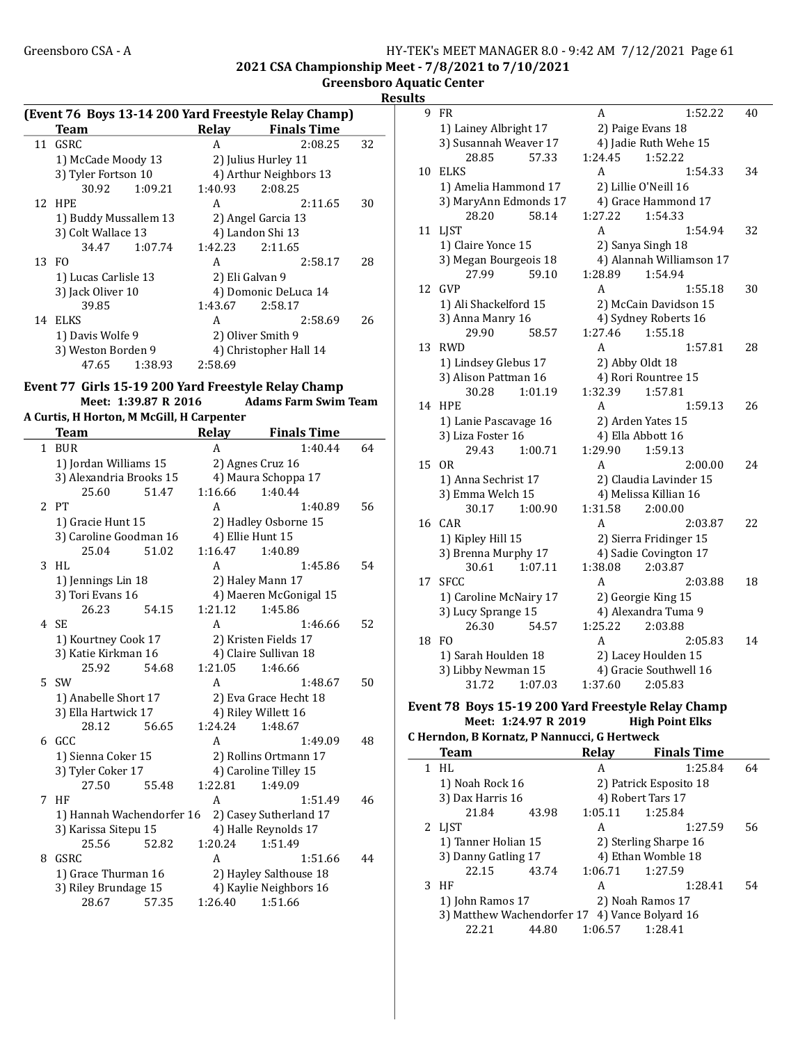**2021 CSA Championship Meet - 7/8/2021 to 7/10/2021**

**Greensboro Aquatic Center**

**Results**

### (Event 76 Boys 13-14 200 Yard Freestyle Relay Champ)

| | Team | Relay | Finals Time | |
|---|---|---|---|---|
| 11 | GSRC | A | 2:08.25 | 32 |
| | 1) McCade Moody 13 | 2) Julius Hurley 11 | | |
| | 3) Tyler Fortson 10 | 4) Arthur Neighbors 13 | | |
| | 30.92 1:09.21 | 1:40.93 | 2:08.25 | |
| 12 | HPE | A | 2:11.65 | 30 |
| | 1) Buddy Mussallem 13 | 2) Angel Garcia 13 | | |
| | 3) Colt Wallace 13 | 4) Landon Shi 13 | | |
| | 34.47 1:07.74 | 1:42.23 | 2:11.65 | |
| 13 | FO | A | 2:58.17 | 28 |
| | 1) Lucas Carlisle 13 | 2) Eli Galvan 9 | | |
| | 3) Jack Oliver 10 | 4) Domonic DeLuca 14 | | |
| | 39.85 | 1:43.67 | 2:58.17 | |
| 14 | ELKS | A | 2:58.69 | 26 |
| | 1) Davis Wolfe 9 | 2) Oliver Smith 9 | | |
| | 3) Weston Borden 9 | 4) Christopher Hall 14 | | |
| | 47.65 1:38.93 | 2:58.69 | | |

### Event 77 Girls 15-19 200 Yard Freestyle Relay Champ

**Meet: 1:39.87 R 2016 Adams Farm Swim Team**

**A Curtis, H Horton, M McGill, H Carpenter**

| | Team | Relay | Finals Time | |
|---|---|---|---|---|
| 1 | BUR | A | 1:40.44 | 64 |
| | 1) Jordan Williams 15 | 2) Agnes Cruz 16 | | |
| | 3) Alexandria Brooks 15 | 4) Maura Schoppa 17 | | |
| | 25.60 51.47 | 1:16.66 | 1:40.44 | |
| 2 | PT | A | 1:40.89 | 56 |
| | 1) Gracie Hunt 15 | 2) Hadley Osborne 15 | | |
| | 3) Caroline Goodman 16 | 4) Ellie Hunt 15 | | |
| | 25.04 51.02 | 1:16.47 | 1:40.89 | |
| 3 | HL | A | 1:45.86 | 54 |
| | 1) Jennings Lin 18 | 2) Haley Mann 17 | | |
| | 3) Tori Evans 16 | 4) Maeren McGonigal 15 | | |
| | 26.23 54.15 | 1:21.12 | 1:45.86 | |
| 4 | SE | A | 1:46.66 | 52 |
| | 1) Kourtney Cook 17 | 2) Kristen Fields 17 | | |
| | 3) Katie Kirkman 16 | 4) Claire Sullivan 18 | | |
| | 25.92 54.68 | 1:21.05 | 1:46.66 | |
| 5 | SW | A | 1:48.67 | 50 |
| | 1) Anabelle Short 17 | 2) Eva Grace Hecht 18 | | |
| | 3) Ella Hartwick 17 | 4) Riley Willett 16 | | |
| | 28.12 56.65 | 1:24.24 | 1:48.67 | |
| 6 | GCC | A | 1:49.09 | 48 |
| | 1) Sienna Coker 15 | 2) Rollins Ortmann 17 | | |
| | 3) Tyler Coker 17 | 4) Caroline Tilley 15 | | |
| | 27.50 55.48 | 1:22.81 | 1:49.09 | |
| 7 | HF | A | 1:51.49 | 46 |
| | 1) Hannah Wachendorfer 16 | 2) Casey Sutherland 17 | | |
| | 3) Karissa Sitepu 15 | 4) Halle Reynolds 17 | | |
| | 25.56 52.82 | 1:20.24 | 1:51.49 | |
| 8 | GSRC | A | 1:51.66 | 44 |
| | 1) Grace Thurman 16 | 2) Hayley Salthouse 18 | | |
| | 3) Riley Brundage 15 | 4) Kaylie Neighbors 16 | | |
| | 28.67 57.35 | 1:26.40 | 1:51.66 | |
| 9 | FR | A | 1:52.22 | 40 |
| | 1) Lainey Albright 17 | 2) Paige Evans 18 | | |
| | 3) Susannah Weaver 17 | 4) Jadie Ruth Wehe 15 | | |
| | 28.85 57.33 | 1:24.45 | 1:52.22 | |
| 10 | ELKS | A | 1:54.33 | 34 |
| | 1) Amelia Hammond 17 | 2) Lillie O'Neill 16 | | |
| | 3) MaryAnn Edmonds 17 | 4) Grace Hammond 17 | | |
| | 28.20 58.14 | 1:27.22 | 1:54.33 | |
| 11 | LJST | A | 1:54.94 | 32 |
| | 1) Claire Yonce 15 | 2) Sanya Singh 18 | | |
| | 3) Megan Bourgeois 18 | 4) Alannah Williamson 17 | | |
| | 27.99 59.10 | 1:28.89 | 1:54.94 | |
| 12 | GVP | A | 1:55.18 | 30 |
| | 1) Ali Shackelford 15 | 2) McCain Davidson 15 | | |
| | 3) Anna Manry 16 | 4) Sydney Roberts 16 | | |
| | 29.90 58.57 | 1:27.46 | 1:55.18 | |
| 13 | RWD | A | 1:57.81 | 28 |
| | 1) Lindsey Glebus 17 | 2) Abby Oldt 18 | | |
| | 3) Alison Pattman 16 | 4) Rori Rountree 15 | | |
| | 30.28 1:01.19 | 1:32.39 | 1:57.81 | |
| 14 | HPE | A | 1:59.13 | 26 |
| | 1) Lanie Pascavage 16 | 2) Arden Yates 15 | | |
| | 3) Liza Foster 16 | 4) Ella Abbott 16 | | |
| | 29.43 1:00.71 | 1:29.90 | 1:59.13 | |
| 15 | OR | A | 2:00.00 | 24 |
| | 1) Anna Sechrist 17 | 2) Claudia Lavinder 15 | | |
| | 3) Emma Welch 15 | 4) Melissa Killian 16 | | |
| | 30.17 1:00.90 | 1:31.58 | 2:00.00 | |
| 16 | CAR | A | 2:03.87 | 22 |
| | 1) Kipley Hill 15 | 2) Sierra Fridinger 15 | | |
| | 3) Brenna Murphy 17 | 4) Sadie Covington 17 | | |
| | 30.61 1:07.11 | 1:38.08 | 2:03.87 | |
| 17 | SFCC | A | 2:03.88 | 18 |
| | 1) Caroline McNairy 17 | 2) Georgie King 15 | | |
| | 3) Lucy Sprange 15 | 4) Alexandra Tuma 9 | | |
| | 26.30 54.57 | 1:25.22 | 2:03.88 | |
| 18 | FO | A | 2:05.83 | 14 |
| | 1) Sarah Houlden 18 | 2) Lacey Houlden 15 | | |
| | 3) Libby Newman 15 | 4) Gracie Southwell 16 | | |
| | 31.72 1:07.03 | 1:37.60 | 2:05.83 | |

### Event 78 Boys 15-19 200 Yard Freestyle Relay Champ

**Meet: 1:24.97 R 2019 High Point Elks**

**C Herndon, B Kornatz, P Nannucci, G Hertweck**

| | Team | Relay | Finals Time | |
|---|---|---|---|---|
| 1 | HL | A | 1:25.84 | 64 |
| | 1) Noah Rock 16 | 2) Patrick Esposito 18 | | |
| | 3) Dax Harris 16 | 4) Robert Tars 17 | | |
| | 21.84 43.98 | 1:05.11 | 1:25.84 | |
| 2 | LJST | A | 1:27.59 | 56 |
| | 1) Tanner Holian 15 | 2) Sterling Sharpe 16 | | |
| | 3) Danny Gatling 17 | 4) Ethan Womble 18 | | |
| | 22.15 43.74 | 1:06.71 | 1:27.59 | |
| 3 | HF | A | 1:28.41 | 54 |
| | 1) John Ramos 17 | 2) Noah Ramos 17 | | |
| | 3) Matthew Wachendorfer 17 | 4) Vance Bolyard 16 | | |
| | 22.21 44.80 | 1:06.57 | 1:28.41 | |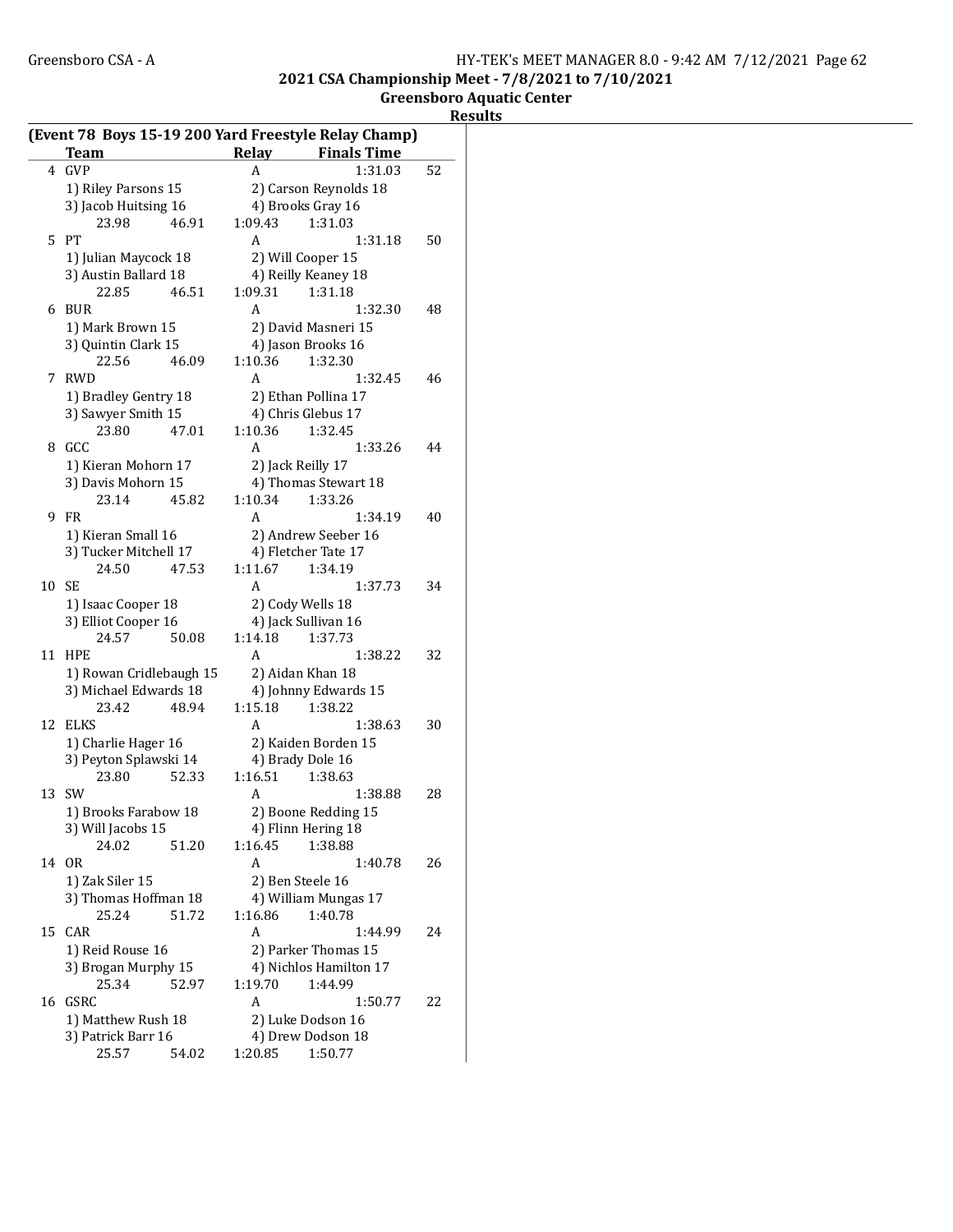2021 CSA Championship Meet - 7/8/2021 to 7/10/2021

Greensboro Aquatic Center

Results

**(Event 78 Boys 15-19 200 Yard Freestyle Relay Champ)**

| | Team | Relay | Finals Time | |
|---|---|---|---|---|
| 4 | GVP | A | 1:31.03 | 52 |
| | 1) Riley Parsons 15 | 2) Carson Reynolds 18 | | |
| | 3) Jacob Huitsing 16 | 4) Brooks Gray 16 | | |
| | 23.98  46.91 | 1:09.43 | 1:31.03 | |
| 5 | PT | A | 1:31.18 | 50 |
| | 1) Julian Maycock 18 | 2) Will Cooper 15 | | |
| | 3) Austin Ballard 18 | 4) Reilly Keaney 18 | | |
| | 22.85  46.51 | 1:09.31 | 1:31.18 | |
| 6 | BUR | A | 1:32.30 | 48 |
| | 1) Mark Brown 15 | 2) David Masneri 15 | | |
| | 3) Quintin Clark 15 | 4) Jason Brooks 16 | | |
| | 22.56  46.09 | 1:10.36 | 1:32.30 | |
| 7 | RWD | A | 1:32.45 | 46 |
| | 1) Bradley Gentry 18 | 2) Ethan Pollina 17 | | |
| | 3) Sawyer Smith 15 | 4) Chris Glebus 17 | | |
| | 23.80  47.01 | 1:10.36 | 1:32.45 | |
| 8 | GCC | A | 1:33.26 | 44 |
| | 1) Kieran Mohorn 17 | 2) Jack Reilly 17 | | |
| | 3) Davis Mohorn 15 | 4) Thomas Stewart 18 | | |
| | 23.14  45.82 | 1:10.34 | 1:33.26 | |
| 9 | FR | A | 1:34.19 | 40 |
| | 1) Kieran Small 16 | 2) Andrew Seeber 16 | | |
| | 3) Tucker Mitchell 17 | 4) Fletcher Tate 17 | | |
| | 24.50  47.53 | 1:11.67 | 1:34.19 | |
| 10 | SE | A | 1:37.73 | 34 |
| | 1) Isaac Cooper 18 | 2) Cody Wells 18 | | |
| | 3) Elliot Cooper 16 | 4) Jack Sullivan 16 | | |
| | 24.57  50.08 | 1:14.18 | 1:37.73 | |
| 11 | HPE | A | 1:38.22 | 32 |
| | 1) Rowan Cridlebaugh 15 | 2) Aidan Khan 18 | | |
| | 3) Michael Edwards 18 | 4) Johnny Edwards 15 | | |
| | 23.42  48.94 | 1:15.18 | 1:38.22 | |
| 12 | ELKS | A | 1:38.63 | 30 |
| | 1) Charlie Hager 16 | 2) Kaiden Borden 15 | | |
| | 3) Peyton Splawski 14 | 4) Brady Dole 16 | | |
| | 23.80  52.33 | 1:16.51 | 1:38.63 | |
| 13 | SW | A | 1:38.88 | 28 |
| | 1) Brooks Farabow 18 | 2) Boone Redding 15 | | |
| | 3) Will Jacobs 15 | 4) Flinn Hering 18 | | |
| | 24.02  51.20 | 1:16.45 | 1:38.88 | |
| 14 | OR | A | 1:40.78 | 26 |
| | 1) Zak Siler 15 | 2) Ben Steele 16 | | |
| | 3) Thomas Hoffman 18 | 4) William Mungas 17 | | |
| | 25.24  51.72 | 1:16.86 | 1:40.78 | |
| 15 | CAR | A | 1:44.99 | 24 |
| | 1) Reid Rouse 16 | 2) Parker Thomas 15 | | |
| | 3) Brogan Murphy 15 | 4) Nichlos Hamilton 17 | | |
| | 25.34  52.97 | 1:19.70 | 1:44.99 | |
| 16 | GSRC | A | 1:50.77 | 22 |
| | 1) Matthew Rush 18 | 2) Luke Dodson 16 | | |
| | 3) Patrick Barr 16 | 4) Drew Dodson 18 | | |
| | 25.57  54.02 | 1:20.85 | 1:50.77 | |